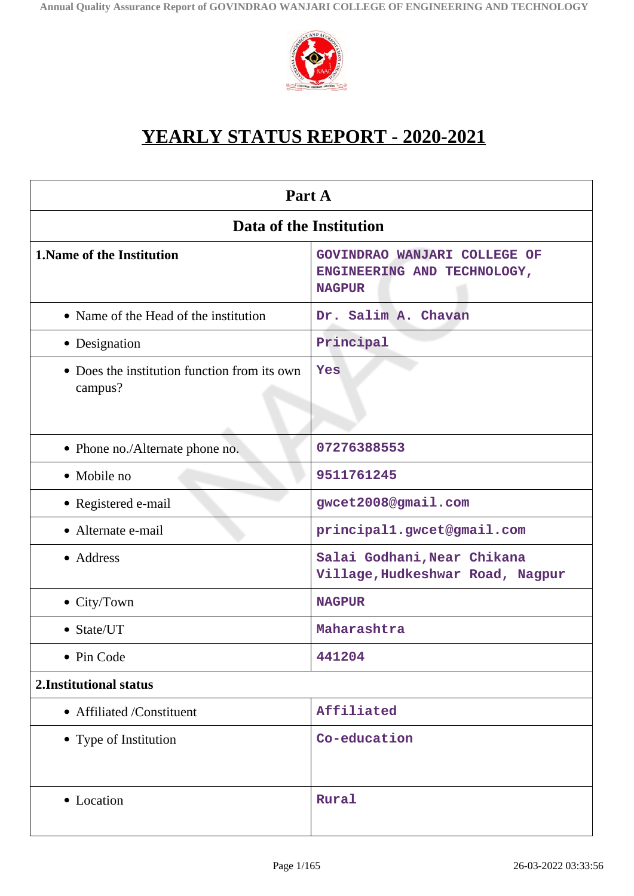# YEARLY STATUS REPORT - 2020-2021

| Part A | |
|---|---|
| **Data of the Institution** | |
| **1.Name of the Institution** | GOVINDRAO WANJARI COLLEGE OF ENGINEERING AND TECHNOLOGY, NAGPUR |
| • Name of the Head of the institution | Dr. Salim A. Chavan |
| • Designation | Principal |
| • Does the institution function from its own campus? | Yes |
| • Phone no./Alternate phone no. | 07276388553 |
| • Mobile no | 9511761245 |
| • Registered e-mail | gwcet2008@gmail.com |
| • Alternate e-mail | principal1.gwcet@gmail.com |
| • Address | Salai Godhani,Near Chikana Village,Hudkeshwar Road, Nagpur |
| • City/Town | NAGPUR |
| • State/UT | Maharashtra |
| • Pin Code | 441204 |
| **2.Institutional status** | |
| • Affiliated /Constituent | Affiliated |
| • Type of Institution | Co-education |
| • Location | Rural |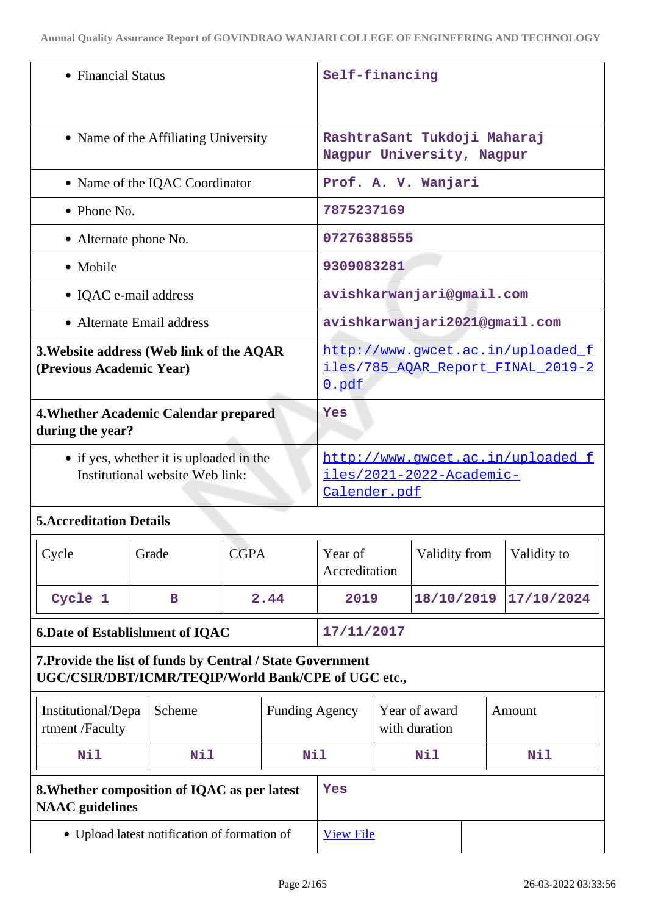| | |
|---|---|
| • Financial Status | Self-financing |
| • Name of the Affiliating University | RashtraSant Tukdoji Maharaj Nagpur University, Nagpur |
| • Name of the IQAC Coordinator | Prof. A. V. Wanjari |
| • Phone No. | 7875237169 |
| • Alternate phone No. | 07276388555 |
| • Mobile | 9309083281 |
| • IQAC e-mail address | avishkarwanjari@gmail.com |
| • Alternate Email address | avishkarwanjari2021@gmail.com |
| **3.Website address (Web link of the AQAR (Previous Academic Year)** | http://www.gwcet.ac.in/uploaded_files/785_AQAR_Report_FINAL_2019-20.pdf |
| **4.Whether Academic Calendar prepared during the year?** | Yes |
| • if yes, whether it is uploaded in the Institutional website Web link: | http://www.gwcet.ac.in/uploaded_files/2021-2022-Academic-Calender.pdf |

**5.Accreditation Details**

| Cycle | Grade | CGPA | Year of Accreditation | Validity from | Validity to |
|---|---|---|---|---|---|
| Cycle 1 | B | 2.44 | 2019 | 18/10/2019 | 17/10/2024 |

| | |
|---|---|
| **6.Date of Establishment of IQAC** | 17/11/2017 |

**7.Provide the list of funds by Central / State Government UGC/CSIR/DBT/ICMR/TEQIP/World Bank/CPE of UGC etc.,**

| Institutional/Department /Faculty | Scheme | Funding Agency | Year of award with duration | Amount |
|---|---|---|---|---|
| Nil | Nil | Nil | Nil | Nil |

| | |
|---|---|
| **8.Whether composition of IQAC as per latest NAAC guidelines** | Yes |
| • Upload latest notification of formation of | View File |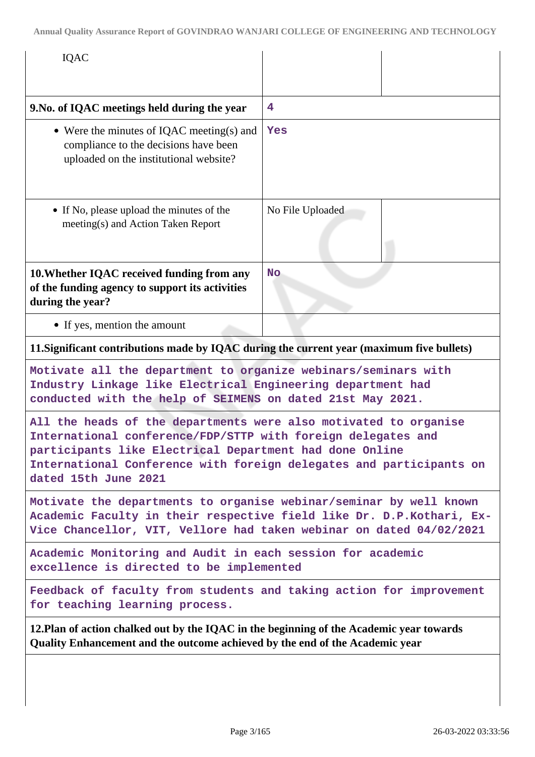| IQAC | | |
|---|---|---|
| **9.No. of IQAC meetings held during the year** | 4 | |
| • Were the minutes of IQAC meeting(s) and compliance to the decisions have been uploaded on the institutional website? | Yes | |
| • If No, please upload the minutes of the meeting(s) and Action Taken Report | No File Uploaded | |
| **10.Whether IQAC received funding from any of the funding agency to support its activities during the year?** | No | |
| • If yes, mention the amount | | |

**11.Significant contributions made by IQAC during the current year (maximum five bullets)**

Motivate all the department to organize webinars/seminars with Industry Linkage like Electrical Engineering department had conducted with the help of SEIMENS on dated 21st May 2021.

All the heads of the departments were also motivated to organise International conference/FDP/STTP with foreign delegates and participants like Electrical Department had done Online International Conference with foreign delegates and participants on dated 15th June 2021

Motivate the departments to organise webinar/seminar by well known Academic Faculty in their respective field like Dr. D.P.Kothari, Ex-Vice Chancellor, VIT, Vellore had taken webinar on dated 04/02/2021

Academic Monitoring and Audit in each session for academic excellence is directed to be implemented

Feedback of faculty from students and taking action for improvement for teaching learning process.

**12.Plan of action chalked out by the IQAC in the beginning of the Academic year towards Quality Enhancement and the outcome achieved by the end of the Academic year**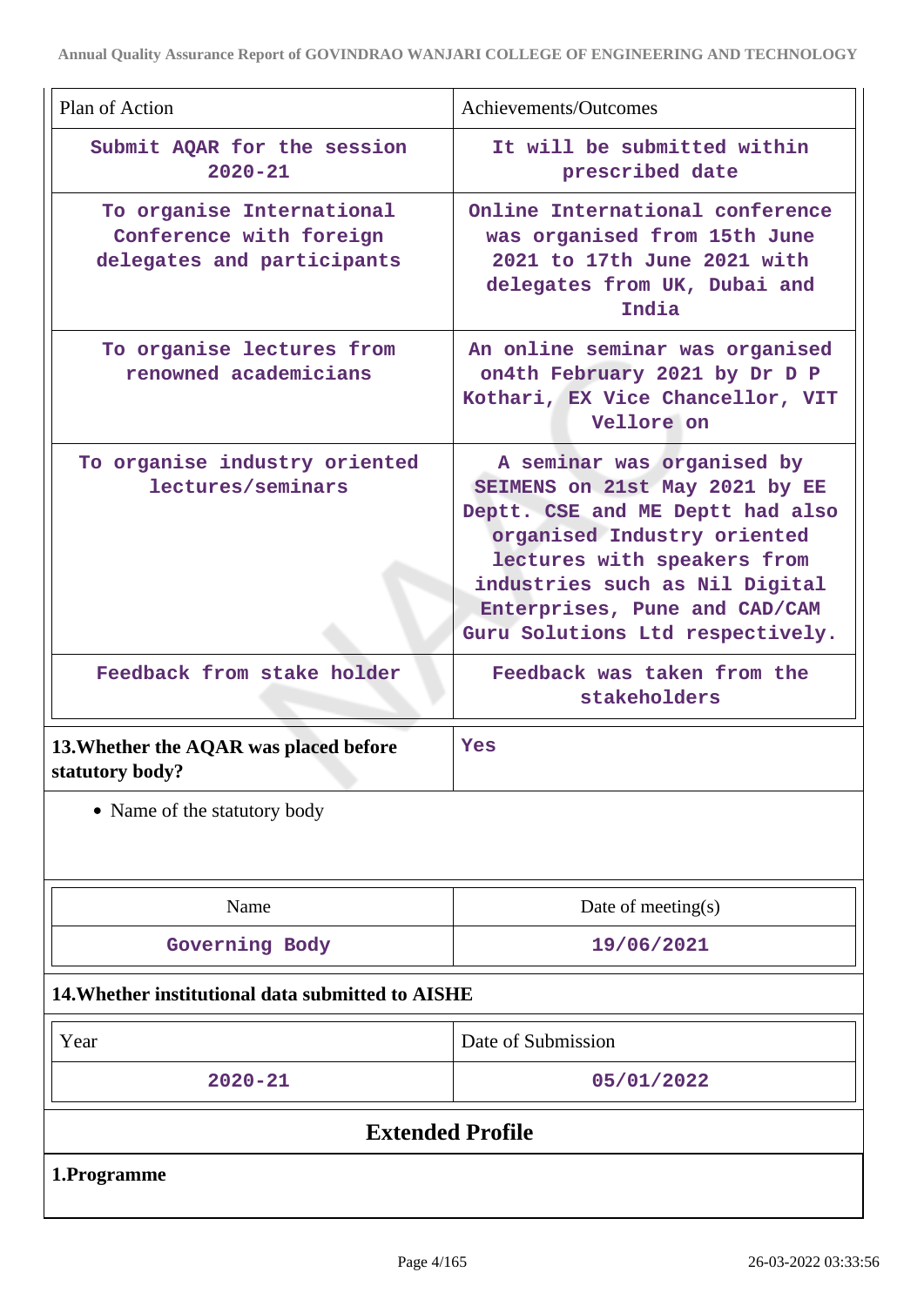| Plan of Action | Achievements/Outcomes |
|---|---|
| Submit AQAR for the session 2020-21 | It will be submitted within prescribed date |
| To organise International Conference with foreign delegates and participants | Online International conference was organised from 15th June 2021 to 17th June 2021 with delegates from UK, Dubai and India |
| To organise lectures from renowned academicians | An online seminar was organised on4th February 2021 by Dr D P Kothari, EX Vice Chancellor, VIT Vellore on |
| To organise industry oriented lectures/seminars | A seminar was organised by SEIMENS on 21st May 2021 by EE Deptt. CSE and ME Deptt had also organised Industry oriented lectures with speakers from industries such as Nil Digital Enterprises, Pune and CAD/CAM Guru Solutions Ltd respectively. |
| Feedback from stake holder | Feedback was taken from the stakeholders |

**13.Whether the AQAR was placed before statutory body?** Yes

- Name of the statutory body

| Name | Date of meeting(s) |
|---|---|
| Governing Body | 19/06/2021 |

**14.Whether institutional data submitted to AISHE**

| Year | Date of Submission |
|---|---|
| 2020-21 | 05/01/2022 |

## Extended Profile

**1.Programme**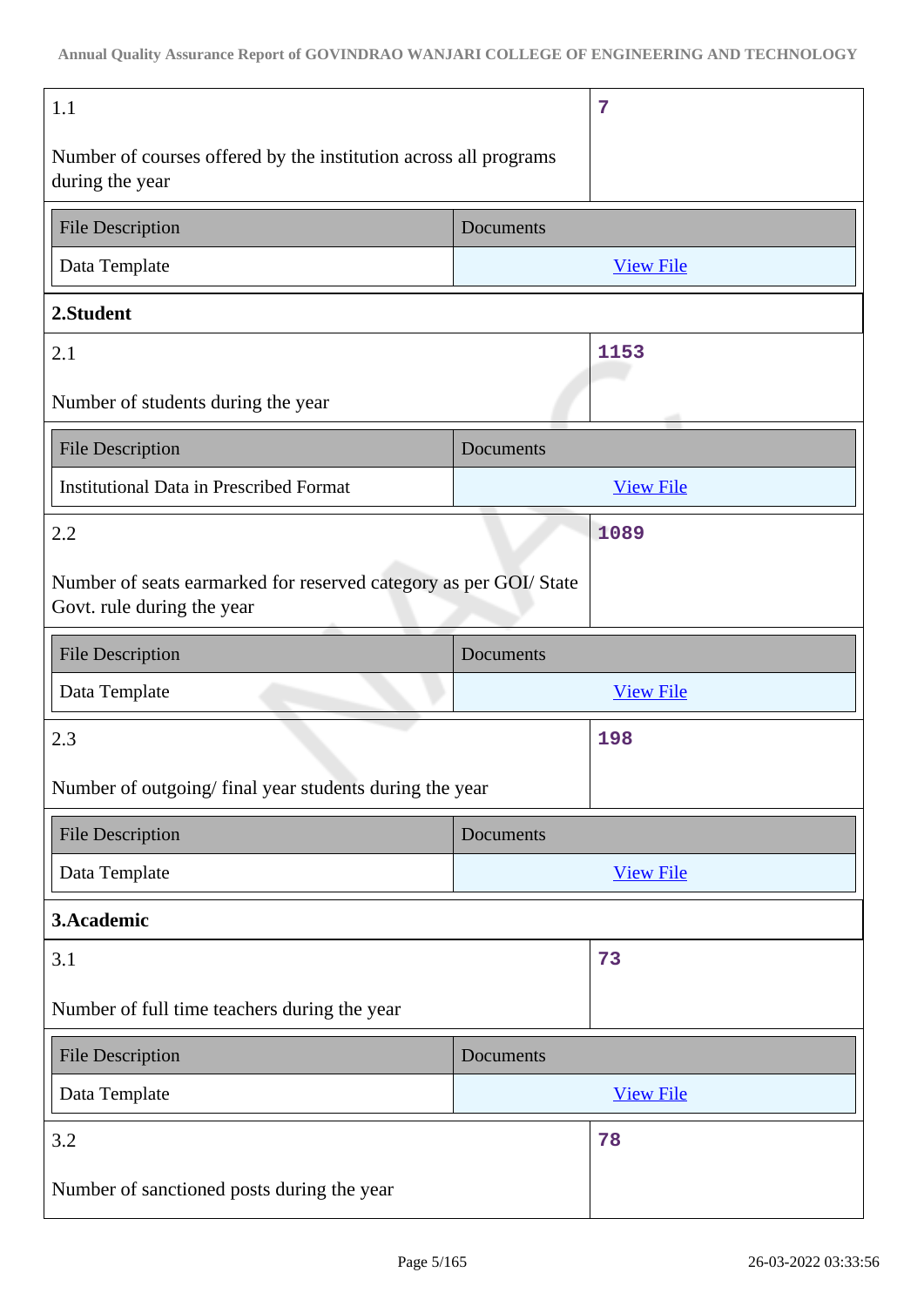| 1.1<br><br>Number of courses offered by the institution across all programs during the year | 7 |
|---|---|

| File Description | Documents |
|---|---|
| Data Template | View File |

**2.Student**

| 2.1<br><br>Number of students during the year | 1153 |
|---|---|

| File Description | Documents |
|---|---|
| Institutional Data in Prescribed Format | View File |

| 2.2<br><br>Number of seats earmarked for reserved category as per GOI/ State Govt. rule during the year | 1089 |
|---|---|

| File Description | Documents |
|---|---|
| Data Template | View File |

| 2.3<br><br>Number of outgoing/ final year students during the year | 198 |
|---|---|

| File Description | Documents |
|---|---|
| Data Template | View File |

**3.Academic**

| 3.1<br><br>Number of full time teachers during the year | 73 |
|---|---|

| File Description | Documents |
|---|---|
| Data Template | View File |

| 3.2<br><br>Number of sanctioned posts during the year | 78 |
|---|---|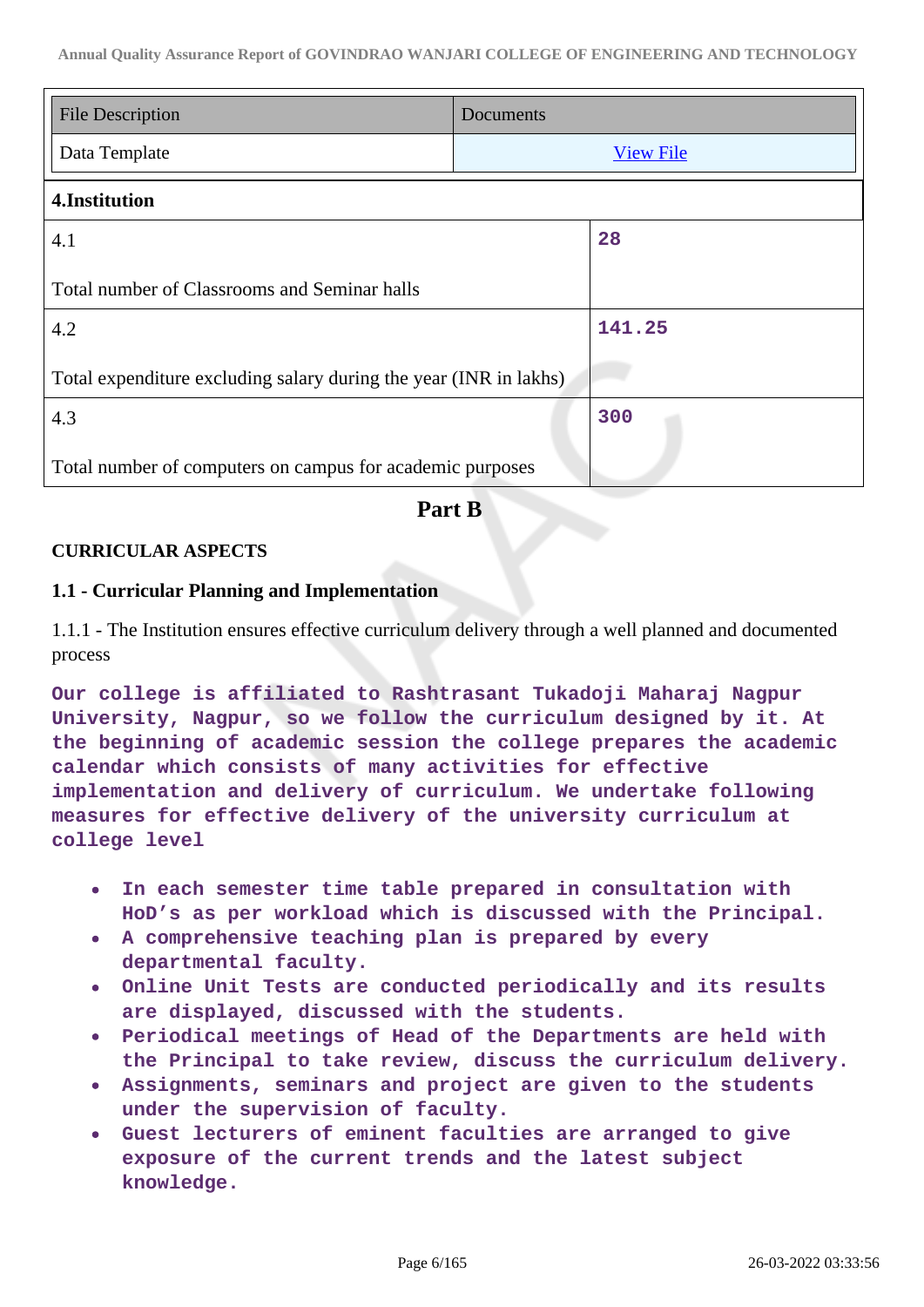| File Description | Documents |
|---|---|
| Data Template | View File |

| 4.Institution | |
|---|---|
| 4.1<br><br>Total number of Classrooms and Seminar halls | 28 |
| 4.2<br><br>Total expenditure excluding salary during the year (INR in lakhs) | 141.25 |
| 4.3<br><br>Total number of computers on campus for academic purposes | 300 |

## Part B

### CURRICULAR ASPECTS

### 1.1 - Curricular Planning and Implementation

1.1.1 - The Institution ensures effective curriculum delivery through a well planned and documented process

Our college is affiliated to Rashtrasant Tukadoji Maharaj Nagpur University, Nagpur, so we follow the curriculum designed by it. At the beginning of academic session the college prepares the academic calendar which consists of many activities for effective implementation and delivery of curriculum. We undertake following measures for effective delivery of the university curriculum at college level

- In each semester time table prepared in consultation with HoD's as per workload which is discussed with the Principal.
- A comprehensive teaching plan is prepared by every departmental faculty.
- Online Unit Tests are conducted periodically and its results are displayed, discussed with the students.
- Periodical meetings of Head of the Departments are held with the Principal to take review, discuss the curriculum delivery.
- Assignments, seminars and project are given to the students under the supervision of faculty.
- Guest lecturers of eminent faculties are arranged to give exposure of the current trends and the latest subject knowledge.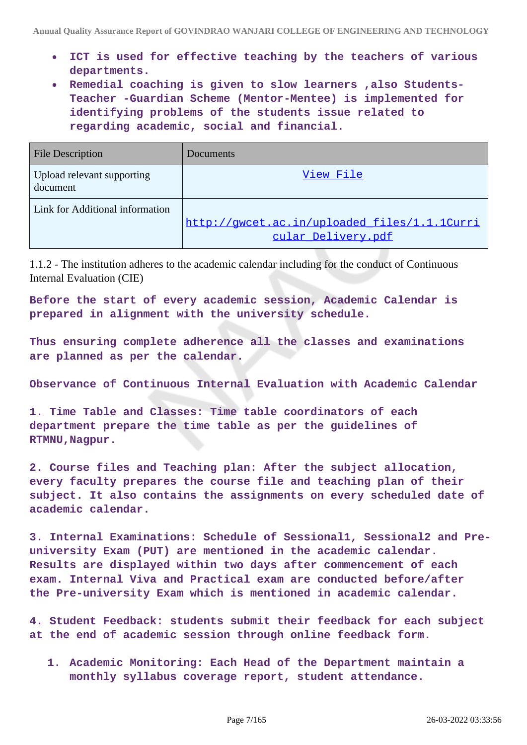- **ICT is used for effective teaching by the teachers of various departments.**
- **Remedial coaching is given to slow learners ,also Students-Teacher -Guardian Scheme (Mentor-Mentee) is implemented for identifying problems of the students issue related to regarding academic, social and financial.**

| File Description | Documents |
|---|---|
| Upload relevant supporting document | View File |
| Link for Additional information | http://gwcet.ac.in/uploaded_files/1.1.1Curricular_Delivery.pdf |

1.1.2 - The institution adheres to the academic calendar including for the conduct of Continuous Internal Evaluation (CIE)

**Before the start of every academic session, Academic Calendar is prepared in alignment with the university schedule.**

**Thus ensuring complete adherence all the classes and examinations are planned as per the calendar.**

**Observance of Continuous Internal Evaluation with Academic Calendar**

**1. Time Table and Classes: Time table coordinators of each department prepare the time table as per the guidelines of RTMNU,Nagpur.**

**2. Course files and Teaching plan: After the subject allocation, every faculty prepares the course file and teaching plan of their subject. It also contains the assignments on every scheduled date of academic calendar.**

**3. Internal Examinations: Schedule of Sessional1, Sessional2 and Pre-university Exam (PUT) are mentioned in the academic calendar. Results are displayed within two days after commencement of each exam. Internal Viva and Practical exam are conducted before/after the Pre-university Exam which is mentioned in academic calendar.**

**4. Student Feedback: students submit their feedback for each subject at the end of academic session through online feedback form.**

1. **Academic Monitoring: Each Head of the Department maintain a monthly syllabus coverage report, student attendance.**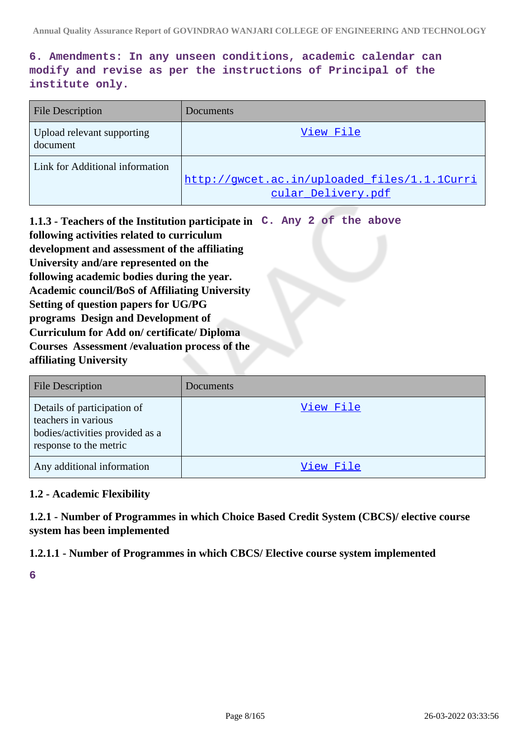**6. Amendments: In any unseen conditions, academic calendar can modify and revise as per the instructions of Principal of the institute only.**

| File Description | Documents |
|---|---|
| Upload relevant supporting document | View File |
| Link for Additional information | http://gwcet.ac.in/uploaded_files/1.1.1Curricular_Delivery.pdf |

**1.1.3 - Teachers of the Institution participate in following activities related to curriculum development and assessment of the affiliating University and/are represented on the following academic bodies during the year. Academic council/BoS of Affiliating University Setting of question papers for UG/PG programs Design and Development of Curriculum for Add on/ certificate/ Diploma Courses Assessment /evaluation process of the affiliating University**

**C. Any 2 of the above**

| File Description | Documents |
|---|---|
| Details of participation of teachers in various bodies/activities provided as a response to the metric | View File |
| Any additional information | View File |

### 1.2 - Academic Flexibility

#### 1.2.1 - Number of Programmes in which Choice Based Credit System (CBCS)/ elective course system has been implemented

#### 1.2.1.1 - Number of Programmes in which CBCS/ Elective course system implemented

**6**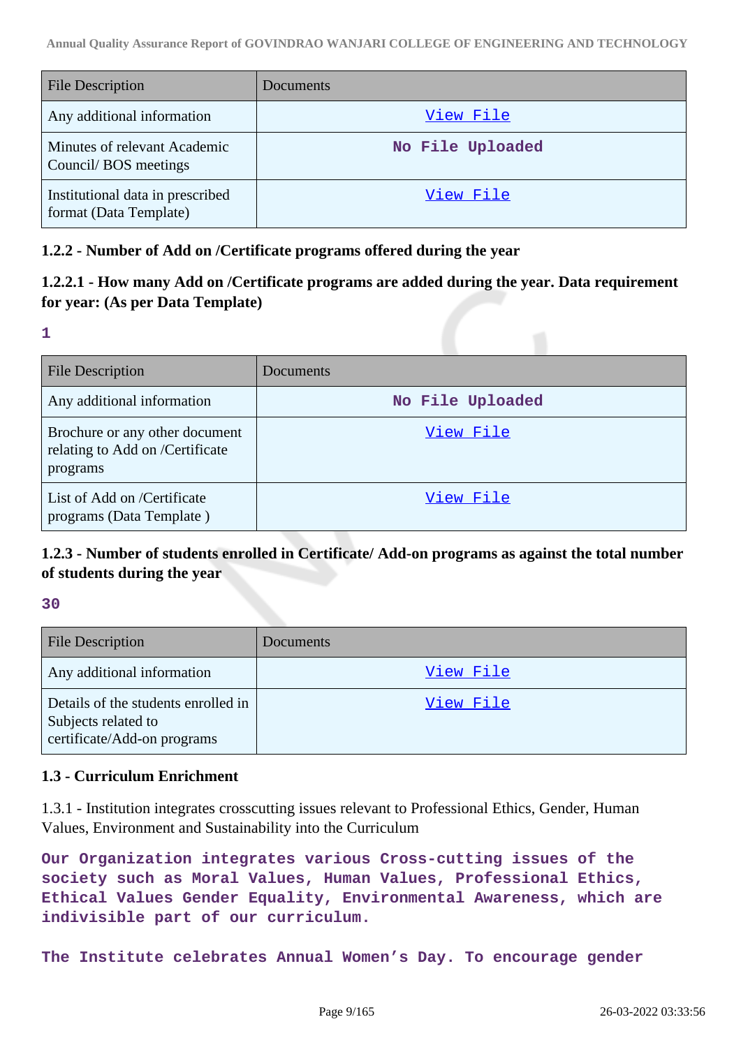| File Description | Documents |
| --- | --- |
| Any additional information | View File |
| Minutes of relevant Academic Council/ BOS meetings | No File Uploaded |
| Institutional data in prescribed format (Data Template) | View File |

### 1.2.2 - Number of Add on /Certificate programs offered during the year

### 1.2.2.1 - How many Add on /Certificate programs are added during the year. Data requirement for year: (As per Data Template)

**1**

| File Description | Documents |
| --- | --- |
| Any additional information | No File Uploaded |
| Brochure or any other document relating to Add on /Certificate programs | View File |
| List of Add on /Certificate programs (Data Template ) | View File |

### 1.2.3 - Number of students enrolled in Certificate/ Add-on programs as against the total number of students during the year

**30**

| File Description | Documents |
| --- | --- |
| Any additional information | View File |
| Details of the students enrolled in Subjects related to certificate/Add-on programs | View File |

### 1.3 - Curriculum Enrichment

1.3.1 - Institution integrates crosscutting issues relevant to Professional Ethics, Gender, Human Values, Environment and Sustainability into the Curriculum

**Our Organization integrates various Cross-cutting issues of the society such as Moral Values, Human Values, Professional Ethics, Ethical Values Gender Equality, Environmental Awareness, which are indivisible part of our curriculum.**

**The Institute celebrates Annual Women's Day. To encourage gender**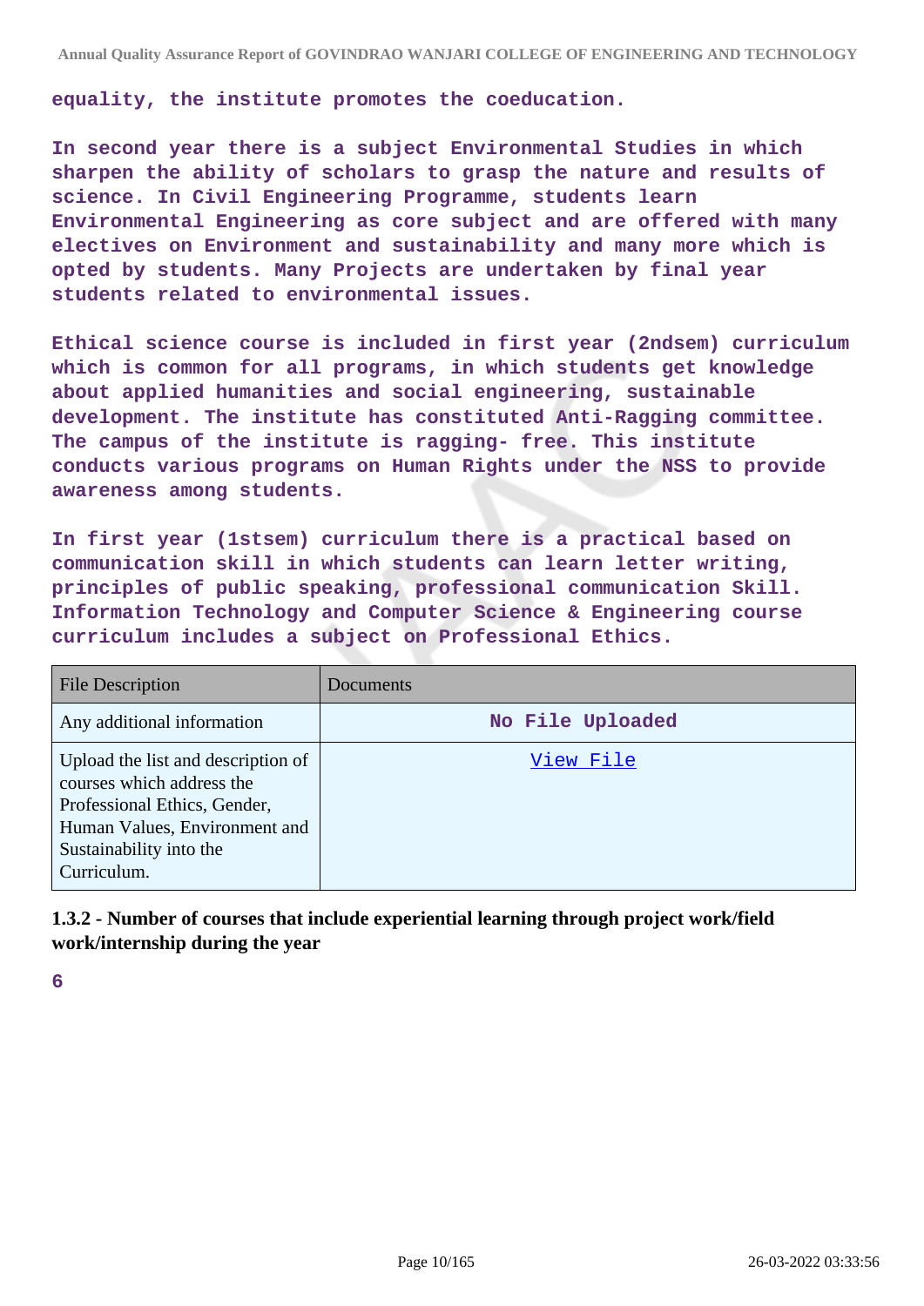**equality, the institute promotes the coeducation.**

**In second year there is a subject Environmental Studies in which sharpen the ability of scholars to grasp the nature and results of science. In Civil Engineering Programme, students learn Environmental Engineering as core subject and are offered with many electives on Environment and sustainability and many more which is opted by students. Many Projects are undertaken by final year students related to environmental issues.**

**Ethical science course is included in first year (2ndsem) curriculum which is common for all programs, in which students get knowledge about applied humanities and social engineering, sustainable development. The institute has constituted Anti-Ragging committee. The campus of the institute is ragging- free. This institute conducts various programs on Human Rights under the NSS to provide awareness among students.**

**In first year (1stsem) curriculum there is a practical based on communication skill in which students can learn letter writing, principles of public speaking, professional communication Skill. Information Technology and Computer Science & Engineering course curriculum includes a subject on Professional Ethics.**

| File Description | Documents |
|---|---|
| Any additional information | No File Uploaded |
| Upload the list and description of courses which address the Professional Ethics, Gender, Human Values, Environment and Sustainability into the Curriculum. | View File |

### 1.3.2 - Number of courses that include experiential learning through project work/field work/internship during the year

**6**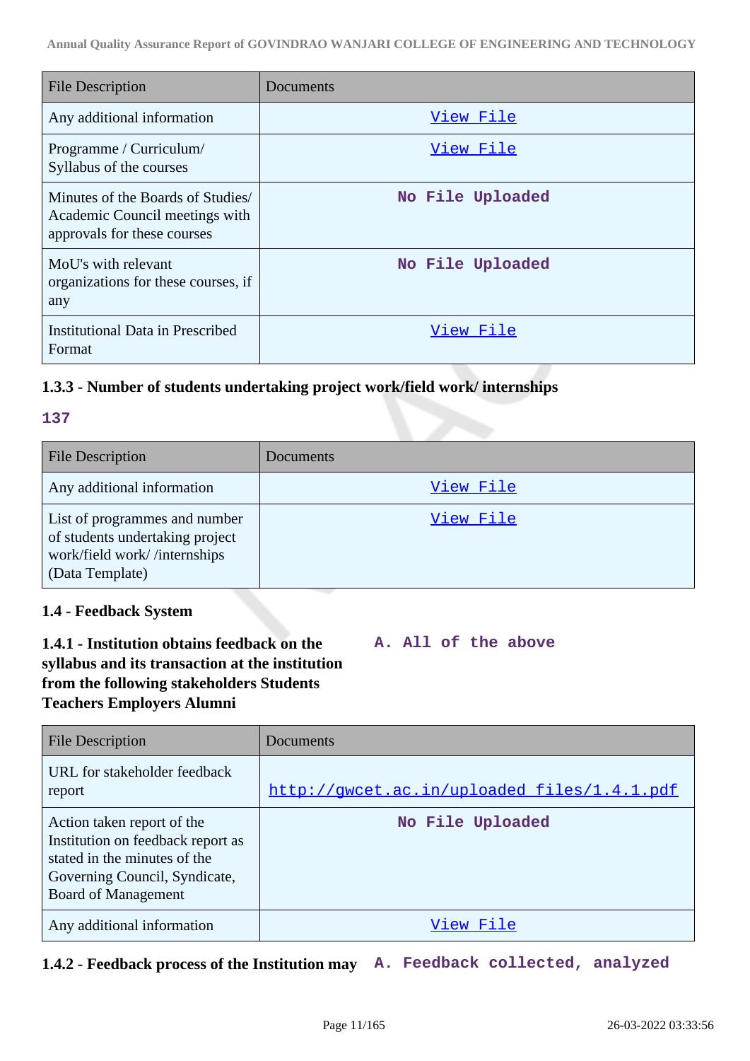| File Description | Documents |
|---|---|
| Any additional information | View File |
| Programme / Curriculum/ Syllabus of the courses | View File |
| Minutes of the Boards of Studies/ Academic Council meetings with approvals for these courses | No File Uploaded |
| MoU's with relevant organizations for these courses, if any | No File Uploaded |
| Institutional Data in Prescribed Format | View File |

### 1.3.3 - Number of students undertaking project work/field work/ internships

137

| File Description | Documents |
|---|---|
| Any additional information | View File |
| List of programmes and number of students undertaking project work/field work/ /internships (Data Template) | View File |

### 1.4 - Feedback System

**1.4.1 - Institution obtains feedback on the syllabus and its transaction at the institution from the following stakeholders Students Teachers Employers Alumni**

A. All of the above

| File Description | Documents |
|---|---|
| URL for stakeholder feedback report | http://gwcet.ac.in/uploaded_files/1.4.1.pdf |
| Action taken report of the Institution on feedback report as stated in the minutes of the Governing Council, Syndicate, Board of Management | No File Uploaded |
| Any additional information | View File |

**1.4.2 - Feedback process of the Institution may**

A. Feedback collected, analyzed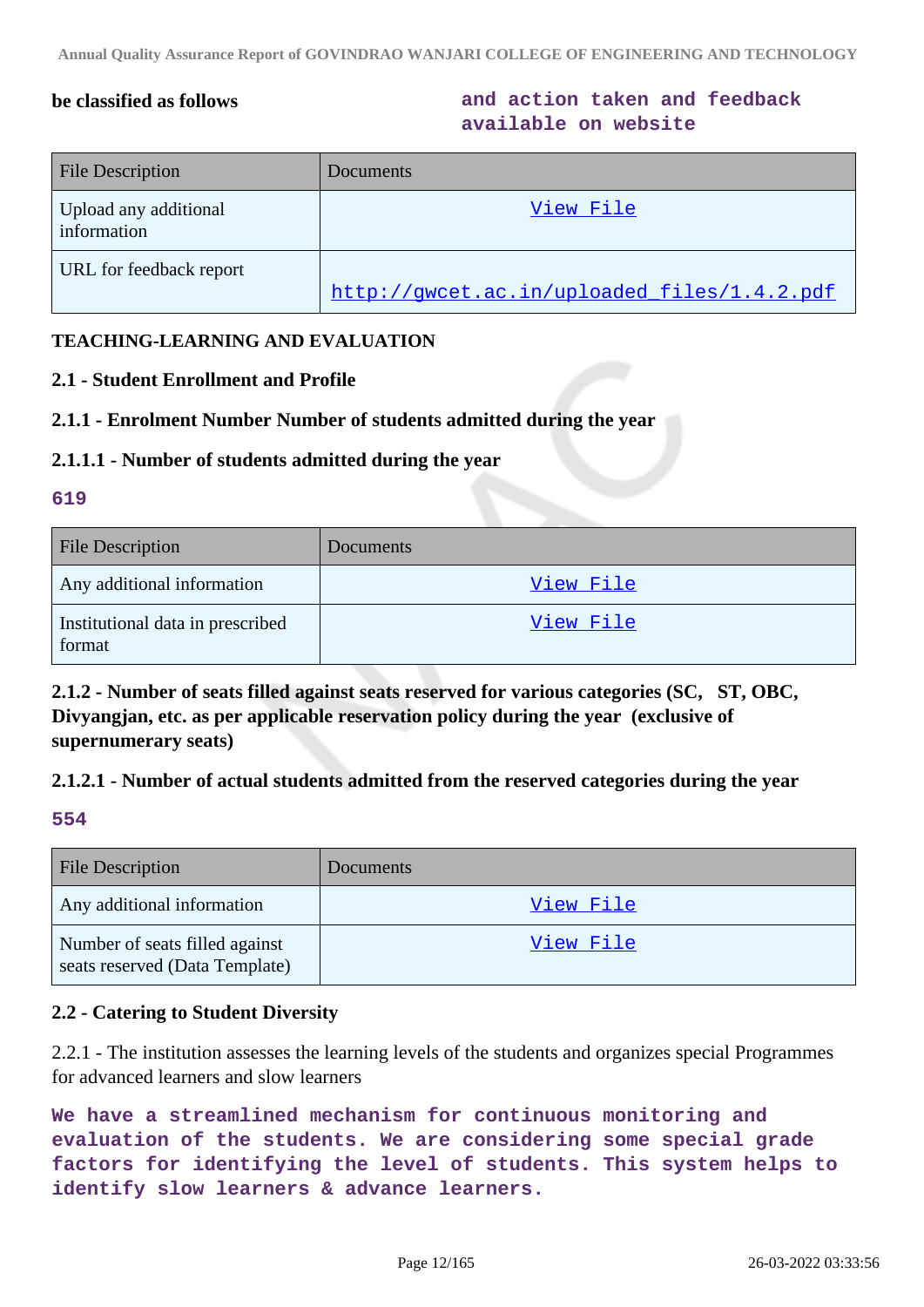**be classified as follows**

**and action taken and feedback available on website**

| File Description | Documents |
|---|---|
| Upload any additional information | View File |
| URL for feedback report | http://gwcet.ac.in/uploaded_files/1.4.2.pdf |

**TEACHING-LEARNING AND EVALUATION**

**2.1 - Student Enrollment and Profile**

**2.1.1 - Enrolment Number Number of students admitted during the year**

**2.1.1.1 - Number of students admitted during the year**

**619**

| File Description | Documents |
|---|---|
| Any additional information | View File |
| Institutional data in prescribed format | View File |

**2.1.2 - Number of seats filled against seats reserved for various categories (SC, ST, OBC, Divyangjan, etc. as per applicable reservation policy during the year (exclusive of supernumerary seats)**

**2.1.2.1 - Number of actual students admitted from the reserved categories during the year**

**554**

| File Description | Documents |
|---|---|
| Any additional information | View File |
| Number of seats filled against seats reserved (Data Template) | View File |

**2.2 - Catering to Student Diversity**

2.2.1 - The institution assesses the learning levels of the students and organizes special Programmes for advanced learners and slow learners

**We have a streamlined mechanism for continuous monitoring and evaluation of the students. We are considering some special grade factors for identifying the level of students. This system helps to identify slow learners & advance learners.**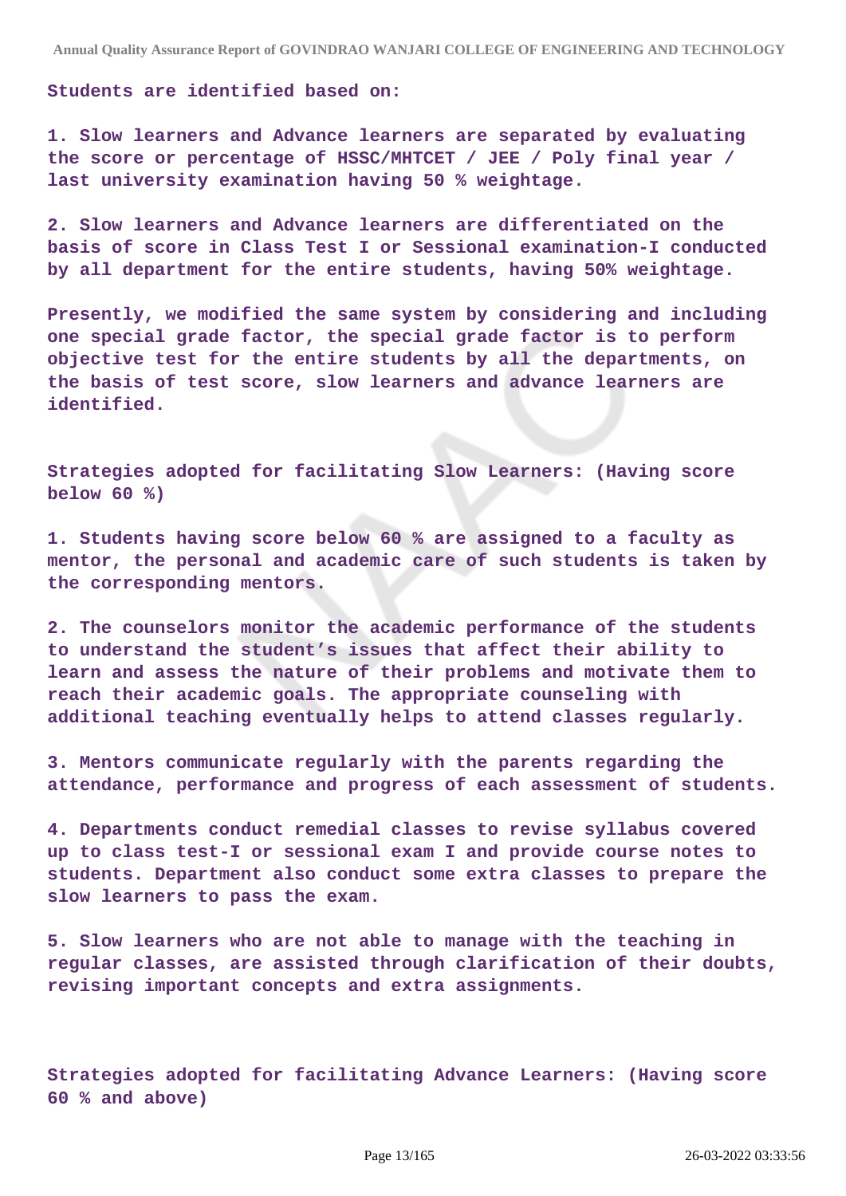**Students are identified based on:**

**1. Slow learners and Advance learners are separated by evaluating the score or percentage of HSSC/MHTCET / JEE / Poly final year / last university examination having 50 % weightage.**

**2. Slow learners and Advance learners are differentiated on the basis of score in Class Test I or Sessional examination-I conducted by all department for the entire students, having 50% weightage.**

**Presently, we modified the same system by considering and including one special grade factor, the special grade factor is to perform objective test for the entire students by all the departments, on the basis of test score, slow learners and advance learners are identified.**

**Strategies adopted for facilitating Slow Learners: (Having score below 60 %)**

**1. Students having score below 60 % are assigned to a faculty as mentor, the personal and academic care of such students is taken by the corresponding mentors.**

**2. The counselors monitor the academic performance of the students to understand the student's issues that affect their ability to learn and assess the nature of their problems and motivate them to reach their academic goals. The appropriate counseling with additional teaching eventually helps to attend classes regularly.**

**3. Mentors communicate regularly with the parents regarding the attendance, performance and progress of each assessment of students.**

**4. Departments conduct remedial classes to revise syllabus covered up to class test-I or sessional exam I and provide course notes to students. Department also conduct some extra classes to prepare the slow learners to pass the exam.**

**5. Slow learners who are not able to manage with the teaching in regular classes, are assisted through clarification of their doubts, revising important concepts and extra assignments.**

**Strategies adopted for facilitating Advance Learners: (Having score 60 % and above)**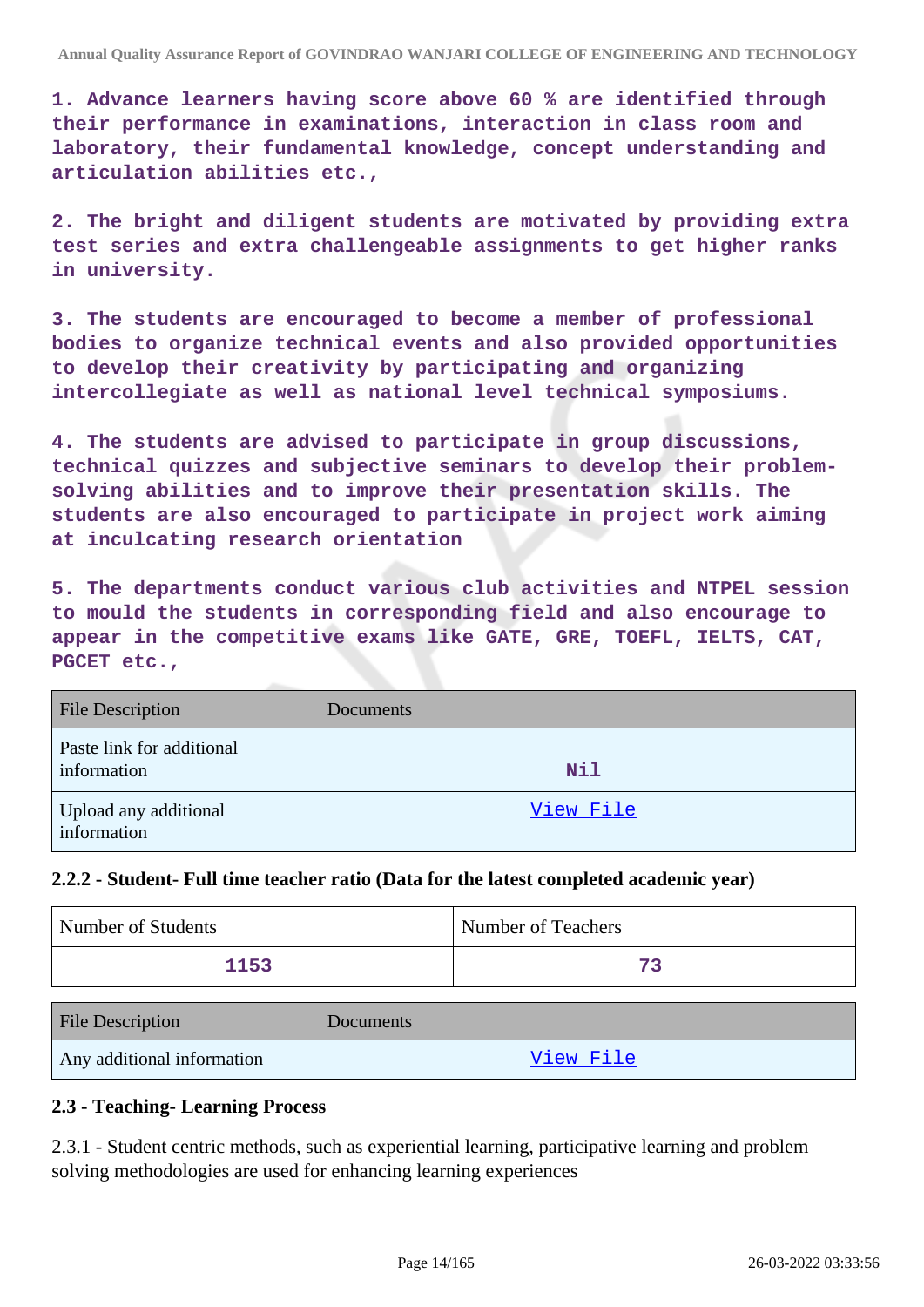1. Advance learners having score above 60 % are identified through their performance in examinations, interaction in class room and laboratory, their fundamental knowledge, concept understanding and articulation abilities etc.,

2. The bright and diligent students are motivated by providing extra test series and extra challengeable assignments to get higher ranks in university.

3. The students are encouraged to become a member of professional bodies to organize technical events and also provided opportunities to develop their creativity by participating and organizing intercollegiate as well as national level technical symposiums.

4. The students are advised to participate in group discussions, technical quizzes and subjective seminars to develop their problem-solving abilities and to improve their presentation skills. The students are also encouraged to participate in project work aiming at inculcating research orientation

5. The departments conduct various club activities and NTPEL session to mould the students in corresponding field and also encourage to appear in the competitive exams like GATE, GRE, TOEFL, IELTS, CAT, PGCET etc.,

| File Description | Documents |
|---|---|
| Paste link for additional information | Nil |
| Upload any additional information | View File |

#### 2.2.2 - Student- Full time teacher ratio (Data for the latest completed academic year)

| Number of Students | Number of Teachers |
|---|---|
| 1153 | 73 |

| File Description | Documents |
|---|---|
| Any additional information | View File |

### 2.3 - Teaching- Learning Process

2.3.1 - Student centric methods, such as experiential learning, participative learning and problem solving methodologies are used for enhancing learning experiences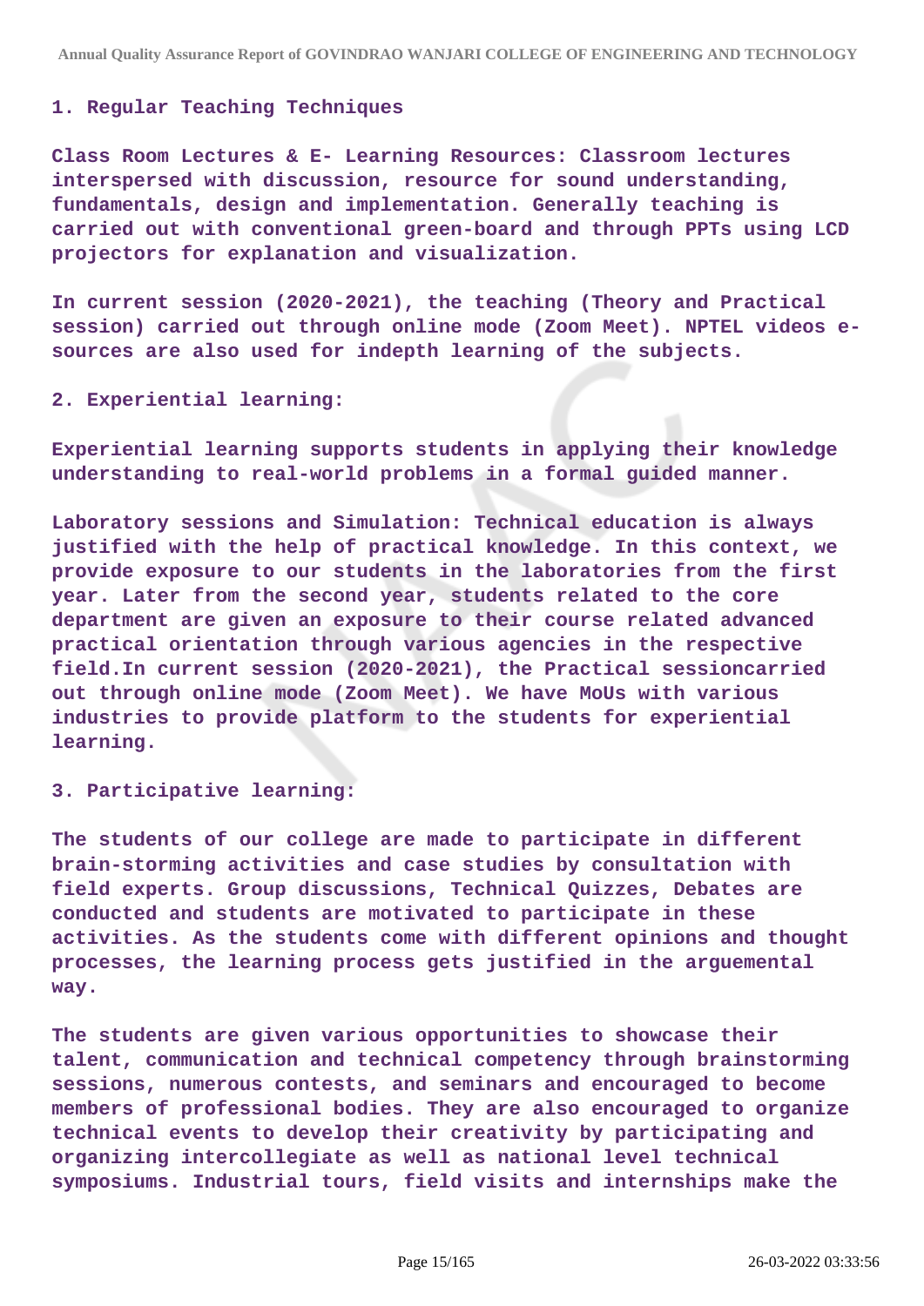1. Regular Teaching Techniques

Class Room Lectures & E- Learning Resources: Classroom lectures interspersed with discussion, resource for sound understanding, fundamentals, design and implementation. Generally teaching is carried out with conventional green-board and through PPTs using LCD projectors for explanation and visualization.

In current session (2020-2021), the teaching (Theory and Practical session) carried out through online mode (Zoom Meet). NPTEL videos e-sources are also used for indepth learning of the subjects.

2. Experiential learning:

Experiential learning supports students in applying their knowledge understanding to real-world problems in a formal guided manner.

Laboratory sessions and Simulation: Technical education is always justified with the help of practical knowledge. In this context, we provide exposure to our students in the laboratories from the first year. Later from the second year, students related to the core department are given an exposure to their course related advanced practical orientation through various agencies in the respective field.In current session (2020-2021), the Practical sessioncarried out through online mode (Zoom Meet). We have MoUs with various industries to provide platform to the students for experiential learning.

3. Participative learning:

The students of our college are made to participate in different brain-storming activities and case studies by consultation with field experts. Group discussions, Technical Quizzes, Debates are conducted and students are motivated to participate in these activities. As the students come with different opinions and thought processes, the learning process gets justified in the arguemental way.

The students are given various opportunities to showcase their talent, communication and technical competency through brainstorming sessions, numerous contests, and seminars and encouraged to become members of professional bodies. They are also encouraged to organize technical events to develop their creativity by participating and organizing intercollegiate as well as national level technical symposiums. Industrial tours, field visits and internships make the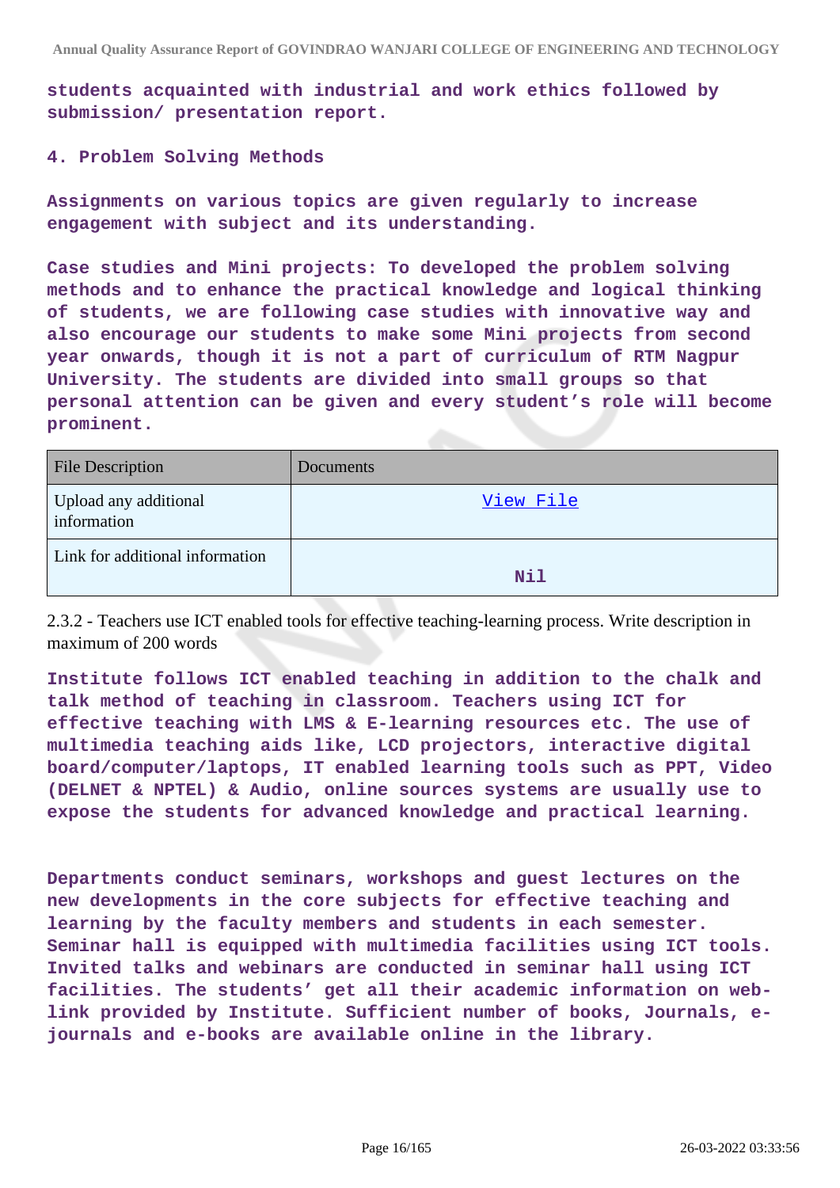**students acquainted with industrial and work ethics followed by submission/ presentation report.**

**4. Problem Solving Methods**

**Assignments on various topics are given regularly to increase engagement with subject and its understanding.**

**Case studies and Mini projects: To developed the problem solving methods and to enhance the practical knowledge and logical thinking of students, we are following case studies with innovative way and also encourage our students to make some Mini projects from second year onwards, though it is not a part of curriculum of RTM Nagpur University. The students are divided into small groups so that personal attention can be given and every student's role will become prominent.**

| File Description | Documents |
|---|---|
| Upload any additional information | View File |
| Link for additional information | Nil |

2.3.2 - Teachers use ICT enabled tools for effective teaching-learning process. Write description in maximum of 200 words

**Institute follows ICT enabled teaching in addition to the chalk and talk method of teaching in classroom. Teachers using ICT for effective teaching with LMS & E-learning resources etc. The use of multimedia teaching aids like, LCD projectors, interactive digital board/computer/laptops, IT enabled learning tools such as PPT, Video (DELNET & NPTEL) & Audio, online sources systems are usually use to expose the students for advanced knowledge and practical learning.**

**Departments conduct seminars, workshops and guest lectures on the new developments in the core subjects for effective teaching and learning by the faculty members and students in each semester. Seminar hall is equipped with multimedia facilities using ICT tools. Invited talks and webinars are conducted in seminar hall using ICT facilities. The students' get all their academic information on web-link provided by Institute. Sufficient number of books, Journals, e-journals and e-books are available online in the library.**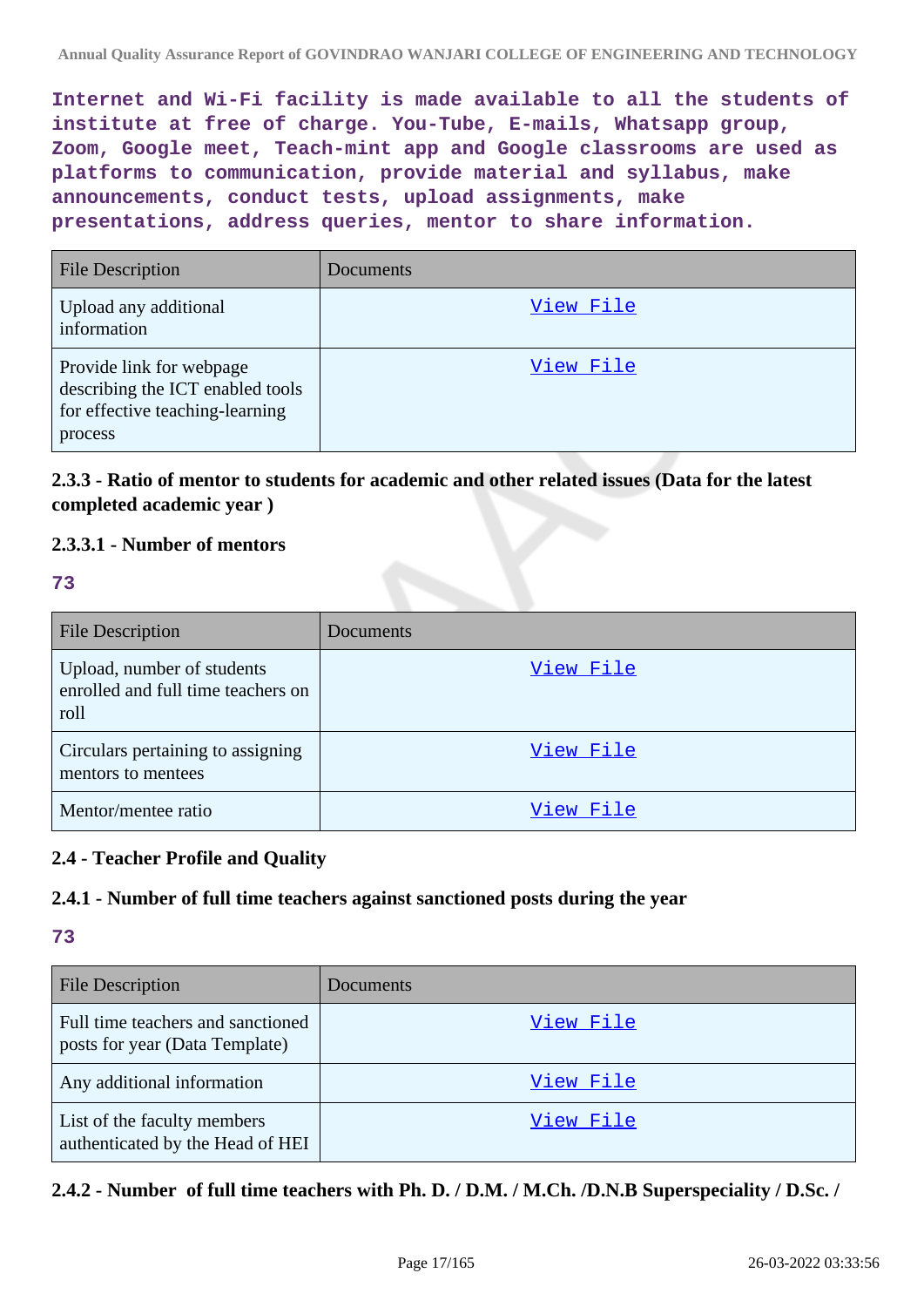**Internet and Wi-Fi facility is made available to all the students of institute at free of charge. You-Tube, E-mails, Whatsapp group, Zoom, Google meet, Teach-mint app and Google classrooms are used as platforms to communication, provide material and syllabus, make announcements, conduct tests, upload assignments, make presentations, address queries, mentor to share information.**

| File Description | Documents |
|---|---|
| Upload any additional information | View File |
| Provide link for webpage describing the ICT enabled tools for effective teaching-learning process | View File |

### 2.3.3 - Ratio of mentor to students for academic and other related issues (Data for the latest completed academic year )

#### 2.3.3.1 - Number of mentors

**73**

| File Description | Documents |
|---|---|
| Upload, number of students enrolled and full time teachers on roll | View File |
| Circulars pertaining to assigning mentors to mentees | View File |
| Mentor/mentee ratio | View File |

### 2.4 - Teacher Profile and Quality

#### 2.4.1 - Number of full time teachers against sanctioned posts during the year

**73**

| File Description | Documents |
|---|---|
| Full time teachers and sanctioned posts for year (Data Template) | View File |
| Any additional information | View File |
| List of the faculty members authenticated by the Head of HEI | View File |

#### 2.4.2 - Number of full time teachers with Ph. D. / D.M. / M.Ch. /D.N.B Superspeciality / D.Sc. /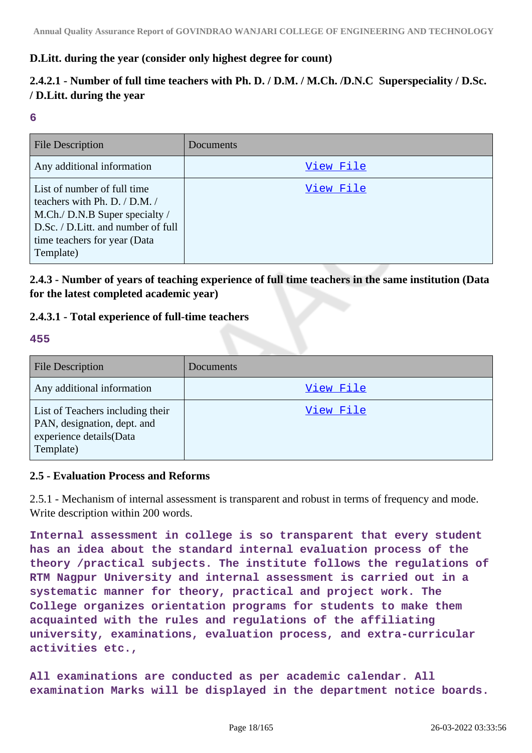**D.Litt. during the year (consider only highest degree for count)**

### 2.4.2.1 - Number of full time teachers with Ph. D. / D.M. / M.Ch. /D.N.C Superspeciality / D.Sc. / D.Litt. during the year

**6**

| File Description | Documents |
|---|---|
| Any additional information | View File |
| List of number of full time teachers with Ph. D. / D.M. / M.Ch./ D.N.B Super specialty / D.Sc. / D.Litt. and number of full time teachers for year (Data Template) | View File |

### 2.4.3 - Number of years of teaching experience of full time teachers in the same institution (Data for the latest completed academic year)

### 2.4.3.1 - Total experience of full-time teachers

**455**

| File Description | Documents |
|---|---|
| Any additional information | View File |
| List of Teachers including their PAN, designation, dept. and experience details(Data Template) | View File |

### 2.5 - Evaluation Process and Reforms

2.5.1 - Mechanism of internal assessment is transparent and robust in terms of frequency and mode. Write description within 200 words.

**Internal assessment in college is so transparent that every student has an idea about the standard internal evaluation process of the theory /practical subjects. The institute follows the regulations of RTM Nagpur University and internal assessment is carried out in a systematic manner for theory, practical and project work. The College organizes orientation programs for students to make them acquainted with the rules and regulations of the affiliating university, examinations, evaluation process, and extra-curricular activities etc.,**

**All examinations are conducted as per academic calendar. All examination Marks will be displayed in the department notice boards.**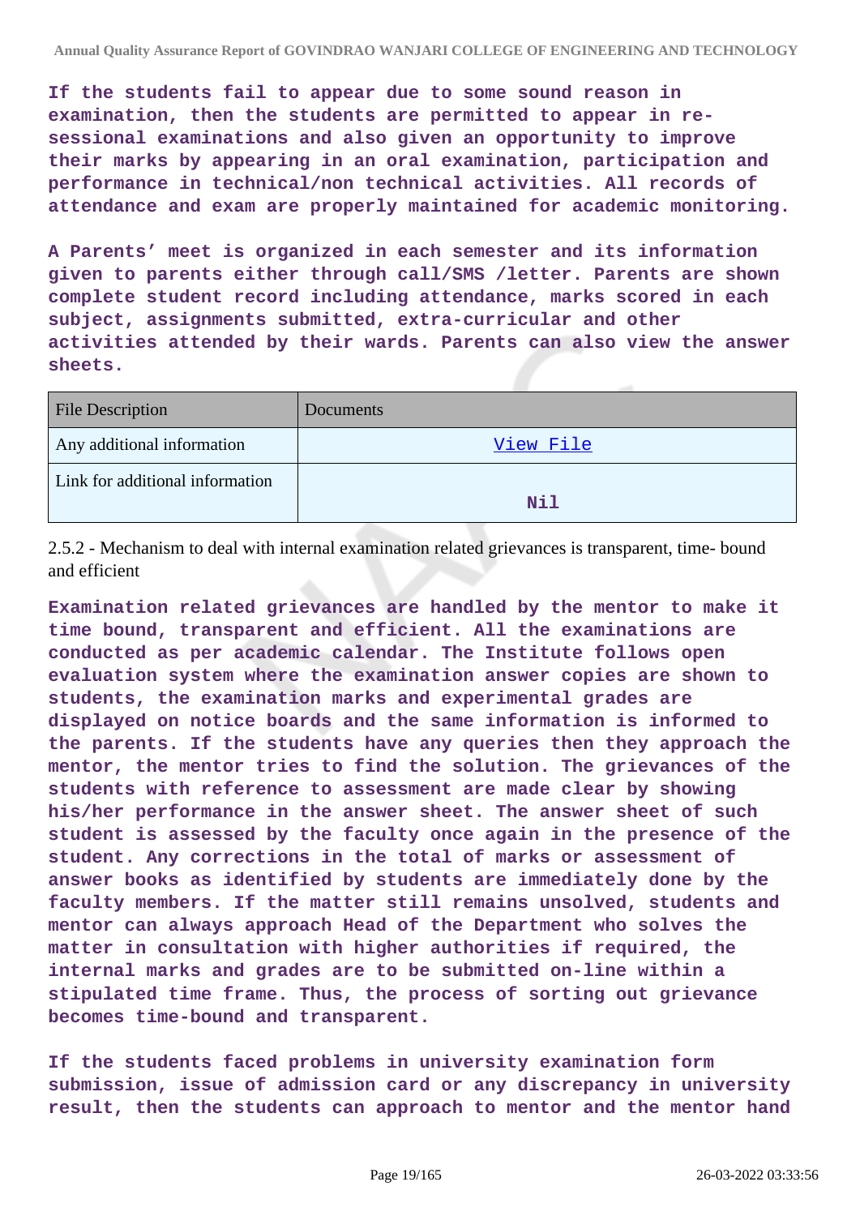**If the students fail to appear due to some sound reason in examination, then the students are permitted to appear in re-sessional examinations and also given an opportunity to improve their marks by appearing in an oral examination, participation and performance in technical/non technical activities. All records of attendance and exam are properly maintained for academic monitoring.**

**A Parents' meet is organized in each semester and its information given to parents either through call/SMS /letter. Parents are shown complete student record including attendance, marks scored in each subject, assignments submitted, extra-curricular and other activities attended by their wards. Parents can also view the answer sheets.**

| File Description | Documents |
|---|---|
| Any additional information | View File |
| Link for additional information | Nil |

2.5.2 - Mechanism to deal with internal examination related grievances is transparent, time- bound and efficient

**Examination related grievances are handled by the mentor to make it time bound, transparent and efficient. All the examinations are conducted as per academic calendar. The Institute follows open evaluation system where the examination answer copies are shown to students, the examination marks and experimental grades are displayed on notice boards and the same information is informed to the parents. If the students have any queries then they approach the mentor, the mentor tries to find the solution. The grievances of the students with reference to assessment are made clear by showing his/her performance in the answer sheet. The answer sheet of such student is assessed by the faculty once again in the presence of the student. Any corrections in the total of marks or assessment of answer books as identified by students are immediately done by the faculty members. If the matter still remains unsolved, students and mentor can always approach Head of the Department who solves the matter in consultation with higher authorities if required, the internal marks and grades are to be submitted on-line within a stipulated time frame. Thus, the process of sorting out grievance becomes time-bound and transparent.**

**If the students faced problems in university examination form submission, issue of admission card or any discrepancy in university result, then the students can approach to mentor and the mentor hand**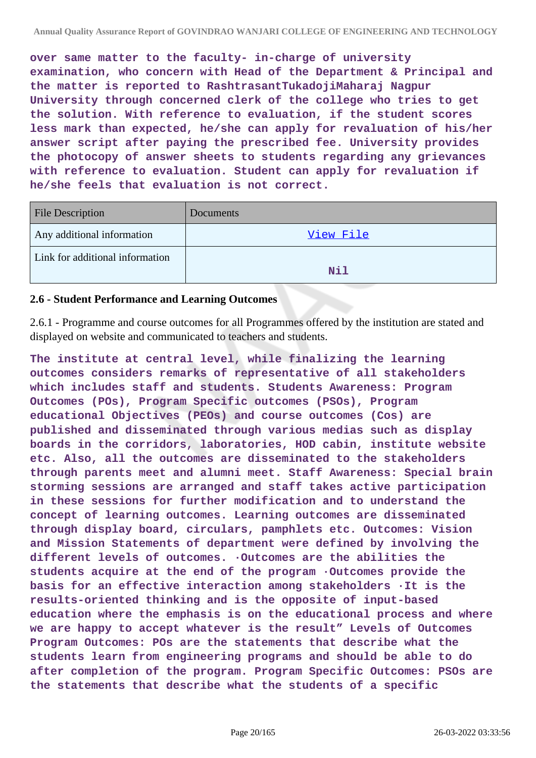**over same matter to the faculty- in-charge of university examination, who concern with Head of the Department & Principal and the matter is reported to RashtrasantTukadojiMaharaj Nagpur University through concerned clerk of the college who tries to get the solution. With reference to evaluation, if the student scores less mark than expected, he/she can apply for revaluation of his/her answer script after paying the prescribed fee. University provides the photocopy of answer sheets to students regarding any grievances with reference to evaluation. Student can apply for revaluation if he/she feels that evaluation is not correct.**

| File Description | Documents |
|---|---|
| Any additional information | View File |
| Link for additional information | Nil |

### 2.6 - Student Performance and Learning Outcomes

2.6.1 - Programme and course outcomes for all Programmes offered by the institution are stated and displayed on website and communicated to teachers and students.

**The institute at central level, while finalizing the learning outcomes considers remarks of representative of all stakeholders which includes staff and students. Students Awareness: Program Outcomes (POs), Program Specific outcomes (PSOs), Program educational Objectives (PEOs) and course outcomes (Cos) are published and disseminated through various medias such as display boards in the corridors, laboratories, HOD cabin, institute website etc. Also, all the outcomes are disseminated to the stakeholders through parents meet and alumni meet. Staff Awareness: Special brain storming sessions are arranged and staff takes active participation in these sessions for further modification and to understand the concept of learning outcomes. Learning outcomes are disseminated through display board, circulars, pamphlets etc. Outcomes: Vision and Mission Statements of department were defined by involving the different levels of outcomes. ·Outcomes are the abilities the students acquire at the end of the program ·Outcomes provide the basis for an effective interaction among stakeholders ·It is the results-oriented thinking and is the opposite of input-based education where the emphasis is on the educational process and where we are happy to accept whatever is the result" Levels of Outcomes Program Outcomes: POs are the statements that describe what the students learn from engineering programs and should be able to do after completion of the program. Program Specific Outcomes: PSOs are the statements that describe what the students of a specific**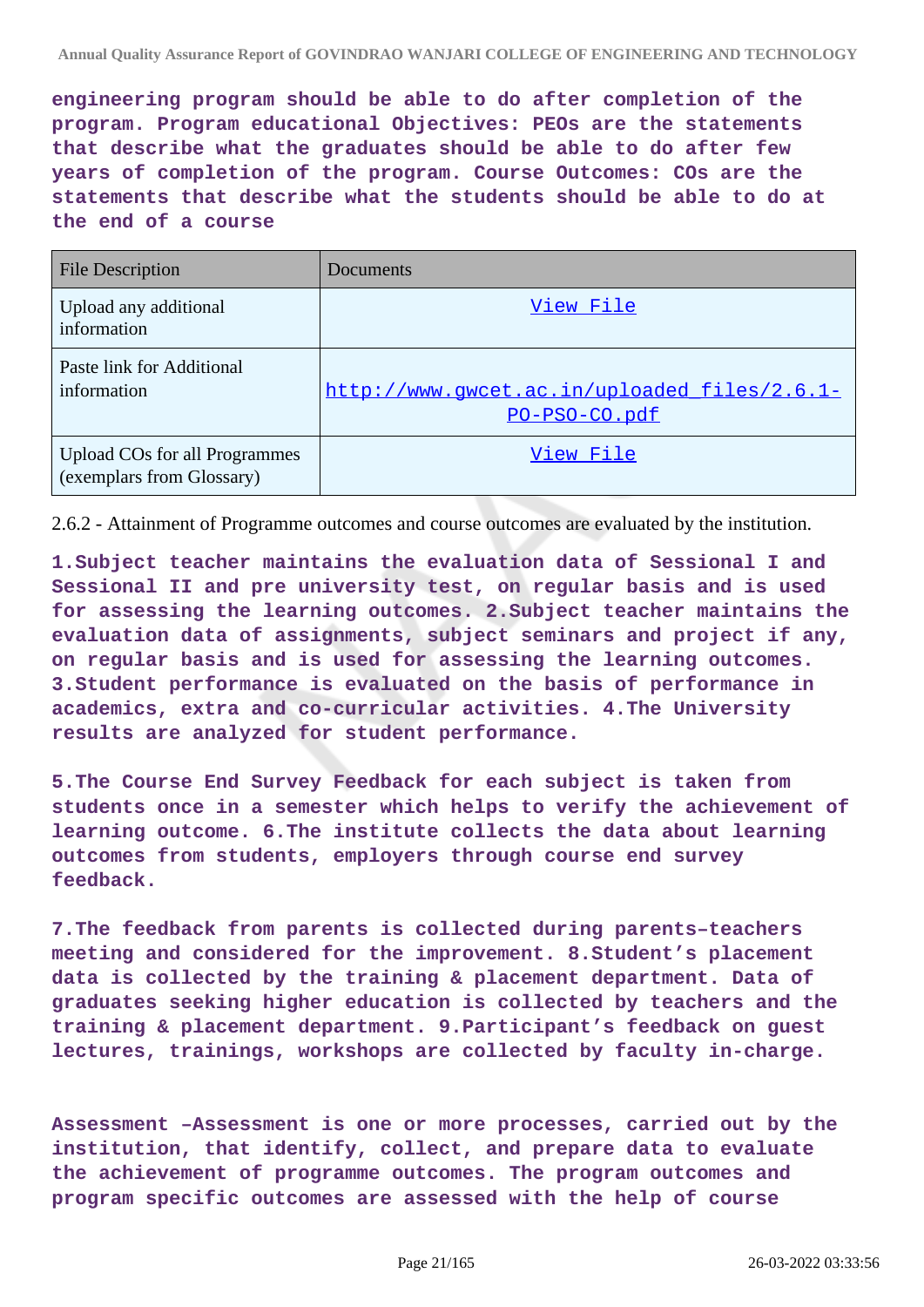**engineering program should be able to do after completion of the program. Program educational Objectives: PEOs are the statements that describe what the graduates should be able to do after few years of completion of the program. Course Outcomes: COs are the statements that describe what the students should be able to do at the end of a course**

| File Description | Documents |
|---|---|
| Upload any additional information | View File |
| Paste link for Additional information | http://www.gwcet.ac.in/uploaded_files/2.6.1-PO-PSO-CO.pdf |
| Upload COs for all Programmes (exemplars from Glossary) | View File |

2.6.2 - Attainment of Programme outcomes and course outcomes are evaluated by the institution.

**1.Subject teacher maintains the evaluation data of Sessional I and Sessional II and pre university test, on regular basis and is used for assessing the learning outcomes. 2.Subject teacher maintains the evaluation data of assignments, subject seminars and project if any, on regular basis and is used for assessing the learning outcomes. 3.Student performance is evaluated on the basis of performance in academics, extra and co-curricular activities. 4.The University results are analyzed for student performance.**

**5.The Course End Survey Feedback for each subject is taken from students once in a semester which helps to verify the achievement of learning outcome. 6.The institute collects the data about learning outcomes from students, employers through course end survey feedback.**

**7.The feedback from parents is collected during parents–teachers meeting and considered for the improvement. 8.Student's placement data is collected by the training & placement department. Data of graduates seeking higher education is collected by teachers and the training & placement department. 9.Participant's feedback on guest lectures, trainings, workshops are collected by faculty in-charge.**

**Assessment –Assessment is one or more processes, carried out by the institution, that identify, collect, and prepare data to evaluate the achievement of programme outcomes. The program outcomes and program specific outcomes are assessed with the help of course**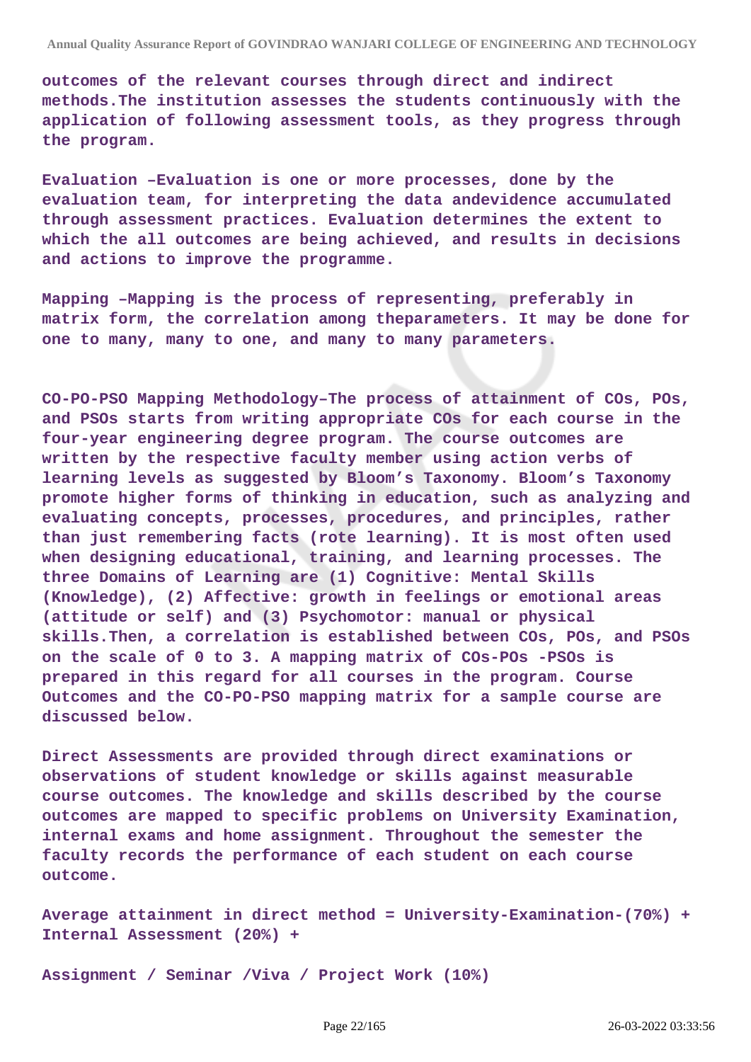**outcomes of the relevant courses through direct and indirect methods.The institution assesses the students continuously with the application of following assessment tools, as they progress through the program.**

**Evaluation –Evaluation is one or more processes, done by the evaluation team, for interpreting the data andevidence accumulated through assessment practices. Evaluation determines the extent to which the all outcomes are being achieved, and results in decisions and actions to improve the programme.**

**Mapping –Mapping is the process of representing, preferably in matrix form, the correlation among theparameters. It may be done for one to many, many to one, and many to many parameters.**

**CO-PO-PSO Mapping Methodology–The process of attainment of COs, POs, and PSOs starts from writing appropriate COs for each course in the four-year engineering degree program. The course outcomes are written by the respective faculty member using action verbs of learning levels as suggested by Bloom's Taxonomy. Bloom's Taxonomy promote higher forms of thinking in education, such as analyzing and evaluating concepts, processes, procedures, and principles, rather than just remembering facts (rote learning). It is most often used when designing educational, training, and learning processes. The three Domains of Learning are (1) Cognitive: Mental Skills (Knowledge), (2) Affective: growth in feelings or emotional areas (attitude or self) and (3) Psychomotor: manual or physical skills.Then, a correlation is established between COs, POs, and PSOs on the scale of 0 to 3. A mapping matrix of COs-POs -PSOs is prepared in this regard for all courses in the program. Course Outcomes and the CO-PO-PSO mapping matrix for a sample course are discussed below.**

**Direct Assessments are provided through direct examinations or observations of student knowledge or skills against measurable course outcomes. The knowledge and skills described by the course outcomes are mapped to specific problems on University Examination, internal exams and home assignment. Throughout the semester the faculty records the performance of each student on each course outcome.**

**Average attainment in direct method = University-Examination-(70%) + Internal Assessment (20%) +**

**Assignment / Seminar /Viva / Project Work (10%)**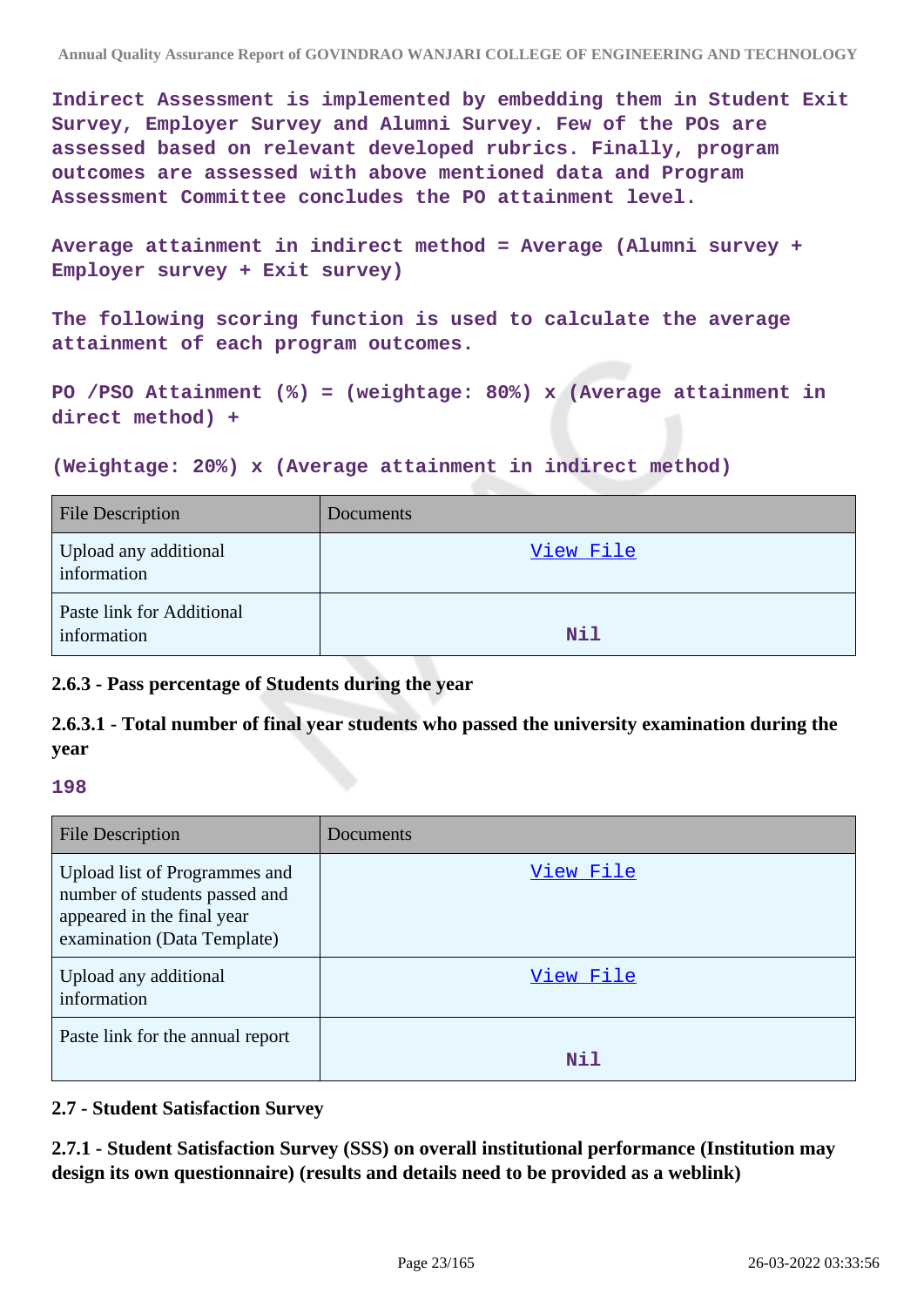Indirect Assessment is implemented by embedding them in Student Exit Survey, Employer Survey and Alumni Survey. Few of the POs are assessed based on relevant developed rubrics. Finally, program outcomes are assessed with above mentioned data and Program Assessment Committee concludes the PO attainment level.

Average attainment in indirect method = Average (Alumni survey + Employer survey + Exit survey)

The following scoring function is used to calculate the average attainment of each program outcomes.

PO /PSO Attainment (%) = (weightage: 80%) x (Average attainment in direct method) +

(Weightage: 20%) x (Average attainment in indirect method)

| File Description | Documents |
|---|---|
| Upload any additional information | View File |
| Paste link for Additional information | Nil |

**2.6.3 - Pass percentage of Students during the year**

**2.6.3.1 - Total number of final year students who passed the university examination during the year**

198

| File Description | Documents |
|---|---|
| Upload list of Programmes and number of students passed and appeared in the final year examination (Data Template) | View File |
| Upload any additional information | View File |
| Paste link for the annual report | Nil |

**2.7 - Student Satisfaction Survey**

**2.7.1 - Student Satisfaction Survey (SSS) on overall institutional performance (Institution may design its own questionnaire) (results and details need to be provided as a weblink)**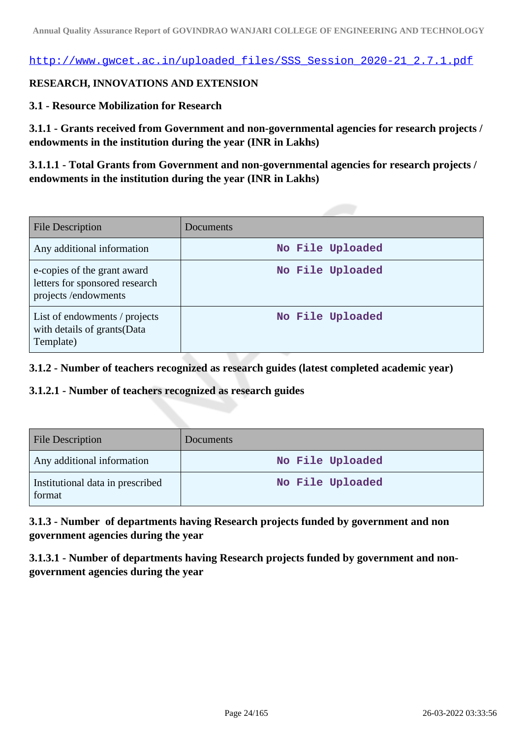http://www.gwcet.ac.in/uploaded_files/SSS_Session_2020-21_2.7.1.pdf

**RESEARCH, INNOVATIONS AND EXTENSION**

**3.1 - Resource Mobilization for Research**

**3.1.1 - Grants received from Government and non-governmental agencies for research projects / endowments in the institution during the year (INR in Lakhs)**

**3.1.1.1 - Total Grants from Government and non-governmental agencies for research projects / endowments in the institution during the year (INR in Lakhs)**

| File Description | Documents |
|---|---|
| Any additional information | No File Uploaded |
| e-copies of the grant award letters for sponsored research projects /endowments | No File Uploaded |
| List of endowments / projects with details of grants(Data Template) | No File Uploaded |

**3.1.2 - Number of teachers recognized as research guides (latest completed academic year)**

**3.1.2.1 - Number of teachers recognized as research guides**

| File Description | Documents |
|---|---|
| Any additional information | No File Uploaded |
| Institutional data in prescribed format | No File Uploaded |

**3.1.3 - Number of departments having Research projects funded by government and non government agencies during the year**

**3.1.3.1 - Number of departments having Research projects funded by government and non-government agencies during the year**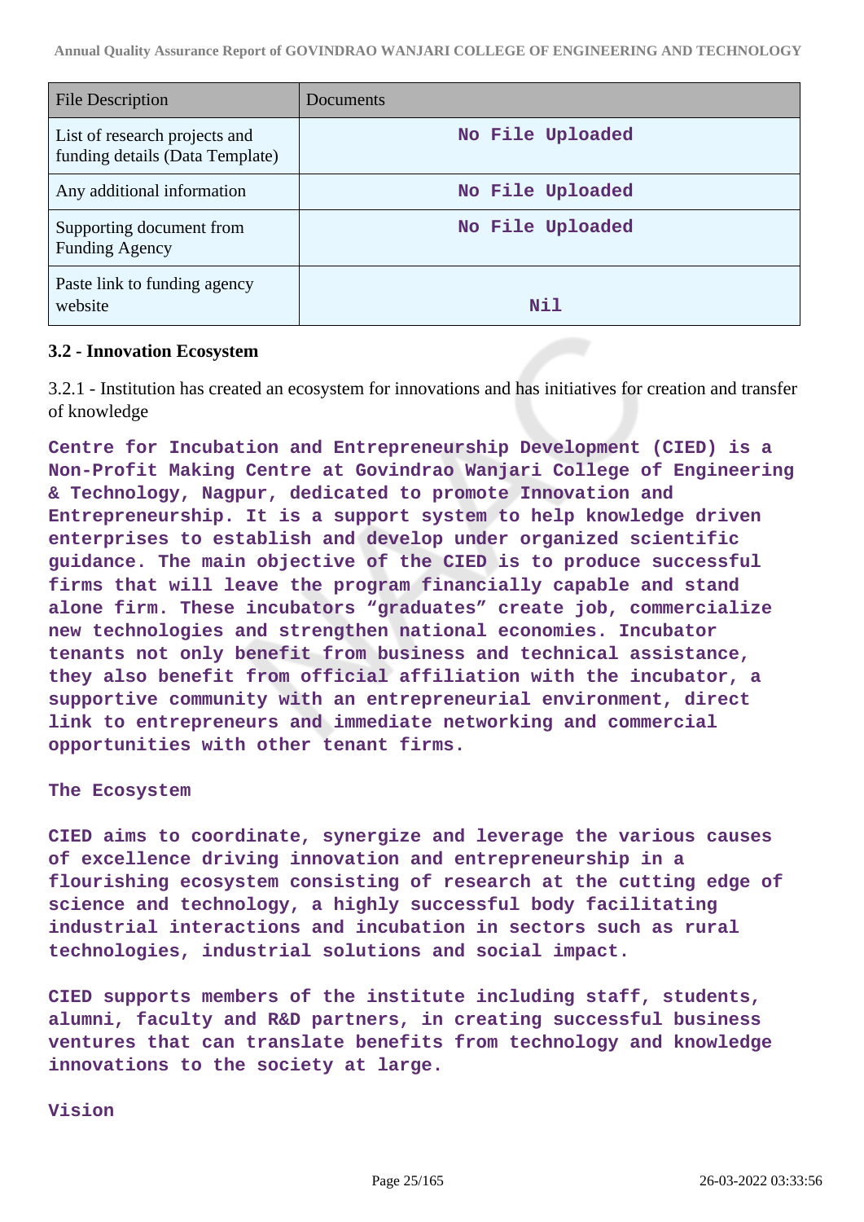| File Description | Documents |
|---|---|
| List of research projects and funding details (Data Template) | No File Uploaded |
| Any additional information | No File Uploaded |
| Supporting document from Funding Agency | No File Uploaded |
| Paste link to funding agency website | Nil |

### 3.2 - Innovation Ecosystem

3.2.1 - Institution has created an ecosystem for innovations and has initiatives for creation and transfer of knowledge

**Centre for Incubation and Entrepreneurship Development (CIED) is a Non-Profit Making Centre at Govindrao Wanjari College of Engineering & Technology, Nagpur, dedicated to promote Innovation and Entrepreneurship. It is a support system to help knowledge driven enterprises to establish and develop under organized scientific guidance. The main objective of the CIED is to produce successful firms that will leave the program financially capable and stand alone firm. These incubators "graduates" create job, commercialize new technologies and strengthen national economies. Incubator tenants not only benefit from business and technical assistance, they also benefit from official affiliation with the incubator, a supportive community with an entrepreneurial environment, direct link to entrepreneurs and immediate networking and commercial opportunities with other tenant firms.**

**The Ecosystem**

**CIED aims to coordinate, synergize and leverage the various causes of excellence driving innovation and entrepreneurship in a flourishing ecosystem consisting of research at the cutting edge of science and technology, a highly successful body facilitating industrial interactions and incubation in sectors such as rural technologies, industrial solutions and social impact.**

**CIED supports members of the institute including staff, students, alumni, faculty and R&D partners, in creating successful business ventures that can translate benefits from technology and knowledge innovations to the society at large.**

**Vision**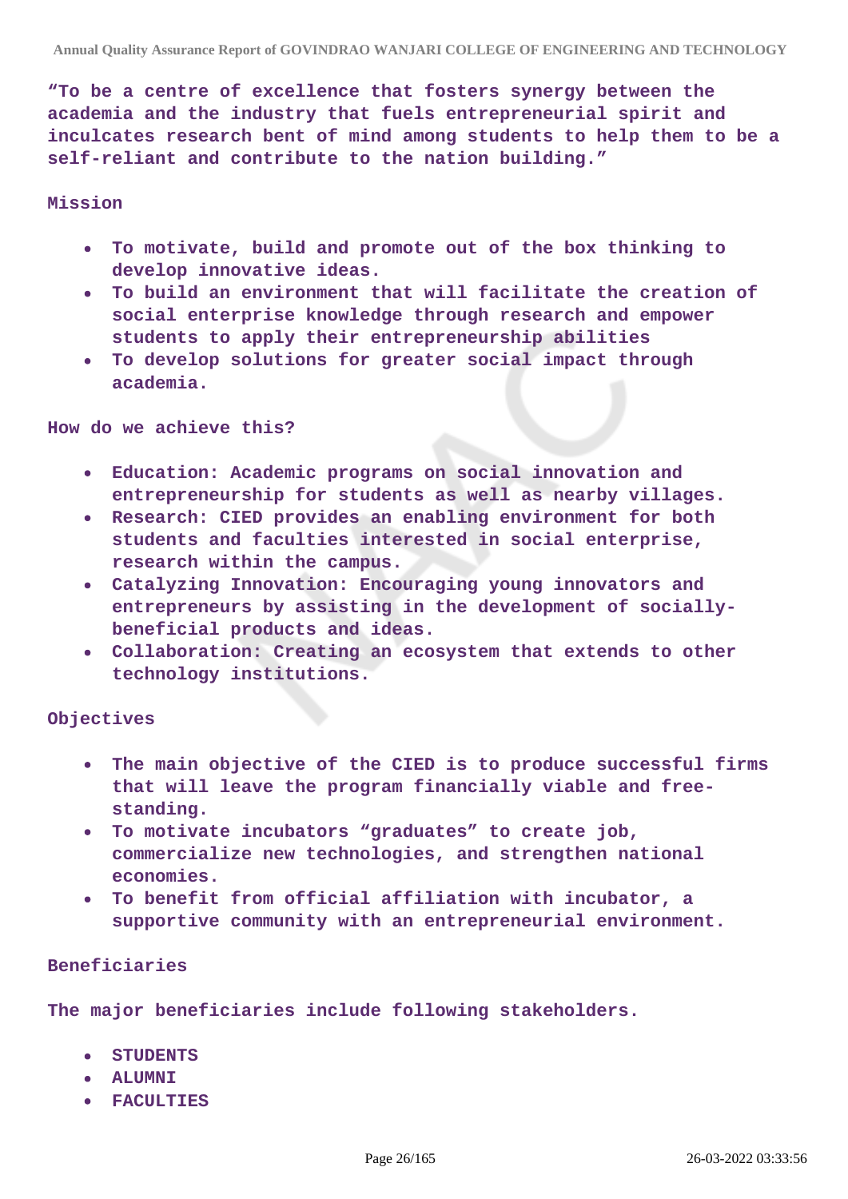**“To be a centre of excellence that fosters synergy between the academia and the industry that fuels entrepreneurial spirit and inculcates research bent of mind among students to help them to be a self-reliant and contribute to the nation building.”**

**Mission**

- **To motivate, build and promote out of the box thinking to develop innovative ideas.**
- **To build an environment that will facilitate the creation of social enterprise knowledge through research and empower students to apply their entrepreneurship abilities**
- **To develop solutions for greater social impact through academia.**

**How do we achieve this?**

- **Education: Academic programs on social innovation and entrepreneurship for students as well as nearby villages.**
- **Research: CIED provides an enabling environment for both students and faculties interested in social enterprise, research within the campus.**
- **Catalyzing Innovation: Encouraging young innovators and entrepreneurs by assisting in the development of socially-beneficial products and ideas.**
- **Collaboration: Creating an ecosystem that extends to other technology institutions.**

**Objectives**

- **The main objective of the CIED is to produce successful firms that will leave the program financially viable and free-standing.**
- **To motivate incubators “graduates” to create job, commercialize new technologies, and strengthen national economies.**
- **To benefit from official affiliation with incubator, a supportive community with an entrepreneurial environment.**

**Beneficiaries**

**The major beneficiaries include following stakeholders.**

- **STUDENTS**
- **ALUMNI**
- **FACULTIES**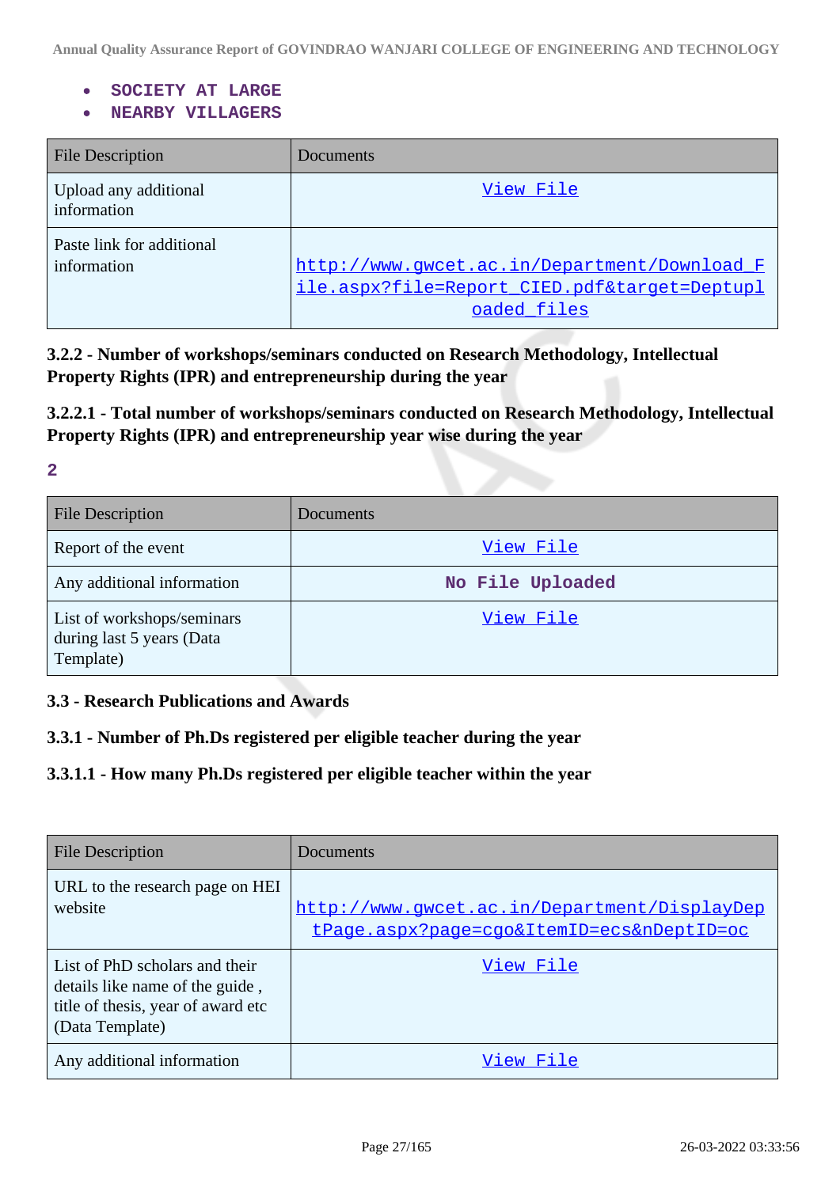- SOCIETY AT LARGE
- NEARBY VILLAGERS

| File Description | Documents |
|---|---|
| Upload any additional information | View File |
| Paste link for additional information | http://www.gwcet.ac.in/Department/Download_File.aspx?file=Report_CIED.pdf&target=Deptuploaded_files |

**3.2.2 - Number of workshops/seminars conducted on Research Methodology, Intellectual Property Rights (IPR) and entrepreneurship during the year**

**3.2.2.1 - Total number of workshops/seminars conducted on Research Methodology, Intellectual Property Rights (IPR) and entrepreneurship year wise during the year**

**2**

| File Description | Documents |
|---|---|
| Report of the event | View File |
| Any additional information | No File Uploaded |
| List of workshops/seminars during last 5 years (Data Template) | View File |

**3.3 - Research Publications and Awards**

**3.3.1 - Number of Ph.Ds registered per eligible teacher during the year**

**3.3.1.1 - How many Ph.Ds registered per eligible teacher within the year**

| File Description | Documents |
|---|---|
| URL to the research page on HEI website | http://www.gwcet.ac.in/Department/DisplayDeptPage.aspx?page=cgo&ItemID=ecs&nDeptID=oc |
| List of PhD scholars and their details like name of the guide , title of thesis, year of award etc (Data Template) | View File |
| Any additional information | View File |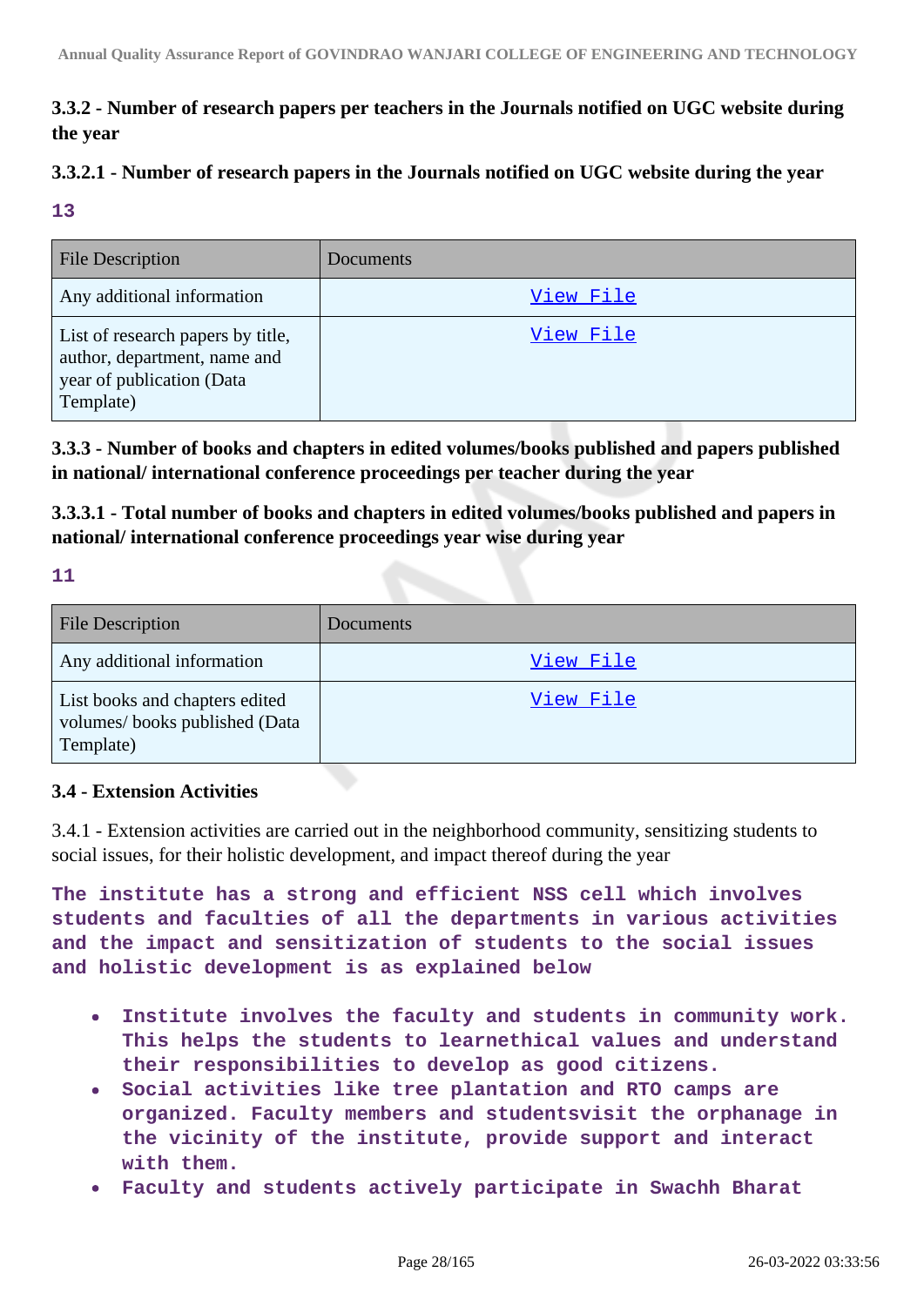### 3.3.2 - Number of research papers per teachers in the Journals notified on UGC website during the year

### 3.3.2.1 - Number of research papers in the Journals notified on UGC website during the year

**13**

| File Description | Documents |
| --- | --- |
| Any additional information | View File |
| List of research papers by title, author, department, name and year of publication (Data Template) | View File |

### 3.3.3 - Number of books and chapters in edited volumes/books published and papers published in national/ international conference proceedings per teacher during the year

### 3.3.3.1 - Total number of books and chapters in edited volumes/books published and papers in national/ international conference proceedings year wise during year

**11**

| File Description | Documents |
| --- | --- |
| Any additional information | View File |
| List books and chapters edited volumes/ books published (Data Template) | View File |

### 3.4 - Extension Activities

3.4.1 - Extension activities are carried out in the neighborhood community, sensitizing students to social issues, for their holistic development, and impact thereof during the year

**The institute has a strong and efficient NSS cell which involves students and faculties of all the departments in various activities and the impact and sensitization of students to the social issues and holistic development is as explained below**

- **Institute involves the faculty and students in community work. This helps the students to learnethical values and understand their responsibilities to develop as good citizens.**
- **Social activities like tree plantation and RTO camps are organized. Faculty members and studentsvisit the orphanage in the vicinity of the institute, provide support and interact with them.**
- **Faculty and students actively participate in Swachh Bharat**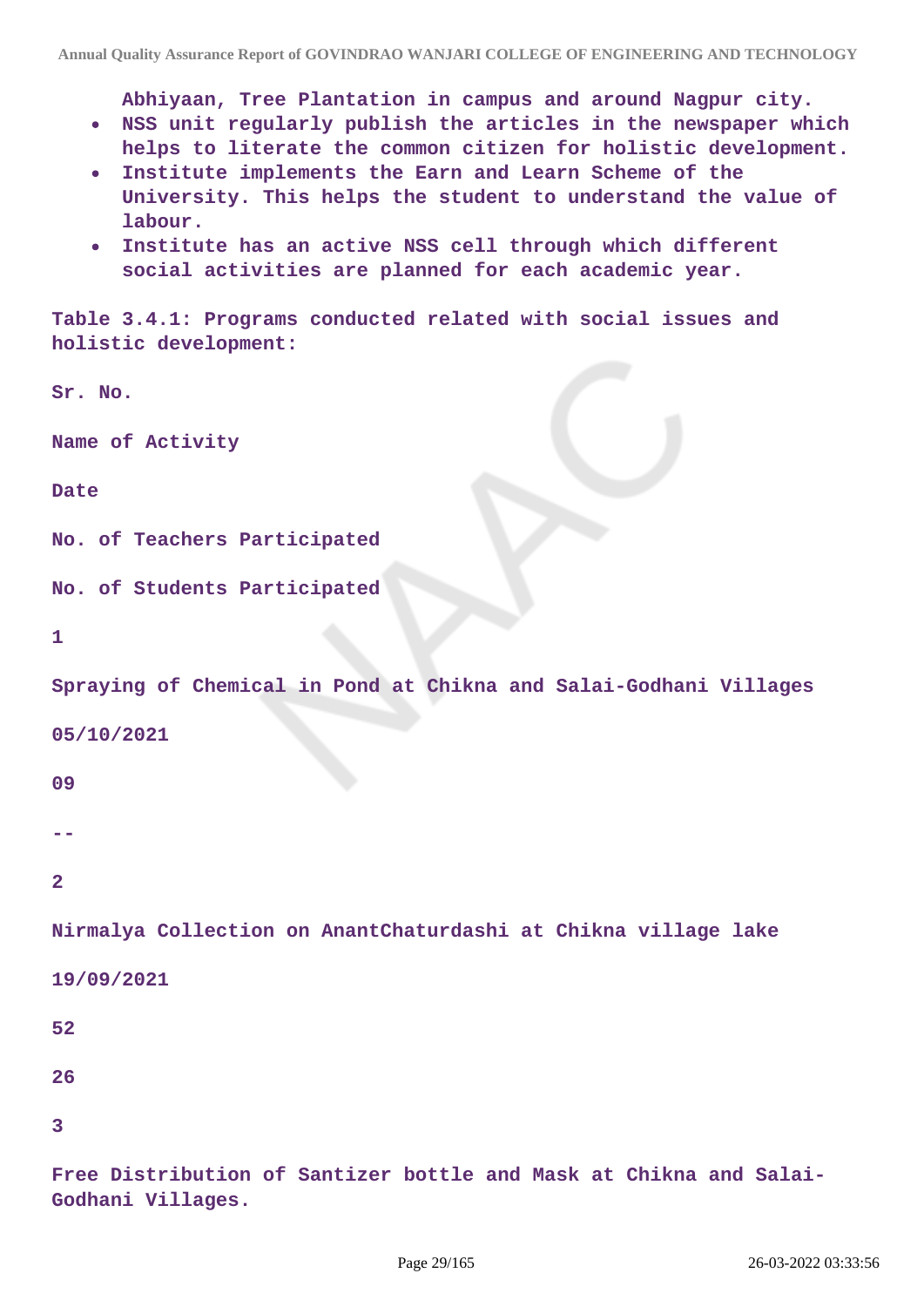Abhiyaan, Tree Plantation in campus and around Nagpur city.

- NSS unit regularly publish the articles in the newspaper which helps to literate the common citizen for holistic development.
- Institute implements the Earn and Learn Scheme of the University. This helps the student to understand the value of labour.
- Institute has an active NSS cell through which different social activities are planned for each academic year.

Table 3.4.1: Programs conducted related with social issues and holistic development:

| Sr. No. | Name of Activity | Date | No. of Teachers Participated | No. of Students Participated |
|---|---|---|---|---|
| 1 | Spraying of Chemical in Pond at Chikna and Salai-Godhani Villages | 05/10/2021 | 09 | -- |
| 2 | Nirmalya Collection on AnantChaturdashi at Chikna village lake | 19/09/2021 | 52 | 26 |
| 3 | Free Distribution of Santizer bottle and Mask at Chikna and Salai-Godhani Villages. | | | |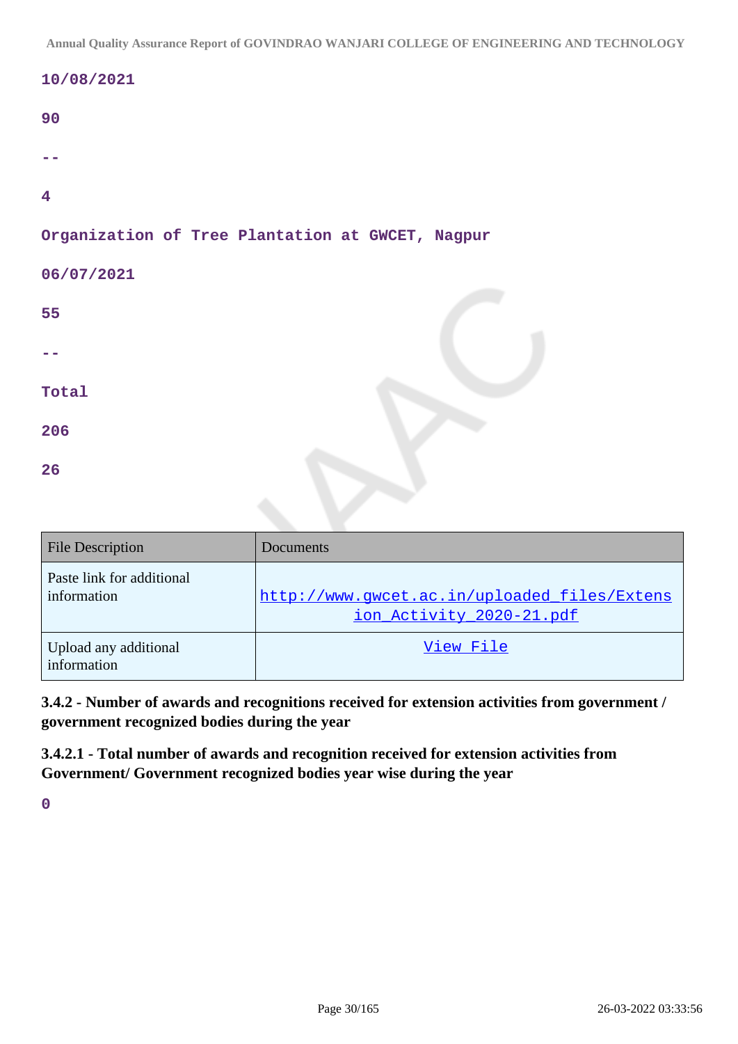10/08/2021

90

--

4

Organization of Tree Plantation at GWCET, Nagpur

06/07/2021

55

--

Total

206

26

| File Description | Documents |
| --- | --- |
| Paste link for additional information | http://www.gwcet.ac.in/uploaded_files/Extension_Activity_2020-21.pdf |
| Upload any additional information | View File |

**3.4.2 - Number of awards and recognitions received for extension activities from government / government recognized bodies during the year**

**3.4.2.1 - Total number of awards and recognition received for extension activities from Government/ Government recognized bodies year wise during the year**

0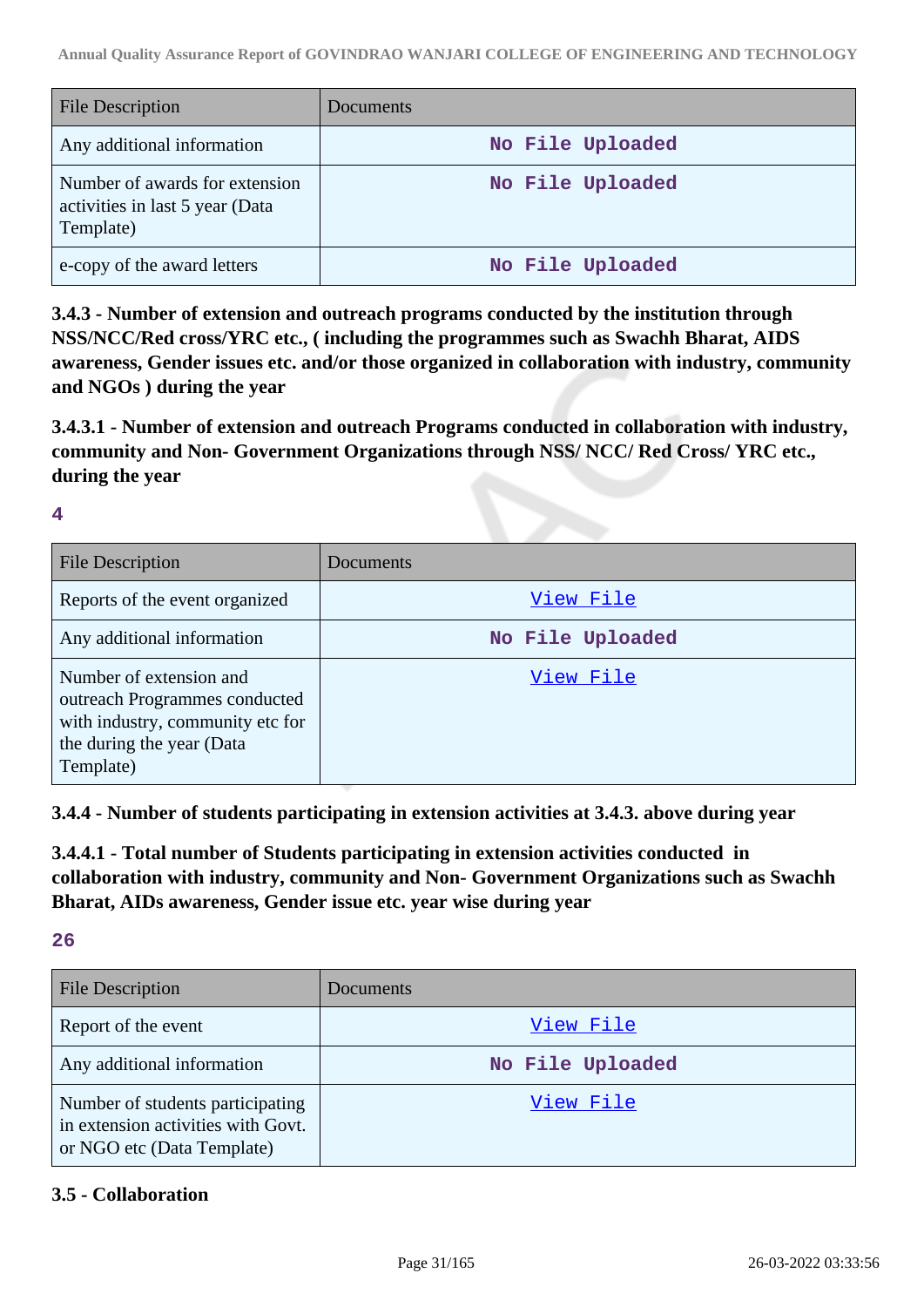| File Description | Documents |
| --- | --- |
| Any additional information | No File Uploaded |
| Number of awards for extension activities in last 5 year (Data Template) | No File Uploaded |
| e-copy of the award letters | No File Uploaded |

**3.4.3 - Number of extension and outreach programs conducted by the institution through NSS/NCC/Red cross/YRC etc., ( including the programmes such as Swachh Bharat, AIDS awareness, Gender issues etc. and/or those organized in collaboration with industry, community and NGOs ) during the year**

**3.4.3.1 - Number of extension and outreach Programs conducted in collaboration with industry, community and Non- Government Organizations through NSS/ NCC/ Red Cross/ YRC etc., during the year**

**4**

| File Description | Documents |
| --- | --- |
| Reports of the event organized | View File |
| Any additional information | No File Uploaded |
| Number of extension and outreach Programmes conducted with industry, community etc for the during the year (Data Template) | View File |

**3.4.4 - Number of students participating in extension activities at 3.4.3. above during year**

**3.4.4.1 - Total number of Students participating in extension activities conducted in collaboration with industry, community and Non- Government Organizations such as Swachh Bharat, AIDs awareness, Gender issue etc. year wise during year**

**26**

| File Description | Documents |
| --- | --- |
| Report of the event | View File |
| Any additional information | No File Uploaded |
| Number of students participating in extension activities with Govt. or NGO etc (Data Template) | View File |

**3.5 - Collaboration**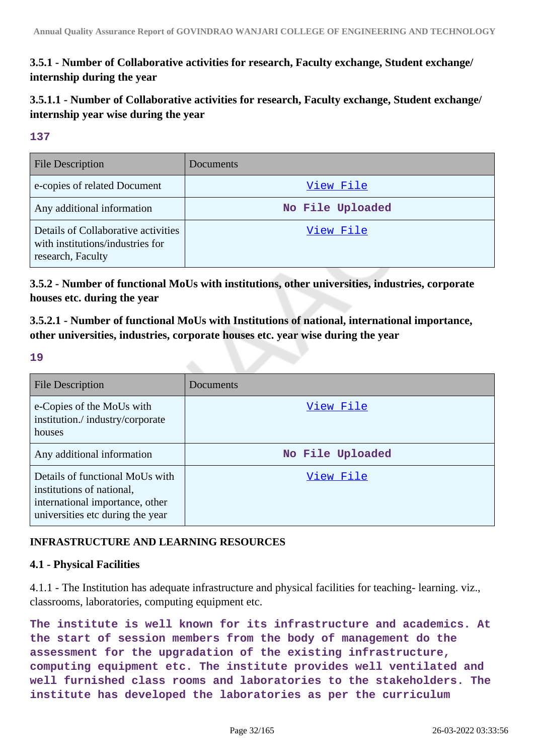### 3.5.1 - Number of Collaborative activities for research, Faculty exchange, Student exchange/ internship during the year

### 3.5.1.1 - Number of Collaborative activities for research, Faculty exchange, Student exchange/ internship year wise during the year

**137**

| File Description | Documents |
|---|---|
| e-copies of related Document | View File |
| Any additional information | No File Uploaded |
| Details of Collaborative activities with institutions/industries for research, Faculty | View File |

### 3.5.2 - Number of functional MoUs with institutions, other universities, industries, corporate houses etc. during the year

### 3.5.2.1 - Number of functional MoUs with Institutions of national, international importance, other universities, industries, corporate houses etc. year wise during the year

**19**

| File Description | Documents |
|---|---|
| e-Copies of the MoUs with institution./ industry/corporate houses | View File |
| Any additional information | No File Uploaded |
| Details of functional MoUs with institutions of national, international importance, other universities etc during the year | View File |

## INFRASTRUCTURE AND LEARNING RESOURCES

### 4.1 - Physical Facilities

4.1.1 - The Institution has adequate infrastructure and physical facilities for teaching- learning. viz., classrooms, laboratories, computing equipment etc.

**The institute is well known for its infrastructure and academics. At the start of session members from the body of management do the assessment for the upgradation of the existing infrastructure, computing equipment etc. The institute provides well ventilated and well furnished class rooms and laboratories to the stakeholders. The institute has developed the laboratories as per the curriculum**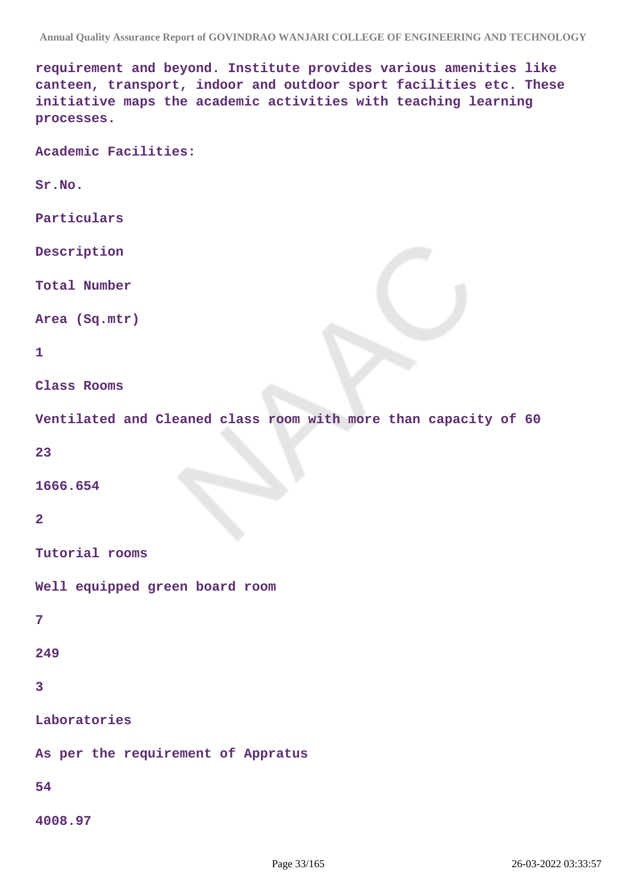requirement and beyond. Institute provides various amenities like canteen, transport, indoor and outdoor sport facilities etc. These initiative maps the academic activities with teaching learning processes.

Academic Facilities:

| Sr.No. | Particulars | Description | Total Number | Area (Sq.mtr) |
|---|---|---|---|---|
| 1 | Class Rooms | Ventilated and Cleaned class room with more than capacity of 60 | 23 | 1666.654 |
| 2 | Tutorial rooms | Well equipped green board room | 7 | 249 |
| 3 | Laboratories | As per the requirement of Appratus | 54 | 4008.97 |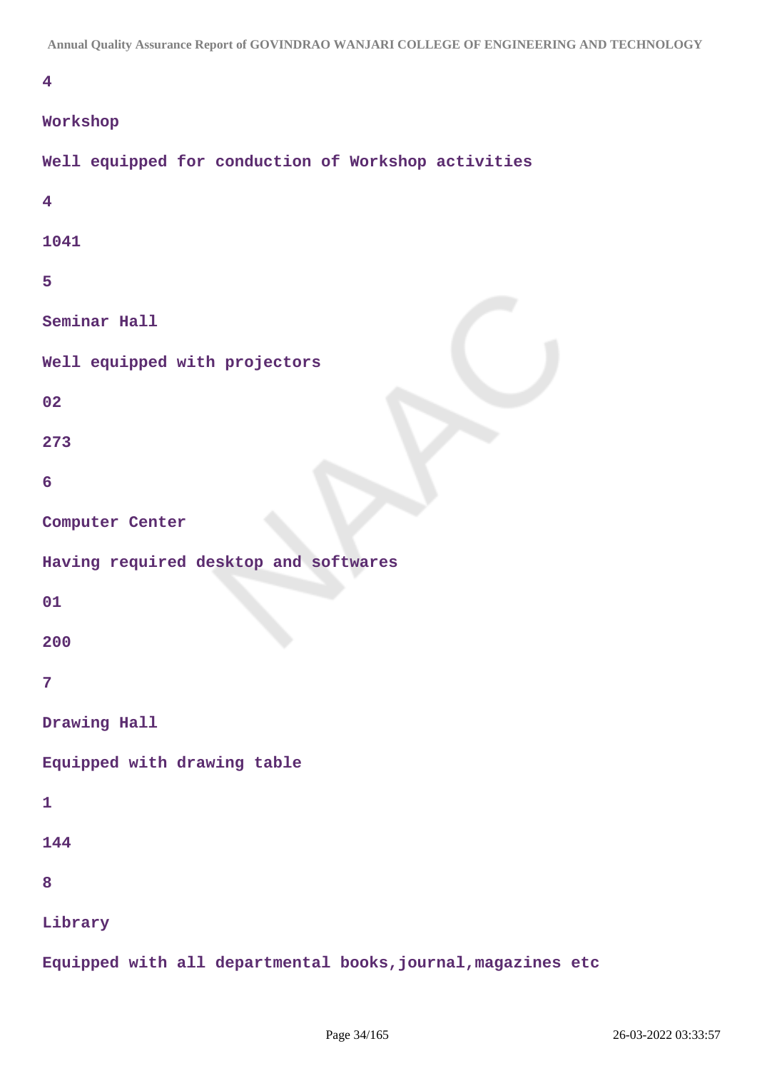4

Workshop

Well equipped for conduction of Workshop activities

4

1041

5

Seminar Hall

Well equipped with projectors

02

273

6

Computer Center

Having required desktop and softwares

01

200

7

Drawing Hall

Equipped with drawing table

1

144

8

Library

Equipped with all departmental books,journal,magazines etc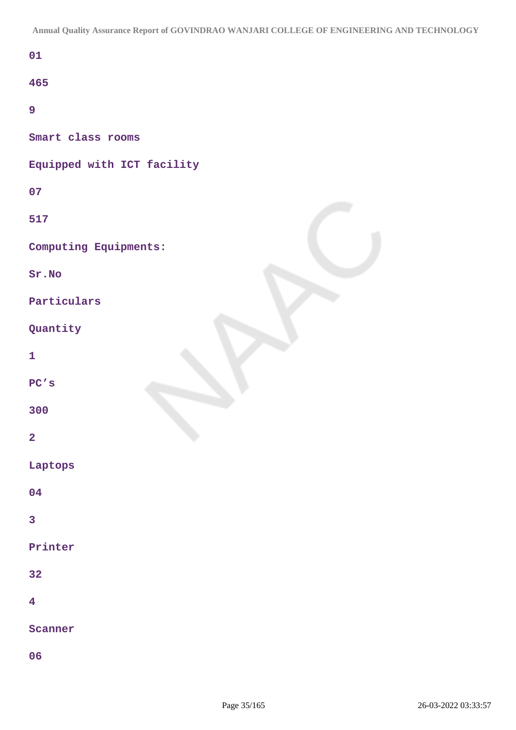01

465

9

Smart class rooms

Equipped with ICT facility

07

517

Computing Equipments:

| Sr.No | Particulars | Quantity |
|---|---|---|
| 1 | PC's | 300 |
| 2 | Laptops | 04 |
| 3 | Printer | 32 |
| 4 | Scanner | 06 |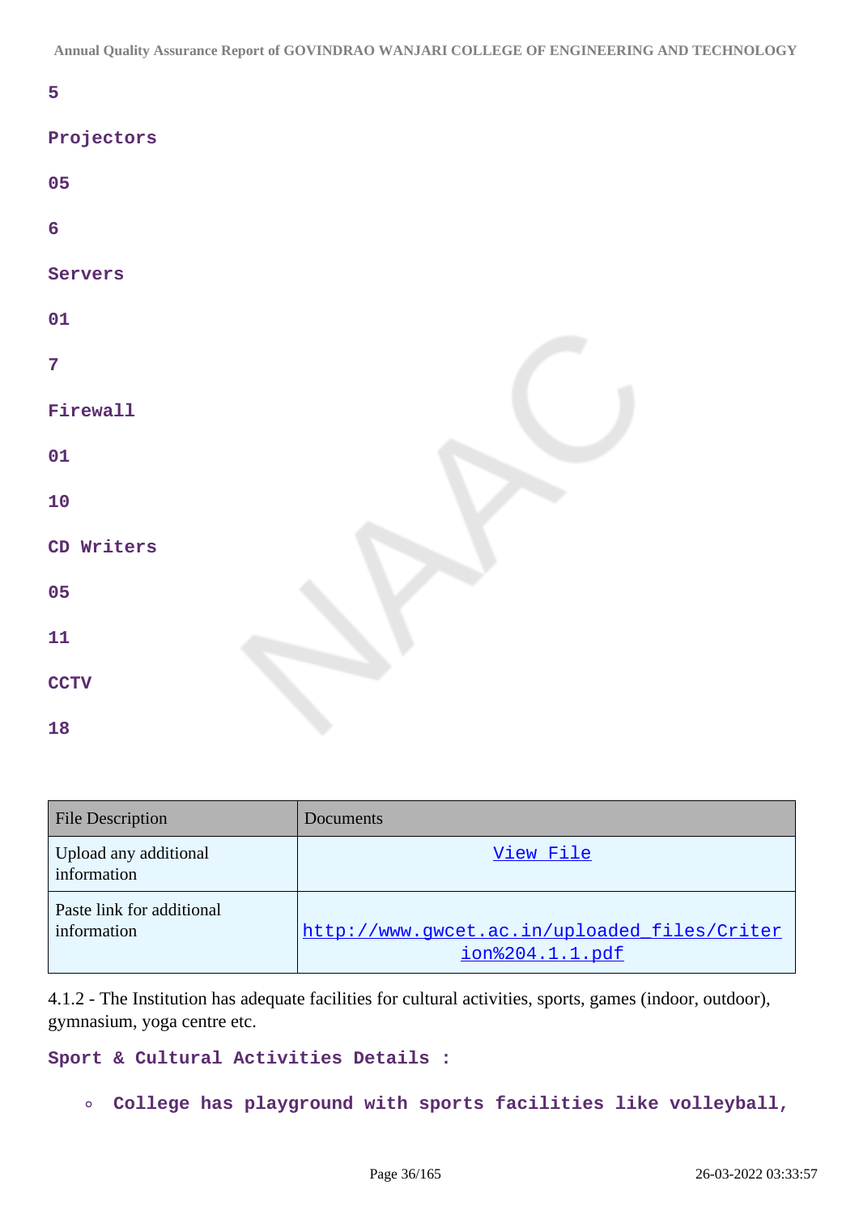**5**

**Projectors**

**05**

**6**

**Servers**

**01**

**7**

**Firewall**

**01**

**10**

**CD Writers**

**05**

**11**

**CCTV**

**18**

| File Description | Documents |
|---|---|
| Upload any additional information | View File |
| Paste link for additional information | http://www.gwcet.ac.in/uploaded_files/Criterion%204.1.1.pdf |

4.1.2 - The Institution has adequate facilities for cultural activities, sports, games (indoor, outdoor), gymnasium, yoga centre etc.

**Sport & Cultural Activities Details :**

- **College has playground with sports facilities like volleyball,**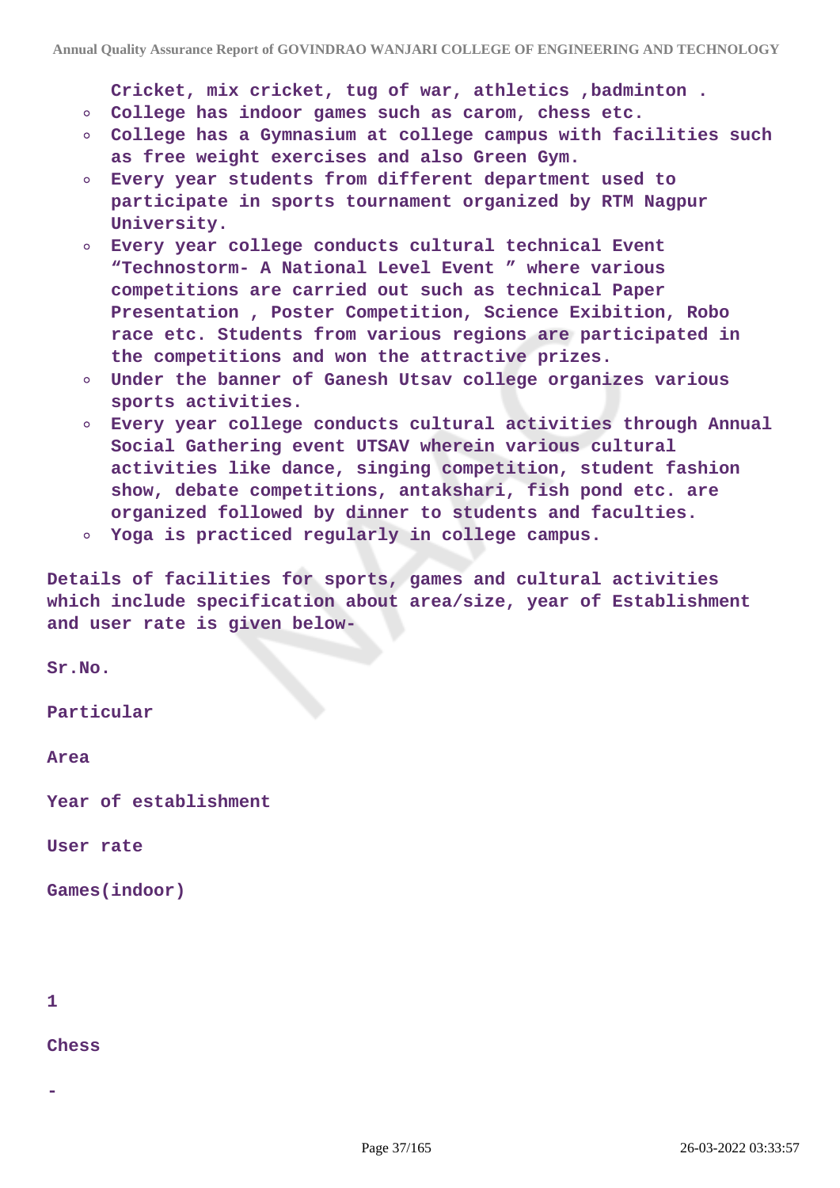Cricket, mix cricket, tug of war, athletics ,badminton .

- College has indoor games such as carom, chess etc.
- College has a Gymnasium at college campus with facilities such as free weight exercises and also Green Gym.
- Every year students from different department used to participate in sports tournament organized by RTM Nagpur University.
- Every year college conducts cultural technical Event "Technostorm- A National Level Event " where various competitions are carried out such as technical Paper Presentation , Poster Competition, Science Exibition, Robo race etc. Students from various regions are participated in the competitions and won the attractive prizes.
- Under the banner of Ganesh Utsav college organizes various sports activities.
- Every year college conducts cultural activities through Annual Social Gathering event UTSAV wherein various cultural activities like dance, singing competition, student fashion show, debate competitions, antakshari, fish pond etc. are organized followed by dinner to students and faculties.
- Yoga is practiced regularly in college campus.

Details of facilities for sports, games and cultural activities which include specification about area/size, year of Establishment and user rate is given below-

Sr.No.

Particular

Area

Year of establishment

User rate

Games(indoor)

1

Chess

-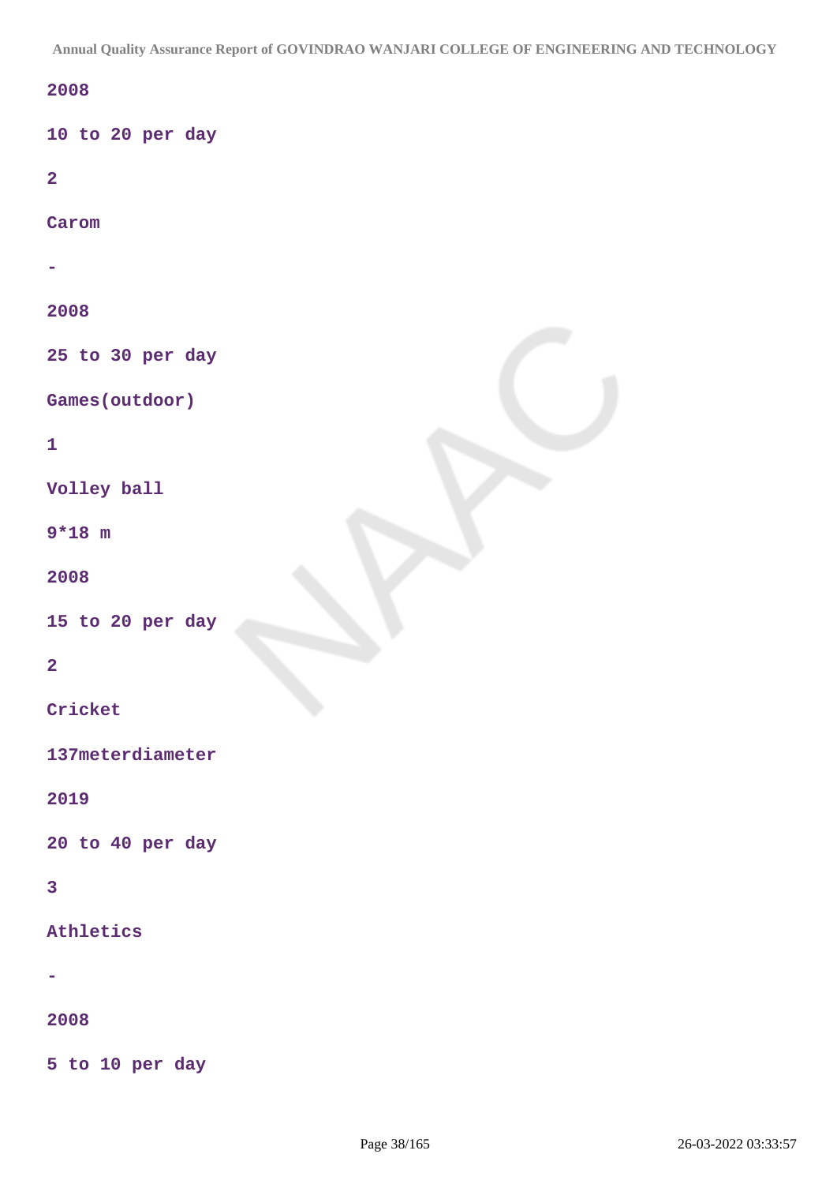2008

10 to 20 per day

2

Carom

-

2008

25 to 30 per day

Games(outdoor)

1

Volley ball

9*18 m

2008

15 to 20 per day

2

Cricket

137meterdiameter

2019

20 to 40 per day

3

Athletics

-

2008

5 to 10 per day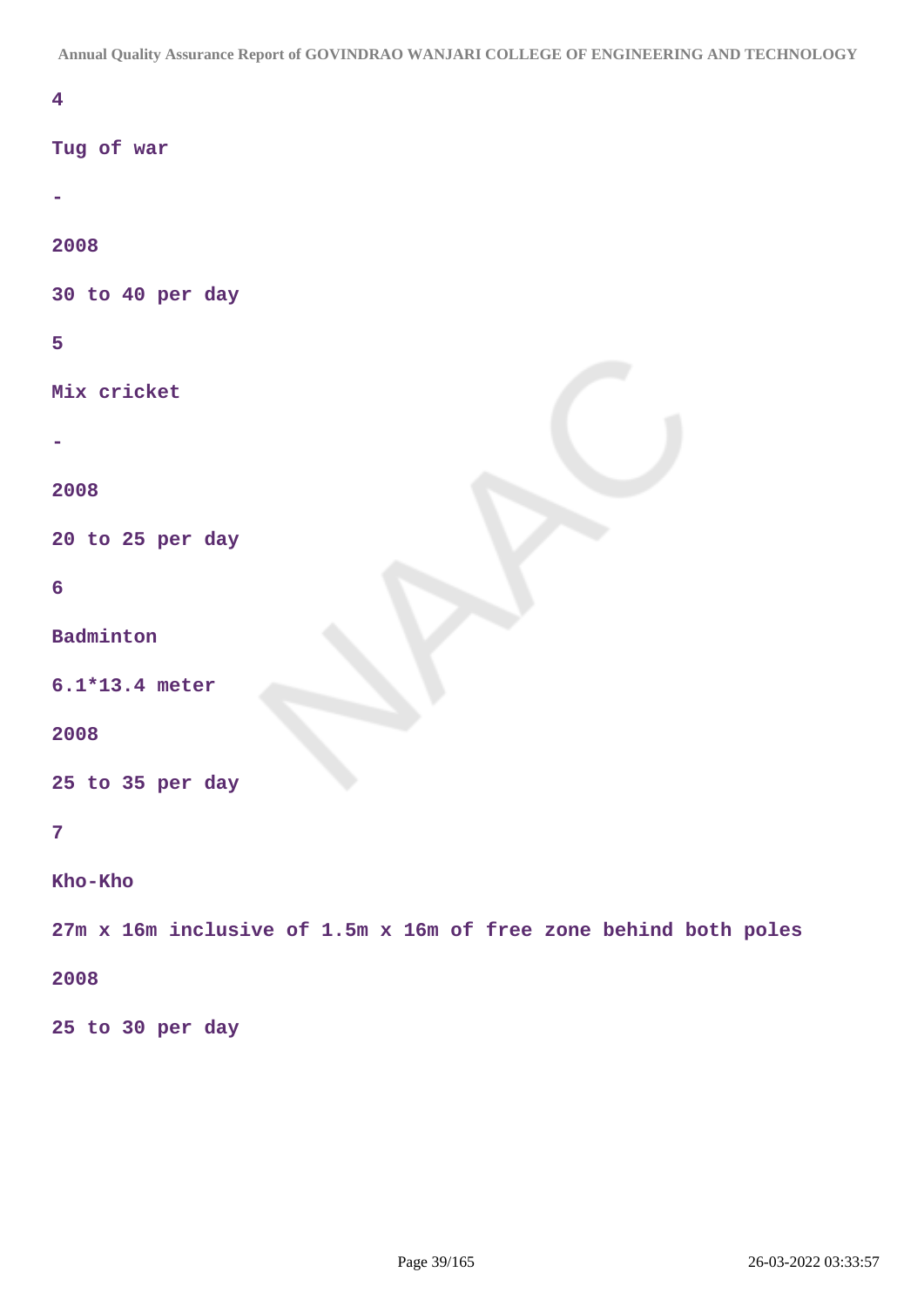4

Tug of war

-

2008

30 to 40 per day

5

Mix cricket

-

2008

20 to 25 per day

6

Badminton

6.1*13.4 meter

2008

25 to 35 per day

7

Kho-Kho

27m x 16m inclusive of 1.5m x 16m of free zone behind both poles

2008

25 to 30 per day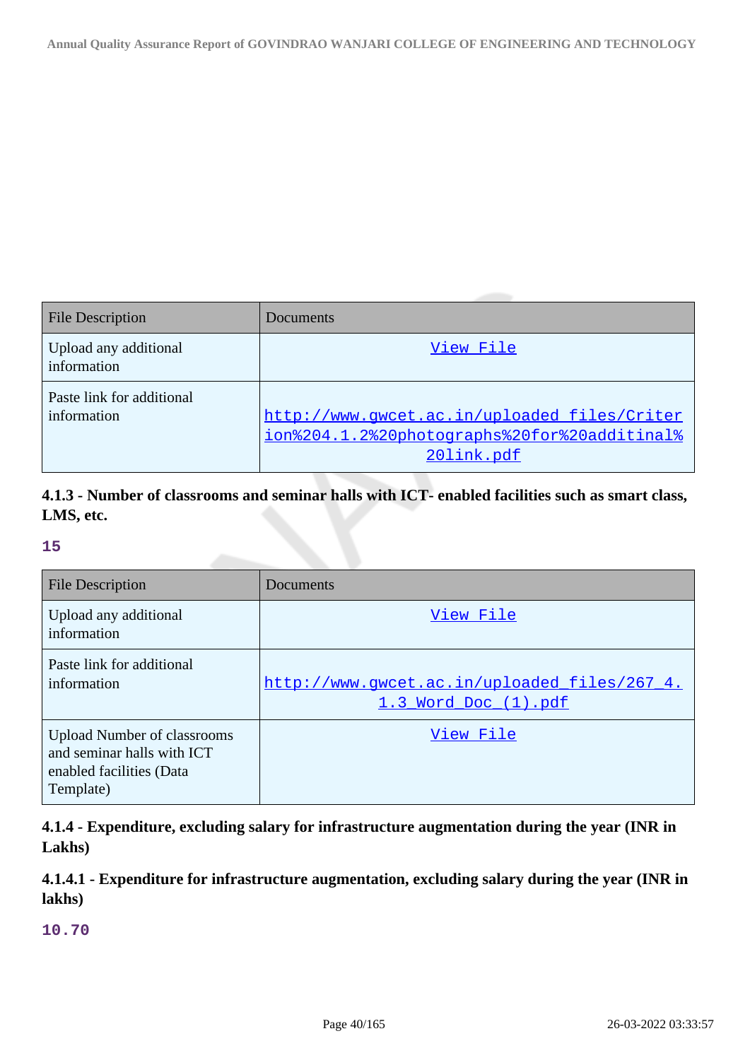| File Description | Documents |
|---|---|
| Upload any additional information | View File |
| Paste link for additional information | http://www.gwcet.ac.in/uploaded_files/Criterion%204.1.2%20photographs%20for%20additinal%20link.pdf |

**4.1.3 - Number of classrooms and seminar halls with ICT- enabled facilities such as smart class, LMS, etc.**

**15**

| File Description | Documents |
|---|---|
| Upload any additional information | View File |
| Paste link for additional information | http://www.gwcet.ac.in/uploaded_files/267_4.1.3_Word_Doc_(1).pdf |
| Upload Number of classrooms and seminar halls with ICT enabled facilities (Data Template) | View File |

**4.1.4 - Expenditure, excluding salary for infrastructure augmentation during the year (INR in Lakhs)**

**4.1.4.1 - Expenditure for infrastructure augmentation, excluding salary during the year (INR in lakhs)**

**10.70**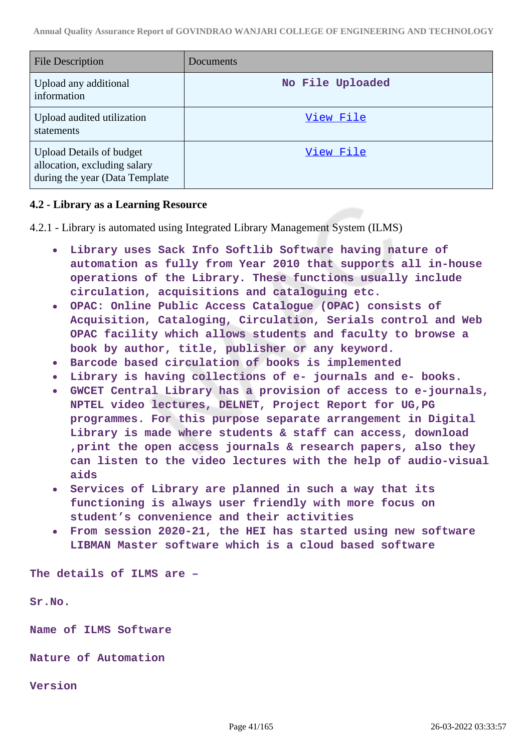| File Description | Documents |
|---|---|
| Upload any additional information | No File Uploaded |
| Upload audited utilization statements | View File |
| Upload Details of budget allocation, excluding salary during the year (Data Template | View File |

### 4.2 - Library as a Learning Resource

4.2.1 - Library is automated using Integrated Library Management System (ILMS)

- Library uses Sack Info Softlib Software having nature of automation as fully from Year 2010 that supports all in-house operations of the Library. These functions usually include circulation, acquisitions and cataloguing etc.
- OPAC: Online Public Access Catalogue (OPAC) consists of Acquisition, Cataloging, Circulation, Serials control and Web OPAC facility which allows students and faculty to browse a book by author, title, publisher or any keyword.
- Barcode based circulation of books is implemented
- Library is having collections of e- journals and e- books.
- GWCET Central Library has a provision of access to e-journals, NPTEL video lectures, DELNET, Project Report for UG,PG programmes. For this purpose separate arrangement in Digital Library is made where students & staff can access, download ,print the open access journals & research papers, also they can listen to the video lectures with the help of audio-visual aids
- Services of Library are planned in such a way that its functioning is always user friendly with more focus on student's convenience and their activities
- From session 2020-21, the HEI has started using new software LIBMAN Master software which is a cloud based software

The details of ILMS are –

Sr.No.

Name of ILMS Software

Nature of Automation

Version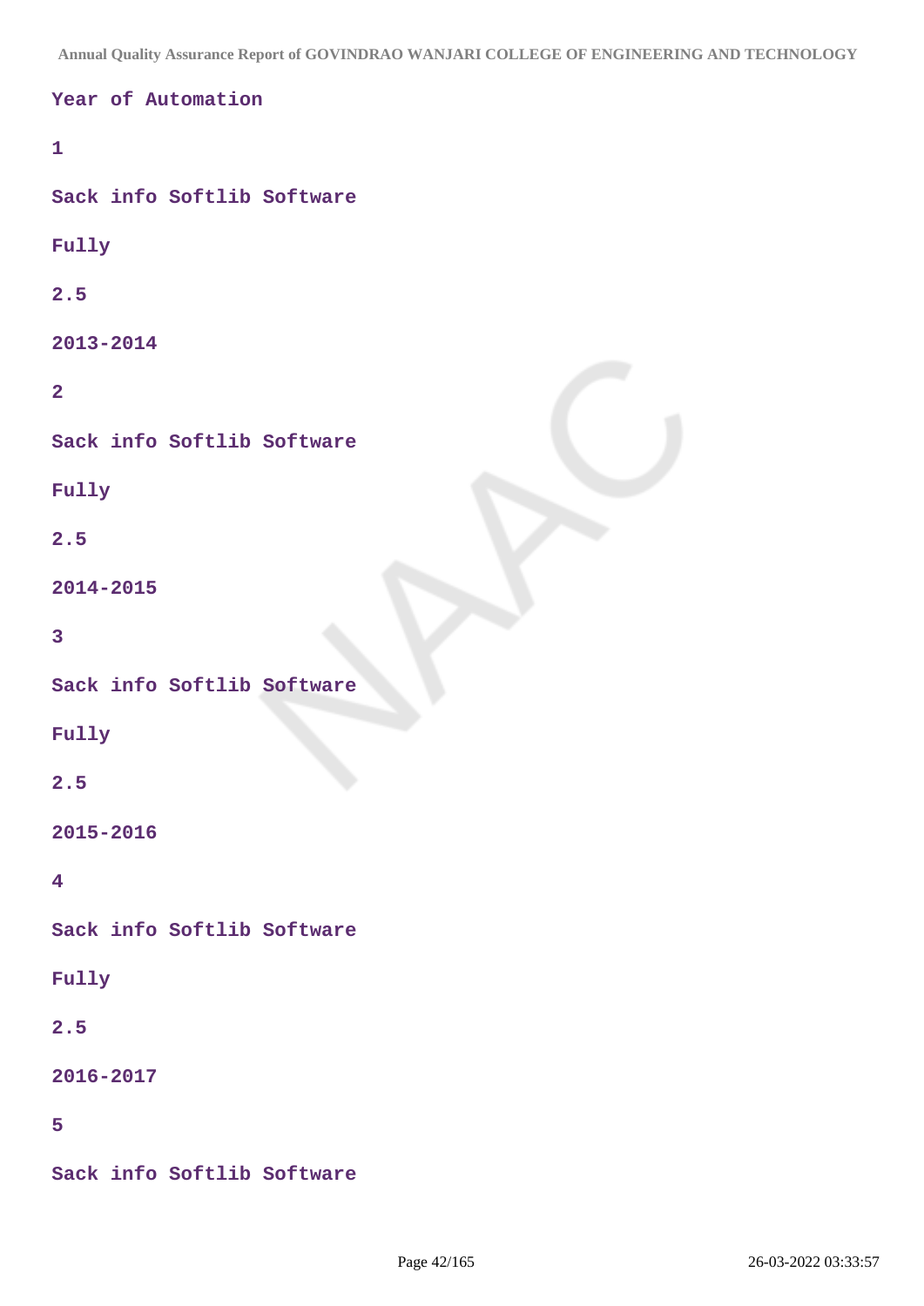Year of Automation

1

Sack info Softlib Software

Fully

2.5

2013-2014

2

Sack info Softlib Software

Fully

2.5

2014-2015

3

Sack info Softlib Software

Fully

2.5

2015-2016

4

Sack info Softlib Software

Fully

2.5

2016-2017

5

Sack info Softlib Software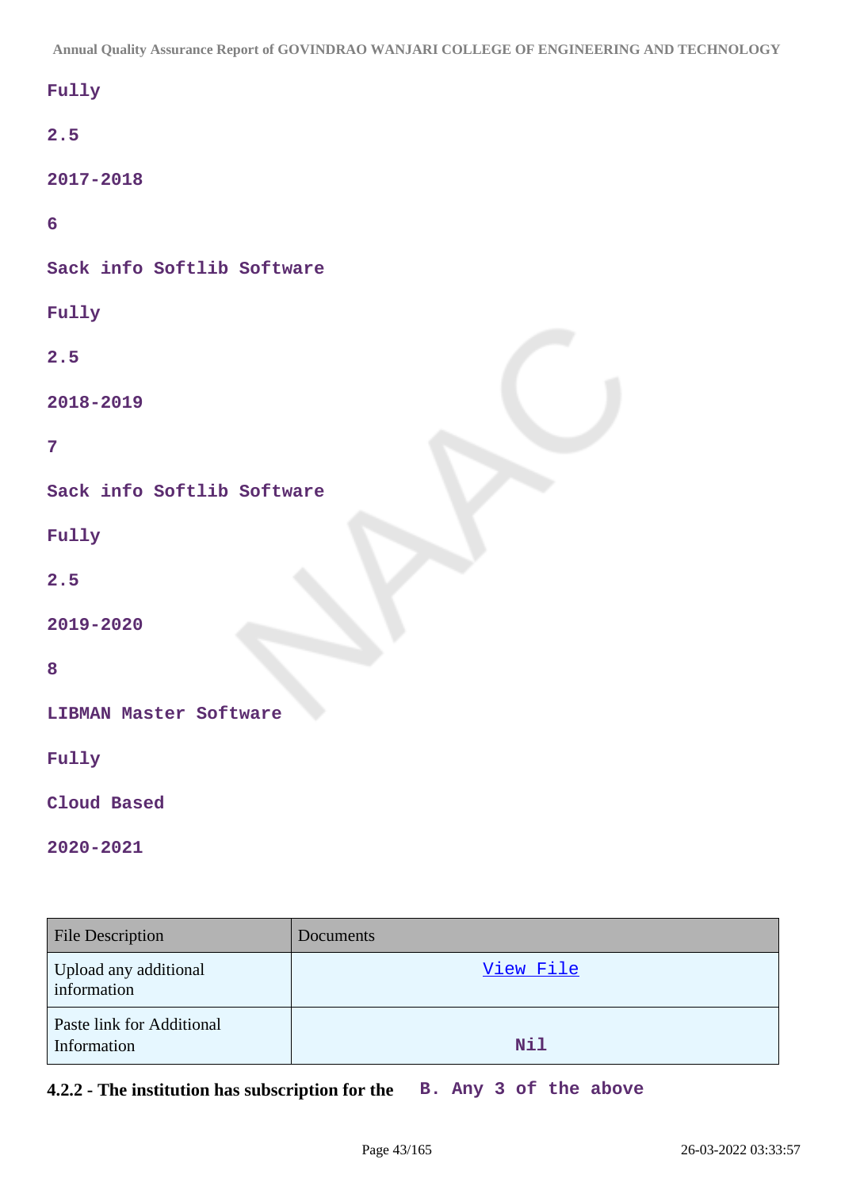Fully

2.5

2017-2018

6

Sack info Softlib Software

Fully

2.5

2018-2019

7

Sack info Softlib Software

Fully

2.5

2019-2020

8

LIBMAN Master Software

Fully

Cloud Based

2020-2021

| File Description | Documents |
| --- | --- |
| Upload any additional information | View File |
| Paste link for Additional Information | Nil |

**4.2.2 - The institution has subscription for the** B. Any 3 of the above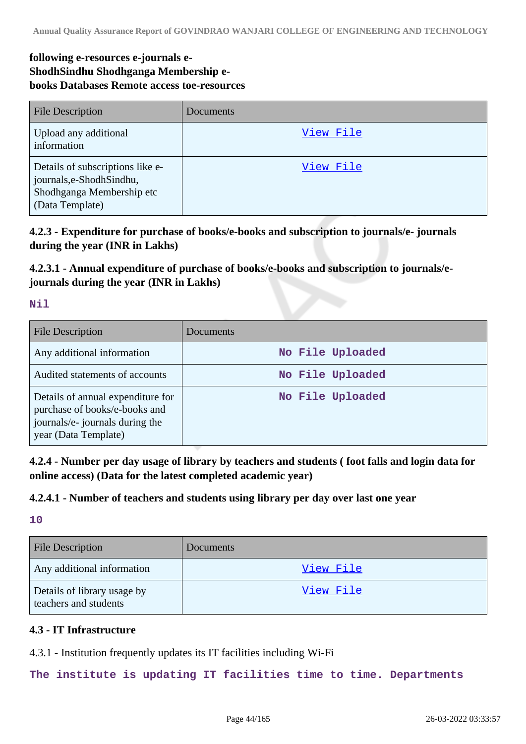**following e-resources e-journals e-ShodhSindhu Shodhganga Membership e-books Databases Remote access toe-resources**

| File Description | Documents |
|---|---|
| Upload any additional information | View File |
| Details of subscriptions like e-journals,e-ShodhSindhu, Shodhganga Membership etc (Data Template) | View File |

### 4.2.3 - Expenditure for purchase of books/e-books and subscription to journals/e- journals during the year (INR in Lakhs)

### 4.2.3.1 - Annual expenditure of purchase of books/e-books and subscription to journals/e-journals during the year (INR in Lakhs)

**Nil**

| File Description | Documents |
|---|---|
| Any additional information | No File Uploaded |
| Audited statements of accounts | No File Uploaded |
| Details of annual expenditure for purchase of books/e-books and journals/e- journals during the year (Data Template) | No File Uploaded |

### 4.2.4 - Number per day usage of library by teachers and students ( foot falls and login data for online access) (Data for the latest completed academic year)

### 4.2.4.1 - Number of teachers and students using library per day over last one year

**10**

| File Description | Documents |
|---|---|
| Any additional information | View File |
| Details of library usage by teachers and students | View File |

### 4.3 - IT Infrastructure

4.3.1 - Institution frequently updates its IT facilities including Wi-Fi

**The institute is updating IT facilities time to time. Departments**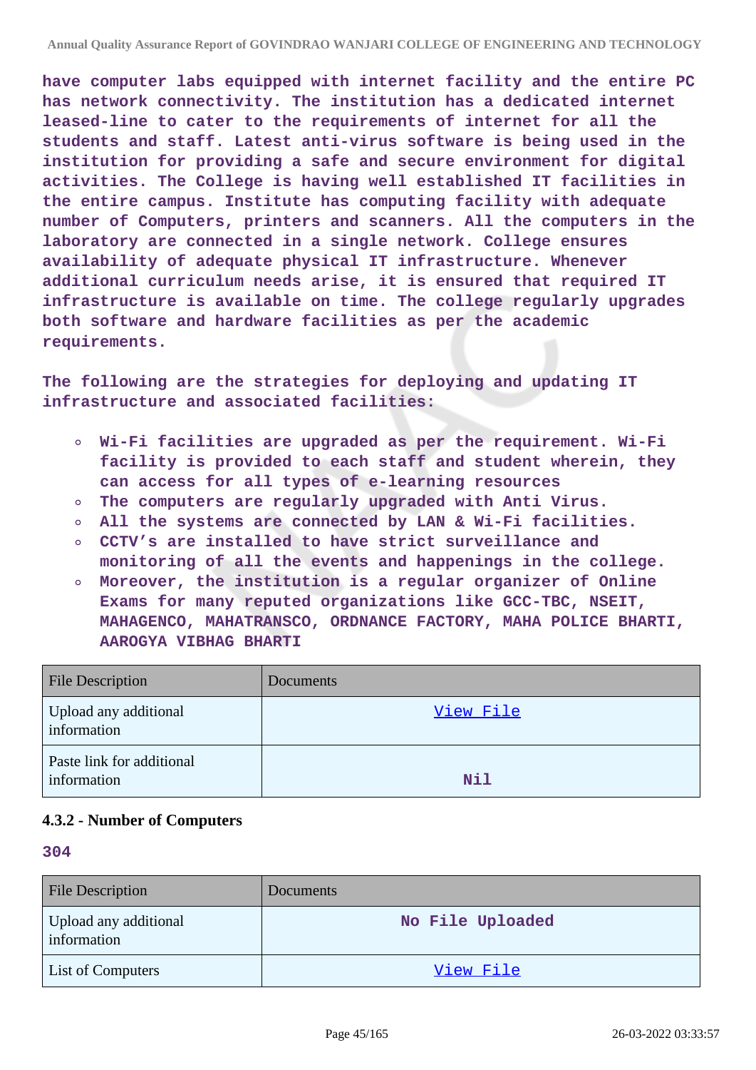**have computer labs equipped with internet facility and the entire PC has network connectivity. The institution has a dedicated internet leased-line to cater to the requirements of internet for all the students and staff. Latest anti-virus software is being used in the institution for providing a safe and secure environment for digital activities. The College is having well established IT facilities in the entire campus. Institute has computing facility with adequate number of Computers, printers and scanners. All the computers in the laboratory are connected in a single network. College ensures availability of adequate physical IT infrastructure. Whenever additional curriculum needs arise, it is ensured that required IT infrastructure is available on time. The college regularly upgrades both software and hardware facilities as per the academic requirements.**

**The following are the strategies for deploying and updating IT infrastructure and associated facilities:**

- **Wi-Fi facilities are upgraded as per the requirement. Wi-Fi facility is provided to each staff and student wherein, they can access for all types of e-learning resources**
- **The computers are regularly upgraded with Anti Virus.**
- **All the systems are connected by LAN & Wi-Fi facilities.**
- **CCTV's are installed to have strict surveillance and monitoring of all the events and happenings in the college.**
- **Moreover, the institution is a regular organizer of Online Exams for many reputed organizations like GCC-TBC, NSEIT, MAHAGENCO, MAHATRANSCO, ORDNANCE FACTORY, MAHA POLICE BHARTI, AAROGYA VIBHAG BHARTI**

| File Description | Documents |
|---|---|
| Upload any additional information | View File |
| Paste link for additional information | Nil |

### 4.3.2 - Number of Computers

**304**

| File Description | Documents |
|---|---|
| Upload any additional information | No File Uploaded |
| List of Computers | View File |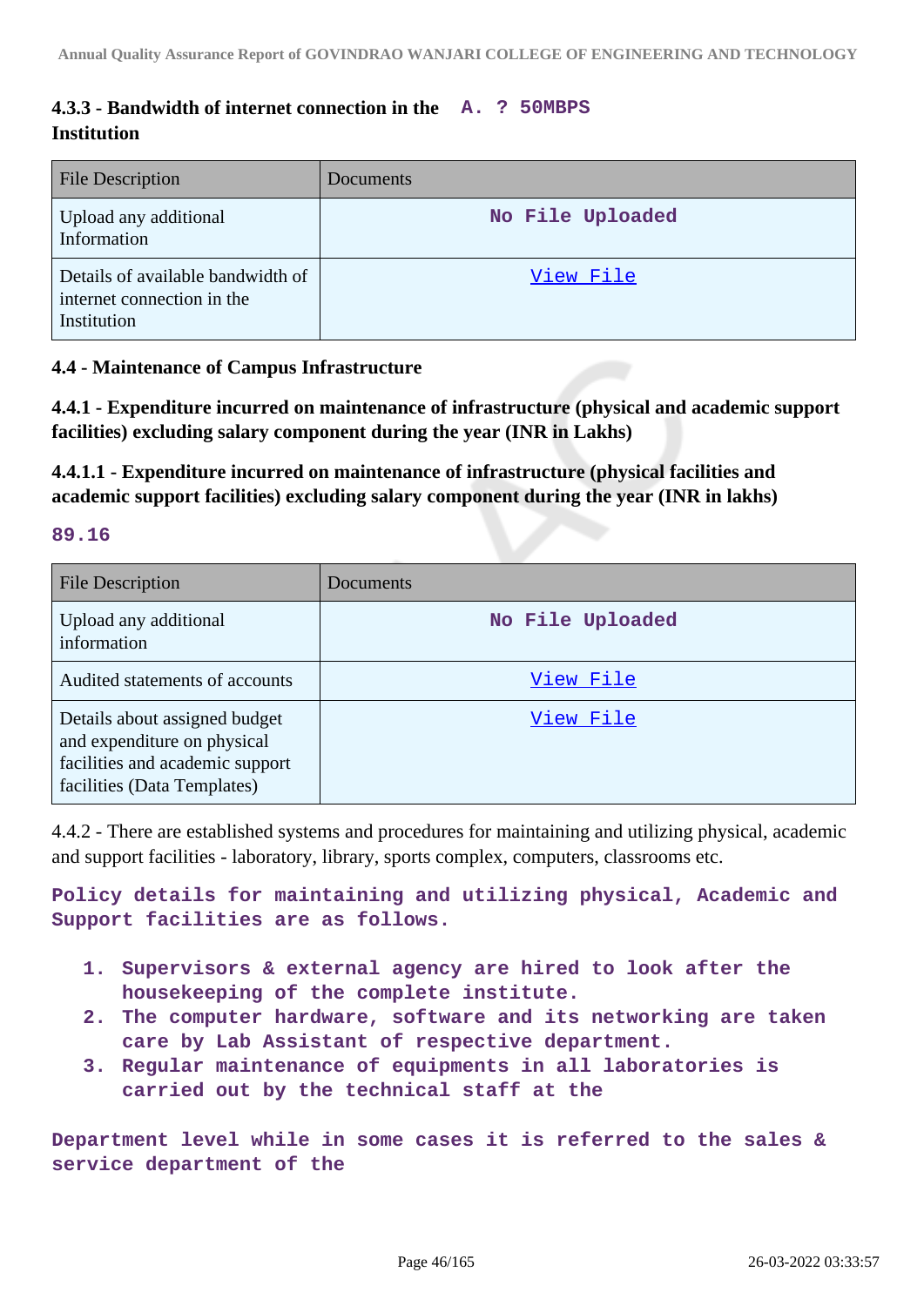**4.3.3 - Bandwidth of internet connection in the Institution** A. ? 50MBPS

| File Description | Documents |
| --- | --- |
| Upload any additional Information | No File Uploaded |
| Details of available bandwidth of internet connection in the Institution | View File |

**4.4 - Maintenance of Campus Infrastructure**

**4.4.1 - Expenditure incurred on maintenance of infrastructure (physical and academic support facilities) excluding salary component during the year (INR in Lakhs)**

**4.4.1.1 - Expenditure incurred on maintenance of infrastructure (physical facilities and academic support facilities) excluding salary component during the year (INR in lakhs)**

89.16

| File Description | Documents |
| --- | --- |
| Upload any additional information | No File Uploaded |
| Audited statements of accounts | View File |
| Details about assigned budget and expenditure on physical facilities and academic support facilities (Data Templates) | View File |

4.4.2 - There are established systems and procedures for maintaining and utilizing physical, academic and support facilities - laboratory, library, sports complex, computers, classrooms etc.

Policy details for maintaining and utilizing physical, Academic and Support facilities are as follows.

1. Supervisors & external agency are hired to look after the housekeeping of the complete institute.
2. The computer hardware, software and its networking are taken care by Lab Assistant of respective department.
3. Regular maintenance of equipments in all laboratories is carried out by the technical staff at the

Department level while in some cases it is referred to the sales & service department of the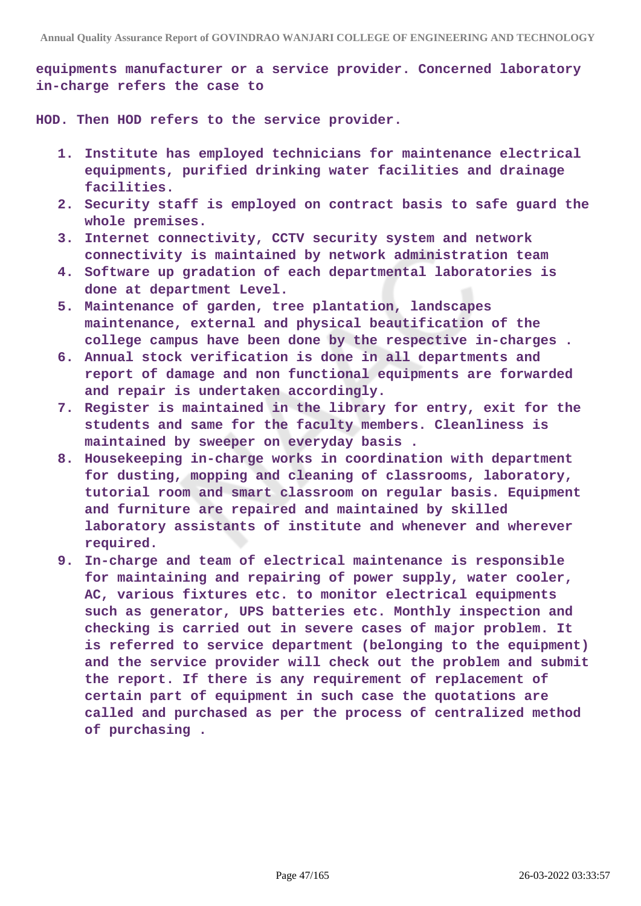**equipments manufacturer or a service provider. Concerned laboratory in-charge refers the case to**

**HOD. Then HOD refers to the service provider.**

1. **Institute has employed technicians for maintenance electrical equipments, purified drinking water facilities and drainage facilities.**
2. **Security staff is employed on contract basis to safe guard the whole premises.**
3. **Internet connectivity, CCTV security system and network connectivity is maintained by network administration team**
4. **Software up gradation of each departmental laboratories is done at department Level.**
5. **Maintenance of garden, tree plantation, landscapes maintenance, external and physical beautification of the college campus have been done by the respective in-charges .**
6. **Annual stock verification is done in all departments and report of damage and non functional equipments are forwarded and repair is undertaken accordingly.**
7. **Register is maintained in the library for entry, exit for the students and same for the faculty members. Cleanliness is maintained by sweeper on everyday basis .**
8. **Housekeeping in-charge works in coordination with department for dusting, mopping and cleaning of classrooms, laboratory, tutorial room and smart classroom on regular basis. Equipment and furniture are repaired and maintained by skilled laboratory assistants of institute and whenever and wherever required.**
9. **In-charge and team of electrical maintenance is responsible for maintaining and repairing of power supply, water cooler, AC, various fixtures etc. to monitor electrical equipments such as generator, UPS batteries etc. Monthly inspection and checking is carried out in severe cases of major problem. It is referred to service department (belonging to the equipment) and the service provider will check out the problem and submit the report. If there is any requirement of replacement of certain part of equipment in such case the quotations are called and purchased as per the process of centralized method of purchasing .**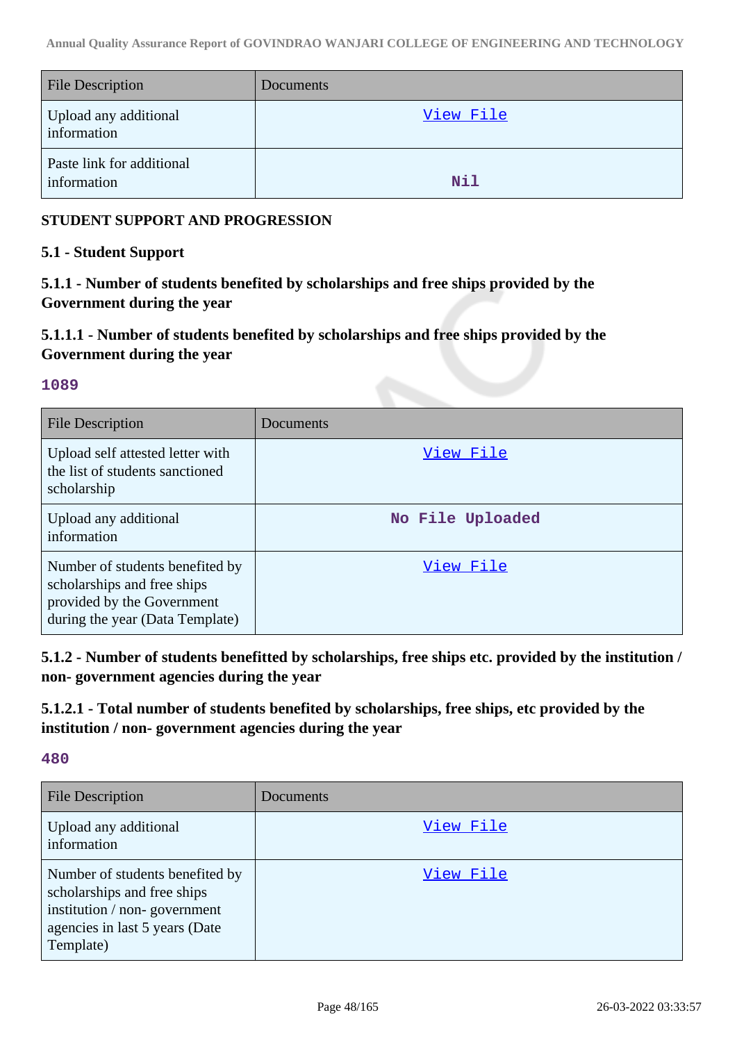| File Description | Documents |
| --- | --- |
| Upload any additional information | View File |
| Paste link for additional information | Nil |

**STUDENT SUPPORT AND PROGRESSION**

### 5.1 - Student Support

### 5.1.1 - Number of students benefited by scholarships and free ships provided by the Government during the year

### 5.1.1.1 - Number of students benefited by scholarships and free ships provided by the Government during the year

**1089**

| File Description | Documents |
| --- | --- |
| Upload self attested letter with the list of students sanctioned scholarship | View File |
| Upload any additional information | No File Uploaded |
| Number of students benefited by scholarships and free ships provided by the Government during the year (Data Template) | View File |

### 5.1.2 - Number of students benefitted by scholarships, free ships etc. provided by the institution / non- government agencies during the year

### 5.1.2.1 - Total number of students benefited by scholarships, free ships, etc provided by the institution / non- government agencies during the year

**480**

| File Description | Documents |
| --- | --- |
| Upload any additional information | View File |
| Number of students benefited by scholarships and free ships institution / non- government agencies in last 5 years (Date Template) | View File |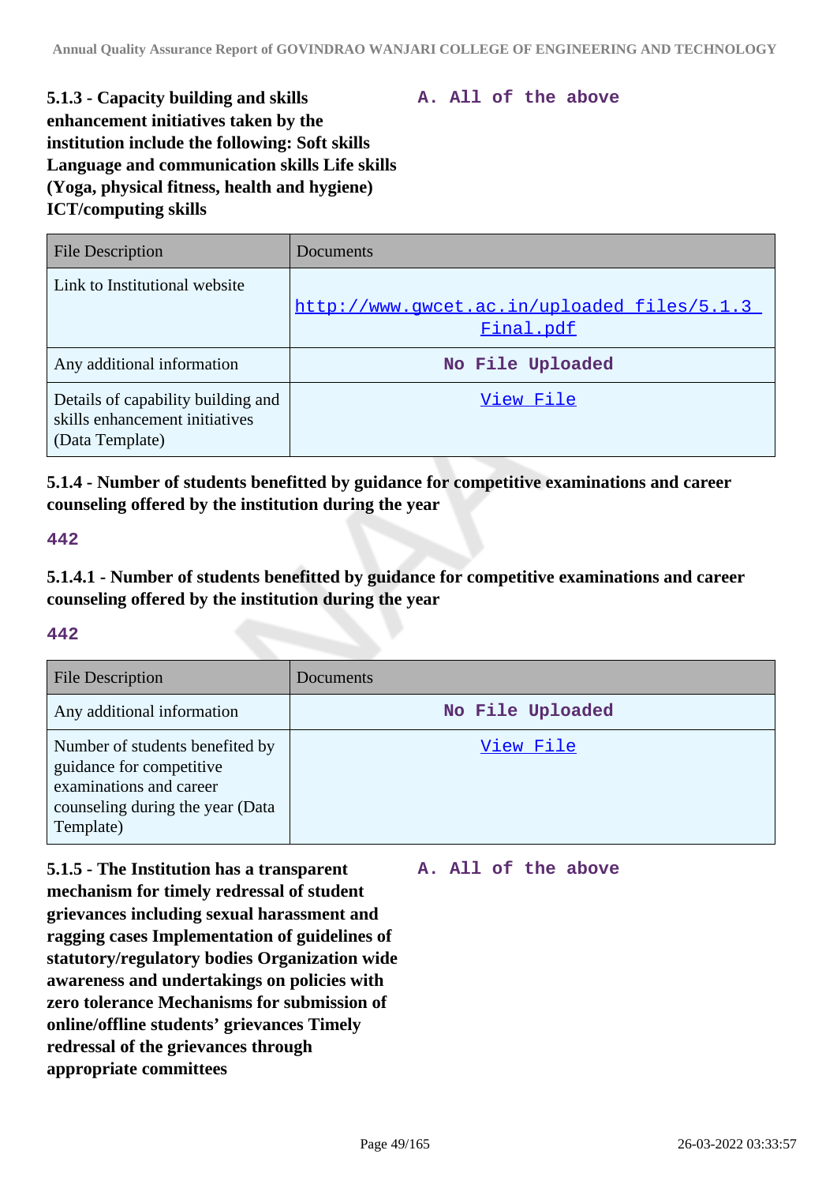**5.1.3 - Capacity building and skills enhancement initiatives taken by the institution include the following: Soft skills Language and communication skills Life skills (Yoga, physical fitness, health and hygiene) ICT/computing skills**

A. All of the above

| File Description | Documents |
|---|---|
| Link to Institutional website | http://www.gwcet.ac.in/uploaded_files/5.1.3_Final.pdf |
| Any additional information | No File Uploaded |
| Details of capability building and skills enhancement initiatives (Data Template) | View File |

**5.1.4 - Number of students benefitted by guidance for competitive examinations and career counseling offered by the institution during the year**

442

**5.1.4.1 - Number of students benefitted by guidance for competitive examinations and career counseling offered by the institution during the year**

442

| File Description | Documents |
|---|---|
| Any additional information | No File Uploaded |
| Number of students benefited by guidance for competitive examinations and career counseling during the year (Data Template) | View File |

**5.1.5 - The Institution has a transparent mechanism for timely redressal of student grievances including sexual harassment and ragging cases Implementation of guidelines of statutory/regulatory bodies Organization wide awareness and undertakings on policies with zero tolerance Mechanisms for submission of online/offline students' grievances Timely redressal of the grievances through appropriate committees**

A. All of the above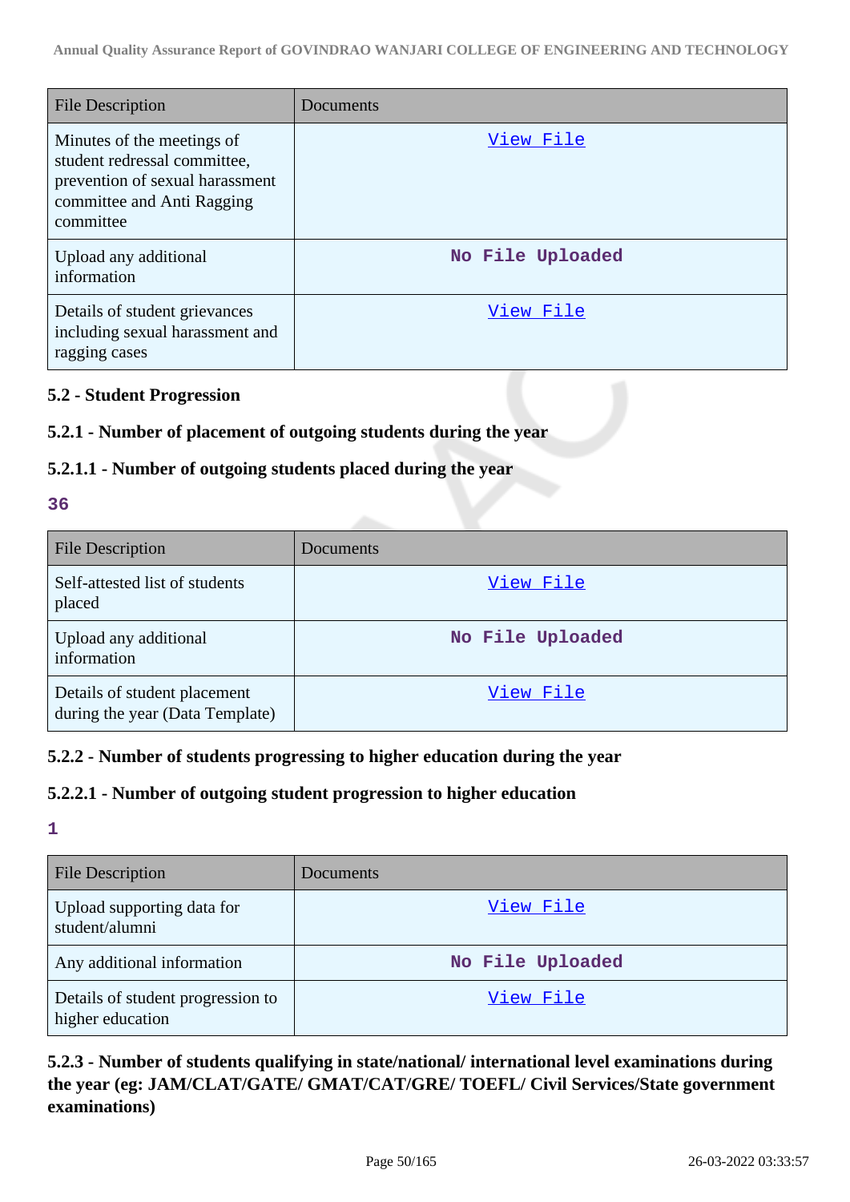| File Description | Documents |
|---|---|
| Minutes of the meetings of student redressal committee, prevention of sexual harassment committee and Anti Ragging committee | View File |
| Upload any additional information | No File Uploaded |
| Details of student grievances including sexual harassment and ragging cases | View File |

### 5.2 - Student Progression

### 5.2.1 - Number of placement of outgoing students during the year

### 5.2.1.1 - Number of outgoing students placed during the year

**36**

| File Description | Documents |
|---|---|
| Self-attested list of students placed | View File |
| Upload any additional information | No File Uploaded |
| Details of student placement during the year (Data Template) | View File |

### 5.2.2 - Number of students progressing to higher education during the year

### 5.2.2.1 - Number of outgoing student progression to higher education

**1**

| File Description | Documents |
|---|---|
| Upload supporting data for student/alumni | View File |
| Any additional information | No File Uploaded |
| Details of student progression to higher education | View File |

### 5.2.3 - Number of students qualifying in state/national/ international level examinations during the year (eg: JAM/CLAT/GATE/ GMAT/CAT/GRE/ TOEFL/ Civil Services/State government examinations)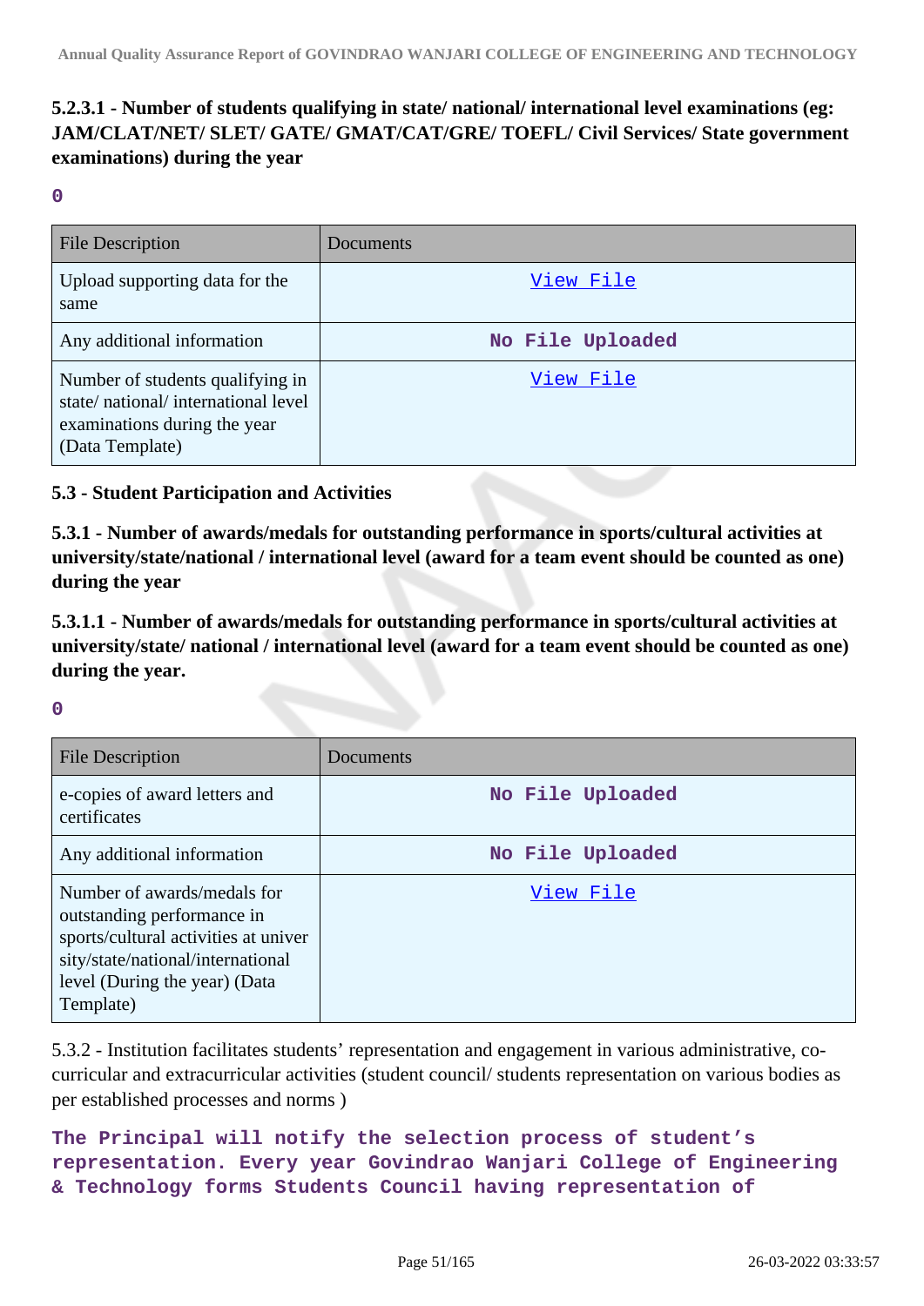**5.2.3.1 - Number of students qualifying in state/ national/ international level examinations (eg: JAM/CLAT/NET/ SLET/ GATE/ GMAT/CAT/GRE/ TOEFL/ Civil Services/ State government examinations) during the year**

0

| File Description | Documents |
|---|---|
| Upload supporting data for the same | View File |
| Any additional information | No File Uploaded |
| Number of students qualifying in state/ national/ international level examinations during the year (Data Template) | View File |

**5.3 - Student Participation and Activities**

**5.3.1 - Number of awards/medals for outstanding performance in sports/cultural activities at university/state/national / international level (award for a team event should be counted as one) during the year**

**5.3.1.1 - Number of awards/medals for outstanding performance in sports/cultural activities at university/state/ national / international level (award for a team event should be counted as one) during the year.**

0

| File Description | Documents |
|---|---|
| e-copies of award letters and certificates | No File Uploaded |
| Any additional information | No File Uploaded |
| Number of awards/medals for outstanding performance in sports/cultural activities at university/state/national/international level (During the year) (Data Template) | View File |

5.3.2 - Institution facilitates students' representation and engagement in various administrative, co-curricular and extracurricular activities (student council/ students representation on various bodies as per established processes and norms )

The Principal will notify the selection process of student's representation. Every year Govindrao Wanjari College of Engineering & Technology forms Students Council having representation of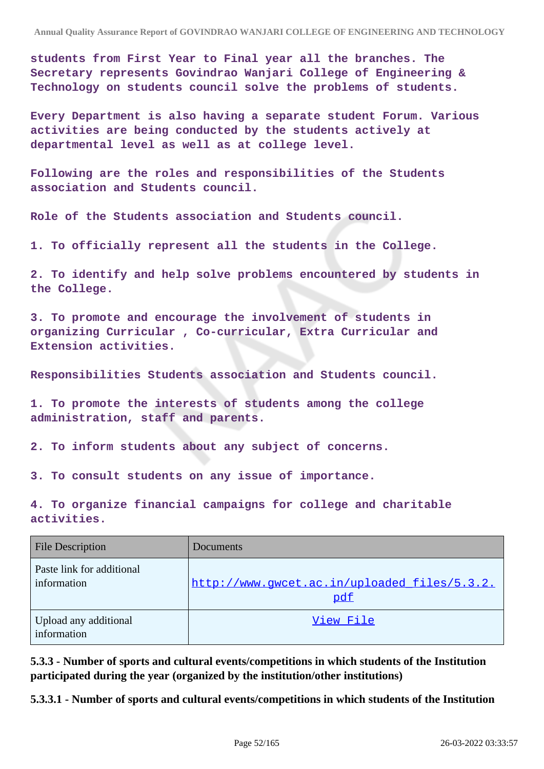students from First Year to Final year all the branches. The Secretary represents Govindrao Wanjari College of Engineering & Technology on students council solve the problems of students.

Every Department is also having a separate student Forum. Various activities are being conducted by the students actively at departmental level as well as at college level.

Following are the roles and responsibilities of the Students association and Students council.

Role of the Students association and Students council.

1. To officially represent all the students in the College.

2. To identify and help solve problems encountered by students in the College.

3. To promote and encourage the involvement of students in organizing Curricular , Co-curricular, Extra Curricular and Extension activities.

Responsibilities Students association and Students council.

1. To promote the interests of students among the college administration, staff and parents.

2. To inform students about any subject of concerns.

3. To consult students on any issue of importance.

4. To organize financial campaigns for college and charitable activities.

| File Description | Documents |
| --- | --- |
| Paste link for additional information | http://www.gwcet.ac.in/uploaded_files/5.3.2.pdf |
| Upload any additional information | View File |

**5.3.3 - Number of sports and cultural events/competitions in which students of the Institution participated during the year (organized by the institution/other institutions)**

**5.3.3.1 - Number of sports and cultural events/competitions in which students of the Institution**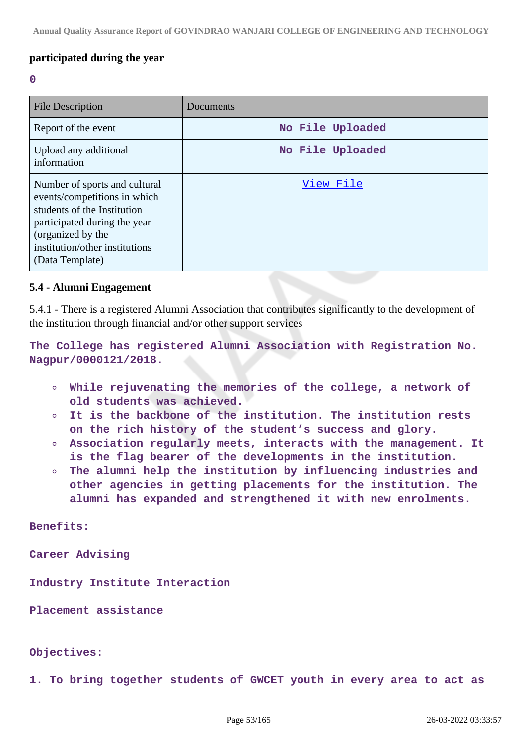**participated during the year**

**0**

| File Description | Documents |
|---|---|
| Report of the event | **No File Uploaded** |
| Upload any additional information | **No File Uploaded** |
| Number of sports and cultural events/competitions in which students of the Institution participated during the year (organized by the institution/other institutions (Data Template) | [View File]() |

### 5.4 - Alumni Engagement

5.4.1 - There is a registered Alumni Association that contributes significantly to the development of the institution through financial and/or other support services

**The College has registered Alumni Association with Registration No. Nagpur/0000121/2018.**

- **While rejuvenating the memories of the college, a network of old students was achieved.**
- **It is the backbone of the institution. The institution rests on the rich history of the student's success and glory.**
- **Association regularly meets, interacts with the management. It is the flag bearer of the developments in the institution.**
- **The alumni help the institution by influencing industries and other agencies in getting placements for the institution. The alumni has expanded and strengthened it with new enrolments.**

**Benefits:**

**Career Advising**

**Industry Institute Interaction**

**Placement assistance**

**Objectives:**

**1. To bring together students of GWCET youth in every area to act as**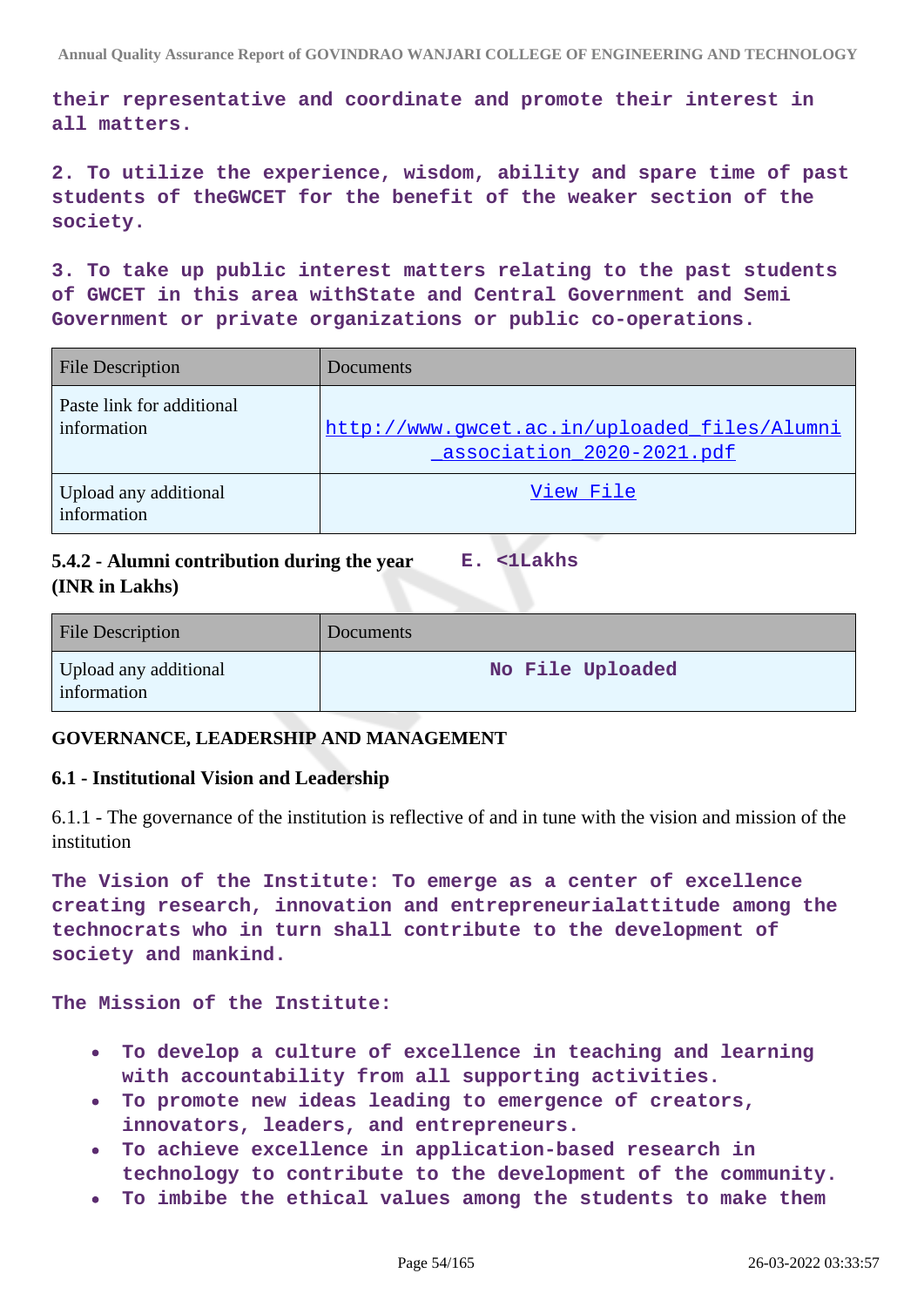their representative and coordinate and promote their interest in all matters.

2. To utilize the experience, wisdom, ability and spare time of past students of theGWCET for the benefit of the weaker section of the society.

3. To take up public interest matters relating to the past students of GWCET in this area withState and Central Government and Semi Government or private organizations or public co-operations.

| File Description | Documents |
|---|---|
| Paste link for additional information | http://www.gwcet.ac.in/uploaded_files/Alumni_association_2020-2021.pdf |
| Upload any additional information | View File |

**5.4.2 - Alumni contribution during the year (INR in Lakhs)** E. <1Lakhs

| File Description | Documents |
|---|---|
| Upload any additional information | No File Uploaded |

**GOVERNANCE, LEADERSHIP AND MANAGEMENT**

**6.1 - Institutional Vision and Leadership**

6.1.1 - The governance of the institution is reflective of and in tune with the vision and mission of the institution

The Vision of the Institute: To emerge as a center of excellence creating research, innovation and entrepreneurialattitude among the technocrats who in turn shall contribute to the development of society and mankind.

The Mission of the Institute:

- To develop a culture of excellence in teaching and learning with accountability from all supporting activities.
- To promote new ideas leading to emergence of creators, innovators, leaders, and entrepreneurs.
- To achieve excellence in application-based research in technology to contribute to the development of the community.
- To imbibe the ethical values among the students to make them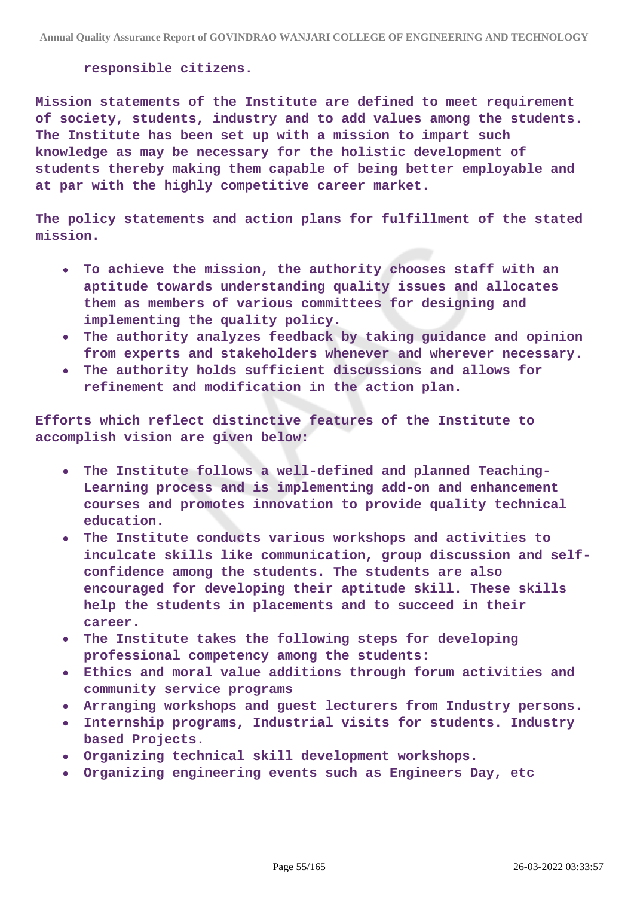responsible citizens.

Mission statements of the Institute are defined to meet requirement of society, students, industry and to add values among the students. The Institute has been set up with a mission to impart such knowledge as may be necessary for the holistic development of students thereby making them capable of being better employable and at par with the highly competitive career market.

The policy statements and action plans for fulfillment of the stated mission.

- To achieve the mission, the authority chooses staff with an aptitude towards understanding quality issues and allocates them as members of various committees for designing and implementing the quality policy.
- The authority analyzes feedback by taking guidance and opinion from experts and stakeholders whenever and wherever necessary.
- The authority holds sufficient discussions and allows for refinement and modification in the action plan.

Efforts which reflect distinctive features of the Institute to accomplish vision are given below:

- The Institute follows a well-defined and planned Teaching-Learning process and is implementing add-on and enhancement courses and promotes innovation to provide quality technical education.
- The Institute conducts various workshops and activities to inculcate skills like communication, group discussion and self-confidence among the students. The students are also encouraged for developing their aptitude skill. These skills help the students in placements and to succeed in their career.
- The Institute takes the following steps for developing professional competency among the students:
- Ethics and moral value additions through forum activities and community service programs
- Arranging workshops and guest lecturers from Industry persons.
- Internship programs, Industrial visits for students. Industry based Projects.
- Organizing technical skill development workshops.
- Organizing engineering events such as Engineers Day, etc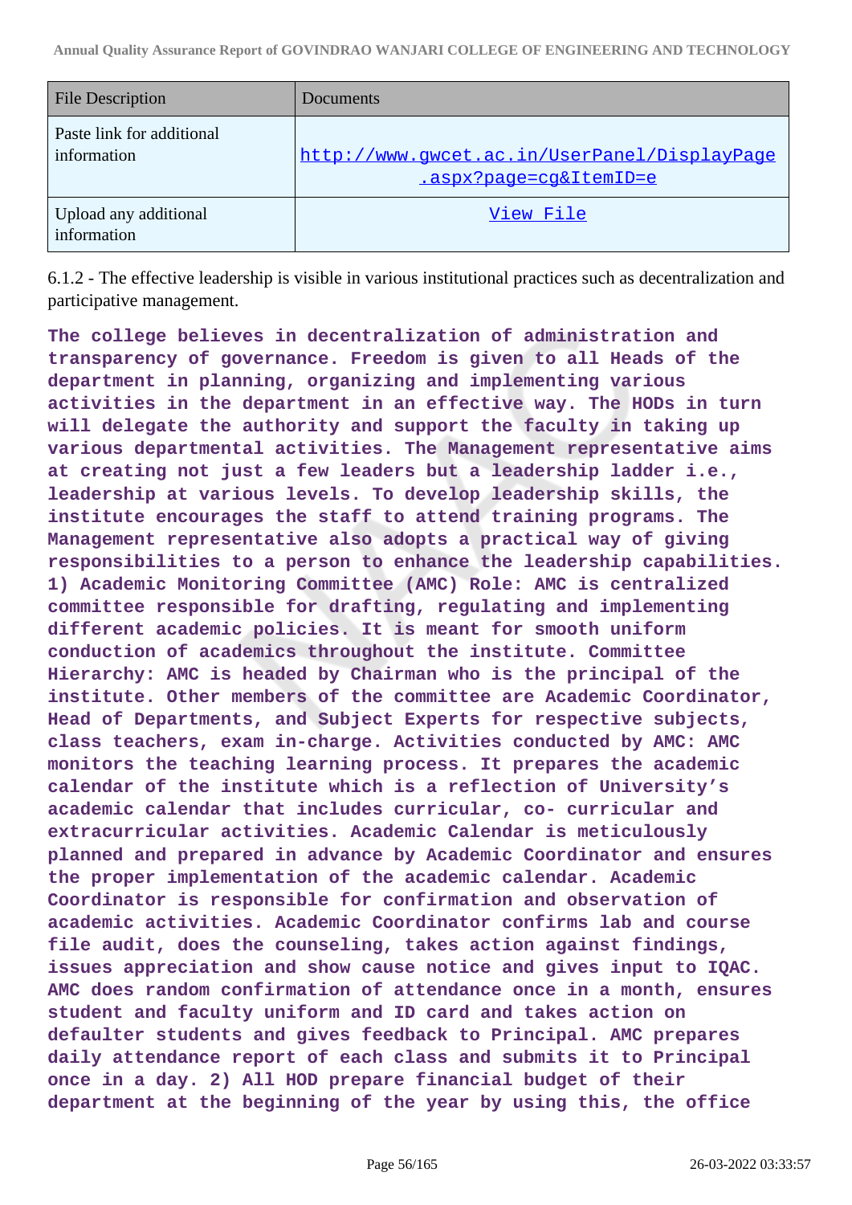| File Description | Documents |
|---|---|
| Paste link for additional information | http://www.gwcet.ac.in/UserPanel/DisplayPage.aspx?page=cg&ItemID=e |
| Upload any additional information | View File |

6.1.2 - The effective leadership is visible in various institutional practices such as decentralization and participative management.

**The college believes in decentralization of administration and transparency of governance. Freedom is given to all Heads of the department in planning, organizing and implementing various activities in the department in an effective way. The HODs in turn will delegate the authority and support the faculty in taking up various departmental activities. The Management representative aims at creating not just a few leaders but a leadership ladder i.e., leadership at various levels. To develop leadership skills, the institute encourages the staff to attend training programs. The Management representative also adopts a practical way of giving responsibilities to a person to enhance the leadership capabilities. 1) Academic Monitoring Committee (AMC) Role: AMC is centralized committee responsible for drafting, regulating and implementing different academic policies. It is meant for smooth uniform conduction of academics throughout the institute. Committee Hierarchy: AMC is headed by Chairman who is the principal of the institute. Other members of the committee are Academic Coordinator, Head of Departments, and Subject Experts for respective subjects, class teachers, exam in-charge. Activities conducted by AMC: AMC monitors the teaching learning process. It prepares the academic calendar of the institute which is a reflection of University's academic calendar that includes curricular, co- curricular and extracurricular activities. Academic Calendar is meticulously planned and prepared in advance by Academic Coordinator and ensures the proper implementation of the academic calendar. Academic Coordinator is responsible for confirmation and observation of academic activities. Academic Coordinator confirms lab and course file audit, does the counseling, takes action against findings, issues appreciation and show cause notice and gives input to IQAC. AMC does random confirmation of attendance once in a month, ensures student and faculty uniform and ID card and takes action on defaulter students and gives feedback to Principal. AMC prepares daily attendance report of each class and submits it to Principal once in a day. 2) All HOD prepare financial budget of their department at the beginning of the year by using this, the office**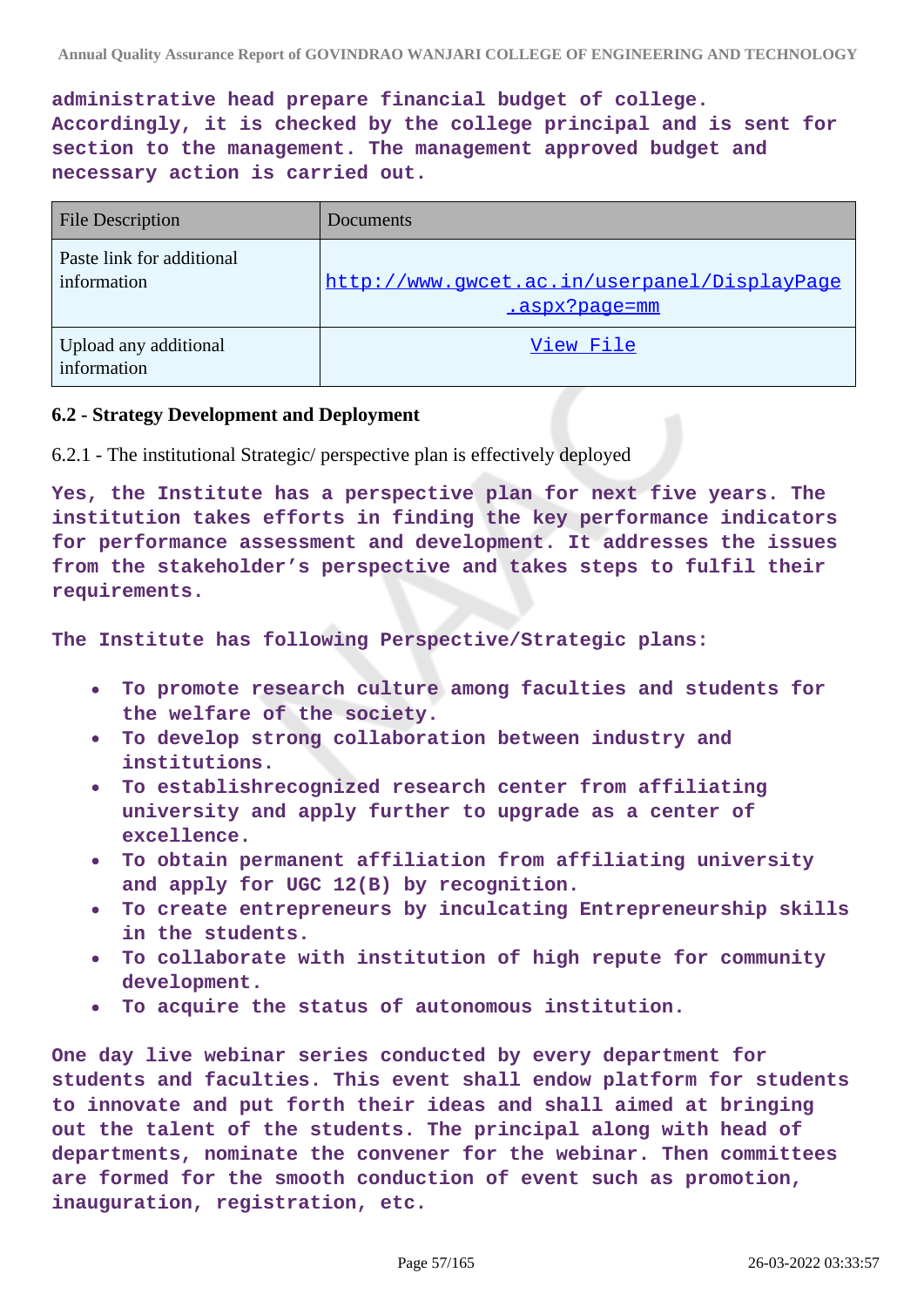administrative head prepare financial budget of college. Accordingly, it is checked by the college principal and is sent for section to the management. The management approved budget and necessary action is carried out.

| File Description | Documents |
|---|---|
| Paste link for additional information | http://www.gwcet.ac.in/userpanel/DisplayPage.aspx?page=mm |
| Upload any additional information | View File |

**6.2 - Strategy Development and Deployment**

6.2.1 - The institutional Strategic/ perspective plan is effectively deployed

Yes, the Institute has a perspective plan for next five years. The institution takes efforts in finding the key performance indicators for performance assessment and development. It addresses the issues from the stakeholder's perspective and takes steps to fulfil their requirements.

The Institute has following Perspective/Strategic plans:

- To promote research culture among faculties and students for the welfare of the society.
- To develop strong collaboration between industry and institutions.
- To establishrecognized research center from affiliating university and apply further to upgrade as a center of excellence.
- To obtain permanent affiliation from affiliating university and apply for UGC 12(B) by recognition.
- To create entrepreneurs by inculcating Entrepreneurship skills in the students.
- To collaborate with institution of high repute for community development.
- To acquire the status of autonomous institution.

One day live webinar series conducted by every department for students and faculties. This event shall endow platform for students to innovate and put forth their ideas and shall aimed at bringing out the talent of the students. The principal along with head of departments, nominate the convener for the webinar. Then committees are formed for the smooth conduction of event such as promotion, inauguration, registration, etc.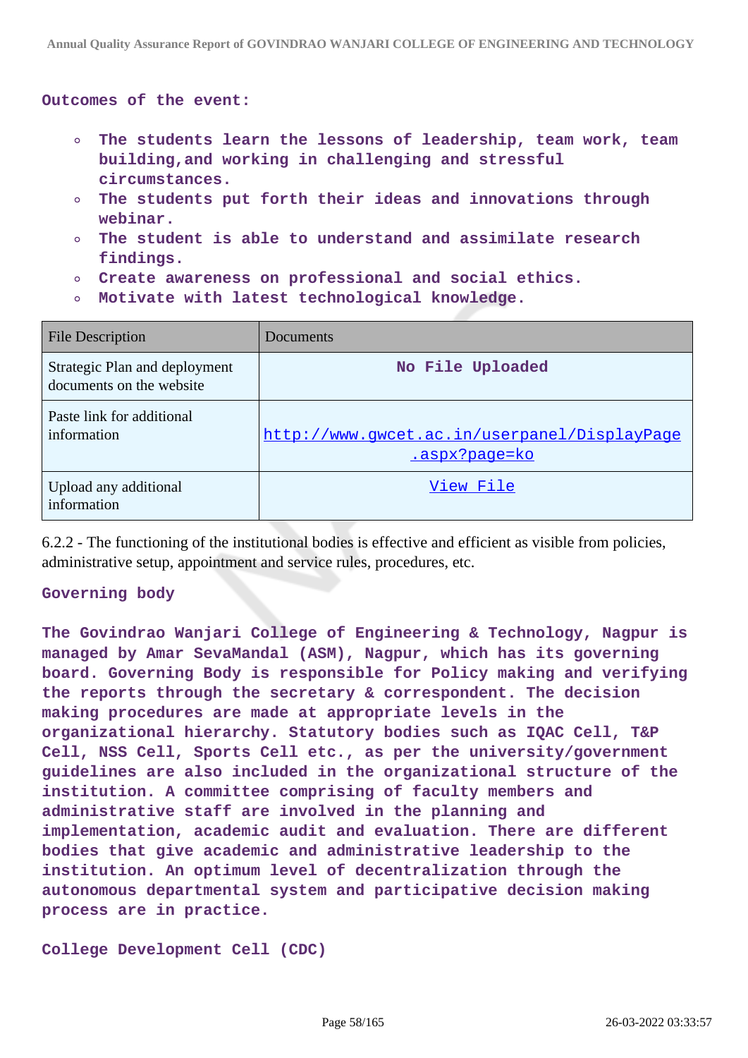**Outcomes of the event:**

- **The students learn the lessons of leadership, team work, team building,and working in challenging and stressful circumstances.**
- **The students put forth their ideas and innovations through webinar.**
- **The student is able to understand and assimilate research findings.**
- **Create awareness on professional and social ethics.**
- **Motivate with latest technological knowledge.**

| File Description | Documents |
|---|---|
| Strategic Plan and deployment documents on the website | No File Uploaded |
| Paste link for additional information | http://www.gwcet.ac.in/userpanel/DisplayPage.aspx?page=ko |
| Upload any additional information | View File |

6.2.2 - The functioning of the institutional bodies is effective and efficient as visible from policies, administrative setup, appointment and service rules, procedures, etc.

**Governing body**

**The Govindrao Wanjari College of Engineering & Technology, Nagpur is managed by Amar SevaMandal (ASM), Nagpur, which has its governing board. Governing Body is responsible for Policy making and verifying the reports through the secretary & correspondent. The decision making procedures are made at appropriate levels in the organizational hierarchy. Statutory bodies such as IQAC Cell, T&P Cell, NSS Cell, Sports Cell etc., as per the university/government guidelines are also included in the organizational structure of the institution. A committee comprising of faculty members and administrative staff are involved in the planning and implementation, academic audit and evaluation. There are different bodies that give academic and administrative leadership to the institution. An optimum level of decentralization through the autonomous departmental system and participative decision making process are in practice.**

**College Development Cell (CDC)**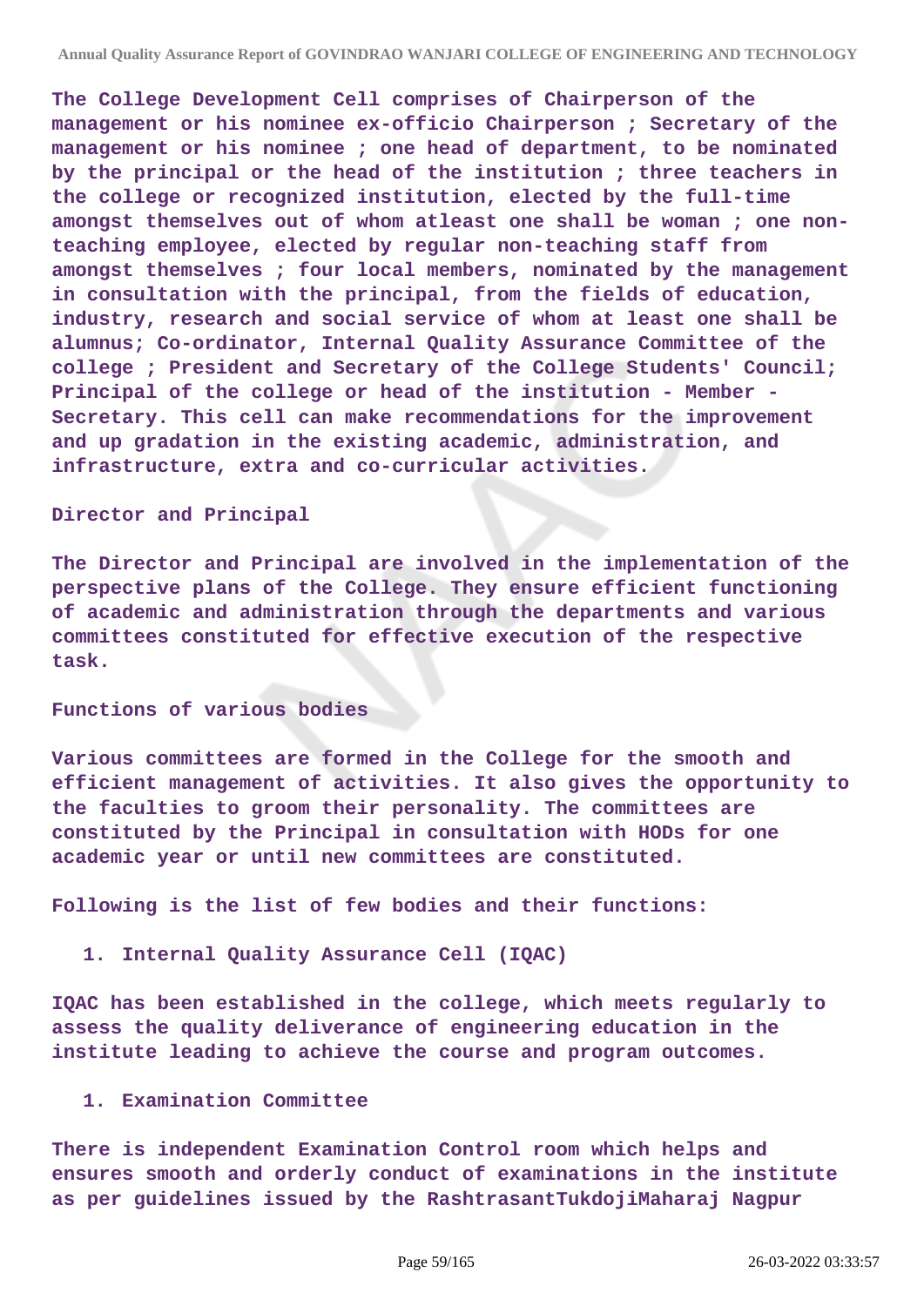The College Development Cell comprises of Chairperson of the management or his nominee ex-officio Chairperson ; Secretary of the management or his nominee ; one head of department, to be nominated by the principal or the head of the institution ; three teachers in the college or recognized institution, elected by the full-time amongst themselves out of whom atleast one shall be woman ; one non-teaching employee, elected by regular non-teaching staff from amongst themselves ; four local members, nominated by the management in consultation with the principal, from the fields of education, industry, research and social service of whom at least one shall be alumnus; Co-ordinator, Internal Quality Assurance Committee of the college ; President and Secretary of the College Students' Council; Principal of the college or head of the institution - Member - Secretary. This cell can make recommendations for the improvement and up gradation in the existing academic, administration, and infrastructure, extra and co-curricular activities.

Director and Principal

The Director and Principal are involved in the implementation of the perspective plans of the College. They ensure efficient functioning of academic and administration through the departments and various committees constituted for effective execution of the respective task.

Functions of various bodies

Various committees are formed in the College for the smooth and efficient management of activities. It also gives the opportunity to the faculties to groom their personality. The committees are constituted by the Principal in consultation with HODs for one academic year or until new committees are constituted.

Following is the list of few bodies and their functions:

1. Internal Quality Assurance Cell (IQAC)

IQAC has been established in the college, which meets regularly to assess the quality deliverance of engineering education in the institute leading to achieve the course and program outcomes.

1. Examination Committee

There is independent Examination Control room which helps and ensures smooth and orderly conduct of examinations in the institute as per guidelines issued by the RashtrasantTukdojiMaharaj Nagpur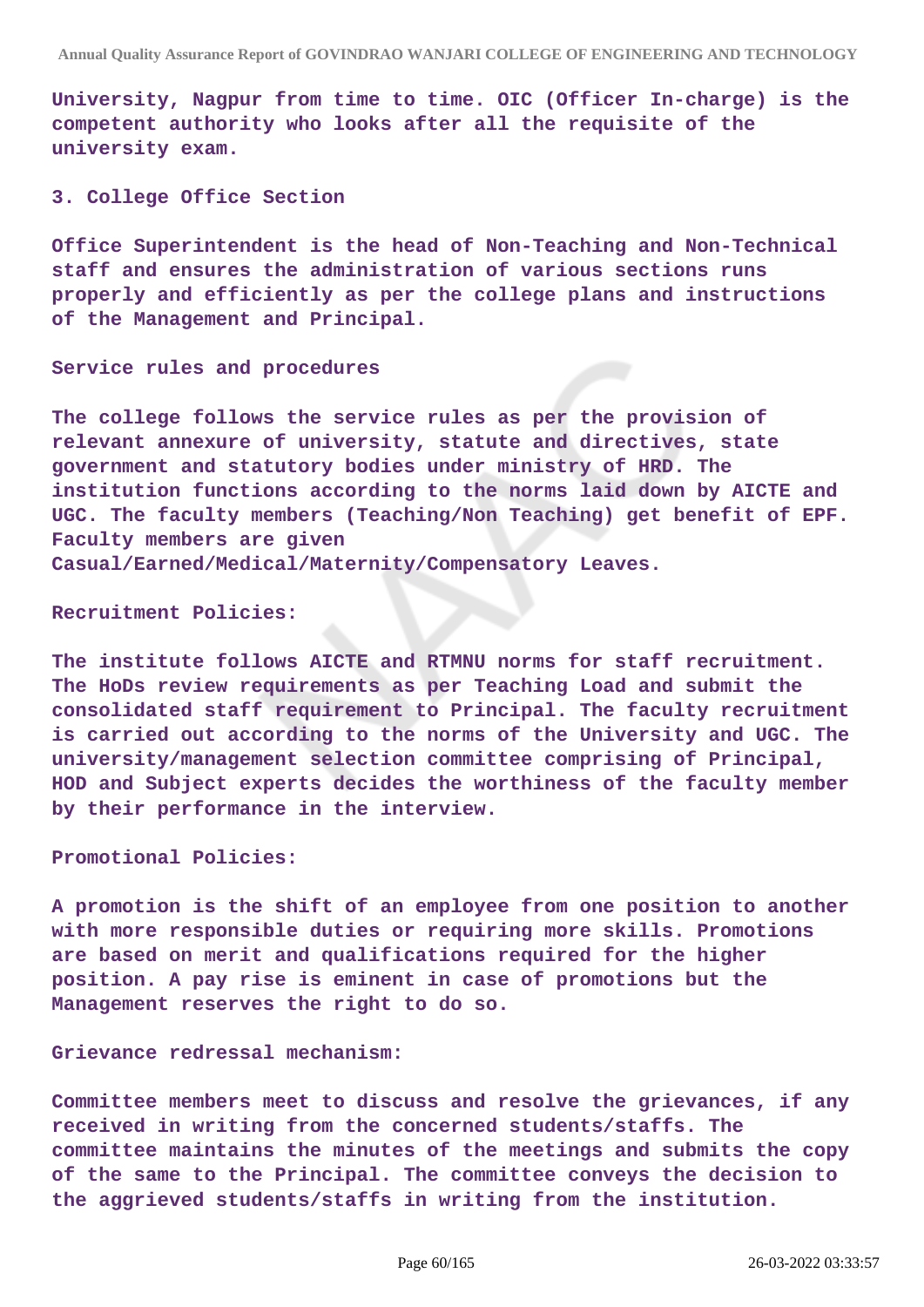University, Nagpur from time to time. OIC (Officer In-charge) is the competent authority who looks after all the requisite of the university exam.

3. College Office Section

Office Superintendent is the head of Non-Teaching and Non-Technical staff and ensures the administration of various sections runs properly and efficiently as per the college plans and instructions of the Management and Principal.

Service rules and procedures

The college follows the service rules as per the provision of relevant annexure of university, statute and directives, state government and statutory bodies under ministry of HRD. The institution functions according to the norms laid down by AICTE and UGC. The faculty members (Teaching/Non Teaching) get benefit of EPF. Faculty members are given Casual/Earned/Medical/Maternity/Compensatory Leaves.

Recruitment Policies:

The institute follows AICTE and RTMNU norms for staff recruitment. The HoDs review requirements as per Teaching Load and submit the consolidated staff requirement to Principal. The faculty recruitment is carried out according to the norms of the University and UGC. The university/management selection committee comprising of Principal, HOD and Subject experts decides the worthiness of the faculty member by their performance in the interview.

Promotional Policies:

A promotion is the shift of an employee from one position to another with more responsible duties or requiring more skills. Promotions are based on merit and qualifications required for the higher position. A pay rise is eminent in case of promotions but the Management reserves the right to do so.

Grievance redressal mechanism:

Committee members meet to discuss and resolve the grievances, if any received in writing from the concerned students/staffs. The committee maintains the minutes of the meetings and submits the copy of the same to the Principal. The committee conveys the decision to the aggrieved students/staffs in writing from the institution.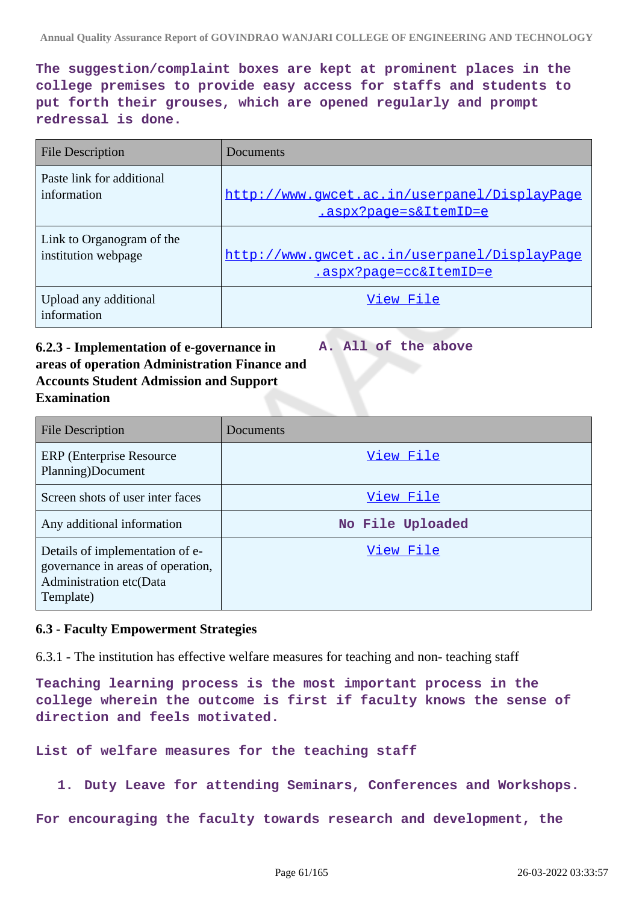**The suggestion/complaint boxes are kept at prominent places in the college premises to provide easy access for staffs and students to put forth their grouses, which are opened regularly and prompt redressal is done.**

| File Description | Documents |
|---|---|
| Paste link for additional information | http://www.gwcet.ac.in/userpanel/DisplayPage.aspx?page=s&ItemID=e |
| Link to Organogram of the institution webpage | http://www.gwcet.ac.in/userpanel/DisplayPage.aspx?page=cc&ItemID=e |
| Upload any additional information | View File |

**6.2.3 - Implementation of e-governance in areas of operation Administration Finance and Accounts Student Admission and Support Examination**

**A. All of the above**

| File Description | Documents |
|---|---|
| ERP (Enterprise Resource Planning)Document | View File |
| Screen shots of user inter faces | View File |
| Any additional information | No File Uploaded |
| Details of implementation of e-governance in areas of operation, Administration etc(Data Template) | View File |

**6.3 - Faculty Empowerment Strategies**

6.3.1 - The institution has effective welfare measures for teaching and non- teaching staff

**Teaching learning process is the most important process in the college wherein the outcome is first if faculty knows the sense of direction and feels motivated.**

**List of welfare measures for the teaching staff**

1. **Duty Leave for attending Seminars, Conferences and Workshops.**

**For encouraging the faculty towards research and development, the**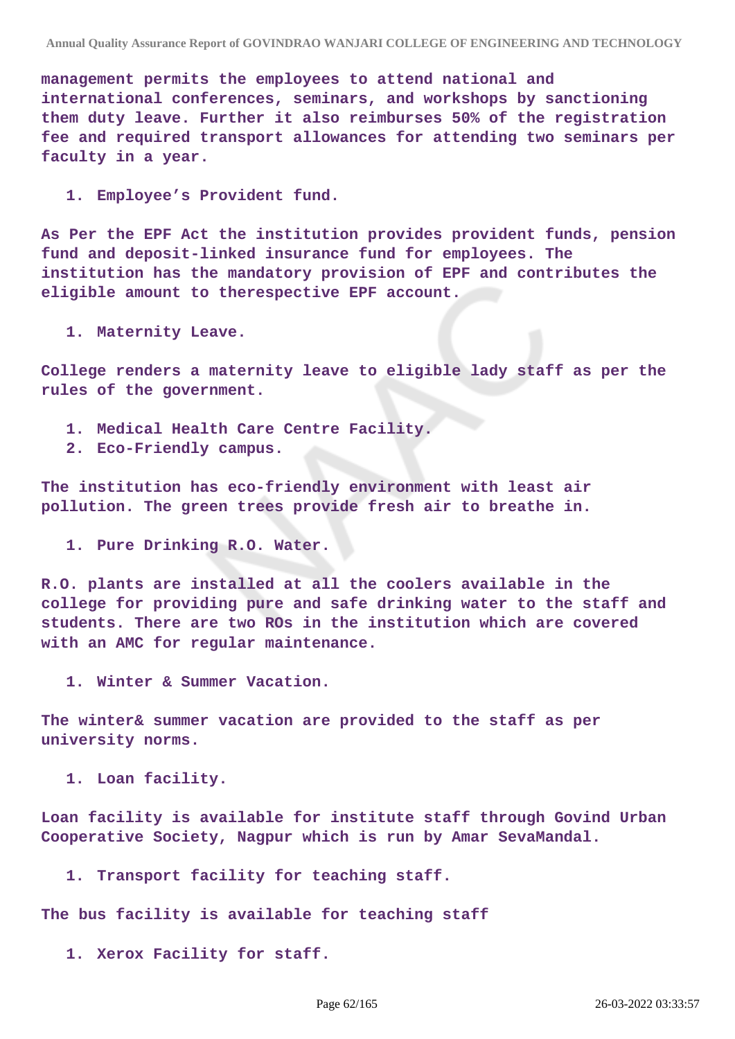management permits the employees to attend national and international conferences, seminars, and workshops by sanctioning them duty leave. Further it also reimburses 50% of the registration fee and required transport allowances for attending two seminars per faculty in a year.

1. Employee’s Provident fund.

As Per the EPF Act the institution provides provident funds, pension fund and deposit-linked insurance fund for employees. The institution has the mandatory provision of EPF and contributes the eligible amount to therespective EPF account.

1. Maternity Leave.

College renders a maternity leave to eligible lady staff as per the rules of the government.

1. Medical Health Care Centre Facility.
2. Eco-Friendly campus.

The institution has eco-friendly environment with least air pollution. The green trees provide fresh air to breathe in.

1. Pure Drinking R.O. Water.

R.O. plants are installed at all the coolers available in the college for providing pure and safe drinking water to the staff and students. There are two ROs in the institution which are covered with an AMC for regular maintenance.

1. Winter & Summer Vacation.

The winter& summer vacation are provided to the staff as per university norms.

1. Loan facility.

Loan facility is available for institute staff through Govind Urban Cooperative Society, Nagpur which is run by Amar SevaMandal.

1. Transport facility for teaching staff.

The bus facility is available for teaching staff

1. Xerox Facility for staff.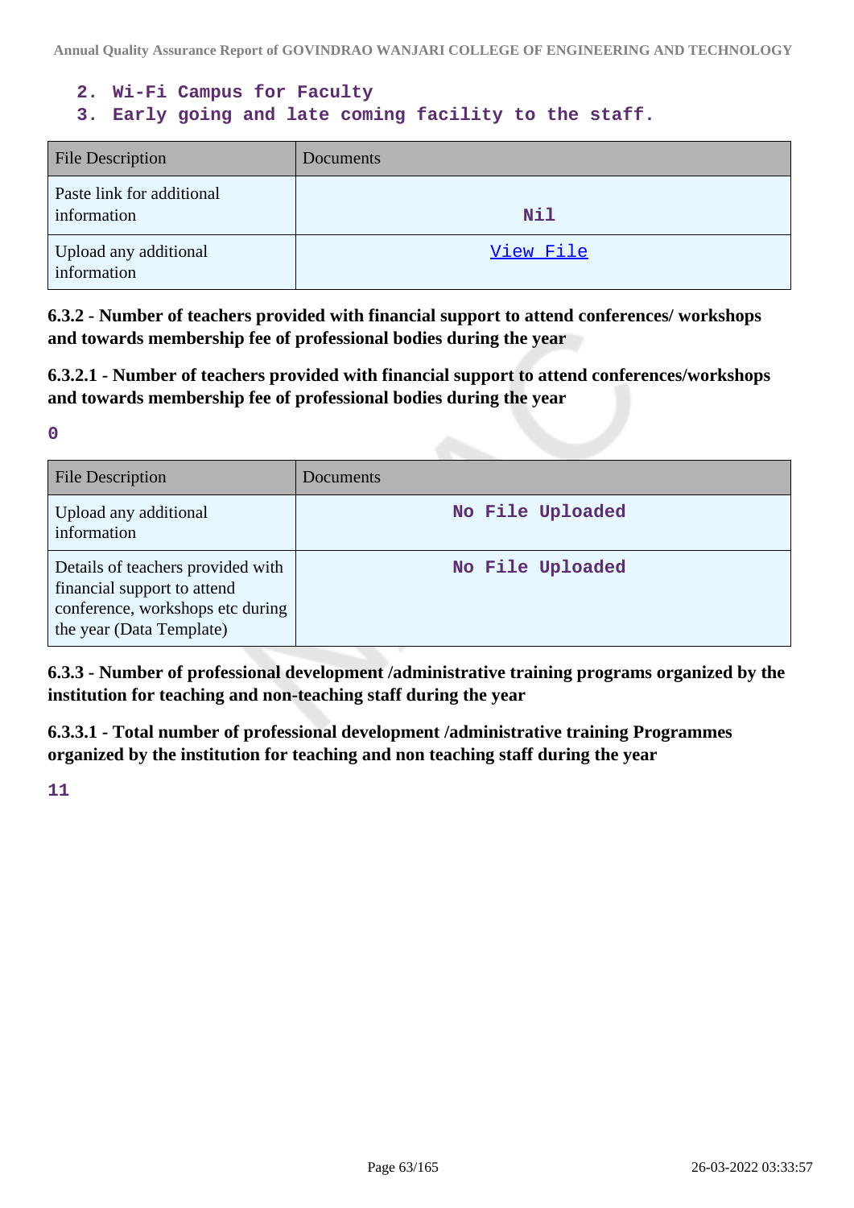2. Wi-Fi Campus for Faculty
3. Early going and late coming facility to the staff.

| File Description | Documents |
|---|---|
| Paste link for additional information | Nil |
| Upload any additional information | View File |

**6.3.2 - Number of teachers provided with financial support to attend conferences/ workshops and towards membership fee of professional bodies during the year**

**6.3.2.1 - Number of teachers provided with financial support to attend conferences/workshops and towards membership fee of professional bodies during the year**

0

| File Description | Documents |
|---|---|
| Upload any additional information | No File Uploaded |
| Details of teachers provided with financial support to attend conference, workshops etc during the year (Data Template) | No File Uploaded |

**6.3.3 - Number of professional development /administrative training programs organized by the institution for teaching and non-teaching staff during the year**

**6.3.3.1 - Total number of professional development /administrative training Programmes organized by the institution for teaching and non teaching staff during the year**

11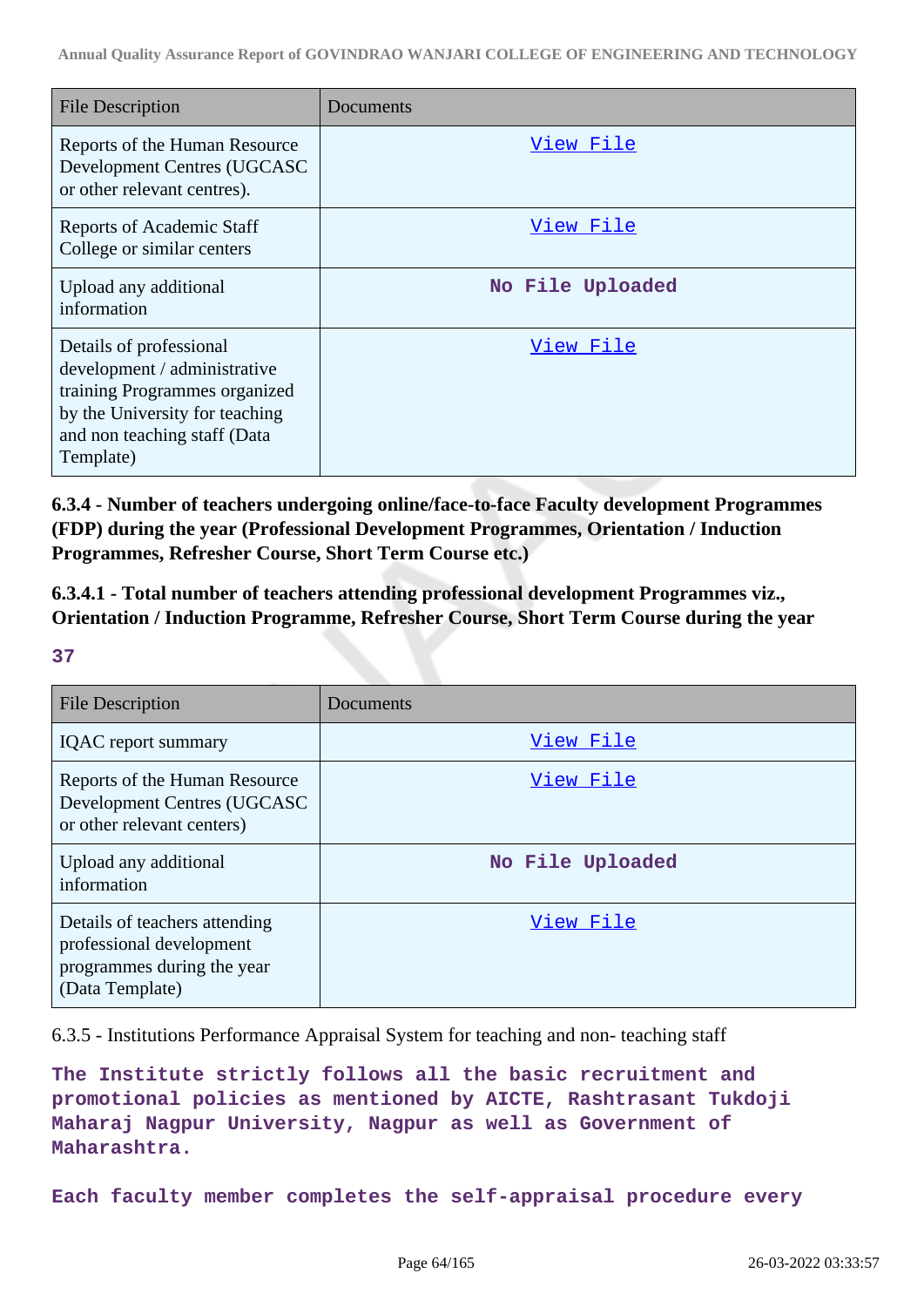| File Description | Documents |
|---|---|
| Reports of the Human Resource Development Centres (UGCASC or other relevant centres). | View File |
| Reports of Academic Staff College or similar centers | View File |
| Upload any additional information | No File Uploaded |
| Details of professional development / administrative training Programmes organized by the University for teaching and non teaching staff (Data Template) | View File |

**6.3.4 - Number of teachers undergoing online/face-to-face Faculty development Programmes (FDP) during the year (Professional Development Programmes, Orientation / Induction Programmes, Refresher Course, Short Term Course etc.)**

**6.3.4.1 - Total number of teachers attending professional development Programmes viz., Orientation / Induction Programme, Refresher Course, Short Term Course during the year**

**37**

| File Description | Documents |
|---|---|
| IQAC report summary | View File |
| Reports of the Human Resource Development Centres (UGCASC or other relevant centers) | View File |
| Upload any additional information | No File Uploaded |
| Details of teachers attending professional development programmes during the year (Data Template) | View File |

6.3.5 - Institutions Performance Appraisal System for teaching and non- teaching staff

**The Institute strictly follows all the basic recruitment and promotional policies as mentioned by AICTE, Rashtrasant Tukdoji Maharaj Nagpur University, Nagpur as well as Government of Maharashtra.**

**Each faculty member completes the self-appraisal procedure every**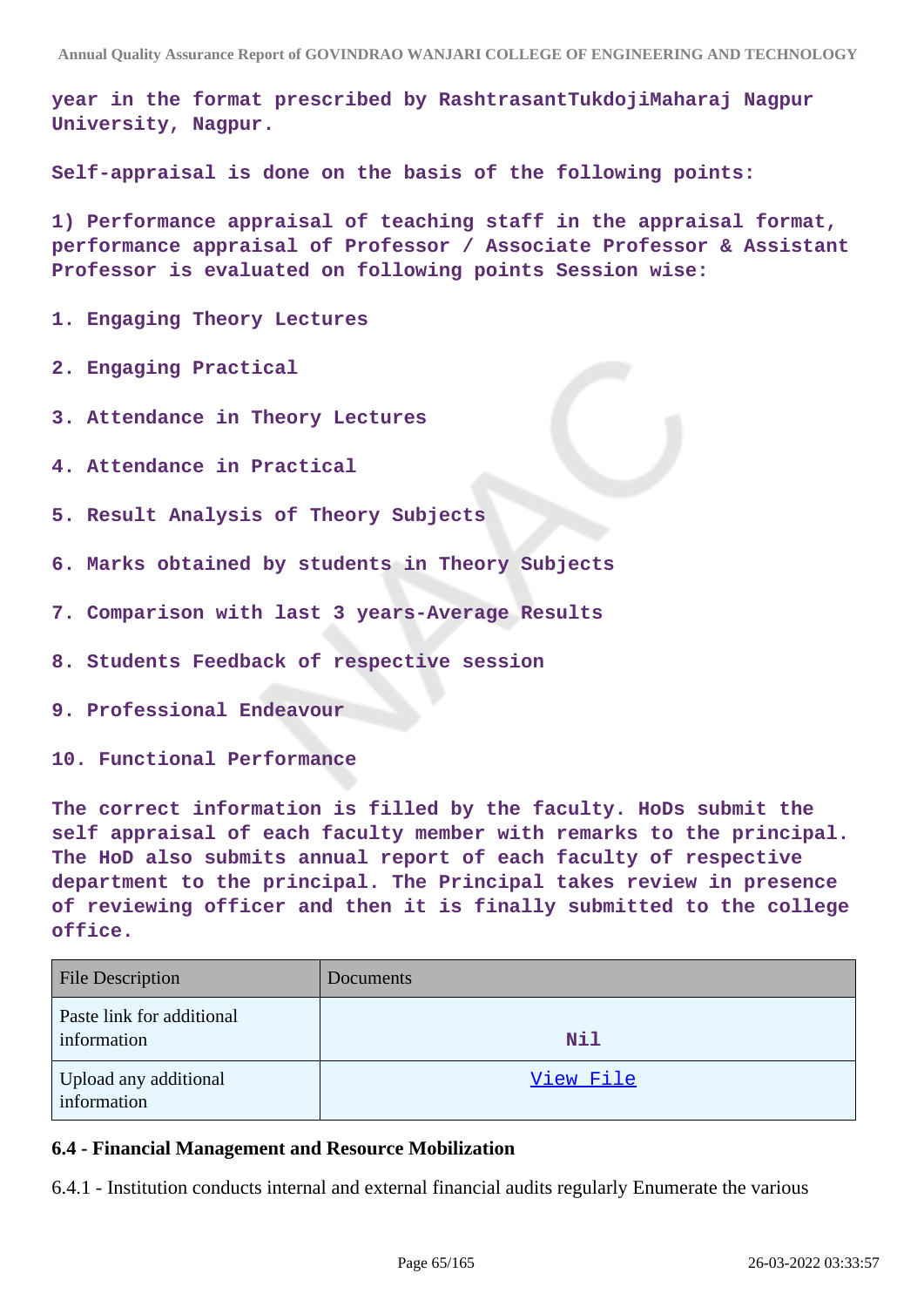**year in the format prescribed by RashtrasantTukdojiMaharaj Nagpur University, Nagpur.**

**Self-appraisal is done on the basis of the following points:**

**1) Performance appraisal of teaching staff in the appraisal format, performance appraisal of Professor / Associate Professor & Assistant Professor is evaluated on following points Session wise:**

1. **Engaging Theory Lectures**
2. **Engaging Practical**
3. **Attendance in Theory Lectures**
4. **Attendance in Practical**
5. **Result Analysis of Theory Subjects**
6. **Marks obtained by students in Theory Subjects**
7. **Comparison with last 3 years-Average Results**
8. **Students Feedback of respective session**
9. **Professional Endeavour**
10. **Functional Performance**

**The correct information is filled by the faculty. HoDs submit the self appraisal of each faculty member with remarks to the principal. The HoD also submits annual report of each faculty of respective department to the principal. The Principal takes review in presence of reviewing officer and then it is finally submitted to the college office.**

| File Description | Documents |
|---|---|
| Paste link for additional information | Nil |
| Upload any additional information | View File |

### 6.4 - Financial Management and Resource Mobilization

6.4.1 - Institution conducts internal and external financial audits regularly Enumerate the various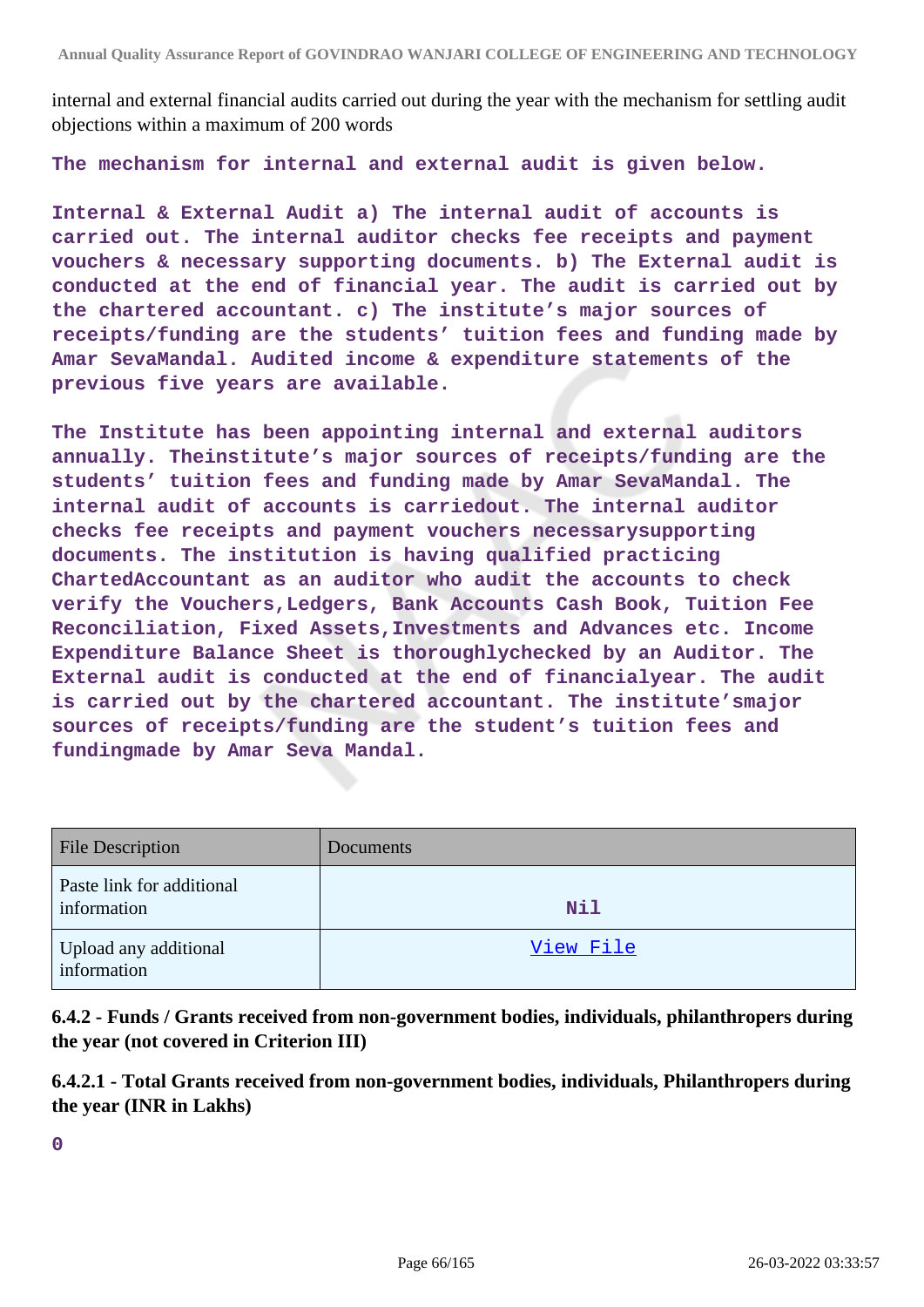internal and external financial audits carried out during the year with the mechanism for settling audit objections within a maximum of 200 words

**The mechanism for internal and external audit is given below.**

**Internal & External Audit a) The internal audit of accounts is carried out. The internal auditor checks fee receipts and payment vouchers & necessary supporting documents. b) The External audit is conducted at the end of financial year. The audit is carried out by the chartered accountant. c) The institute's major sources of receipts/funding are the students' tuition fees and funding made by Amar SevaMandal. Audited income & expenditure statements of the previous five years are available.**

**The Institute has been appointing internal and external auditors annually. Theinstitute's major sources of receipts/funding are the students' tuition fees and funding made by Amar SevaMandal. The internal audit of accounts is carriedout. The internal auditor checks fee receipts and payment vouchers necessarysupporting documents. The institution is having qualified practicing ChartedAccountant as an auditor who audit the accounts to check verify the Vouchers,Ledgers, Bank Accounts Cash Book, Tuition Fee Reconciliation, Fixed Assets,Investments and Advances etc. Income Expenditure Balance Sheet is thoroughlychecked by an Auditor. The External audit is conducted at the end of financialyear. The audit is carried out by the chartered accountant. The institute'smajor sources of receipts/funding are the student's tuition fees and fundingmade by Amar Seva Mandal.**

| File Description | Documents |
|---|---|
| Paste link for additional information | Nil |
| Upload any additional information | View File |

**6.4.2 - Funds / Grants received from non-government bodies, individuals, philanthropers during the year (not covered in Criterion III)**

**6.4.2.1 - Total Grants received from non-government bodies, individuals, Philanthropers during the year (INR in Lakhs)**

**0**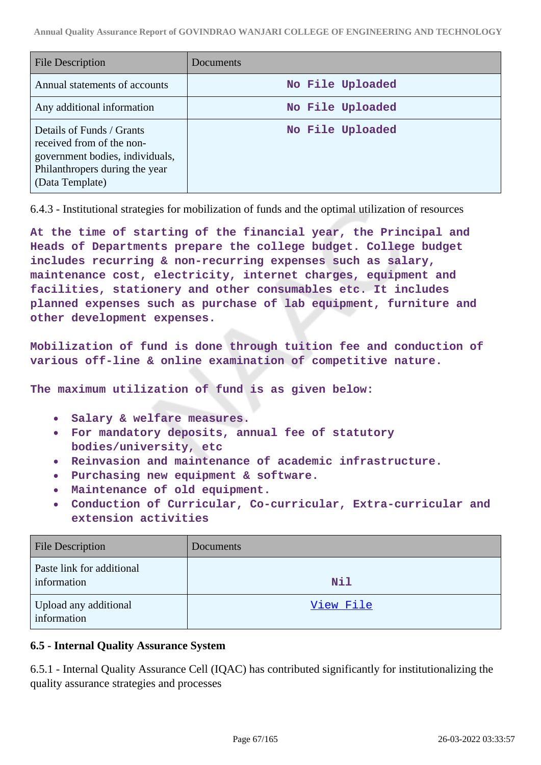| File Description | Documents |
|---|---|
| Annual statements of accounts | No File Uploaded |
| Any additional information | No File Uploaded |
| Details of Funds / Grants received from of the non-government bodies, individuals, Philanthropers during the year (Data Template) | No File Uploaded |

6.4.3 - Institutional strategies for mobilization of funds and the optimal utilization of resources

At the time of starting of the financial year, the Principal and Heads of Departments prepare the college budget. College budget includes recurring & non-recurring expenses such as salary, maintenance cost, electricity, internet charges, equipment and facilities, stationery and other consumables etc. It includes planned expenses such as purchase of lab equipment, furniture and other development expenses.

Mobilization of fund is done through tuition fee and conduction of various off-line & online examination of competitive nature.

The maximum utilization of fund is as given below:

- Salary & welfare measures.
- For mandatory deposits, annual fee of statutory bodies/university, etc
- Reinvasion and maintenance of academic infrastructure.
- Purchasing new equipment & software.
- Maintenance of old equipment.
- Conduction of Curricular, Co-curricular, Extra-curricular and extension activities

| File Description | Documents |
|---|---|
| Paste link for additional information | Nil |
| Upload any additional information | View File |

**6.5 - Internal Quality Assurance System**

6.5.1 - Internal Quality Assurance Cell (IQAC) has contributed significantly for institutionalizing the quality assurance strategies and processes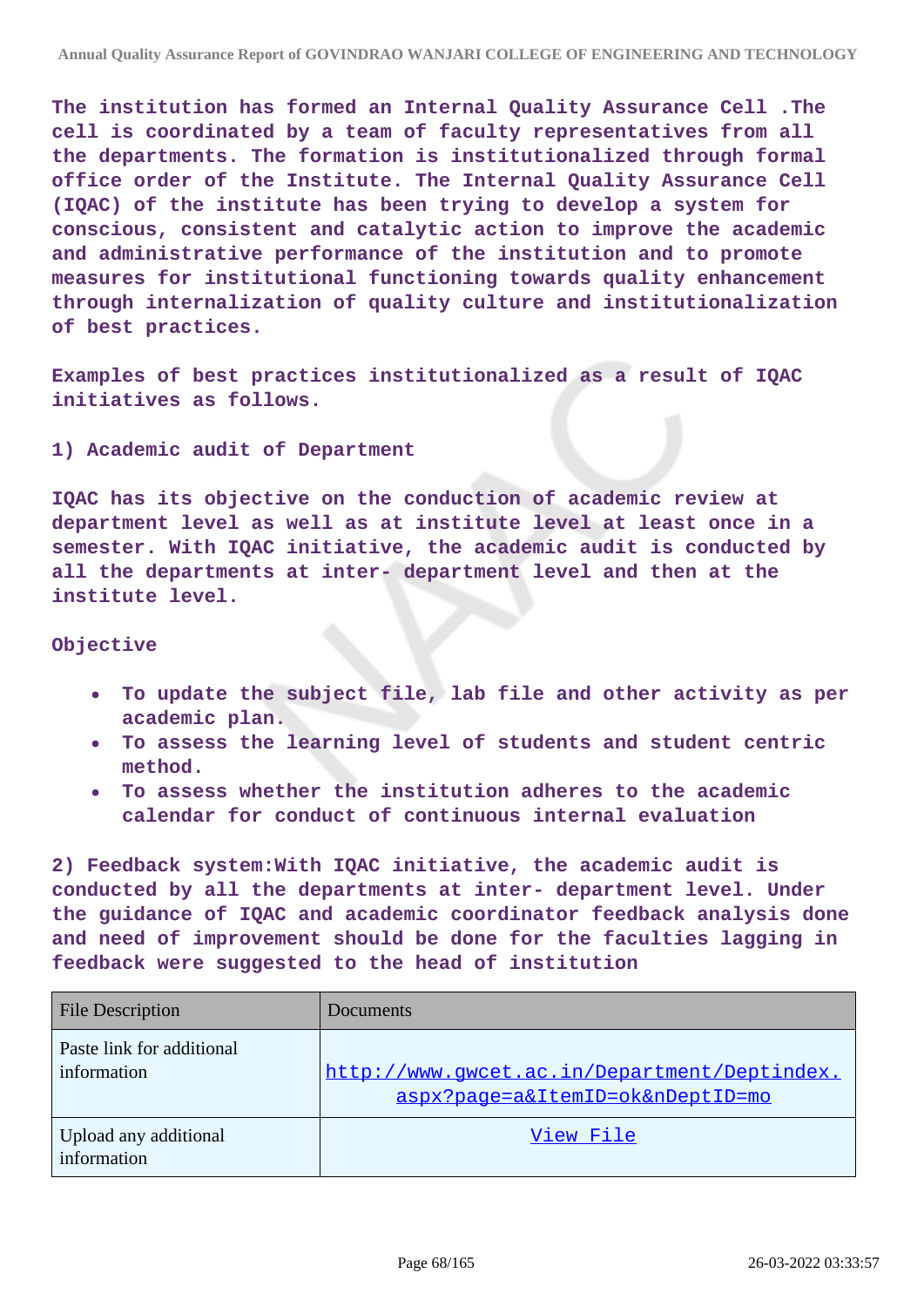**The institution has formed an Internal Quality Assurance Cell .The cell is coordinated by a team of faculty representatives from all the departments. The formation is institutionalized through formal office order of the Institute. The Internal Quality Assurance Cell (IQAC) of the institute has been trying to develop a system for conscious, consistent and catalytic action to improve the academic and administrative performance of the institution and to promote measures for institutional functioning towards quality enhancement through internalization of quality culture and institutionalization of best practices.**

**Examples of best practices institutionalized as a result of IQAC initiatives as follows.**

**1) Academic audit of Department**

**IQAC has its objective on the conduction of academic review at department level as well as at institute level at least once in a semester. With IQAC initiative, the academic audit is conducted by all the departments at inter- department level and then at the institute level.**

**Objective**

- **To update the subject file, lab file and other activity as per academic plan.**
- **To assess the learning level of students and student centric method.**
- **To assess whether the institution adheres to the academic calendar for conduct of continuous internal evaluation**

**2) Feedback system:With IQAC initiative, the academic audit is conducted by all the departments at inter- department level. Under the guidance of IQAC and academic coordinator feedback analysis done and need of improvement should be done for the faculties lagging in feedback were suggested to the head of institution**

| File Description | Documents |
| --- | --- |
| Paste link for additional information | http://www.gwcet.ac.in/Department/Deptindex.aspx?page=a&ItemID=ok&nDeptID=mo |
| Upload any additional information | View File |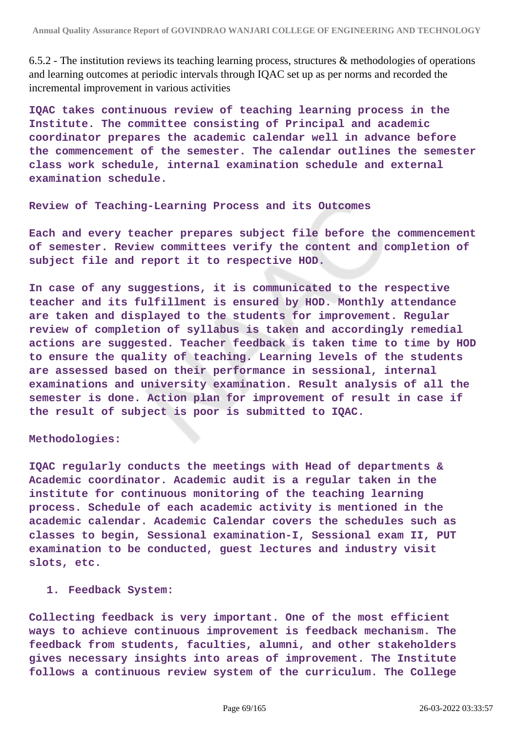6.5.2 - The institution reviews its teaching learning process, structures & methodologies of operations and learning outcomes at periodic intervals through IQAC set up as per norms and recorded the incremental improvement in various activities

**IQAC takes continuous review of teaching learning process in the Institute. The committee consisting of Principal and academic coordinator prepares the academic calendar well in advance before the commencement of the semester. The calendar outlines the semester class work schedule, internal examination schedule and external examination schedule.**

**Review of Teaching-Learning Process and its Outcomes**

**Each and every teacher prepares subject file before the commencement of semester. Review committees verify the content and completion of subject file and report it to respective HOD.**

**In case of any suggestions, it is communicated to the respective teacher and its fulfillment is ensured by HOD. Monthly attendance are taken and displayed to the students for improvement. Regular review of completion of syllabus is taken and accordingly remedial actions are suggested. Teacher feedback is taken time to time by HOD to ensure the quality of teaching. Learning levels of the students are assessed based on their performance in sessional, internal examinations and university examination. Result analysis of all the semester is done. Action plan for improvement of result in case if the result of subject is poor is submitted to IQAC.**

**Methodologies:**

**IQAC regularly conducts the meetings with Head of departments & Academic coordinator. Academic audit is a regular taken in the institute for continuous monitoring of the teaching learning process. Schedule of each academic activity is mentioned in the academic calendar. Academic Calendar covers the schedules such as classes to begin, Sessional examination-I, Sessional exam II, PUT examination to be conducted, guest lectures and industry visit slots, etc.**

1. **Feedback System:**

**Collecting feedback is very important. One of the most efficient ways to achieve continuous improvement is feedback mechanism. The feedback from students, faculties, alumni, and other stakeholders gives necessary insights into areas of improvement. The Institute follows a continuous review system of the curriculum. The College**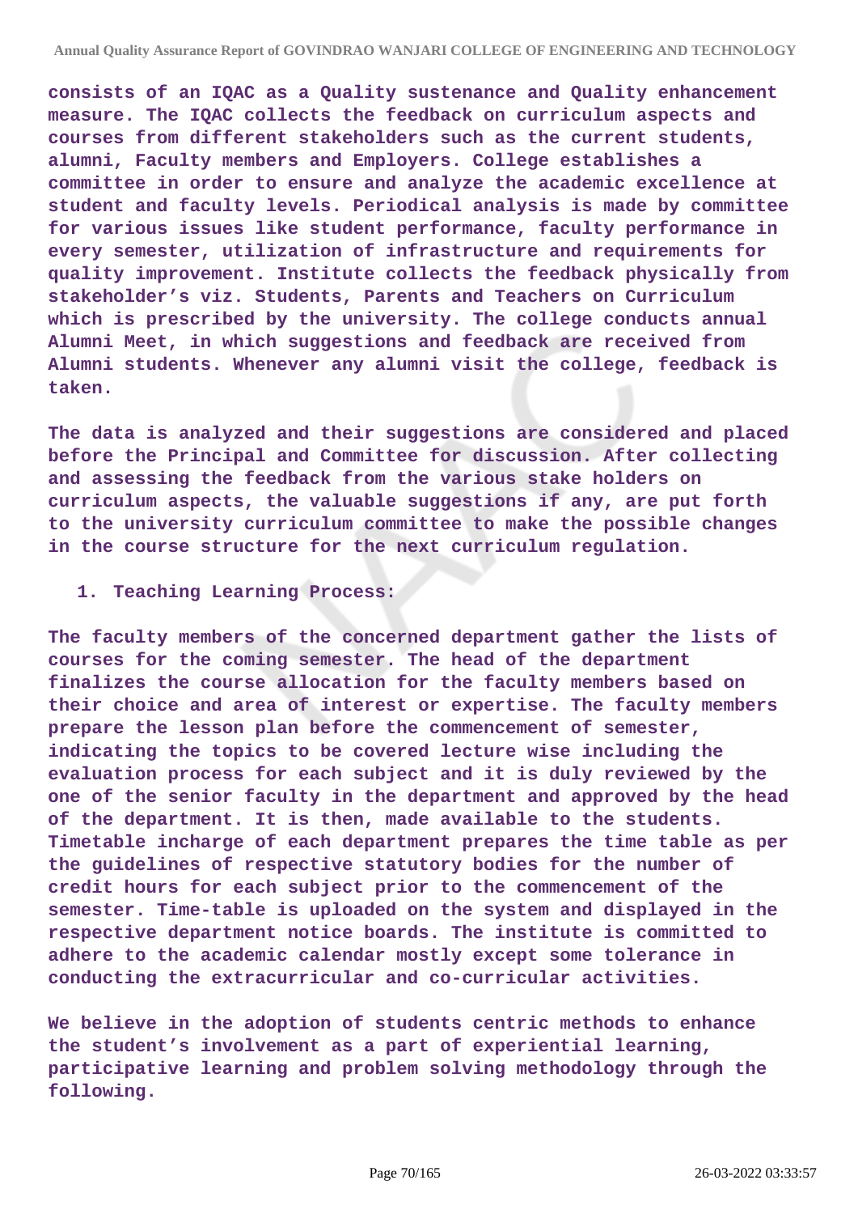**consists of an IQAC as a Quality sustenance and Quality enhancement measure. The IQAC collects the feedback on curriculum aspects and courses from different stakeholders such as the current students, alumni, Faculty members and Employers. College establishes a committee in order to ensure and analyze the academic excellence at student and faculty levels. Periodical analysis is made by committee for various issues like student performance, faculty performance in every semester, utilization of infrastructure and requirements for quality improvement. Institute collects the feedback physically from stakeholder's viz. Students, Parents and Teachers on Curriculum which is prescribed by the university. The college conducts annual Alumni Meet, in which suggestions and feedback are received from Alumni students. Whenever any alumni visit the college, feedback is taken.**

**The data is analyzed and their suggestions are considered and placed before the Principal and Committee for discussion. After collecting and assessing the feedback from the various stake holders on curriculum aspects, the valuable suggestions if any, are put forth to the university curriculum committee to make the possible changes in the course structure for the next curriculum regulation.**

1. **Teaching Learning Process:**

**The faculty members of the concerned department gather the lists of courses for the coming semester. The head of the department finalizes the course allocation for the faculty members based on their choice and area of interest or expertise. The faculty members prepare the lesson plan before the commencement of semester, indicating the topics to be covered lecture wise including the evaluation process for each subject and it is duly reviewed by the one of the senior faculty in the department and approved by the head of the department. It is then, made available to the students. Timetable incharge of each department prepares the time table as per the guidelines of respective statutory bodies for the number of credit hours for each subject prior to the commencement of the semester. Time-table is uploaded on the system and displayed in the respective department notice boards. The institute is committed to adhere to the academic calendar mostly except some tolerance in conducting the extracurricular and co-curricular activities.**

**We believe in the adoption of students centric methods to enhance the student's involvement as a part of experiential learning, participative learning and problem solving methodology through the following.**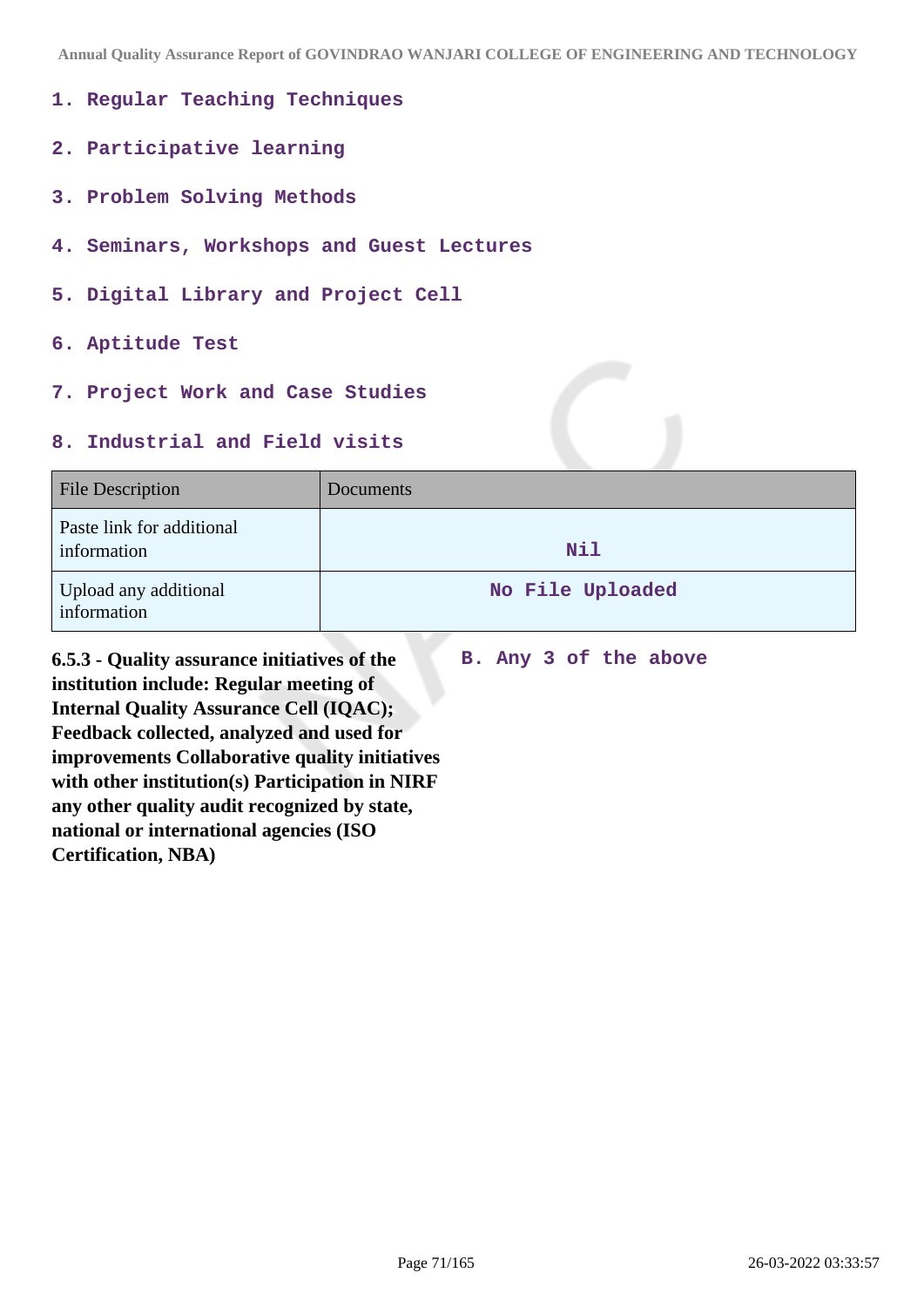1. Regular Teaching Techniques
2. Participative learning
3. Problem Solving Methods
4. Seminars, Workshops and Guest Lectures
5. Digital Library and Project Cell
6. Aptitude Test
7. Project Work and Case Studies
8. Industrial and Field visits

| File Description | Documents |
| --- | --- |
| Paste link for additional information | Nil |
| Upload any additional information | No File Uploaded |

**6.5.3 - Quality assurance initiatives of the institution include: Regular meeting of Internal Quality Assurance Cell (IQAC); Feedback collected, analyzed and used for improvements Collaborative quality initiatives with other institution(s) Participation in NIRF any other quality audit recognized by state, national or international agencies (ISO Certification, NBA)**

B. Any 3 of the above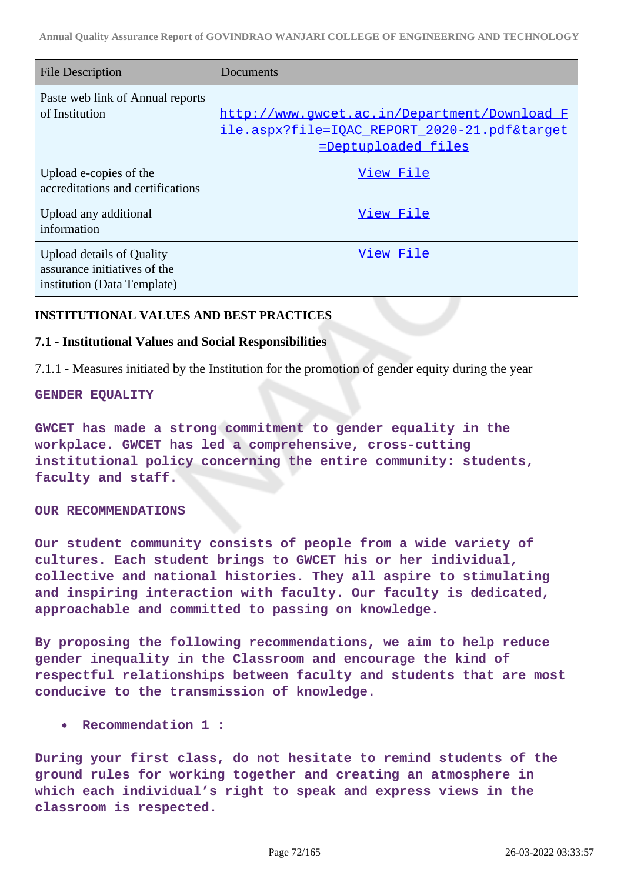| File Description | Documents |
|---|---|
| Paste web link of Annual reports of Institution | http://www.gwcet.ac.in/Department/Download_File.aspx?file=IQAC_REPORT_2020-21.pdf&target=Deptuploaded_files |
| Upload e-copies of the accreditations and certifications | View File |
| Upload any additional information | View File |
| Upload details of Quality assurance initiatives of the institution (Data Template) | View File |

**INSTITUTIONAL VALUES AND BEST PRACTICES**

**7.1 - Institutional Values and Social Responsibilities**

7.1.1 - Measures initiated by the Institution for the promotion of gender equity during the year

**GENDER EQUALITY**

**GWCET has made a strong commitment to gender equality in the workplace. GWCET has led a comprehensive, cross-cutting institutional policy concerning the entire community: students, faculty and staff.**

**OUR RECOMMENDATIONS**

**Our student community consists of people from a wide variety of cultures. Each student brings to GWCET his or her individual, collective and national histories. They all aspire to stimulating and inspiring interaction with faculty. Our faculty is dedicated, approachable and committed to passing on knowledge.**

**By proposing the following recommendations, we aim to help reduce gender inequality in the Classroom and encourage the kind of respectful relationships between faculty and students that are most conducive to the transmission of knowledge.**

- **Recommendation 1 :**

**During your first class, do not hesitate to remind students of the ground rules for working together and creating an atmosphere in which each individual's right to speak and express views in the classroom is respected.**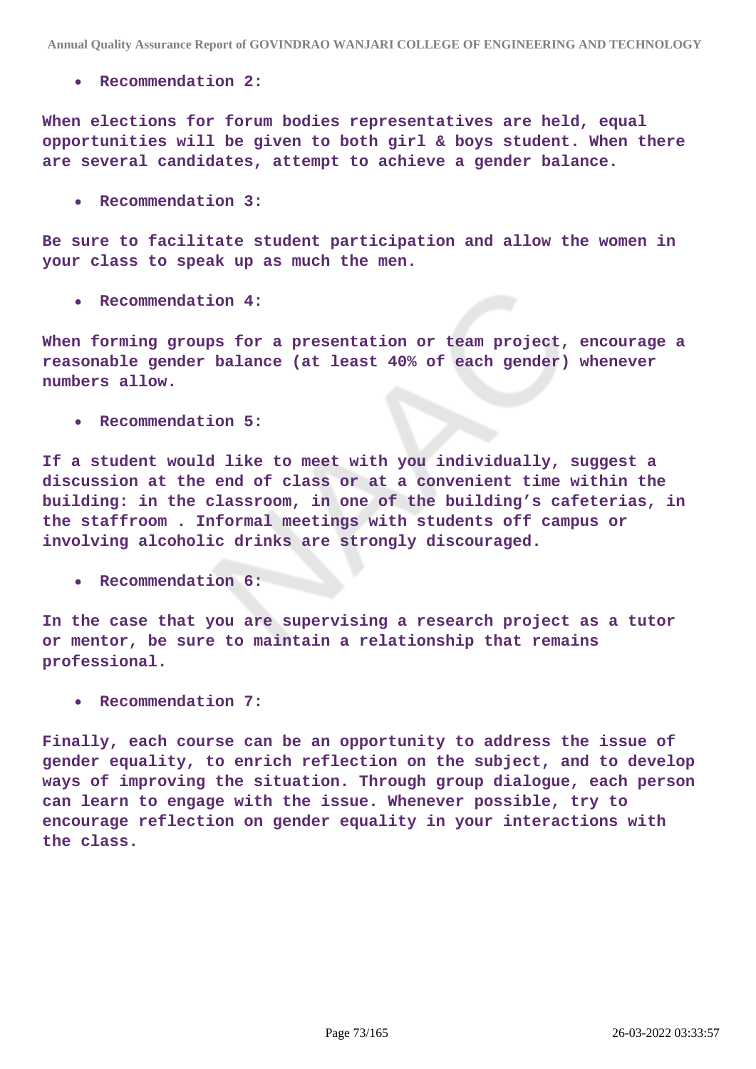- **Recommendation 2:**

**When elections for forum bodies representatives are held, equal opportunities will be given to both girl & boys student. When there are several candidates, attempt to achieve a gender balance.**

- **Recommendation 3:**

**Be sure to facilitate student participation and allow the women in your class to speak up as much the men.**

- **Recommendation 4:**

**When forming groups for a presentation or team project, encourage a reasonable gender balance (at least 40% of each gender) whenever numbers allow.**

- **Recommendation 5:**

**If a student would like to meet with you individually, suggest a discussion at the end of class or at a convenient time within the building: in the classroom, in one of the building's cafeterias, in the staffroom . Informal meetings with students off campus or involving alcoholic drinks are strongly discouraged.**

- **Recommendation 6:**

**In the case that you are supervising a research project as a tutor or mentor, be sure to maintain a relationship that remains professional.**

- **Recommendation 7:**

**Finally, each course can be an opportunity to address the issue of gender equality, to enrich reflection on the subject, and to develop ways of improving the situation. Through group dialogue, each person can learn to engage with the issue. Whenever possible, try to encourage reflection on gender equality in your interactions with the class.**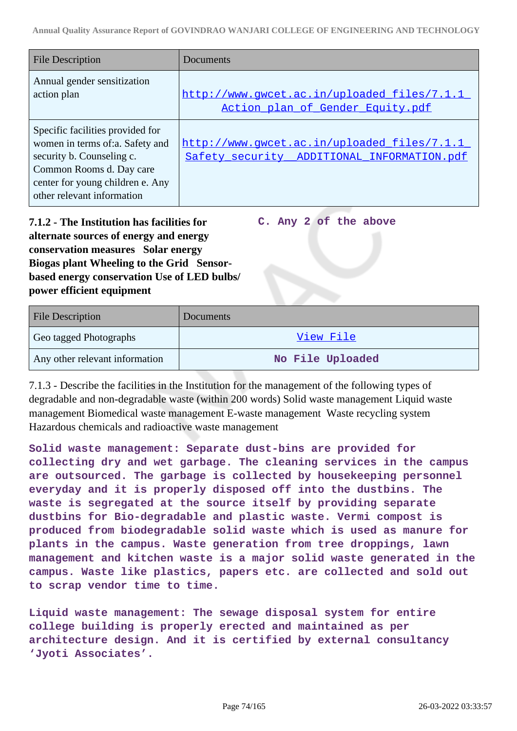| File Description | Documents |
|---|---|
| Annual gender sensitization action plan | http://www.gwcet.ac.in/uploaded_files/7.1.1_Action_plan_of_Gender_Equity.pdf |
| Specific facilities provided for women in terms of:a. Safety and security b. Counseling c. Common Rooms d. Day care center for young children e. Any other relevant information | http://www.gwcet.ac.in/uploaded_files/7.1.1_Safety_security__ADDITIONAL_INFORMATION.pdf |

**7.1.2 - The Institution has facilities for alternate sources of energy and energy conservation measures Solar energy Biogas plant Wheeling to the Grid Sensor-based energy conservation Use of LED bulbs/ power efficient equipment**

**C. Any 2 of the above**

| File Description | Documents |
|---|---|
| Geo tagged Photographs | View File |
| Any other relevant information | No File Uploaded |

7.1.3 - Describe the facilities in the Institution for the management of the following types of degradable and non-degradable waste (within 200 words) Solid waste management Liquid waste management Biomedical waste management E-waste management Waste recycling system Hazardous chemicals and radioactive waste management

**Solid waste management: Separate dust-bins are provided for collecting dry and wet garbage. The cleaning services in the campus are outsourced. The garbage is collected by housekeeping personnel everyday and it is properly disposed off into the dustbins. The waste is segregated at the source itself by providing separate dustbins for Bio-degradable and plastic waste. Vermi compost is produced from biodegradable solid waste which is used as manure for plants in the campus. Waste generation from tree droppings, lawn management and kitchen waste is a major solid waste generated in the campus. Waste like plastics, papers etc. are collected and sold out to scrap vendor time to time.**

**Liquid waste management: The sewage disposal system for entire college building is properly erected and maintained as per architecture design. And it is certified by external consultancy 'Jyoti Associates'.**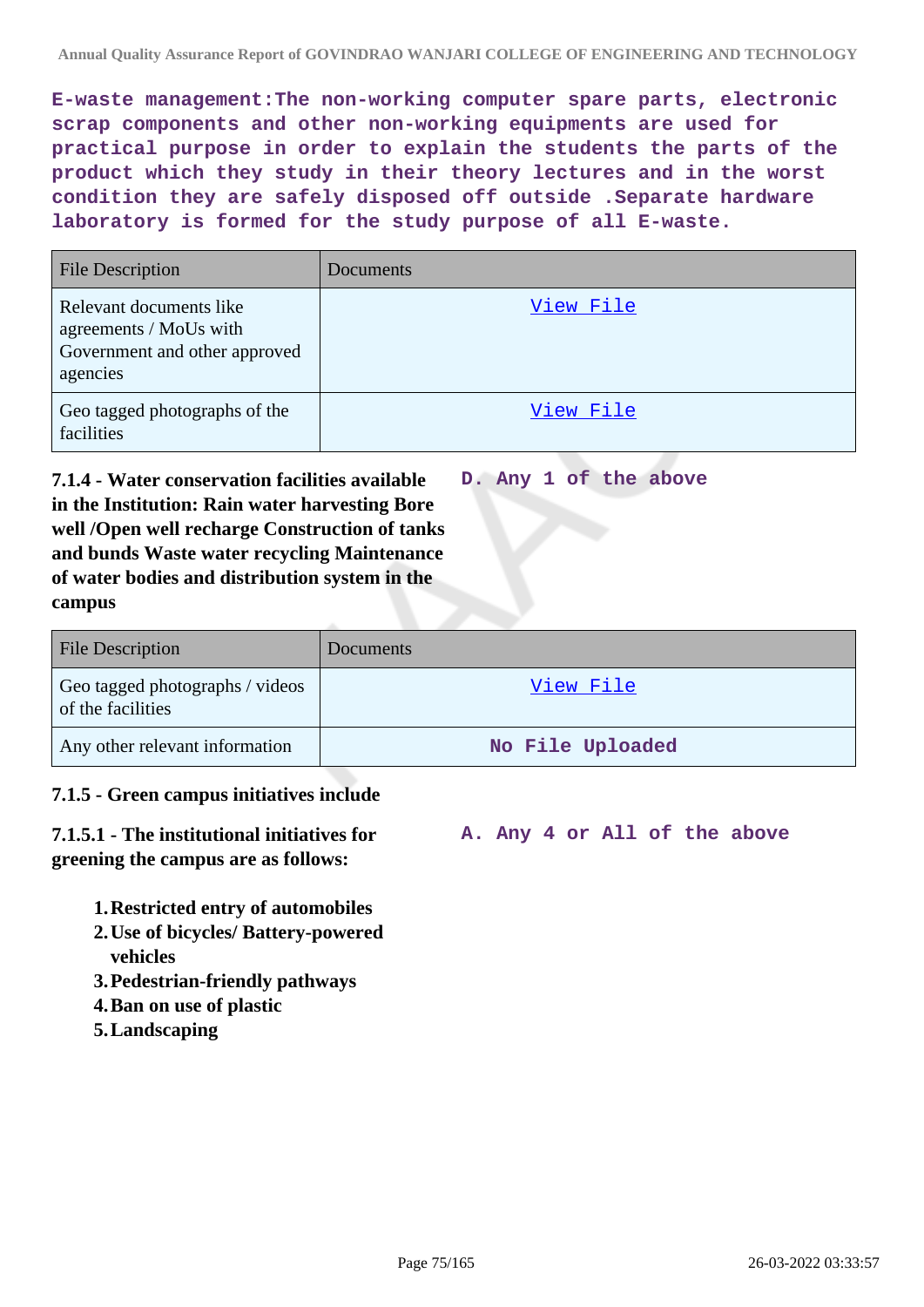**E-waste management:The non-working computer spare parts, electronic scrap components and other non-working equipments are used for practical purpose in order to explain the students the parts of the product which they study in their theory lectures and in the worst condition they are safely disposed off outside .Separate hardware laboratory is formed for the study purpose of all E-waste.**

| File Description | Documents |
|---|---|
| Relevant documents like agreements / MoUs with Government and other approved agencies | View File |
| Geo tagged photographs of the facilities | View File |

**7.1.4 - Water conservation facilities available in the Institution: Rain water harvesting Bore well /Open well recharge Construction of tanks and bunds Waste water recycling Maintenance of water bodies and distribution system in the campus**

**D. Any 1 of the above**

| File Description | Documents |
|---|---|
| Geo tagged photographs / videos of the facilities | View File |
| Any other relevant information | No File Uploaded |

**7.1.5 - Green campus initiatives include**

**7.1.5.1 - The institutional initiatives for greening the campus are as follows:**

**A. Any 4 or All of the above**

1. **Restricted entry of automobiles**
2. **Use of bicycles/ Battery-powered vehicles**
3. **Pedestrian-friendly pathways**
4. **Ban on use of plastic**
5. **Landscaping**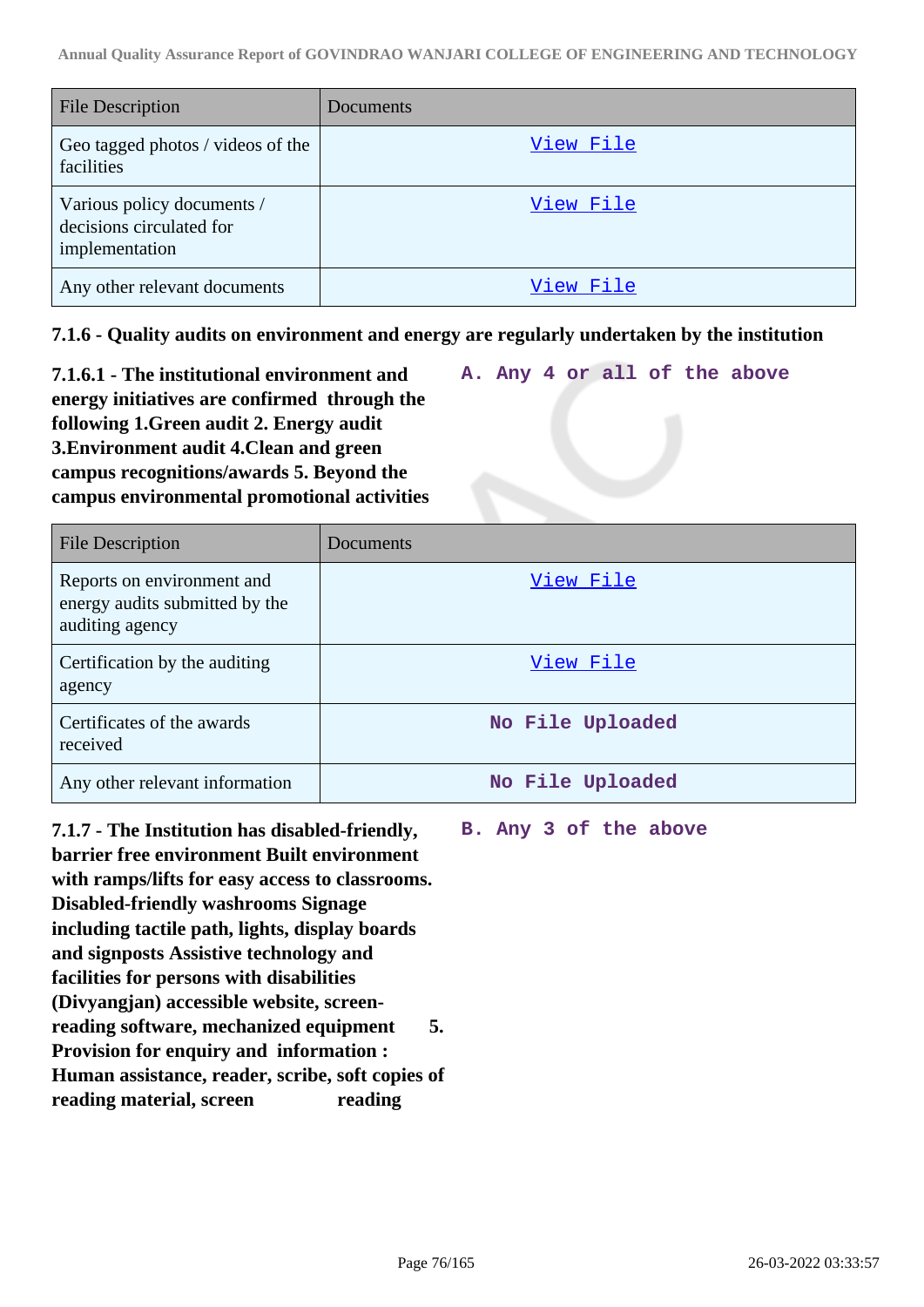| File Description | Documents |
| --- | --- |
| Geo tagged photos / videos of the facilities | View File |
| Various policy documents / decisions circulated for implementation | View File |
| Any other relevant documents | View File |

**7.1.6 - Quality audits on environment and energy are regularly undertaken by the institution**

**7.1.6.1 - The institutional environment and energy initiatives are confirmed through the following 1.Green audit 2. Energy audit 3.Environment audit 4.Clean and green campus recognitions/awards 5. Beyond the campus environmental promotional activities**

**A. Any 4 or all of the above**

| File Description | Documents |
| --- | --- |
| Reports on environment and energy audits submitted by the auditing agency | View File |
| Certification by the auditing agency | View File |
| Certificates of the awards received | No File Uploaded |
| Any other relevant information | No File Uploaded |

**7.1.7 - The Institution has disabled-friendly, barrier free environment Built environment with ramps/lifts for easy access to classrooms. Disabled-friendly washrooms Signage including tactile path, lights, display boards and signposts Assistive technology and facilities for persons with disabilities (Divyangjan) accessible website, screen-reading software, mechanized equipment 5. Provision for enquiry and information : Human assistance, reader, scribe, soft copies of reading material, screen reading**

**B. Any 3 of the above**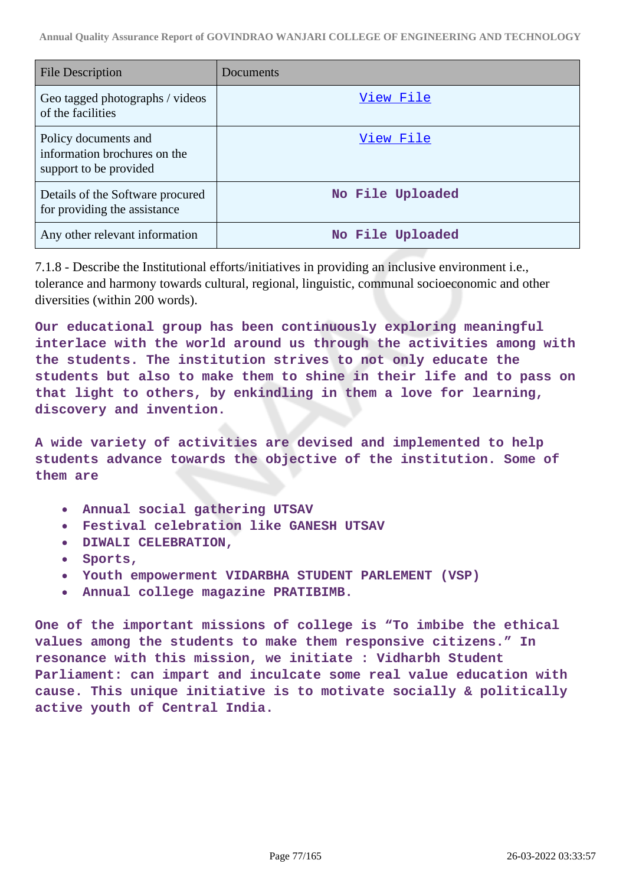| File Description | Documents |
|---|---|
| Geo tagged photographs / videos of the facilities | View File |
| Policy documents and information brochures on the support to be provided | View File |
| Details of the Software procured for providing the assistance | No File Uploaded |
| Any other relevant information | No File Uploaded |

7.1.8 - Describe the Institutional efforts/initiatives in providing an inclusive environment i.e., tolerance and harmony towards cultural, regional, linguistic, communal socioeconomic and other diversities (within 200 words).

Our educational group has been continuously exploring meaningful interlace with the world around us through the activities among with the students. The institution strives to not only educate the students but also to make them to shine in their life and to pass on that light to others, by enkindling in them a love for learning, discovery and invention.

A wide variety of activities are devised and implemented to help students advance towards the objective of the institution. Some of them are

- Annual social gathering UTSAV
- Festival celebration like GANESH UTSAV
- DIWALI CELEBRATION,
- Sports,
- Youth empowerment VIDARBHA STUDENT PARLEMENT (VSP)
- Annual college magazine PRATIBIMB.

One of the important missions of college is "To imbibe the ethical values among the students to make them responsive citizens." In resonance with this mission, we initiate : Vidharbh Student Parliament: can impart and inculcate some real value education with cause. This unique initiative is to motivate socially & politically active youth of Central India.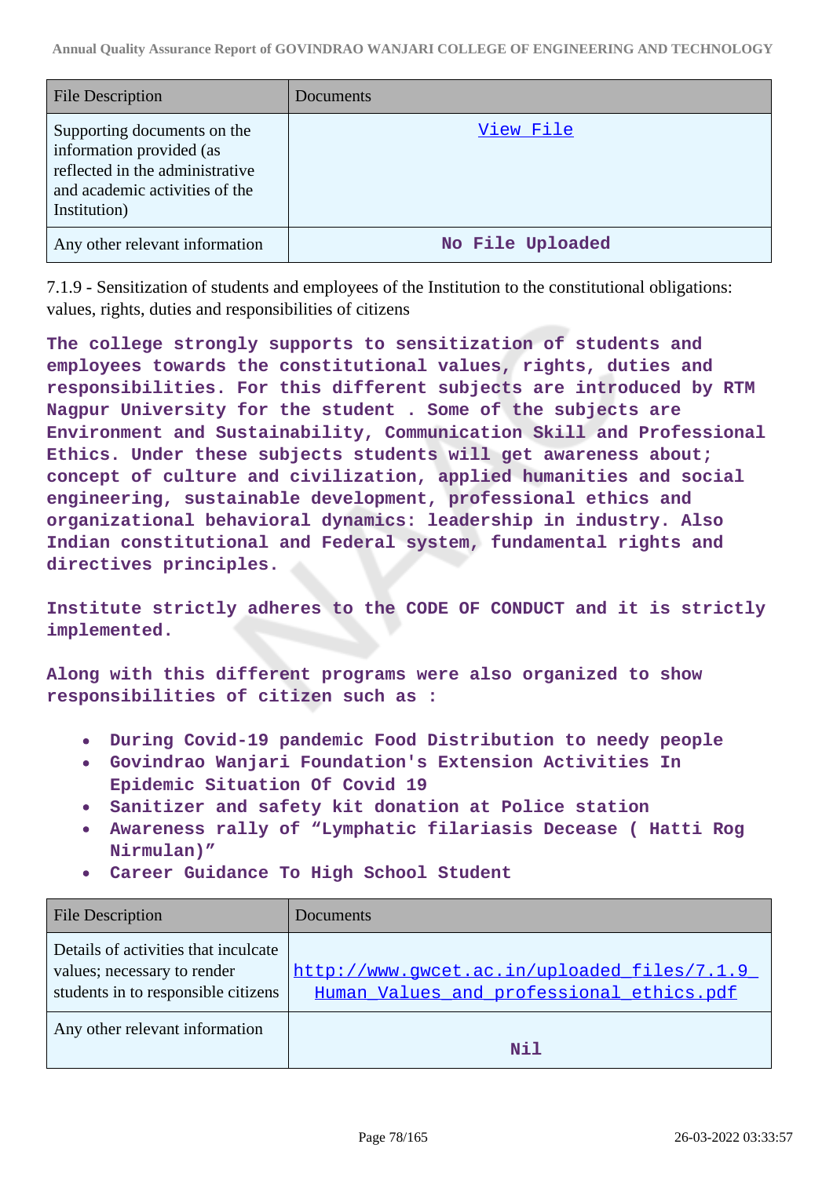| File Description | Documents |
| --- | --- |
| Supporting documents on the information provided (as reflected in the administrative and academic activities of the Institution) | View File |
| Any other relevant information | No File Uploaded |

7.1.9 - Sensitization of students and employees of the Institution to the constitutional obligations: values, rights, duties and responsibilities of citizens

The college strongly supports to sensitization of students and employees towards the constitutional values, rights, duties and responsibilities. For this different subjects are introduced by RTM Nagpur University for the student . Some of the subjects are Environment and Sustainability, Communication Skill and Professional Ethics. Under these subjects students will get awareness about; concept of culture and civilization, applied humanities and social engineering, sustainable development, professional ethics and organizational behavioral dynamics: leadership in industry. Also Indian constitutional and Federal system, fundamental rights and directives principles.

Institute strictly adheres to the CODE OF CONDUCT and it is strictly implemented.

Along with this different programs were also organized to show responsibilities of citizen such as :

- During Covid-19 pandemic Food Distribution to needy people
- Govindrao Wanjari Foundation's Extension Activities In Epidemic Situation Of Covid 19
- Sanitizer and safety kit donation at Police station
- Awareness rally of “Lymphatic filariasis Decease ( Hatti Rog Nirmulan)”
- Career Guidance To High School Student

| File Description | Documents |
| --- | --- |
| Details of activities that inculcate values; necessary to render students in to responsible citizens | http://www.gwcet.ac.in/uploaded_files/7.1.9_Human_Values_and_professional_ethics.pdf |
| Any other relevant information | Nil |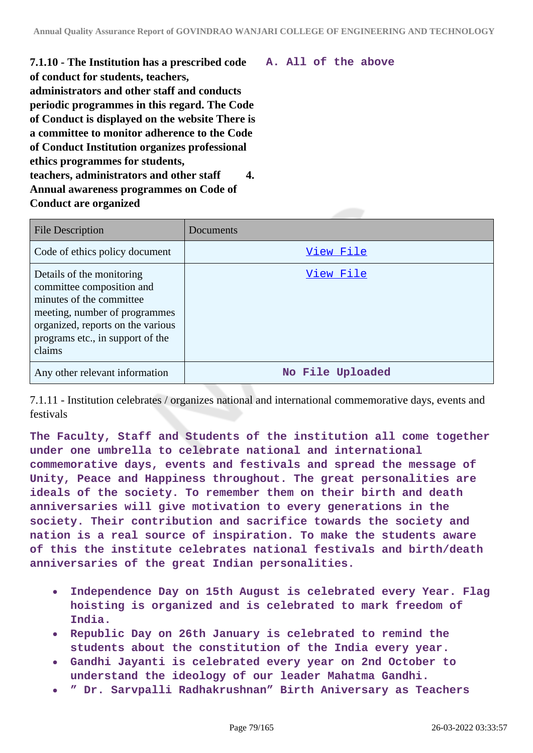**7.1.10 - The Institution has a prescribed code of conduct for students, teachers, administrators and other staff and conducts periodic programmes in this regard. The Code of Conduct is displayed on the website There is a committee to monitor adherence to the Code of Conduct Institution organizes professional ethics programmes for students, teachers, administrators and other staff 4. Annual awareness programmes on Code of Conduct are organized**

**A. All of the above**

| File Description | Documents |
|---|---|
| Code of ethics policy document | View File |
| Details of the monitoring committee composition and minutes of the committee meeting, number of programmes organized, reports on the various programs etc., in support of the claims | View File |
| Any other relevant information | No File Uploaded |

7.1.11 - Institution celebrates / organizes national and international commemorative days, events and festivals

**The Faculty, Staff and Students of the institution all come together under one umbrella to celebrate national and international commemorative days, events and festivals and spread the message of Unity, Peace and Happiness throughout. The great personalities are ideals of the society. To remember them on their birth and death anniversaries will give motivation to every generations in the society. Their contribution and sacrifice towards the society and nation is a real source of inspiration. To make the students aware of this the institute celebrates national festivals and birth/death anniversaries of the great Indian personalities.**

- **Independence Day on 15th August is celebrated every Year. Flag hoisting is organized and is celebrated to mark freedom of India.**
- **Republic Day on 26th January is celebrated to remind the students about the constitution of the India every year.**
- **Gandhi Jayanti is celebrated every year on 2nd October to understand the ideology of our leader Mahatma Gandhi.**
- **" Dr. Sarvpalli Radhakrushnan" Birth Aniversary as Teachers**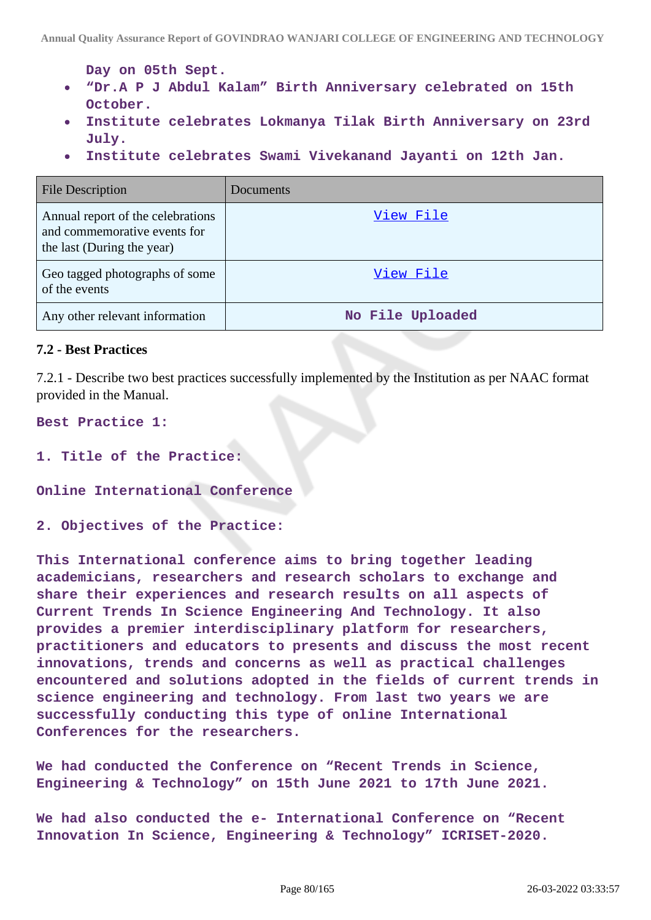Day on 05th Sept.

- “Dr.A P J Abdul Kalam” Birth Anniversary celebrated on 15th October.
- Institute celebrates Lokmanya Tilak Birth Anniversary on 23rd July.
- Institute celebrates Swami Vivekanand Jayanti on 12th Jan.

| File Description | Documents |
|---|---|
| Annual report of the celebrations and commemorative events for the last (During the year) | View File |
| Geo tagged photographs of some of the events | View File |
| Any other relevant information | No File Uploaded |

**7.2 - Best Practices**

7.2.1 - Describe two best practices successfully implemented by the Institution as per NAAC format provided in the Manual.

**Best Practice 1:**

**1. Title of the Practice:**

**Online International Conference**

**2. Objectives of the Practice:**

This International conference aims to bring together leading academicians, researchers and research scholars to exchange and share their experiences and research results on all aspects of Current Trends In Science Engineering And Technology. It also provides a premier interdisciplinary platform for researchers, practitioners and educators to presents and discuss the most recent innovations, trends and concerns as well as practical challenges encountered and solutions adopted in the fields of current trends in science engineering and technology. From last two years we are successfully conducting this type of online International Conferences for the researchers.

We had conducted the Conference on “Recent Trends in Science, Engineering & Technology” on 15th June 2021 to 17th June 2021.

We had also conducted the e- International Conference on “Recent Innovation In Science, Engineering & Technology” ICRISET-2020.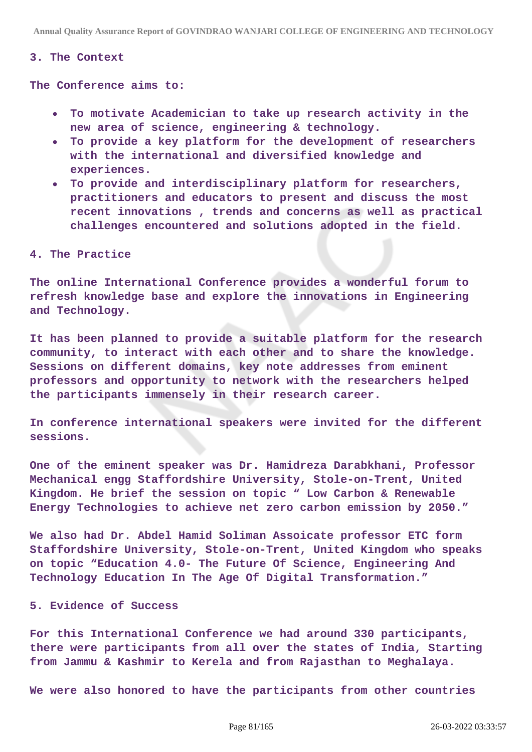**3. The Context**

**The Conference aims to:**

- **To motivate Academician to take up research activity in the new area of science, engineering & technology.**
- **To provide a key platform for the development of researchers with the international and diversified knowledge and experiences.**
- **To provide and interdisciplinary platform for researchers, practitioners and educators to present and discuss the most recent innovations , trends and concerns as well as practical challenges encountered and solutions adopted in the field.**

**4. The Practice**

**The online International Conference provides a wonderful forum to refresh knowledge base and explore the innovations in Engineering and Technology.**

**It has been planned to provide a suitable platform for the research community, to interact with each other and to share the knowledge. Sessions on different domains, key note addresses from eminent professors and opportunity to network with the researchers helped the participants immensely in their research career.**

**In conference international speakers were invited for the different sessions.**

**One of the eminent speaker was Dr. Hamidreza Darabkhani, Professor Mechanical engg Staffordshire University, Stole-on-Trent, United Kingdom. He brief the session on topic " Low Carbon & Renewable Energy Technologies to achieve net zero carbon emission by 2050."**

**We also had Dr. Abdel Hamid Soliman Assoicate professor ETC form Staffordshire University, Stole-on-Trent, United Kingdom who speaks on topic "Education 4.0- The Future Of Science, Engineering And Technology Education In The Age Of Digital Transformation."**

**5. Evidence of Success**

**For this International Conference we had around 330 participants, there were participants from all over the states of India, Starting from Jammu & Kashmir to Kerela and from Rajasthan to Meghalaya.**

**We were also honored to have the participants from other countries**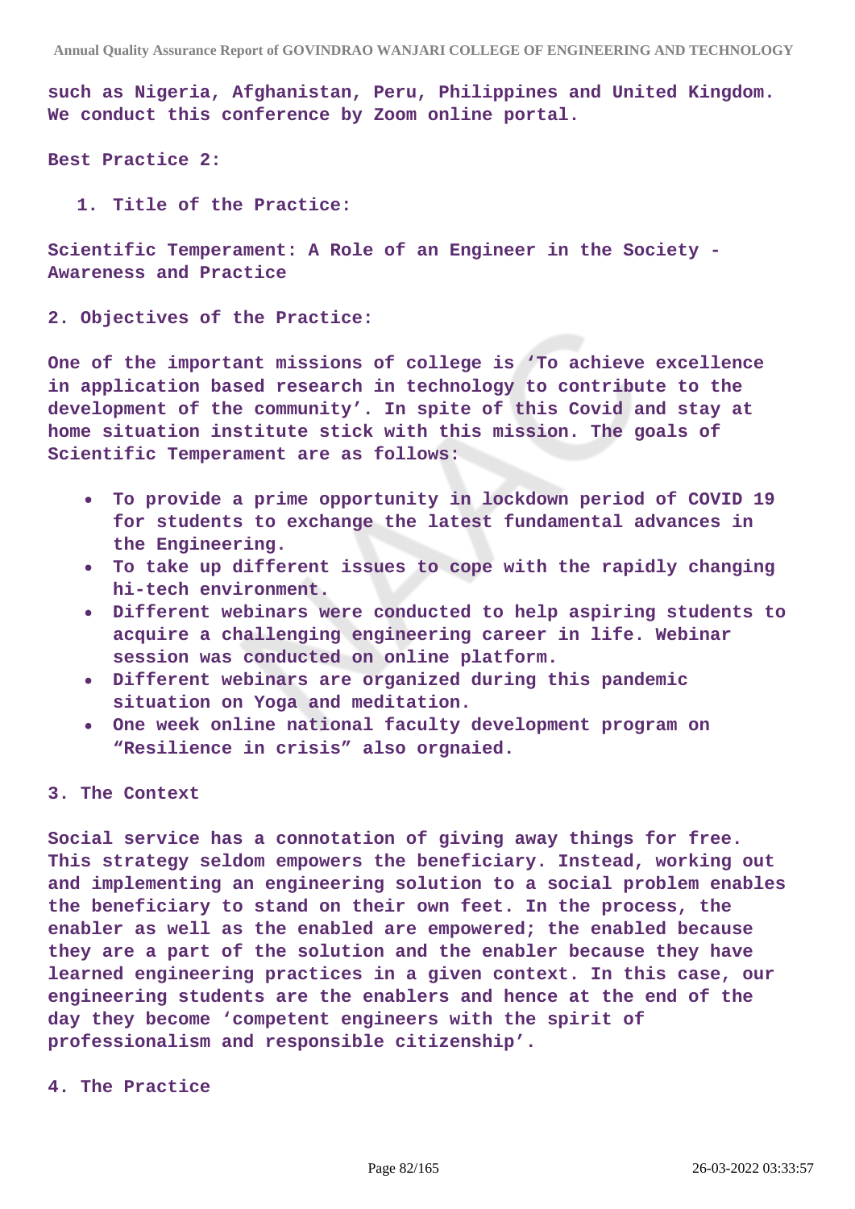**such as Nigeria, Afghanistan, Peru, Philippines and United Kingdom. We conduct this conference by Zoom online portal.**

**Best Practice 2:**

1. **Title of the Practice:**

**Scientific Temperament: A Role of an Engineer in the Society - Awareness and Practice**

**2. Objectives of the Practice:**

**One of the important missions of college is 'To achieve excellence in application based research in technology to contribute to the development of the community'. In spite of this Covid and stay at home situation institute stick with this mission. The goals of Scientific Temperament are as follows:**

- **To provide a prime opportunity in lockdown period of COVID 19 for students to exchange the latest fundamental advances in the Engineering.**
- **To take up different issues to cope with the rapidly changing hi-tech environment.**
- **Different webinars were conducted to help aspiring students to acquire a challenging engineering career in life. Webinar session was conducted on online platform.**
- **Different webinars are organized during this pandemic situation on Yoga and meditation.**
- **One week online national faculty development program on "Resilience in crisis" also orgnaied.**

**3. The Context**

**Social service has a connotation of giving away things for free. This strategy seldom empowers the beneficiary. Instead, working out and implementing an engineering solution to a social problem enables the beneficiary to stand on their own feet. In the process, the enabler as well as the enabled are empowered; the enabled because they are a part of the solution and the enabler because they have learned engineering practices in a given context. In this case, our engineering students are the enablers and hence at the end of the day they become 'competent engineers with the spirit of professionalism and responsible citizenship'.**

**4. The Practice**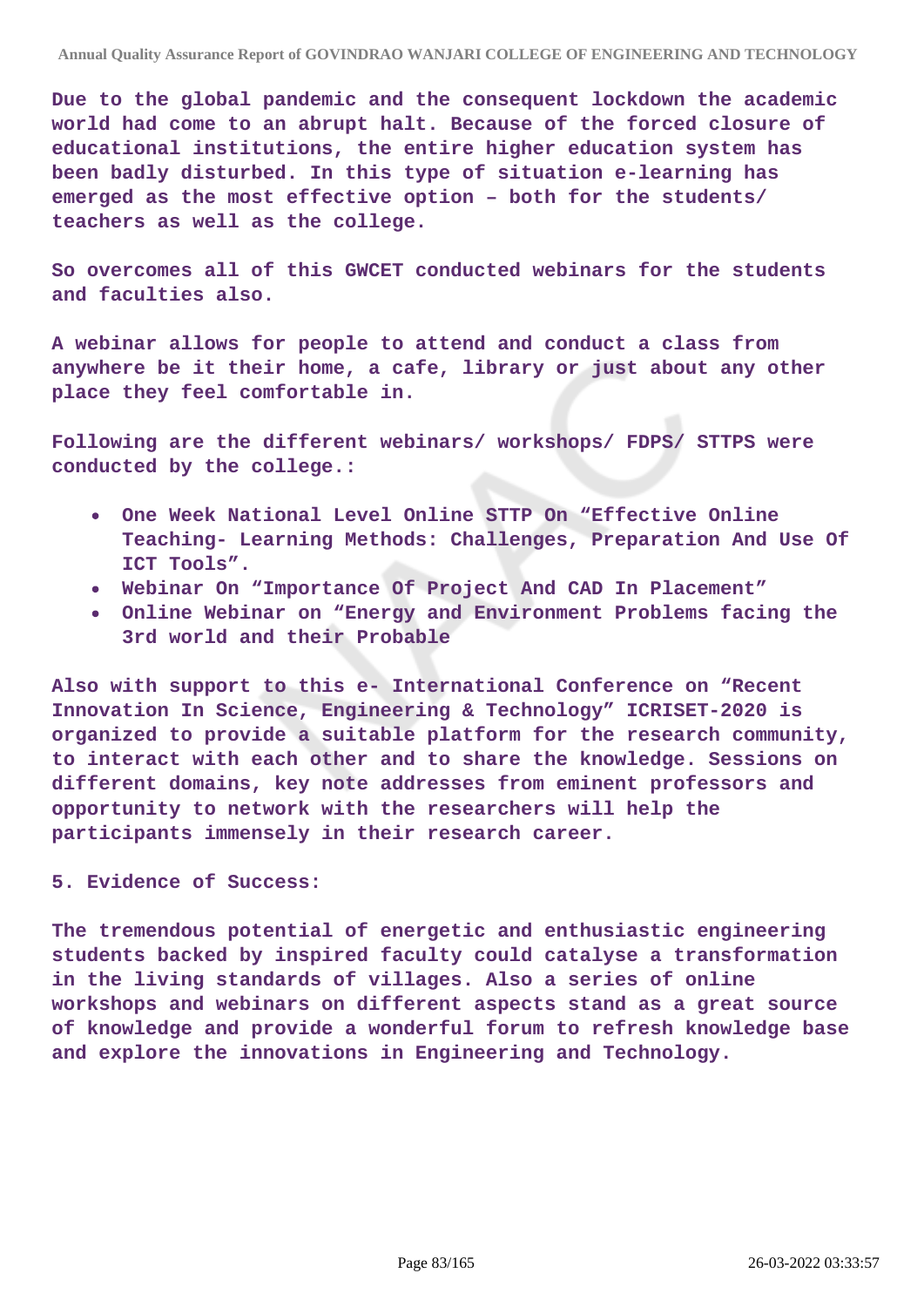**Due to the global pandemic and the consequent lockdown the academic world had come to an abrupt halt. Because of the forced closure of educational institutions, the entire higher education system has been badly disturbed. In this type of situation e-learning has emerged as the most effective option – both for the students/ teachers as well as the college.**

**So overcomes all of this GWCET conducted webinars for the students and faculties also.**

**A webinar allows for people to attend and conduct a class from anywhere be it their home, a cafe, library or just about any other place they feel comfortable in.**

**Following are the different webinars/ workshops/ FDPS/ STTPS were conducted by the college.:**

- **One Week National Level Online STTP On "Effective Online Teaching- Learning Methods: Challenges, Preparation And Use Of ICT Tools".**
- **Webinar On "Importance Of Project And CAD In Placement"**
- **Online Webinar on "Energy and Environment Problems facing the 3rd world and their Probable**

**Also with support to this e- International Conference on "Recent Innovation In Science, Engineering & Technology" ICRISET-2020 is organized to provide a suitable platform for the research community, to interact with each other and to share the knowledge. Sessions on different domains, key note addresses from eminent professors and opportunity to network with the researchers will help the participants immensely in their research career.**

**5. Evidence of Success:**

**The tremendous potential of energetic and enthusiastic engineering students backed by inspired faculty could catalyse a transformation in the living standards of villages. Also a series of online workshops and webinars on different aspects stand as a great source of knowledge and provide a wonderful forum to refresh knowledge base and explore the innovations in Engineering and Technology.**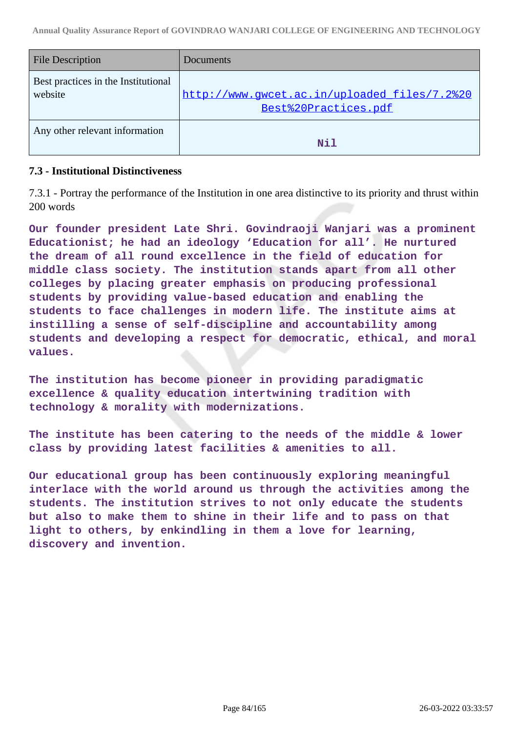| File Description | Documents |
| --- | --- |
| Best practices in the Institutional website | http://www.gwcet.ac.in/uploaded_files/7.2%20Best%20Practices.pdf |
| Any other relevant information | Nil |

### 7.3 - Institutional Distinctiveness

7.3.1 - Portray the performance of the Institution in one area distinctive to its priority and thrust within 200 words

**Our founder president Late Shri. Govindraoji Wanjari was a prominent Educationist; he had an ideology 'Education for all'. He nurtured the dream of all round excellence in the field of education for middle class society. The institution stands apart from all other colleges by placing greater emphasis on producing professional students by providing value-based education and enabling the students to face challenges in modern life. The institute aims at instilling a sense of self-discipline and accountability among students and developing a respect for democratic, ethical, and moral values.**

**The institution has become pioneer in providing paradigmatic excellence & quality education intertwining tradition with technology & morality with modernizations.**

**The institute has been catering to the needs of the middle & lower class by providing latest facilities & amenities to all.**

**Our educational group has been continuously exploring meaningful interlace with the world around us through the activities among the students. The institution strives to not only educate the students but also to make them to shine in their life and to pass on that light to others, by enkindling in them a love for learning, discovery and invention.**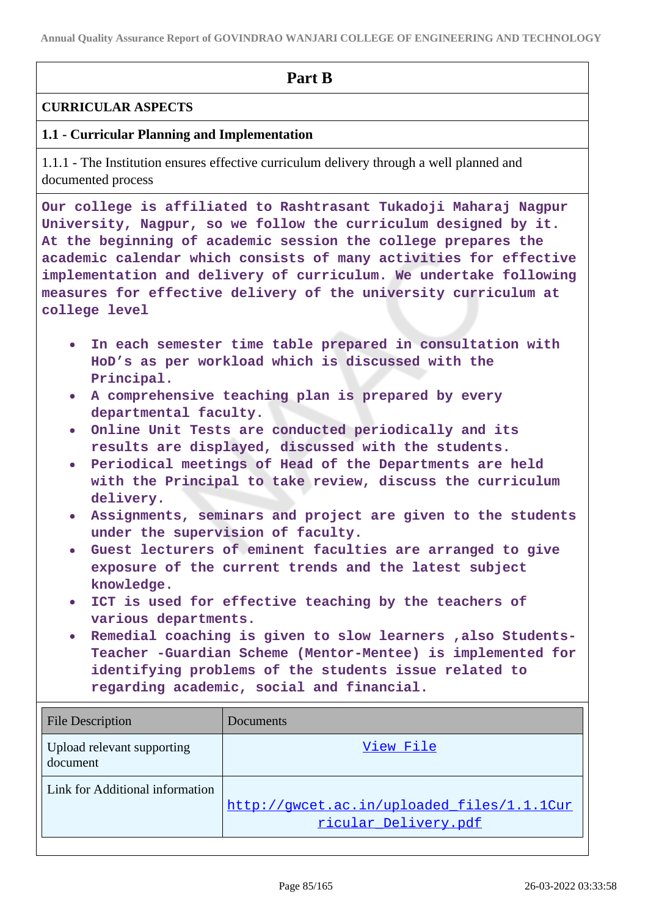# Part B

## CURRICULAR ASPECTS

### 1.1 - Curricular Planning and Implementation

1.1.1 - The Institution ensures effective curriculum delivery through a well planned and documented process

Our college is affiliated to Rashtrasant Tukadoji Maharaj Nagpur University, Nagpur, so we follow the curriculum designed by it. At the beginning of academic session the college prepares the academic calendar which consists of many activities for effective implementation and delivery of curriculum. We undertake following measures for effective delivery of the university curriculum at college level

- In each semester time table prepared in consultation with HoD's as per workload which is discussed with the Principal.
- A comprehensive teaching plan is prepared by every departmental faculty.
- Online Unit Tests are conducted periodically and its results are displayed, discussed with the students.
- Periodical meetings of Head of the Departments are held with the Principal to take review, discuss the curriculum delivery.
- Assignments, seminars and project are given to the students under the supervision of faculty.
- Guest lecturers of eminent faculties are arranged to give exposure of the current trends and the latest subject knowledge.
- ICT is used for effective teaching by the teachers of various departments.
- Remedial coaching is given to slow learners ,also Students-Teacher -Guardian Scheme (Mentor-Mentee) is implemented for identifying problems of the students issue related to regarding academic, social and financial.

| File Description | Documents |
|---|---|
| Upload relevant supporting document | View File |
| Link for Additional information | http://gwcet.ac.in/uploaded_files/1.1.1Curricular_Delivery.pdf |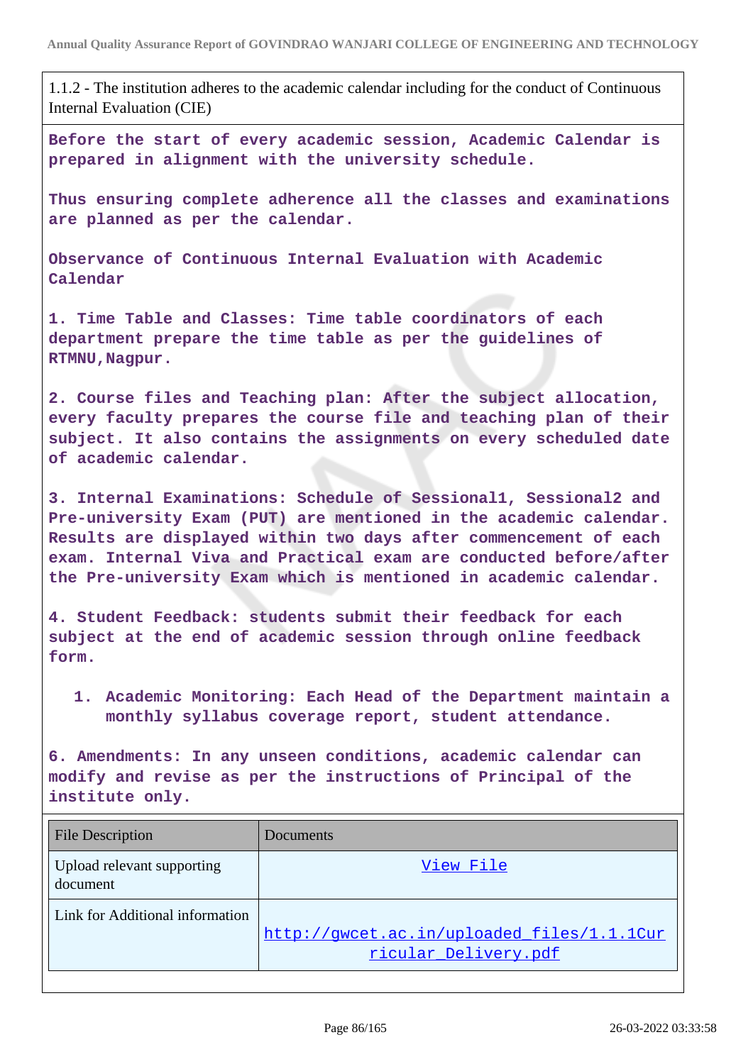1.1.2 - The institution adheres to the academic calendar including for the conduct of Continuous Internal Evaluation (CIE)

**Before the start of every academic session, Academic Calendar is prepared in alignment with the university schedule.**

**Thus ensuring complete adherence all the classes and examinations are planned as per the calendar.**

**Observance of Continuous Internal Evaluation with Academic Calendar**

**1. Time Table and Classes: Time table coordinators of each department prepare the time table as per the guidelines of RTMNU,Nagpur.**

**2. Course files and Teaching plan: After the subject allocation, every faculty prepares the course file and teaching plan of their subject. It also contains the assignments on every scheduled date of academic calendar.**

**3. Internal Examinations: Schedule of Sessional1, Sessional2 and Pre-university Exam (PUT) are mentioned in the academic calendar. Results are displayed within two days after commencement of each exam. Internal Viva and Practical exam are conducted before/after the Pre-university Exam which is mentioned in academic calendar.**

**4. Student Feedback: students submit their feedback for each subject at the end of academic session through online feedback form.**

1. **Academic Monitoring: Each Head of the Department maintain a monthly syllabus coverage report, student attendance.**

**6. Amendments: In any unseen conditions, academic calendar can modify and revise as per the instructions of Principal of the institute only.**

| File Description | Documents |
|---|---|
| Upload relevant supporting document | View File |
| Link for Additional information | http://gwcet.ac.in/uploaded_files/1.1.1Curricular_Delivery.pdf |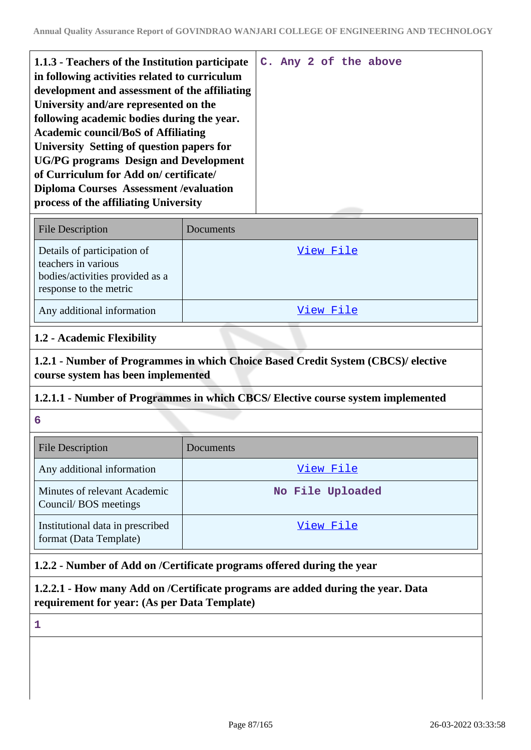| 1.1.3 - Teachers of the Institution participate in following activities related to curriculum development and assessment of the affiliating University and/are represented on the following academic bodies during the year. Academic council/BoS of Affiliating University Setting of question papers for UG/PG programs Design and Development of Curriculum for Add on/ certificate/ Diploma Courses Assessment /evaluation process of the affiliating University | C. Any 2 of the above |
|---|---|

| File Description | Documents |
|---|---|
| Details of participation of teachers in various bodies/activities provided as a response to the metric | View File |
| Any additional information | View File |

### 1.2 - Academic Flexibility

**1.2.1 - Number of Programmes in which Choice Based Credit System (CBCS)/ elective course system has been implemented**

**1.2.1.1 - Number of Programmes in which CBCS/ Elective course system implemented**

6

| File Description | Documents |
|---|---|
| Any additional information | View File |
| Minutes of relevant Academic Council/ BOS meetings | No File Uploaded |
| Institutional data in prescribed format (Data Template) | View File |

**1.2.2 - Number of Add on /Certificate programs offered during the year**

**1.2.2.1 - How many Add on /Certificate programs are added during the year. Data requirement for year: (As per Data Template)**

1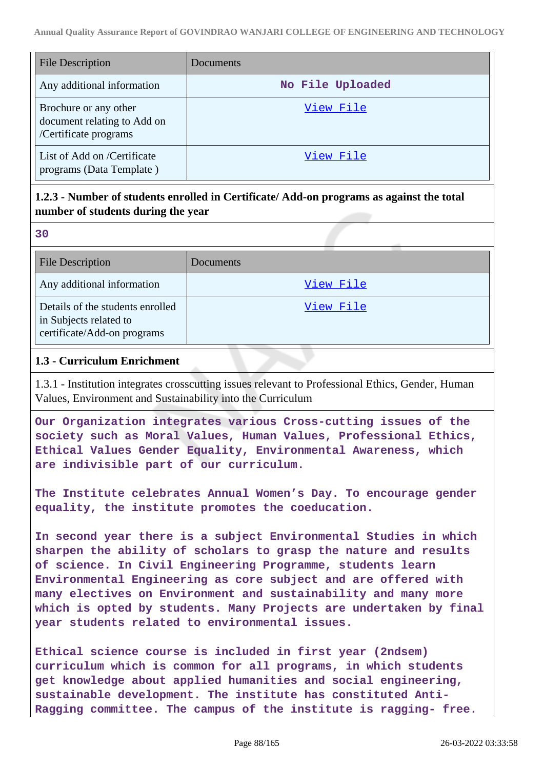| File Description | Documents |
|---|---|
| Any additional information | No File Uploaded |
| Brochure or any other document relating to Add on /Certificate programs | View File |
| List of Add on /Certificate programs (Data Template ) | View File |

**1.2.3 - Number of students enrolled in Certificate/ Add-on programs as against the total number of students during the year**

**30**

| File Description | Documents |
|---|---|
| Any additional information | View File |
| Details of the students enrolled in Subjects related to certificate/Add-on programs | View File |

### 1.3 - Curriculum Enrichment

1.3.1 - Institution integrates crosscutting issues relevant to Professional Ethics, Gender, Human Values, Environment and Sustainability into the Curriculum

**Our Organization integrates various Cross-cutting issues of the society such as Moral Values, Human Values, Professional Ethics, Ethical Values Gender Equality, Environmental Awareness, which are indivisible part of our curriculum.**

**The Institute celebrates Annual Women's Day. To encourage gender equality, the institute promotes the coeducation.**

**In second year there is a subject Environmental Studies in which sharpen the ability of scholars to grasp the nature and results of science. In Civil Engineering Programme, students learn Environmental Engineering as core subject and are offered with many electives on Environment and sustainability and many more which is opted by students. Many Projects are undertaken by final year students related to environmental issues.**

**Ethical science course is included in first year (2ndsem) curriculum which is common for all programs, in which students get knowledge about applied humanities and social engineering, sustainable development. The institute has constituted Anti-Ragging committee. The campus of the institute is ragging- free.**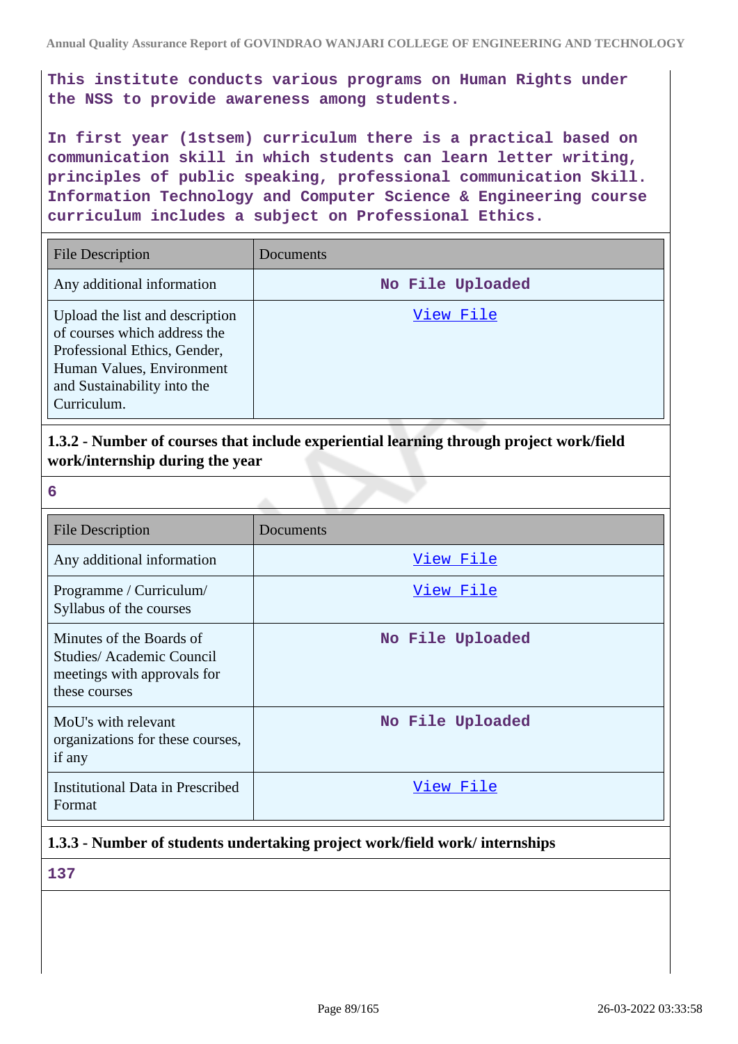**This institute conducts various programs on Human Rights under the NSS to provide awareness among students.**

**In first year (1stsem) curriculum there is a practical based on communication skill in which students can learn letter writing, principles of public speaking, professional communication Skill. Information Technology and Computer Science & Engineering course curriculum includes a subject on Professional Ethics.**

| File Description | Documents |
|---|---|
| Any additional information | No File Uploaded |
| Upload the list and description of courses which address the Professional Ethics, Gender, Human Values, Environment and Sustainability into the Curriculum. | View File |

### 1.3.2 - Number of courses that include experiential learning through project work/field work/internship during the year

**6**

| File Description | Documents |
|---|---|
| Any additional information | View File |
| Programme / Curriculum/ Syllabus of the courses | View File |
| Minutes of the Boards of Studies/ Academic Council meetings with approvals for these courses | No File Uploaded |
| MoU's with relevant organizations for these courses, if any | No File Uploaded |
| Institutional Data in Prescribed Format | View File |

### 1.3.3 - Number of students undertaking project work/field work/ internships

**137**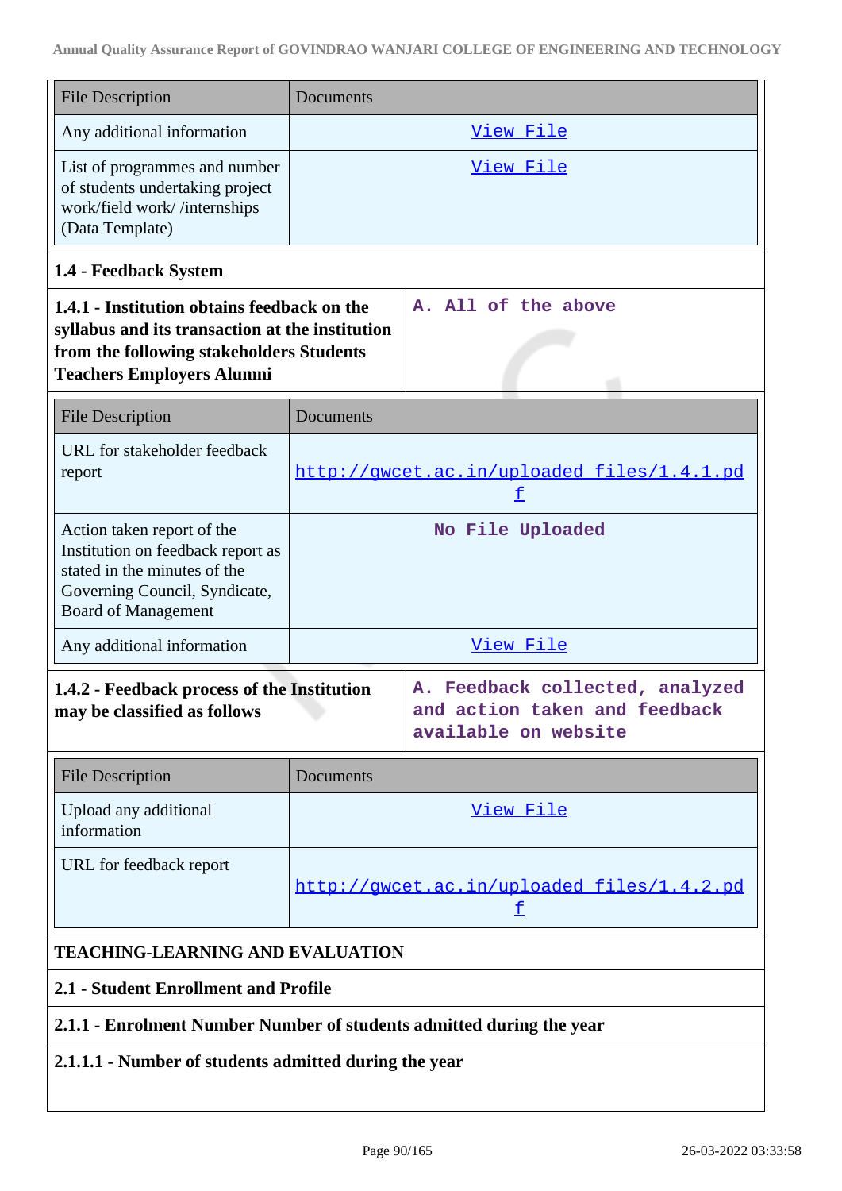| File Description | Documents |
|---|---|
| Any additional information | View File |
| List of programmes and number of students undertaking project work/field work/ /internships (Data Template) | View File |

**1.4 - Feedback System**

| **1.4.1 - Institution obtains feedback on the syllabus and its transaction at the institution from the following stakeholders Students Teachers Employers Alumni** | A. All of the above |
|---|---|

| File Description | Documents |
|---|---|
| URL for stakeholder feedback report | http://gwcet.ac.in/uploaded_files/1.4.1.pdf |
| Action taken report of the Institution on feedback report as stated in the minutes of the Governing Council, Syndicate, Board of Management | No File Uploaded |
| Any additional information | View File |

| **1.4.2 - Feedback process of the Institution may be classified as follows** | A. Feedback collected, analyzed and action taken and feedback available on website |
|---|---|

| File Description | Documents |
|---|---|
| Upload any additional information | View File |
| URL for feedback report | http://gwcet.ac.in/uploaded_files/1.4.2.pdf |

**TEACHING-LEARNING AND EVALUATION**

**2.1 - Student Enrollment and Profile**

**2.1.1 - Enrolment Number Number of students admitted during the year**

**2.1.1.1 - Number of students admitted during the year**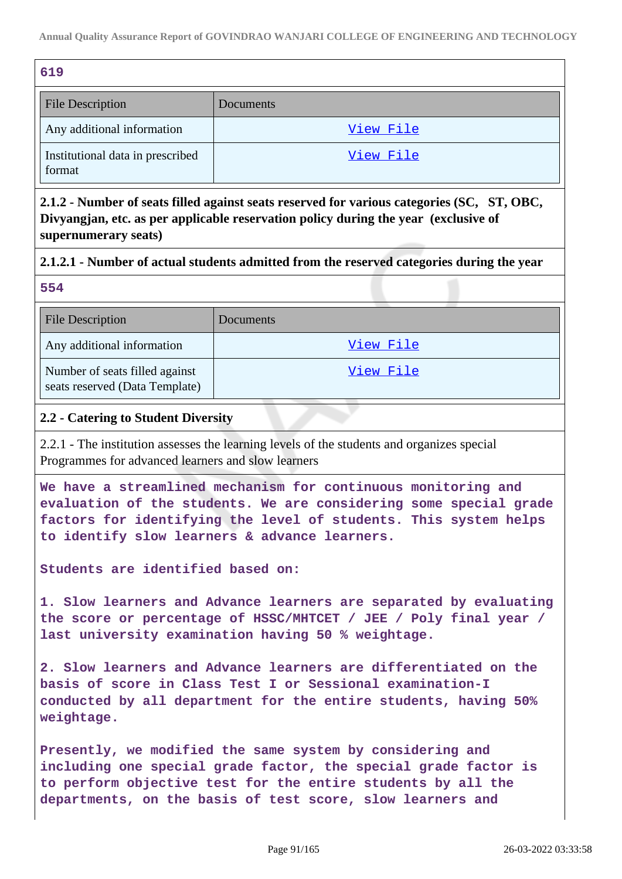619

| File Description | Documents |
| --- | --- |
| Any additional information | View File |
| Institutional data in prescribed format | View File |

**2.1.2 - Number of seats filled against seats reserved for various categories (SC, ST, OBC, Divyangjan, etc. as per applicable reservation policy during the year (exclusive of supernumerary seats)**

**2.1.2.1 - Number of actual students admitted from the reserved categories during the year**

554

| File Description | Documents |
| --- | --- |
| Any additional information | View File |
| Number of seats filled against seats reserved (Data Template) | View File |

**2.2 - Catering to Student Diversity**

2.2.1 - The institution assesses the learning levels of the students and organizes special Programmes for advanced learners and slow learners

We have a streamlined mechanism for continuous monitoring and evaluation of the students. We are considering some special grade factors for identifying the level of students. This system helps to identify slow learners & advance learners.

Students are identified based on:

1. Slow learners and Advance learners are separated by evaluating the score or percentage of HSSC/MHTCET / JEE / Poly final year / last university examination having 50 % weightage.

2. Slow learners and Advance learners are differentiated on the basis of score in Class Test I or Sessional examination-I conducted by all department for the entire students, having 50% weightage.

Presently, we modified the same system by considering and including one special grade factor, the special grade factor is to perform objective test for the entire students by all the departments, on the basis of test score, slow learners and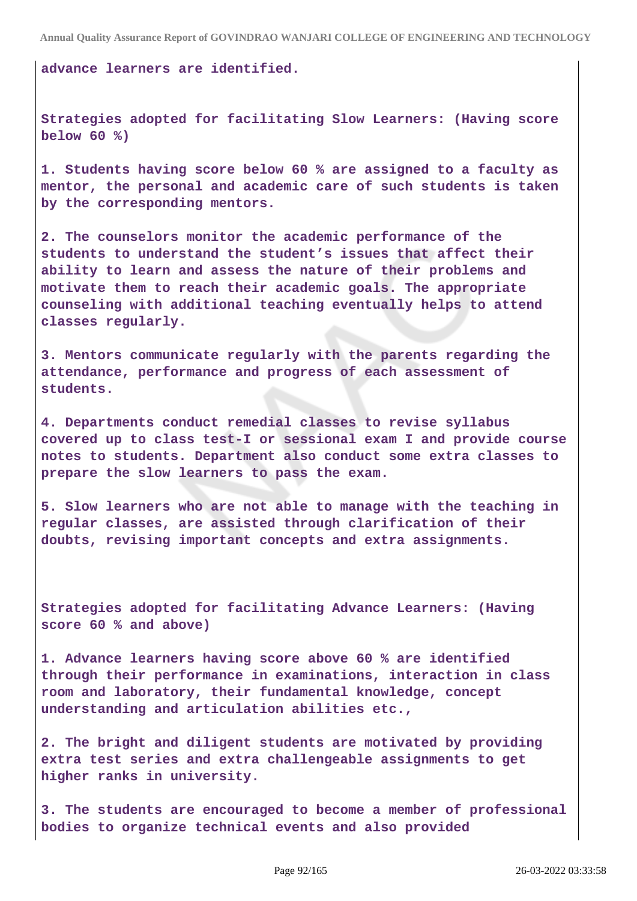**advance learners are identified.**

**Strategies adopted for facilitating Slow Learners: (Having score below 60 %)**

**1. Students having score below 60 % are assigned to a faculty as mentor, the personal and academic care of such students is taken by the corresponding mentors.**

**2. The counselors monitor the academic performance of the students to understand the student's issues that affect their ability to learn and assess the nature of their problems and motivate them to reach their academic goals. The appropriate counseling with additional teaching eventually helps to attend classes regularly.**

**3. Mentors communicate regularly with the parents regarding the attendance, performance and progress of each assessment of students.**

**4. Departments conduct remedial classes to revise syllabus covered up to class test-I or sessional exam I and provide course notes to students. Department also conduct some extra classes to prepare the slow learners to pass the exam.**

**5. Slow learners who are not able to manage with the teaching in regular classes, are assisted through clarification of their doubts, revising important concepts and extra assignments.**

**Strategies adopted for facilitating Advance Learners: (Having score 60 % and above)**

**1. Advance learners having score above 60 % are identified through their performance in examinations, interaction in class room and laboratory, their fundamental knowledge, concept understanding and articulation abilities etc.,**

**2. The bright and diligent students are motivated by providing extra test series and extra challengeable assignments to get higher ranks in university.**

**3. The students are encouraged to become a member of professional bodies to organize technical events and also provided**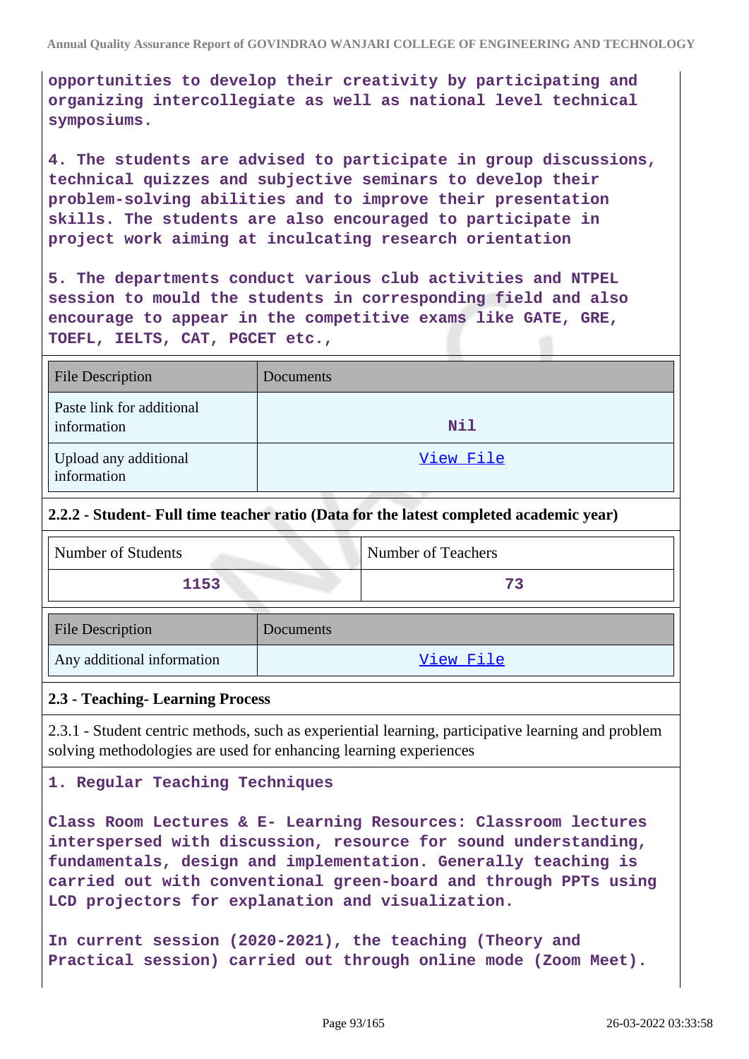opportunities to develop their creativity by participating and organizing intercollegiate as well as national level technical symposiums.

4. The students are advised to participate in group discussions, technical quizzes and subjective seminars to develop their problem-solving abilities and to improve their presentation skills. The students are also encouraged to participate in project work aiming at inculcating research orientation

5. The departments conduct various club activities and NTPEL session to mould the students in corresponding field and also encourage to appear in the competitive exams like GATE, GRE, TOEFL, IELTS, CAT, PGCET etc.,

| File Description | Documents |
|---|---|
| Paste link for additional information | Nil |
| Upload any additional information | View File |

**2.2.2 - Student- Full time teacher ratio (Data for the latest completed academic year)**

| Number of Students | Number of Teachers |
|---|---|
| 1153 | 73 |

| File Description | Documents |
|---|---|
| Any additional information | View File |

**2.3 - Teaching- Learning Process**

2.3.1 - Student centric methods, such as experiential learning, participative learning and problem solving methodologies are used for enhancing learning experiences

1. Regular Teaching Techniques

Class Room Lectures & E- Learning Resources: Classroom lectures interspersed with discussion, resource for sound understanding, fundamentals, design and implementation. Generally teaching is carried out with conventional green-board and through PPTs using LCD projectors for explanation and visualization.

In current session (2020-2021), the teaching (Theory and Practical session) carried out through online mode (Zoom Meet).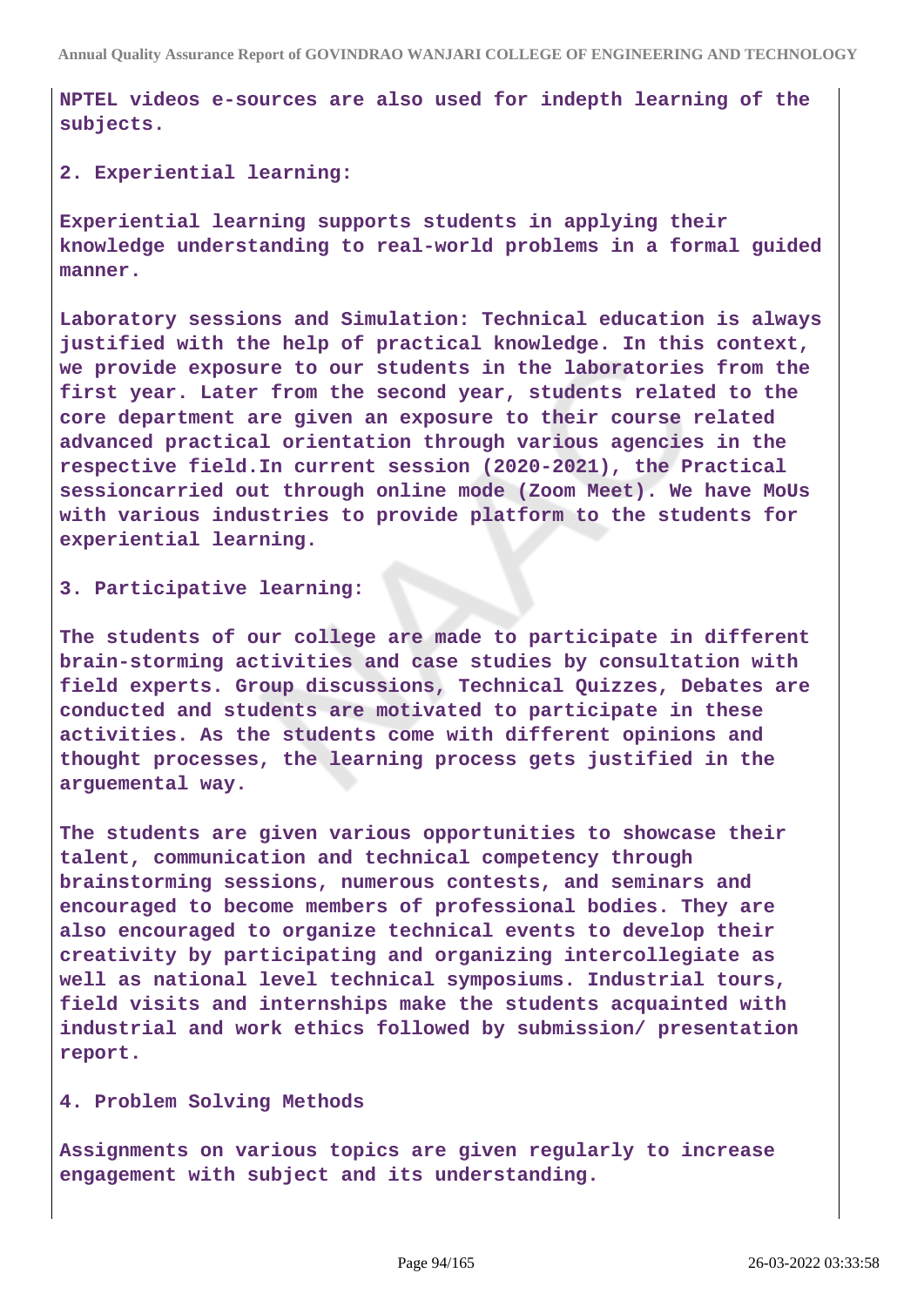**NPTEL videos e-sources are also used for indepth learning of the subjects.**

**2. Experiential learning:**

**Experiential learning supports students in applying their knowledge understanding to real-world problems in a formal guided manner.**

**Laboratory sessions and Simulation: Technical education is always justified with the help of practical knowledge. In this context, we provide exposure to our students in the laboratories from the first year. Later from the second year, students related to the core department are given an exposure to their course related advanced practical orientation through various agencies in the respective field.In current session (2020-2021), the Practical sessioncarried out through online mode (Zoom Meet). We have MoUs with various industries to provide platform to the students for experiential learning.**

**3. Participative learning:**

**The students of our college are made to participate in different brain-storming activities and case studies by consultation with field experts. Group discussions, Technical Quizzes, Debates are conducted and students are motivated to participate in these activities. As the students come with different opinions and thought processes, the learning process gets justified in the arguemental way.**

**The students are given various opportunities to showcase their talent, communication and technical competency through brainstorming sessions, numerous contests, and seminars and encouraged to become members of professional bodies. They are also encouraged to organize technical events to develop their creativity by participating and organizing intercollegiate as well as national level technical symposiums. Industrial tours, field visits and internships make the students acquainted with industrial and work ethics followed by submission/ presentation report.**

**4. Problem Solving Methods**

**Assignments on various topics are given regularly to increase engagement with subject and its understanding.**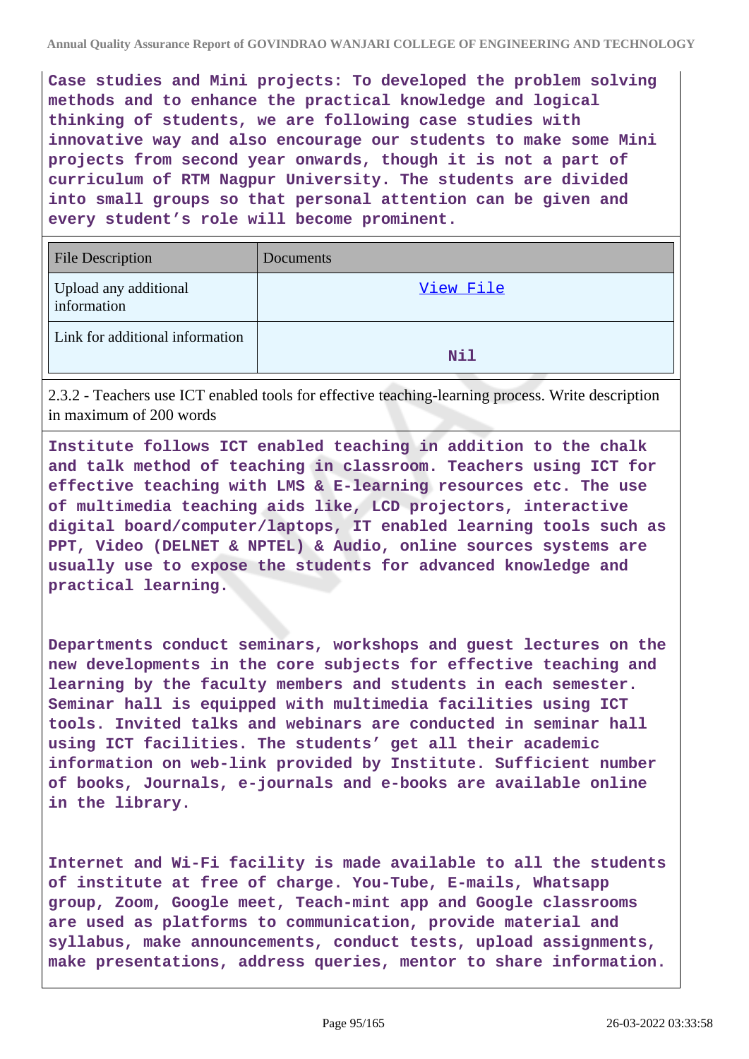**Case studies and Mini projects: To developed the problem solving methods and to enhance the practical knowledge and logical thinking of students, we are following case studies with innovative way and also encourage our students to make some Mini projects from second year onwards, though it is not a part of curriculum of RTM Nagpur University. The students are divided into small groups so that personal attention can be given and every student's role will become prominent.**

| File Description | Documents |
|---|---|
| Upload any additional information | View File |
| Link for additional information | Nil |

2.3.2 - Teachers use ICT enabled tools for effective teaching-learning process. Write description in maximum of 200 words

**Institute follows ICT enabled teaching in addition to the chalk and talk method of teaching in classroom. Teachers using ICT for effective teaching with LMS & E-learning resources etc. The use of multimedia teaching aids like, LCD projectors, interactive digital board/computer/laptops, IT enabled learning tools such as PPT, Video (DELNET & NPTEL) & Audio, online sources systems are usually use to expose the students for advanced knowledge and practical learning.**

**Departments conduct seminars, workshops and guest lectures on the new developments in the core subjects for effective teaching and learning by the faculty members and students in each semester. Seminar hall is equipped with multimedia facilities using ICT tools. Invited talks and webinars are conducted in seminar hall using ICT facilities. The students' get all their academic information on web-link provided by Institute. Sufficient number of books, Journals, e-journals and e-books are available online in the library.**

**Internet and Wi-Fi facility is made available to all the students of institute at free of charge. You-Tube, E-mails, Whatsapp group, Zoom, Google meet, Teach-mint app and Google classrooms are used as platforms to communication, provide material and syllabus, make announcements, conduct tests, upload assignments, make presentations, address queries, mentor to share information.**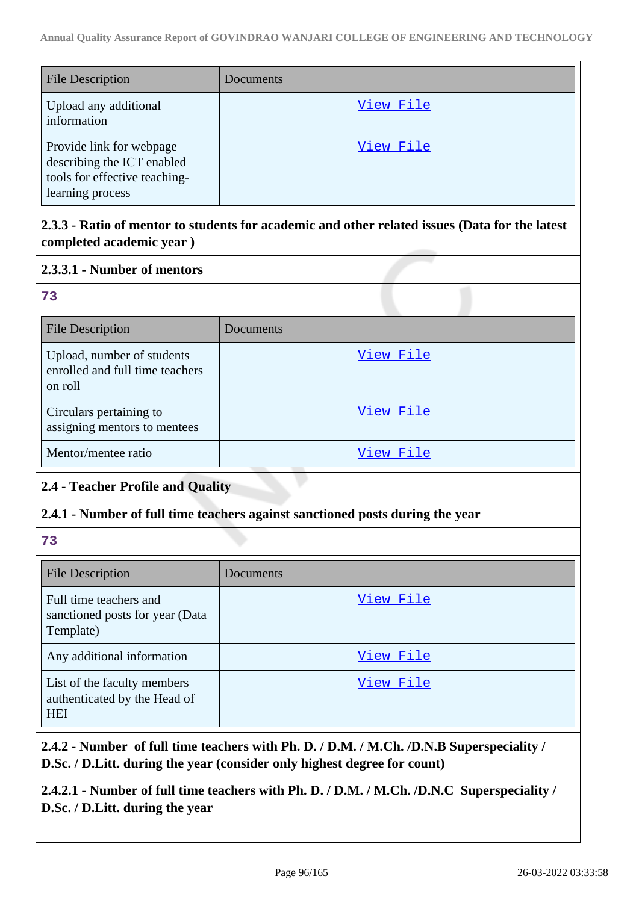| File Description | Documents |
| --- | --- |
| Upload any additional information | View File |
| Provide link for webpage describing the ICT enabled tools for effective teaching-learning process | View File |

**2.3.3 - Ratio of mentor to students for academic and other related issues (Data for the latest completed academic year )**

**2.3.3.1 - Number of mentors**

73

| File Description | Documents |
| --- | --- |
| Upload, number of students enrolled and full time teachers on roll | View File |
| Circulars pertaining to assigning mentors to mentees | View File |
| Mentor/mentee ratio | View File |

**2.4 - Teacher Profile and Quality**

**2.4.1 - Number of full time teachers against sanctioned posts during the year**

73

| File Description | Documents |
| --- | --- |
| Full time teachers and sanctioned posts for year (Data Template) | View File |
| Any additional information | View File |
| List of the faculty members authenticated by the Head of HEI | View File |

**2.4.2 - Number of full time teachers with Ph. D. / D.M. / M.Ch. /D.N.B Superspeciality / D.Sc. / D.Litt. during the year (consider only highest degree for count)**

**2.4.2.1 - Number of full time teachers with Ph. D. / D.M. / M.Ch. /D.N.C Superspeciality / D.Sc. / D.Litt. during the year**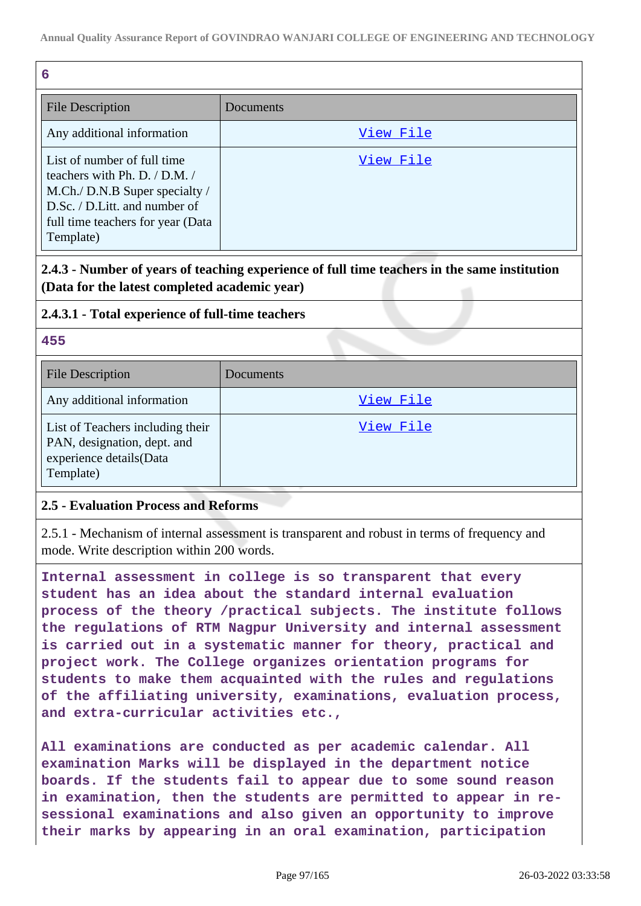6

| File Description | Documents |
|---|---|
| Any additional information | View File |
| List of number of full time teachers with Ph. D. / D.M. / M.Ch./ D.N.B Super specialty / D.Sc. / D.Litt. and number of full time teachers for year (Data Template) | View File |

**2.4.3 - Number of years of teaching experience of full time teachers in the same institution (Data for the latest completed academic year)**

**2.4.3.1 - Total experience of full-time teachers**

455

| File Description | Documents |
|---|---|
| Any additional information | View File |
| List of Teachers including their PAN, designation, dept. and experience details(Data Template) | View File |

**2.5 - Evaluation Process and Reforms**

2.5.1 - Mechanism of internal assessment is transparent and robust in terms of frequency and mode. Write description within 200 words.

Internal assessment in college is so transparent that every student has an idea about the standard internal evaluation process of the theory /practical subjects. The institute follows the regulations of RTM Nagpur University and internal assessment is carried out in a systematic manner for theory, practical and project work. The College organizes orientation programs for students to make them acquainted with the rules and regulations of the affiliating university, examinations, evaluation process, and extra-curricular activities etc.,

All examinations are conducted as per academic calendar. All examination Marks will be displayed in the department notice boards. If the students fail to appear due to some sound reason in examination, then the students are permitted to appear in re-sessional examinations and also given an opportunity to improve their marks by appearing in an oral examination, participation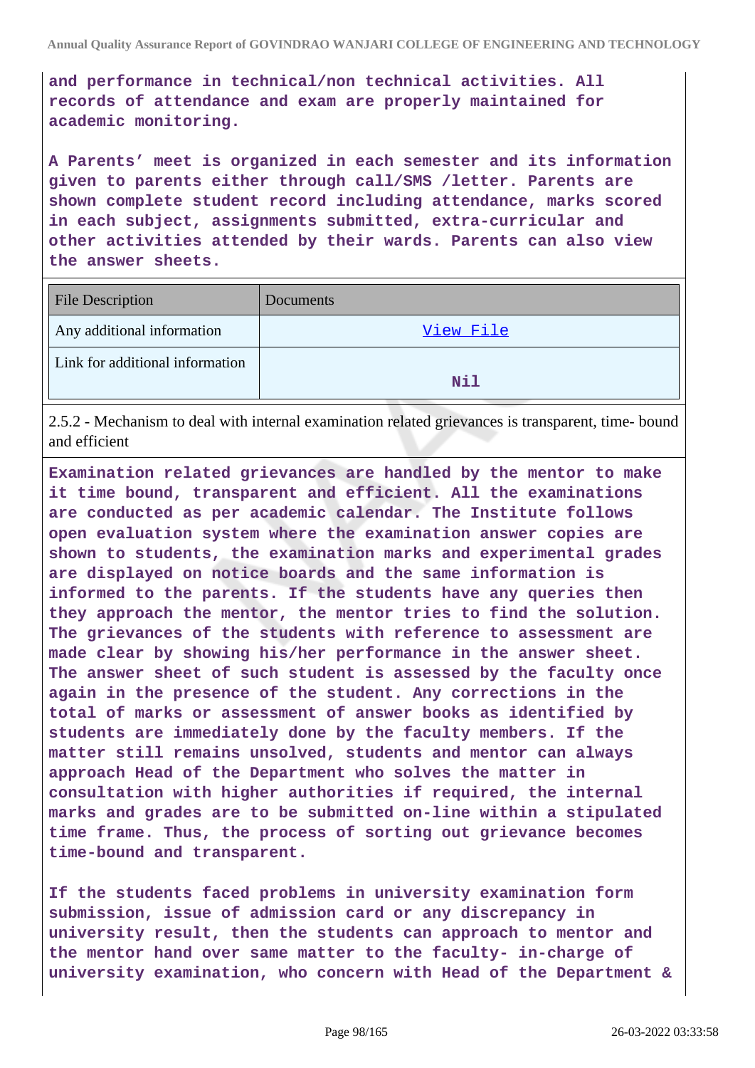**and performance in technical/non technical activities. All records of attendance and exam are properly maintained for academic monitoring.**

**A Parents' meet is organized in each semester and its information given to parents either through call/SMS /letter. Parents are shown complete student record including attendance, marks scored in each subject, assignments submitted, extra-curricular and other activities attended by their wards. Parents can also view the answer sheets.**

| File Description | Documents |
|---|---|
| Any additional information | View File |
| Link for additional information | Nil |

2.5.2 - Mechanism to deal with internal examination related grievances is transparent, time- bound and efficient

**Examination related grievances are handled by the mentor to make it time bound, transparent and efficient. All the examinations are conducted as per academic calendar. The Institute follows open evaluation system where the examination answer copies are shown to students, the examination marks and experimental grades are displayed on notice boards and the same information is informed to the parents. If the students have any queries then they approach the mentor, the mentor tries to find the solution. The grievances of the students with reference to assessment are made clear by showing his/her performance in the answer sheet. The answer sheet of such student is assessed by the faculty once again in the presence of the student. Any corrections in the total of marks or assessment of answer books as identified by students are immediately done by the faculty members. If the matter still remains unsolved, students and mentor can always approach Head of the Department who solves the matter in consultation with higher authorities if required, the internal marks and grades are to be submitted on-line within a stipulated time frame. Thus, the process of sorting out grievance becomes time-bound and transparent.**

**If the students faced problems in university examination form submission, issue of admission card or any discrepancy in university result, then the students can approach to mentor and the mentor hand over same matter to the faculty- in-charge of university examination, who concern with Head of the Department &**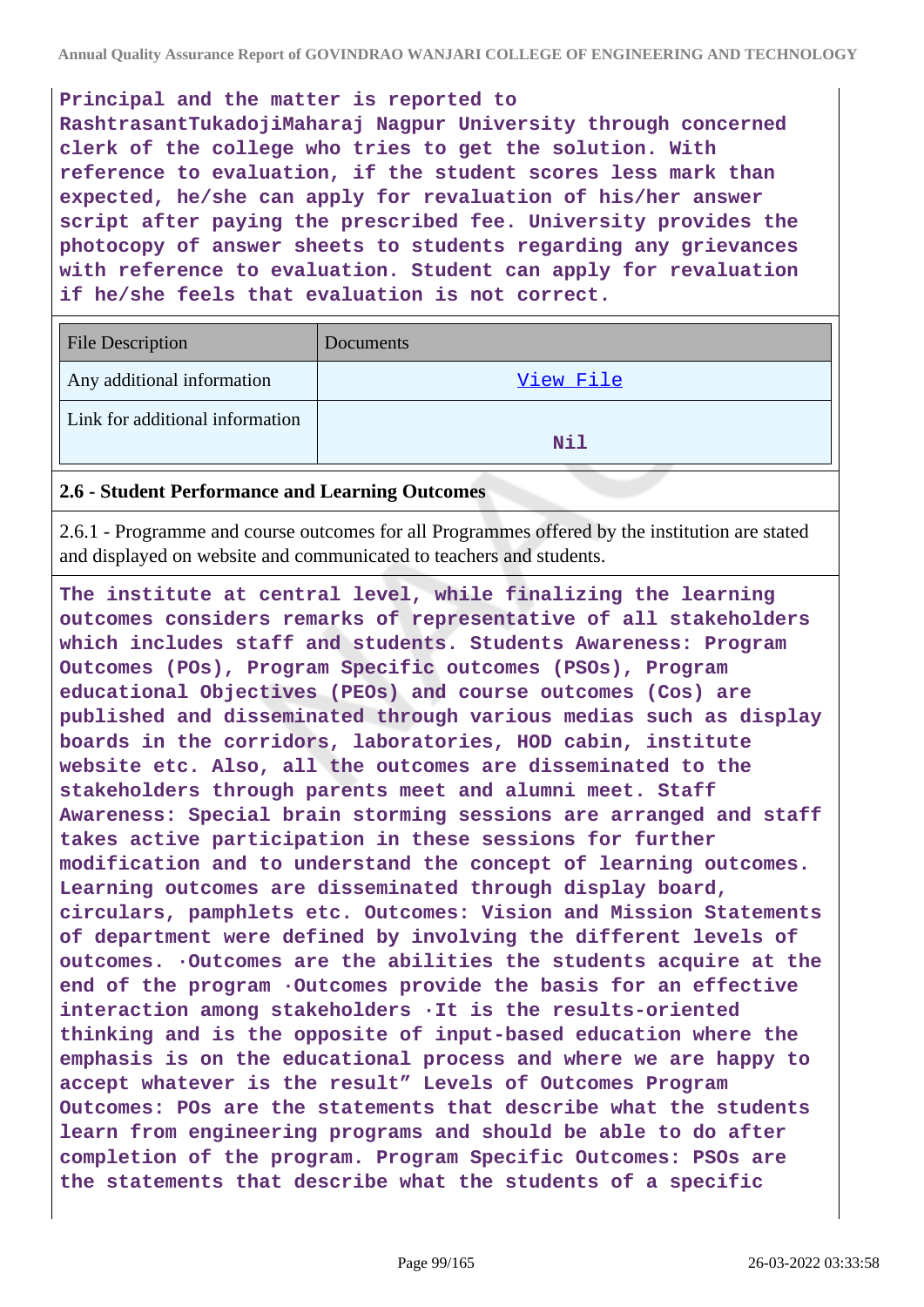Principal and the matter is reported to RashtrasantTukadojiMaharaj Nagpur University through concerned clerk of the college who tries to get the solution. With reference to evaluation, if the student scores less mark than expected, he/she can apply for revaluation of his/her answer script after paying the prescribed fee. University provides the photocopy of answer sheets to students regarding any grievances with reference to evaluation. Student can apply for revaluation if he/she feels that evaluation is not correct.

| File Description | Documents |
|---|---|
| Any additional information | View File |
| Link for additional information | Nil |

## 2.6 - Student Performance and Learning Outcomes

2.6.1 - Programme and course outcomes for all Programmes offered by the institution are stated and displayed on website and communicated to teachers and students.

The institute at central level, while finalizing the learning outcomes considers remarks of representative of all stakeholders which includes staff and students. Students Awareness: Program Outcomes (POs), Program Specific outcomes (PSOs), Program educational Objectives (PEOs) and course outcomes (Cos) are published and disseminated through various medias such as display boards in the corridors, laboratories, HOD cabin, institute website etc. Also, all the outcomes are disseminated to the stakeholders through parents meet and alumni meet. Staff Awareness: Special brain storming sessions are arranged and staff takes active participation in these sessions for further modification and to understand the concept of learning outcomes. Learning outcomes are disseminated through display board, circulars, pamphlets etc. Outcomes: Vision and Mission Statements of department were defined by involving the different levels of outcomes. ·Outcomes are the abilities the students acquire at the end of the program ·Outcomes provide the basis for an effective interaction among stakeholders ·It is the results-oriented thinking and is the opposite of input-based education where the emphasis is on the educational process and where we are happy to accept whatever is the result" Levels of Outcomes Program Outcomes: POs are the statements that describe what the students learn from engineering programs and should be able to do after completion of the program. Program Specific Outcomes: PSOs are the statements that describe what the students of a specific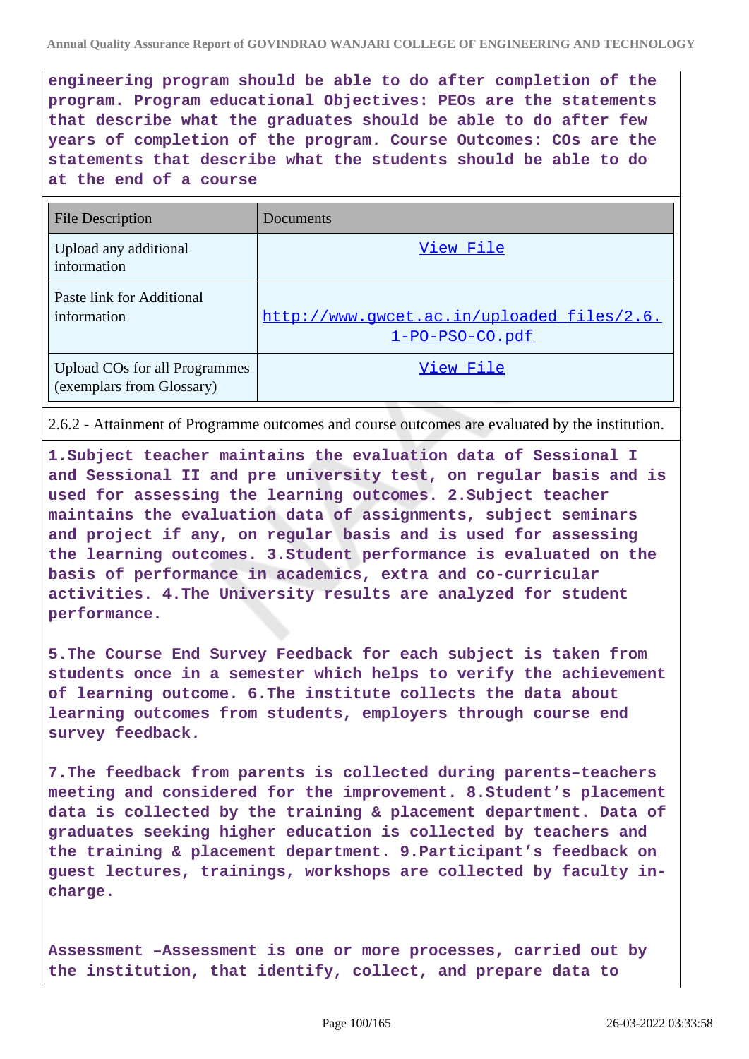**engineering program should be able to do after completion of the program. Program educational Objectives: PEOs are the statements that describe what the graduates should be able to do after few years of completion of the program. Course Outcomes: COs are the statements that describe what the students should be able to do at the end of a course**

| File Description | Documents |
|---|---|
| Upload any additional information | View File |
| Paste link for Additional information | http://www.gwcet.ac.in/uploaded_files/2.6.1-PO-PSO-CO.pdf |
| Upload COs for all Programmes (exemplars from Glossary) | View File |

2.6.2 - Attainment of Programme outcomes and course outcomes are evaluated by the institution.

**1.Subject teacher maintains the evaluation data of Sessional I and Sessional II and pre university test, on regular basis and is used for assessing the learning outcomes. 2.Subject teacher maintains the evaluation data of assignments, subject seminars and project if any, on regular basis and is used for assessing the learning outcomes. 3.Student performance is evaluated on the basis of performance in academics, extra and co-curricular activities. 4.The University results are analyzed for student performance.**

**5.The Course End Survey Feedback for each subject is taken from students once in a semester which helps to verify the achievement of learning outcome. 6.The institute collects the data about learning outcomes from students, employers through course end survey feedback.**

**7.The feedback from parents is collected during parents–teachers meeting and considered for the improvement. 8.Student's placement data is collected by the training & placement department. Data of graduates seeking higher education is collected by teachers and the training & placement department. 9.Participant's feedback on guest lectures, trainings, workshops are collected by faculty in-charge.**

**Assessment –Assessment is one or more processes, carried out by the institution, that identify, collect, and prepare data to**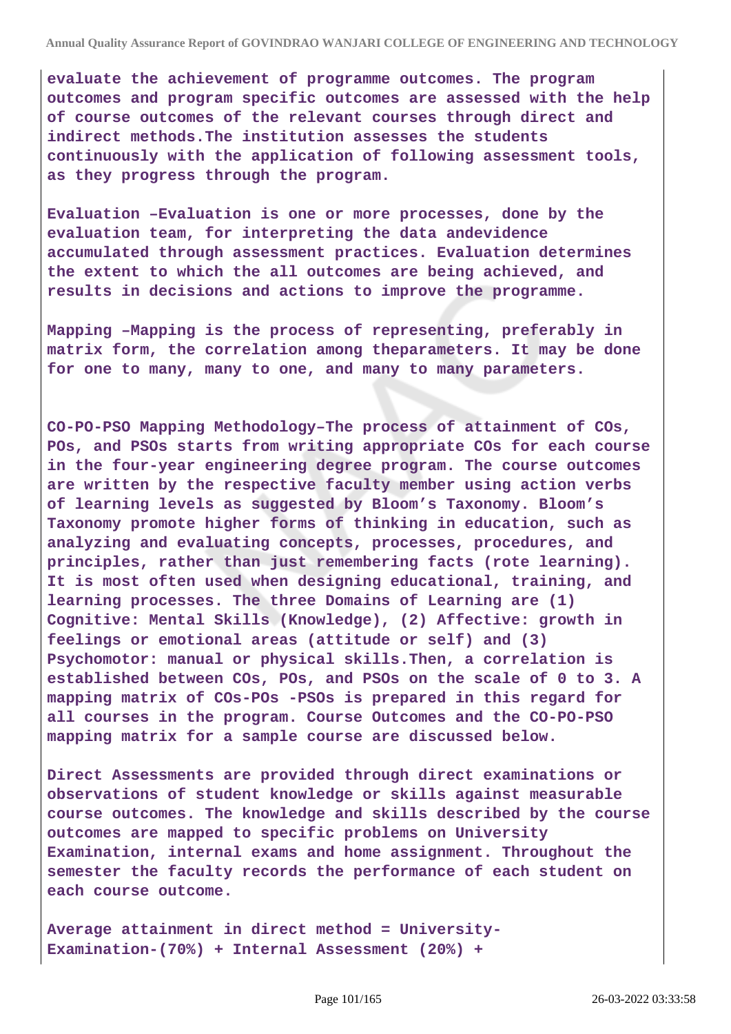**evaluate the achievement of programme outcomes. The program outcomes and program specific outcomes are assessed with the help of course outcomes of the relevant courses through direct and indirect methods.The institution assesses the students continuously with the application of following assessment tools, as they progress through the program.**

**Evaluation –Evaluation is one or more processes, done by the evaluation team, for interpreting the data andevidence accumulated through assessment practices. Evaluation determines the extent to which the all outcomes are being achieved, and results in decisions and actions to improve the programme.**

**Mapping –Mapping is the process of representing, preferably in matrix form, the correlation among theparameters. It may be done for one to many, many to one, and many to many parameters.**

**CO-PO-PSO Mapping Methodology–The process of attainment of COs, POs, and PSOs starts from writing appropriate COs for each course in the four-year engineering degree program. The course outcomes are written by the respective faculty member using action verbs of learning levels as suggested by Bloom's Taxonomy. Bloom's Taxonomy promote higher forms of thinking in education, such as analyzing and evaluating concepts, processes, procedures, and principles, rather than just remembering facts (rote learning). It is most often used when designing educational, training, and learning processes. The three Domains of Learning are (1) Cognitive: Mental Skills (Knowledge), (2) Affective: growth in feelings or emotional areas (attitude or self) and (3) Psychomotor: manual or physical skills.Then, a correlation is established between COs, POs, and PSOs on the scale of 0 to 3. A mapping matrix of COs-POs -PSOs is prepared in this regard for all courses in the program. Course Outcomes and the CO-PO-PSO mapping matrix for a sample course are discussed below.**

**Direct Assessments are provided through direct examinations or observations of student knowledge or skills against measurable course outcomes. The knowledge and skills described by the course outcomes are mapped to specific problems on University Examination, internal exams and home assignment. Throughout the semester the faculty records the performance of each student on each course outcome.**

**Average attainment in direct method = University-Examination-(70%) + Internal Assessment (20%) +**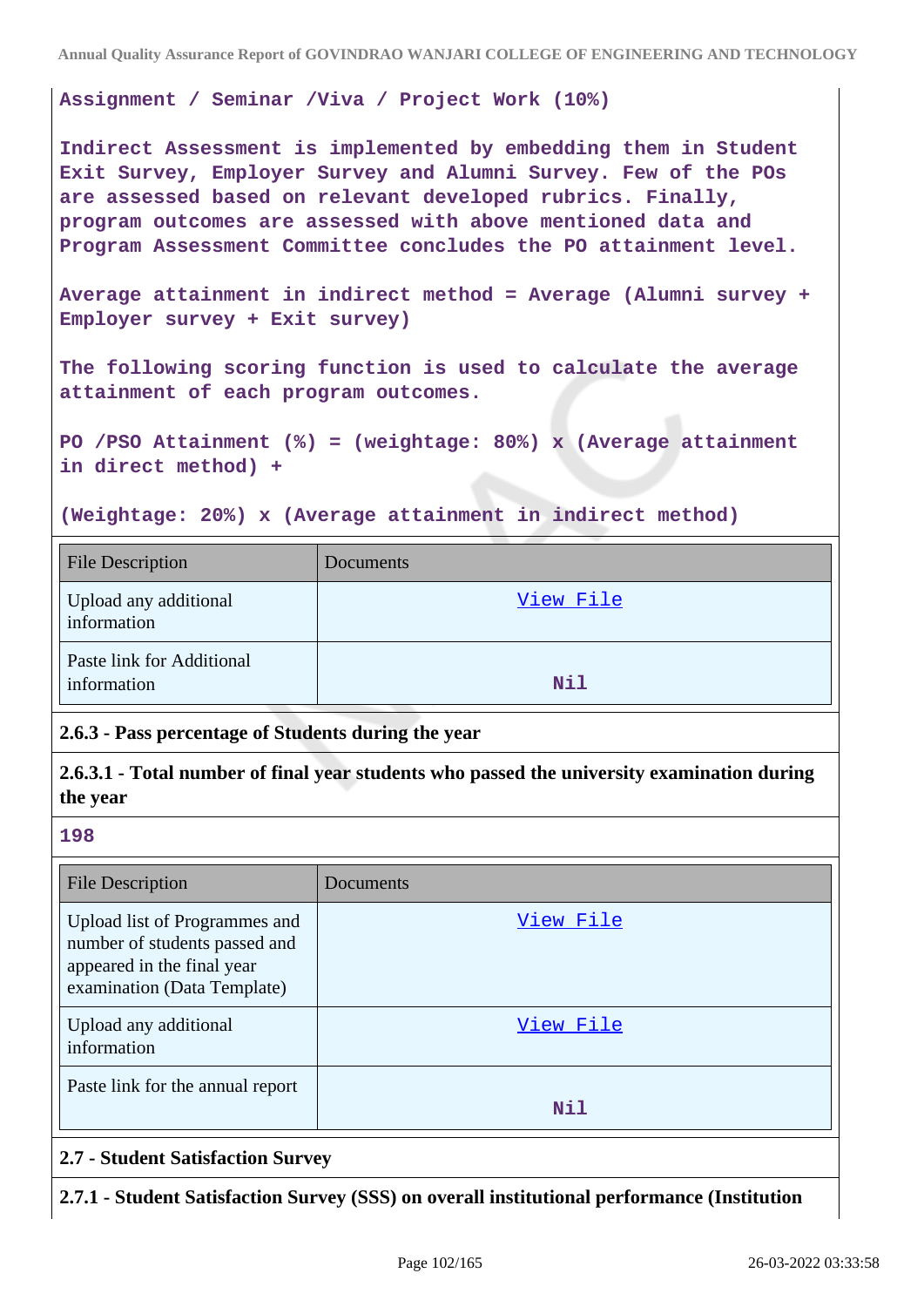Assignment / Seminar /Viva / Project Work (10%)

Indirect Assessment is implemented by embedding them in Student Exit Survey, Employer Survey and Alumni Survey. Few of the POs are assessed based on relevant developed rubrics. Finally, program outcomes are assessed with above mentioned data and Program Assessment Committee concludes the PO attainment level.

Average attainment in indirect method = Average (Alumni survey + Employer survey + Exit survey)

The following scoring function is used to calculate the average attainment of each program outcomes.

PO /PSO Attainment (%) = (weightage: 80%) x (Average attainment in direct method) +

(Weightage: 20%) x (Average attainment in indirect method)

| File Description | Documents |
|---|---|
| Upload any additional information | View File |
| Paste link for Additional information | Nil |

**2.6.3 - Pass percentage of Students during the year**

**2.6.3.1 - Total number of final year students who passed the university examination during the year**

198

| File Description | Documents |
|---|---|
| Upload list of Programmes and number of students passed and appeared in the final year examination (Data Template) | View File |
| Upload any additional information | View File |
| Paste link for the annual report | Nil |

**2.7 - Student Satisfaction Survey**

**2.7.1 - Student Satisfaction Survey (SSS) on overall institutional performance (Institution**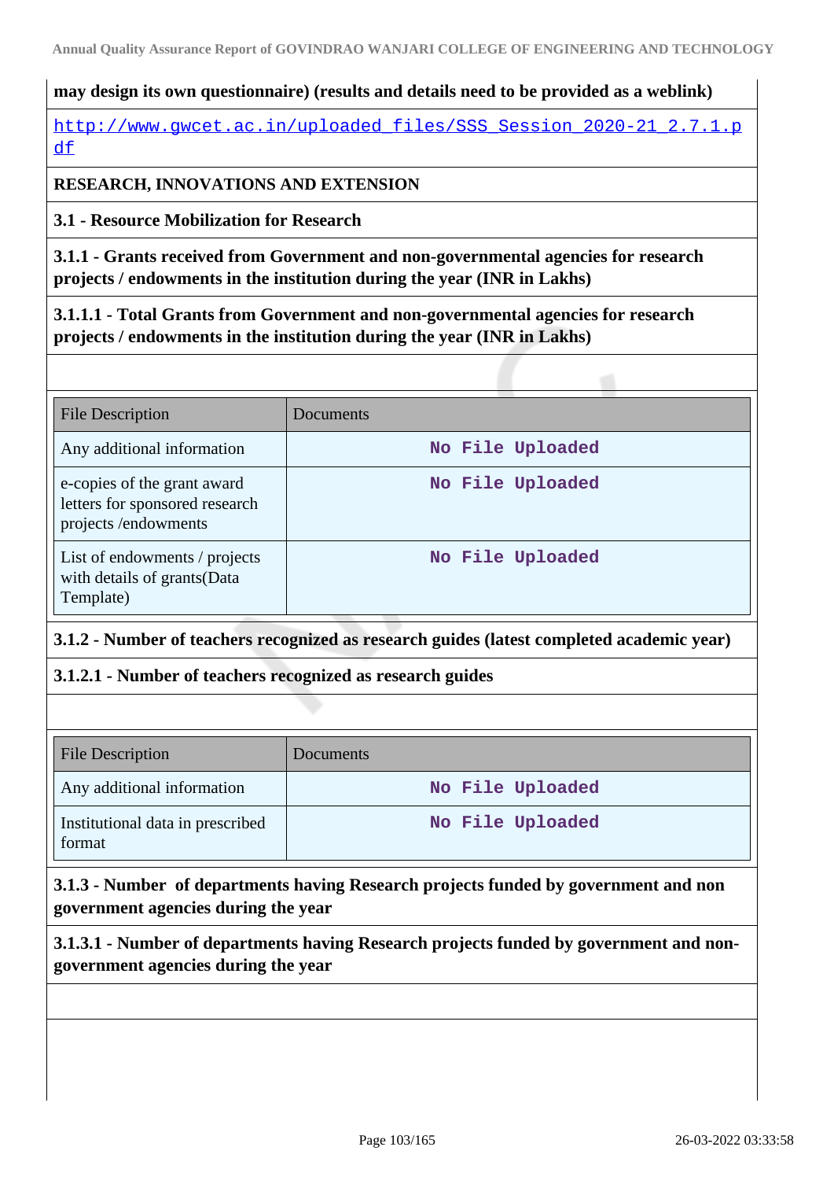may design its own questionnaire) (results and details need to be provided as a weblink)

http://www.gwcet.ac.in/uploaded_files/SSS_Session_2020-21_2.7.1.pdf

**RESEARCH, INNOVATIONS AND EXTENSION**

**3.1 - Resource Mobilization for Research**

**3.1.1 - Grants received from Government and non-governmental agencies for research projects / endowments in the institution during the year (INR in Lakhs)**

**3.1.1.1 - Total Grants from Government and non-governmental agencies for research projects / endowments in the institution during the year (INR in Lakhs)**

| File Description | Documents |
|---|---|
| Any additional information | No File Uploaded |
| e-copies of the grant award letters for sponsored research projects /endowments | No File Uploaded |
| List of endowments / projects with details of grants(Data Template) | No File Uploaded |

**3.1.2 - Number of teachers recognized as research guides (latest completed academic year)**

**3.1.2.1 - Number of teachers recognized as research guides**

| File Description | Documents |
|---|---|
| Any additional information | No File Uploaded |
| Institutional data in prescribed format | No File Uploaded |

**3.1.3 - Number of departments having Research projects funded by government and non government agencies during the year**

**3.1.3.1 - Number of departments having Research projects funded by government and non-government agencies during the year**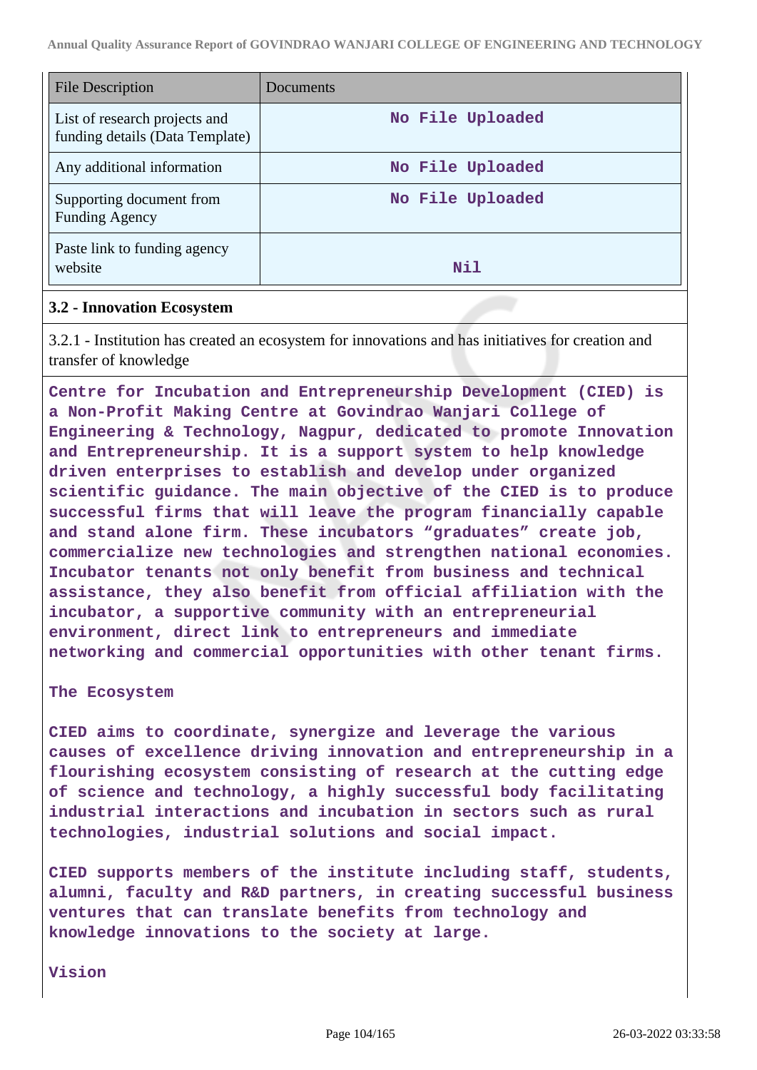| File Description | Documents |
|---|---|
| List of research projects and funding details (Data Template) | No File Uploaded |
| Any additional information | No File Uploaded |
| Supporting document from Funding Agency | No File Uploaded |
| Paste link to funding agency website | Nil |

**3.2 - Innovation Ecosystem**

3.2.1 - Institution has created an ecosystem for innovations and has initiatives for creation and transfer of knowledge

**Centre for Incubation and Entrepreneurship Development (CIED) is a Non-Profit Making Centre at Govindrao Wanjari College of Engineering & Technology, Nagpur, dedicated to promote Innovation and Entrepreneurship. It is a support system to help knowledge driven enterprises to establish and develop under organized scientific guidance. The main objective of the CIED is to produce successful firms that will leave the program financially capable and stand alone firm. These incubators "graduates" create job, commercialize new technologies and strengthen national economies. Incubator tenants not only benefit from business and technical assistance, they also benefit from official affiliation with the incubator, a supportive community with an entrepreneurial environment, direct link to entrepreneurs and immediate networking and commercial opportunities with other tenant firms.**

**The Ecosystem**

**CIED aims to coordinate, synergize and leverage the various causes of excellence driving innovation and entrepreneurship in a flourishing ecosystem consisting of research at the cutting edge of science and technology, a highly successful body facilitating industrial interactions and incubation in sectors such as rural technologies, industrial solutions and social impact.**

**CIED supports members of the institute including staff, students, alumni, faculty and R&D partners, in creating successful business ventures that can translate benefits from technology and knowledge innovations to the society at large.**

**Vision**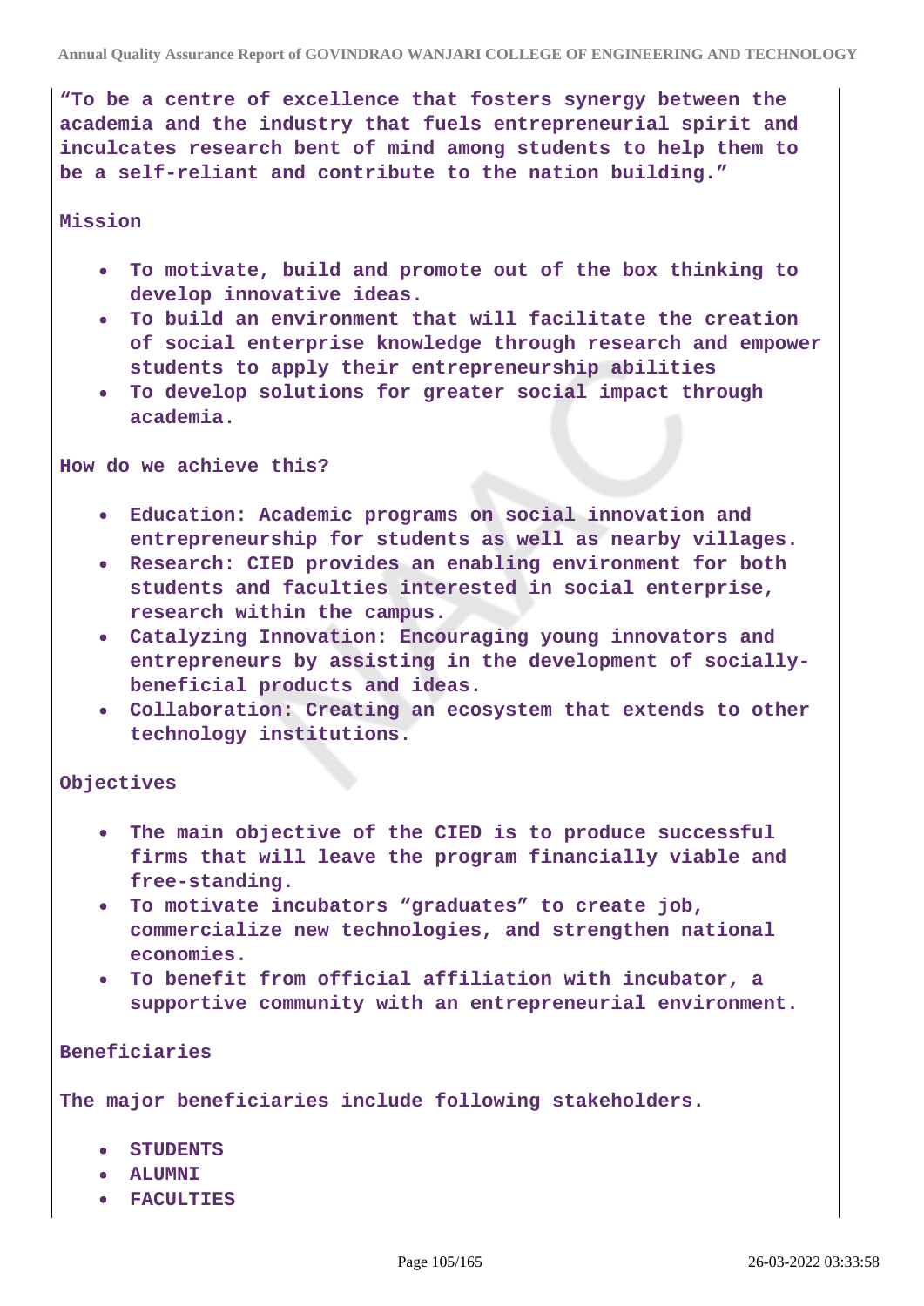"To be a centre of excellence that fosters synergy between the academia and the industry that fuels entrepreneurial spirit and inculcates research bent of mind among students to help them to be a self-reliant and contribute to the nation building."

**Mission**

- To motivate, build and promote out of the box thinking to develop innovative ideas.
- To build an environment that will facilitate the creation of social enterprise knowledge through research and empower students to apply their entrepreneurship abilities
- To develop solutions for greater social impact through academia.

**How do we achieve this?**

- Education: Academic programs on social innovation and entrepreneurship for students as well as nearby villages.
- Research: CIED provides an enabling environment for both students and faculties interested in social enterprise, research within the campus.
- Catalyzing Innovation: Encouraging young innovators and entrepreneurs by assisting in the development of socially-beneficial products and ideas.
- Collaboration: Creating an ecosystem that extends to other technology institutions.

**Objectives**

- The main objective of the CIED is to produce successful firms that will leave the program financially viable and free-standing.
- To motivate incubators "graduates" to create job, commercialize new technologies, and strengthen national economies.
- To benefit from official affiliation with incubator, a supportive community with an entrepreneurial environment.

**Beneficiaries**

The major beneficiaries include following stakeholders.

- STUDENTS
- ALUMNI
- FACULTIES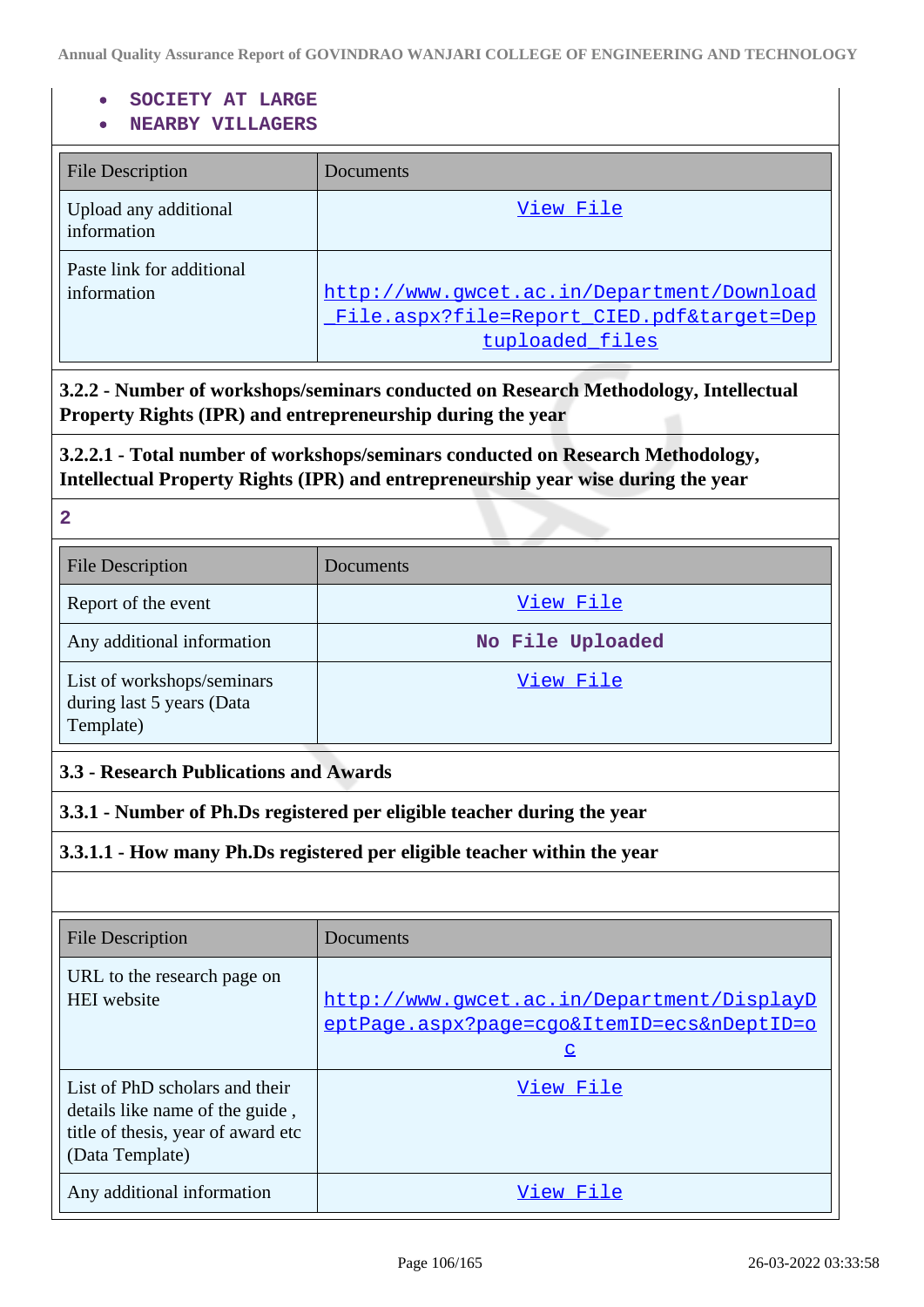- SOCIETY AT LARGE
- NEARBY VILLAGERS

| File Description | Documents |
|---|---|
| Upload any additional information | View File |
| Paste link for additional information | http://www.gwcet.ac.in/Department/Download_File.aspx?file=Report_CIED.pdf&target=Dep tuploaded_files |

**3.2.2 - Number of workshops/seminars conducted on Research Methodology, Intellectual Property Rights (IPR) and entrepreneurship during the year**

**3.2.2.1 - Total number of workshops/seminars conducted on Research Methodology, Intellectual Property Rights (IPR) and entrepreneurship year wise during the year**

2

| File Description | Documents |
|---|---|
| Report of the event | View File |
| Any additional information | No File Uploaded |
| List of workshops/seminars during last 5 years (Data Template) | View File |

**3.3 - Research Publications and Awards**

**3.3.1 - Number of Ph.Ds registered per eligible teacher during the year**

**3.3.1.1 - How many Ph.Ds registered per eligible teacher within the year**

| File Description | Documents |
|---|---|
| URL to the research page on HEI website | http://www.gwcet.ac.in/Department/DisplayDeptPage.aspx?page=cgo&ItemID=ecs&nDeptID=oc |
| List of PhD scholars and their details like name of the guide , title of thesis, year of award etc (Data Template) | View File |
| Any additional information | View File |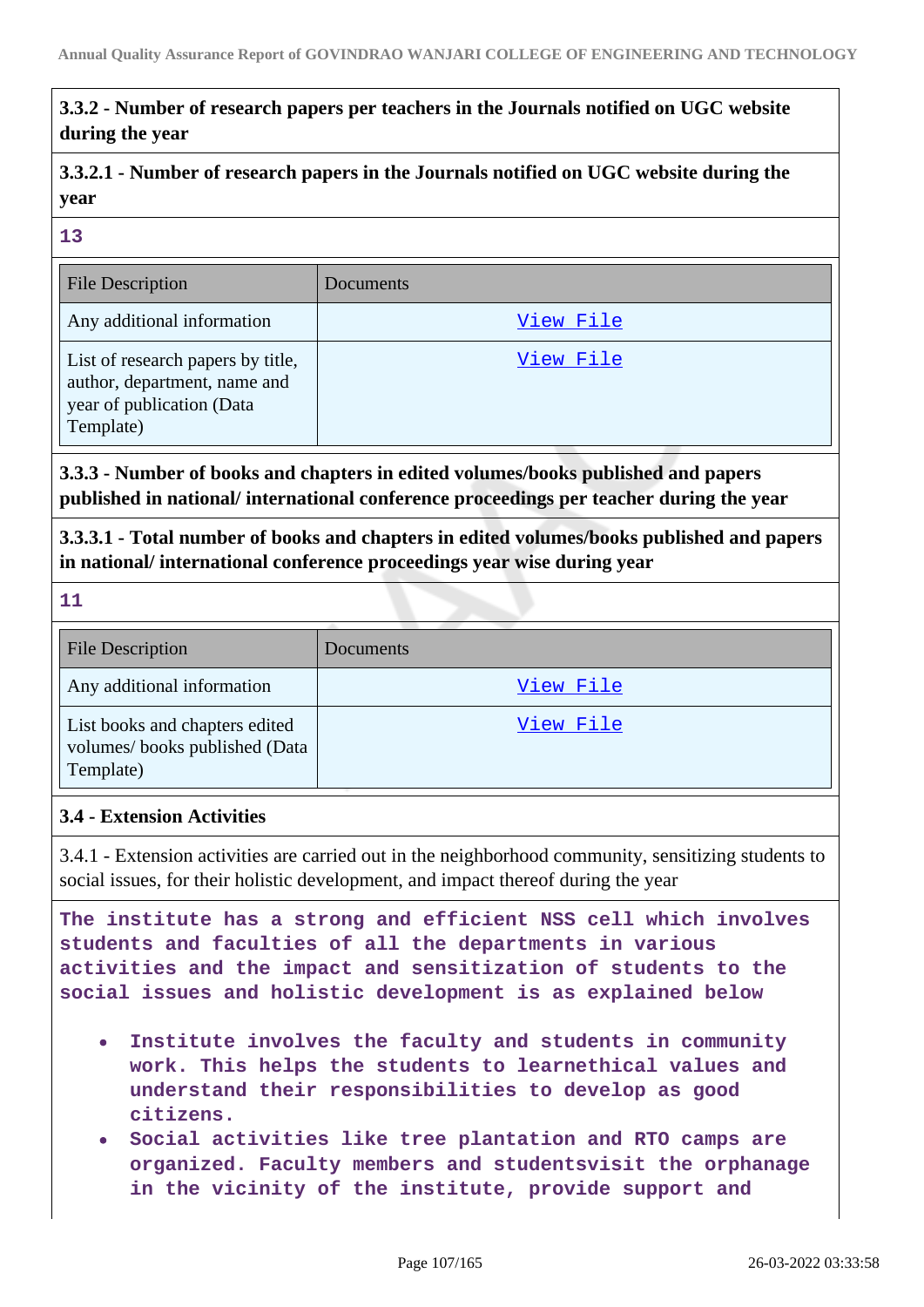### 3.3.2 - Number of research papers per teachers in the Journals notified on UGC website during the year

#### 3.3.2.1 - Number of research papers in the Journals notified on UGC website during the year

13

| File Description | Documents |
|---|---|
| Any additional information | View File |
| List of research papers by title, author, department, name and year of publication (Data Template) | View File |

### 3.3.3 - Number of books and chapters in edited volumes/books published and papers published in national/ international conference proceedings per teacher during the year

#### 3.3.3.1 - Total number of books and chapters in edited volumes/books published and papers in national/ international conference proceedings year wise during year

11

| File Description | Documents |
|---|---|
| Any additional information | View File |
| List books and chapters edited volumes/ books published (Data Template) | View File |

### 3.4 - Extension Activities

3.4.1 - Extension activities are carried out in the neighborhood community, sensitizing students to social issues, for their holistic development, and impact thereof during the year

The institute has a strong and efficient NSS cell which involves students and faculties of all the departments in various activities and the impact and sensitization of students to the social issues and holistic development is as explained below

- Institute involves the faculty and students in community work. This helps the students to learnethical values and understand their responsibilities to develop as good citizens.
- Social activities like tree plantation and RTO camps are organized. Faculty members and studentsvisit the orphanage in the vicinity of the institute, provide support and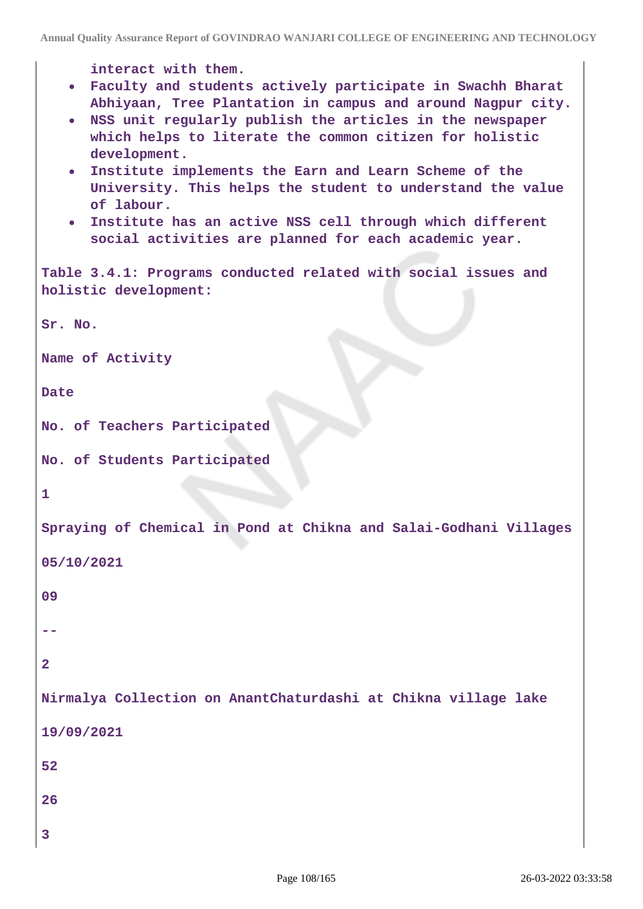interact with them.

- Faculty and students actively participate in Swachh Bharat Abhiyaan, Tree Plantation in campus and around Nagpur city.
- NSS unit regularly publish the articles in the newspaper which helps to literate the common citizen for holistic development.
- Institute implements the Earn and Learn Scheme of the University. This helps the student to understand the value of labour.
- Institute has an active NSS cell through which different social activities are planned for each academic year.

Table 3.4.1: Programs conducted related with social issues and holistic development:

| Sr. No. | Name of Activity | Date | No. of Teachers Participated | No. of Students Participated |
|---|---|---|---|---|
| 1 | Spraying of Chemical in Pond at Chikna and Salai-Godhani Villages | 05/10/2021 | 09 | -- |
| 2 | Nirmalya Collection on AnantChaturdashi at Chikna village lake | 19/09/2021 | 52 | 26 |
| 3 | | | | |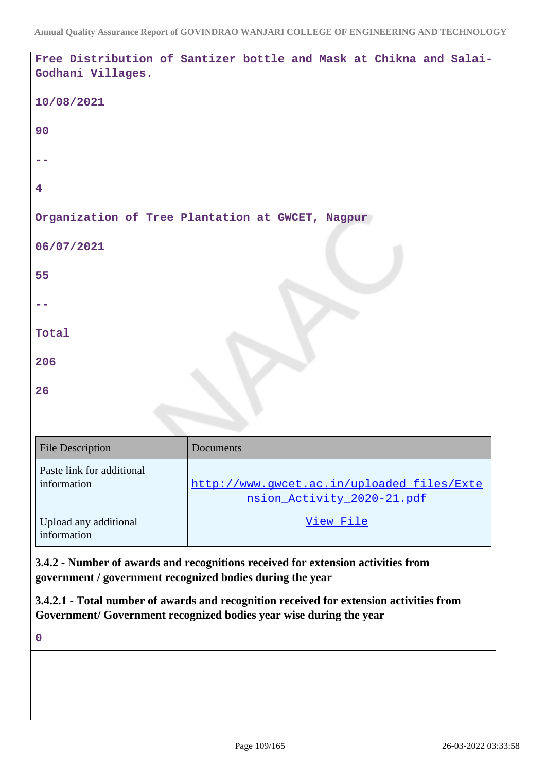Free Distribution of Santizer bottle and Mask at Chikna and Salai-Godhani Villages.

10/08/2021

90

--

4

Organization of Tree Plantation at GWCET, Nagpur

06/07/2021

55

--

Total

206

26

| File Description | Documents |
| --- | --- |
| Paste link for additional information | http://www.gwcet.ac.in/uploaded_files/Extension_Activity_2020-21.pdf |
| Upload any additional information | View File |

**3.4.2 - Number of awards and recognitions received for extension activities from government / government recognized bodies during the year**

**3.4.2.1 - Total number of awards and recognition received for extension activities from Government/ Government recognized bodies year wise during the year**

0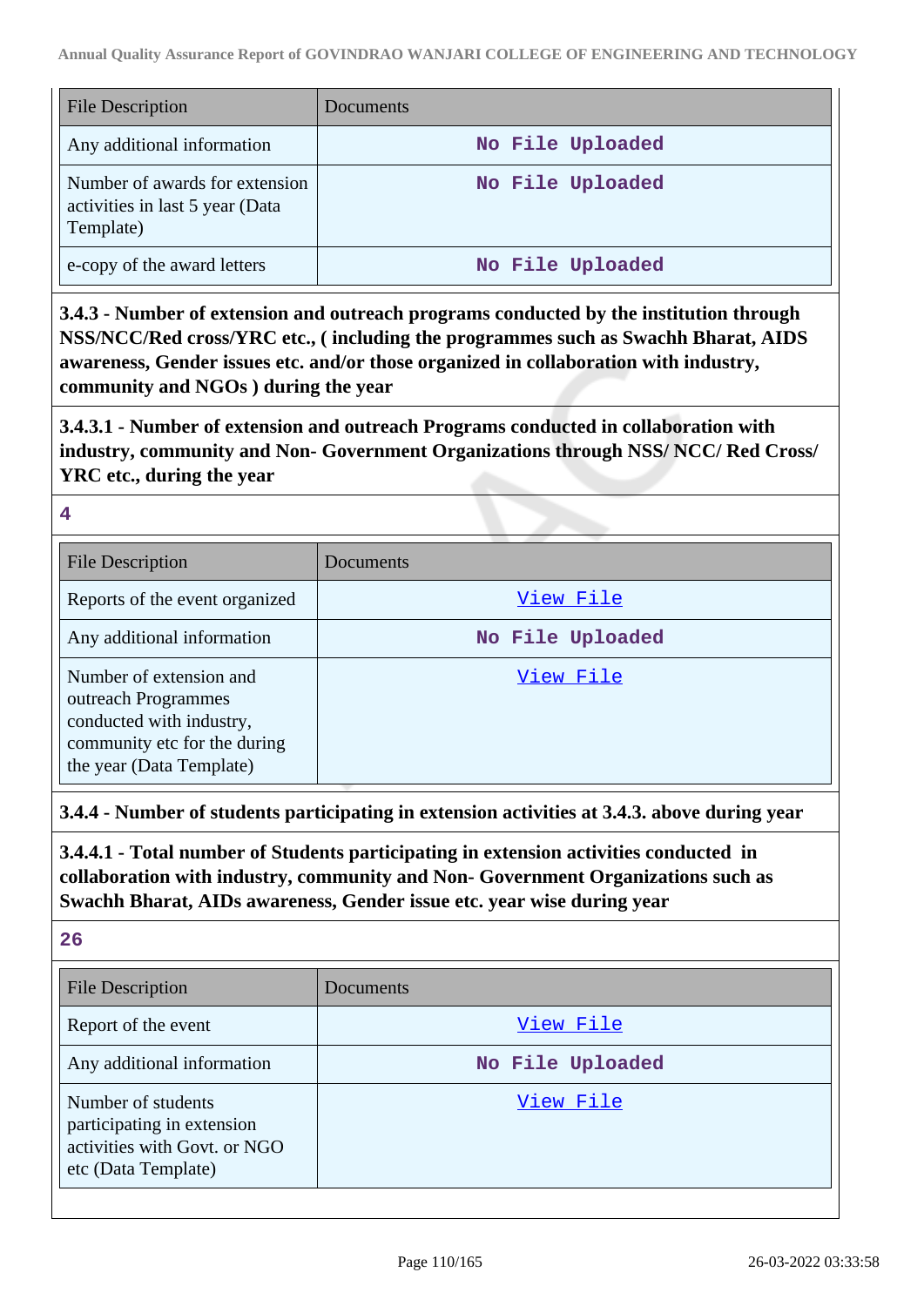| File Description | Documents |
| --- | --- |
| Any additional information | No File Uploaded |
| Number of awards for extension activities in last 5 year (Data Template) | No File Uploaded |
| e-copy of the award letters | No File Uploaded |

**3.4.3 - Number of extension and outreach programs conducted by the institution through NSS/NCC/Red cross/YRC etc., ( including the programmes such as Swachh Bharat, AIDS awareness, Gender issues etc. and/or those organized in collaboration with industry, community and NGOs ) during the year**

**3.4.3.1 - Number of extension and outreach Programs conducted in collaboration with industry, community and Non- Government Organizations through NSS/ NCC/ Red Cross/ YRC etc., during the year**

4

| File Description | Documents |
| --- | --- |
| Reports of the event organized | View File |
| Any additional information | No File Uploaded |
| Number of extension and outreach Programmes conducted with industry, community etc for the during the year (Data Template) | View File |

**3.4.4 - Number of students participating in extension activities at 3.4.3. above during year**

**3.4.4.1 - Total number of Students participating in extension activities conducted in collaboration with industry, community and Non- Government Organizations such as Swachh Bharat, AIDs awareness, Gender issue etc. year wise during year**

26

| File Description | Documents |
| --- | --- |
| Report of the event | View File |
| Any additional information | No File Uploaded |
| Number of students participating in extension activities with Govt. or NGO etc (Data Template) | View File |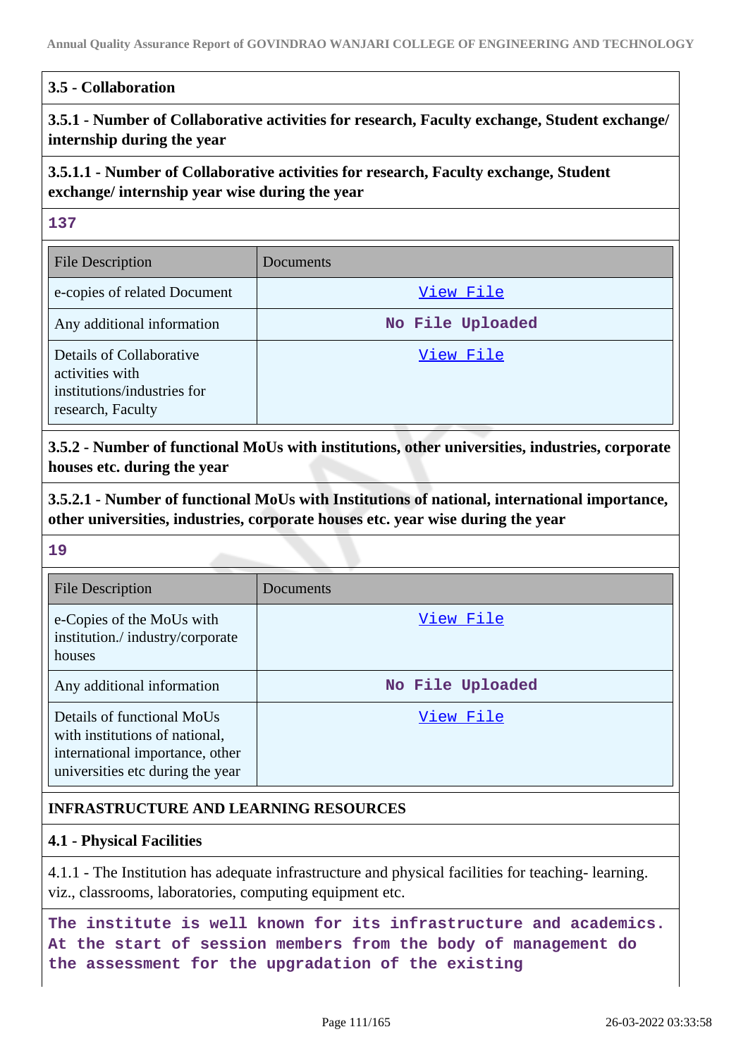### 3.5 - Collaboration

**3.5.1 - Number of Collaborative activities for research, Faculty exchange, Student exchange/ internship during the year**

**3.5.1.1 - Number of Collaborative activities for research, Faculty exchange, Student exchange/ internship year wise during the year**

**137**

| File Description | Documents |
|---|---|
| e-copies of related Document | View File |
| Any additional information | No File Uploaded |
| Details of Collaborative activities with institutions/industries for research, Faculty | View File |

**3.5.2 - Number of functional MoUs with institutions, other universities, industries, corporate houses etc. during the year**

**3.5.2.1 - Number of functional MoUs with Institutions of national, international importance, other universities, industries, corporate houses etc. year wise during the year**

**19**

| File Description | Documents |
|---|---|
| e-Copies of the MoUs with institution./ industry/corporate houses | View File |
| Any additional information | No File Uploaded |
| Details of functional MoUs with institutions of national, international importance, other universities etc during the year | View File |

## INFRASTRUCTURE AND LEARNING RESOURCES

### 4.1 - Physical Facilities

4.1.1 - The Institution has adequate infrastructure and physical facilities for teaching- learning. viz., classrooms, laboratories, computing equipment etc.

The institute is well known for its infrastructure and academics. At the start of session members from the body of management do the assessment for the upgradation of the existing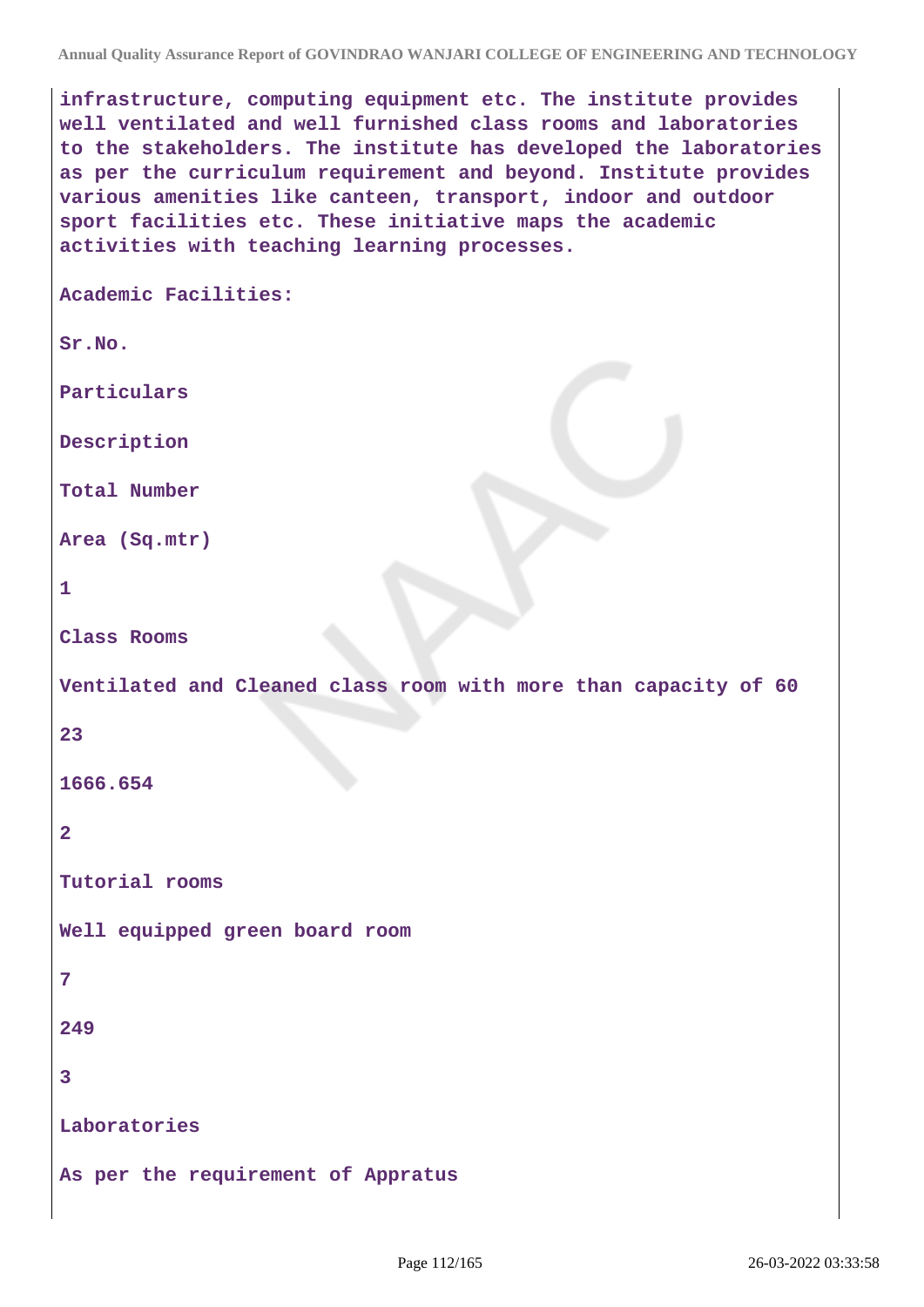infrastructure, computing equipment etc. The institute provides well ventilated and well furnished class rooms and laboratories to the stakeholders. The institute has developed the laboratories as per the curriculum requirement and beyond. Institute provides various amenities like canteen, transport, indoor and outdoor sport facilities etc. These initiative maps the academic activities with teaching learning processes.

Academic Facilities:

| Sr.No. | Particulars | Description | Total Number | Area (Sq.mtr) |
|---|---|---|---|---|
| 1 | Class Rooms | Ventilated and Cleaned class room with more than capacity of 60 | 23 | 1666.654 |
| 2 | Tutorial rooms | Well equipped green board room | 7 | 249 |
| 3 | Laboratories | As per the requirement of Appratus | | |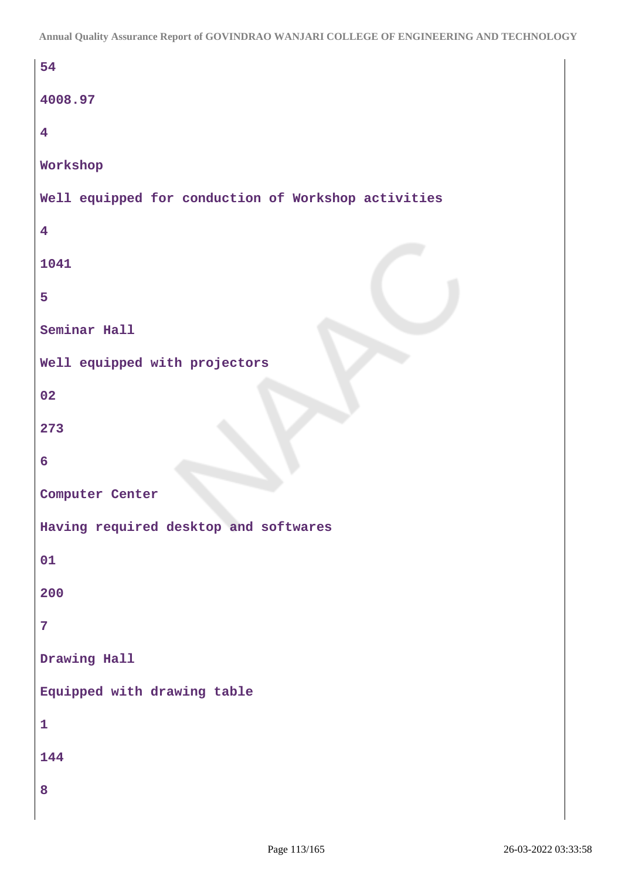54

4008.97

4

Workshop

Well equipped for conduction of Workshop activities

4

1041

5

Seminar Hall

Well equipped with projectors

02

273

6

Computer Center

Having required desktop and softwares

01

200

7

Drawing Hall

Equipped with drawing table

1

144

8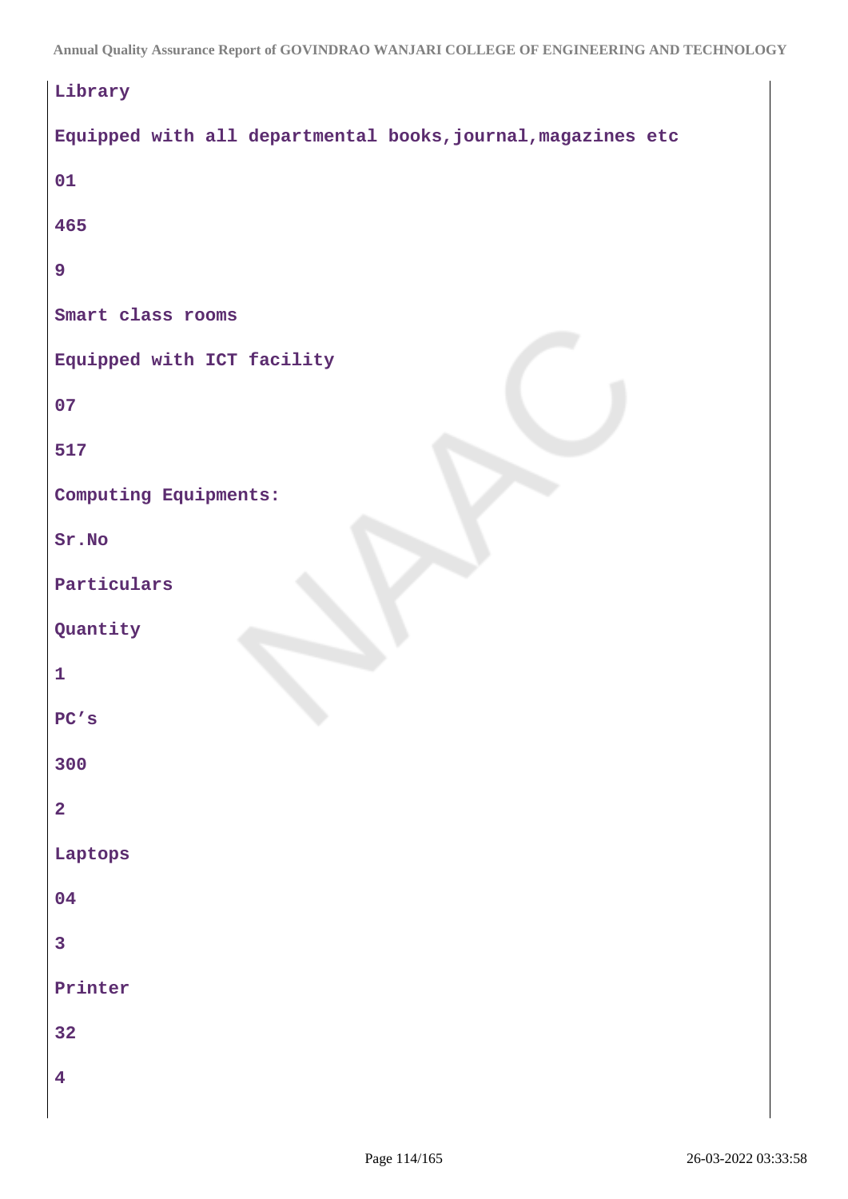Library

Equipped with all departmental books,journal,magazines etc

01

465

9

Smart class rooms

Equipped with ICT facility

07

517

Computing Equipments:

Sr.No

Particulars

Quantity

1

PC's

300

2

Laptops

04

3

Printer

32

4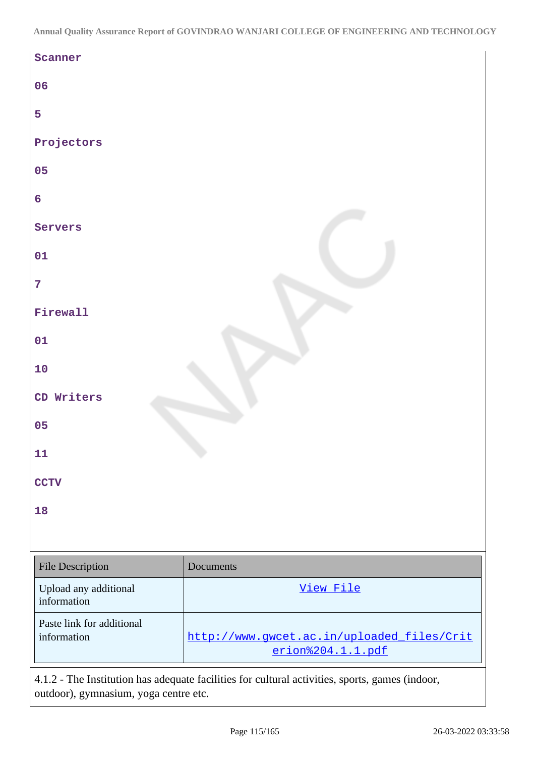Scanner

06

5

Projectors

05

6

Servers

01

7

Firewall

01

10

CD Writers

05

11

CCTV

18

| File Description | Documents |
|---|---|
| Upload any additional information | View File |
| Paste link for additional information | http://www.gwcet.ac.in/uploaded_files/Criterion%204.1.1.pdf |

4.1.2 - The Institution has adequate facilities for cultural activities, sports, games (indoor, outdoor), gymnasium, yoga centre etc.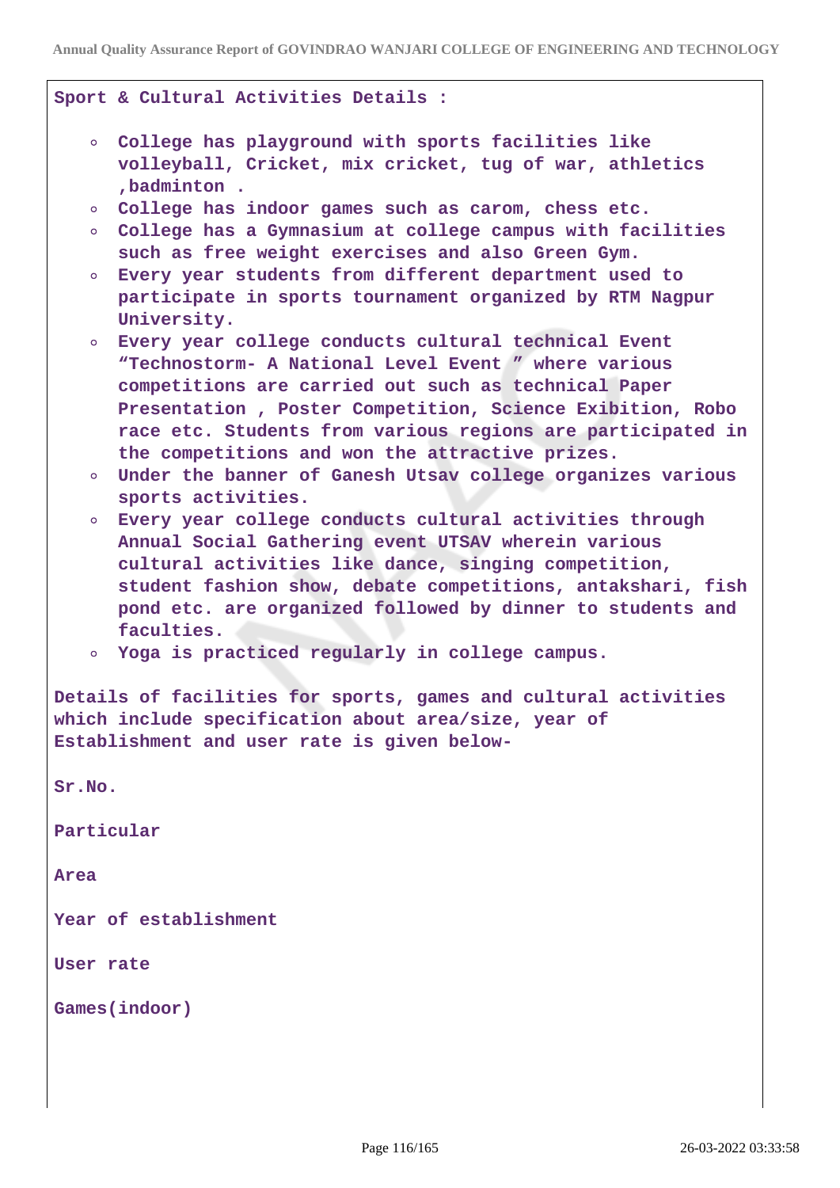**Sport & Cultural Activities Details :**

- College has playground with sports facilities like volleyball, Cricket, mix cricket, tug of war, athletics ,badminton .
- College has indoor games such as carom, chess etc.
- College has a Gymnasium at college campus with facilities such as free weight exercises and also Green Gym.
- Every year students from different department used to participate in sports tournament organized by RTM Nagpur University.
- Every year college conducts cultural technical Event “Technostorm- A National Level Event ” where various competitions are carried out such as technical Paper Presentation , Poster Competition, Science Exibition, Robo race etc. Students from various regions are participated in the competitions and won the attractive prizes.
- Under the banner of Ganesh Utsav college organizes various sports activities.
- Every year college conducts cultural activities through Annual Social Gathering event UTSAV wherein various cultural activities like dance, singing competition, student fashion show, debate competitions, antakshari, fish pond etc. are organized followed by dinner to students and faculties.
- Yoga is practiced regularly in college campus.

**Details of facilities for sports, games and cultural activities which include specification about area/size, year of Establishment and user rate is given below-**

**Sr.No.**

**Particular**

**Area**

**Year of establishment**

**User rate**

**Games(indoor)**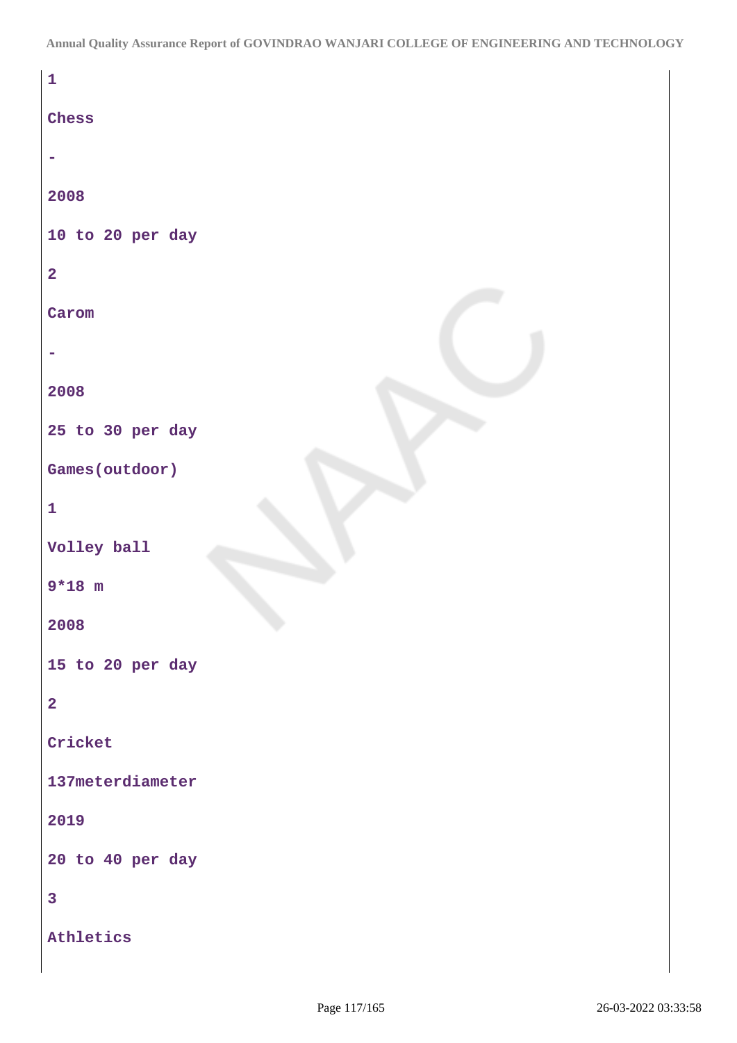1

Chess

-

2008

10 to 20 per day

2

Carom

-

2008

25 to 30 per day

Games(outdoor)

1

Volley ball

9*18 m

2008

15 to 20 per day

2

Cricket

137meterdiameter

2019

20 to 40 per day

3

Athletics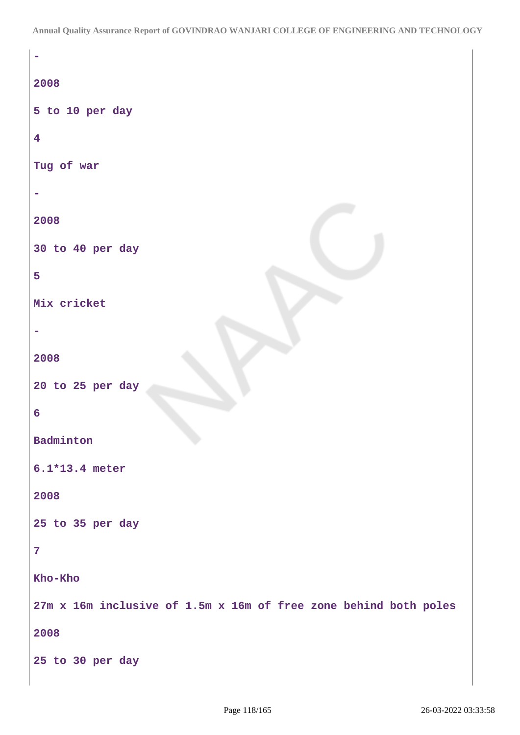-

2008

5 to 10 per day

4

Tug of war

-

2008

30 to 40 per day

5

Mix cricket

-

2008

20 to 25 per day

6

Badminton

6.1*13.4 meter

2008

25 to 35 per day

7

Kho-Kho

27m x 16m inclusive of 1.5m x 16m of free zone behind both poles

2008

25 to 30 per day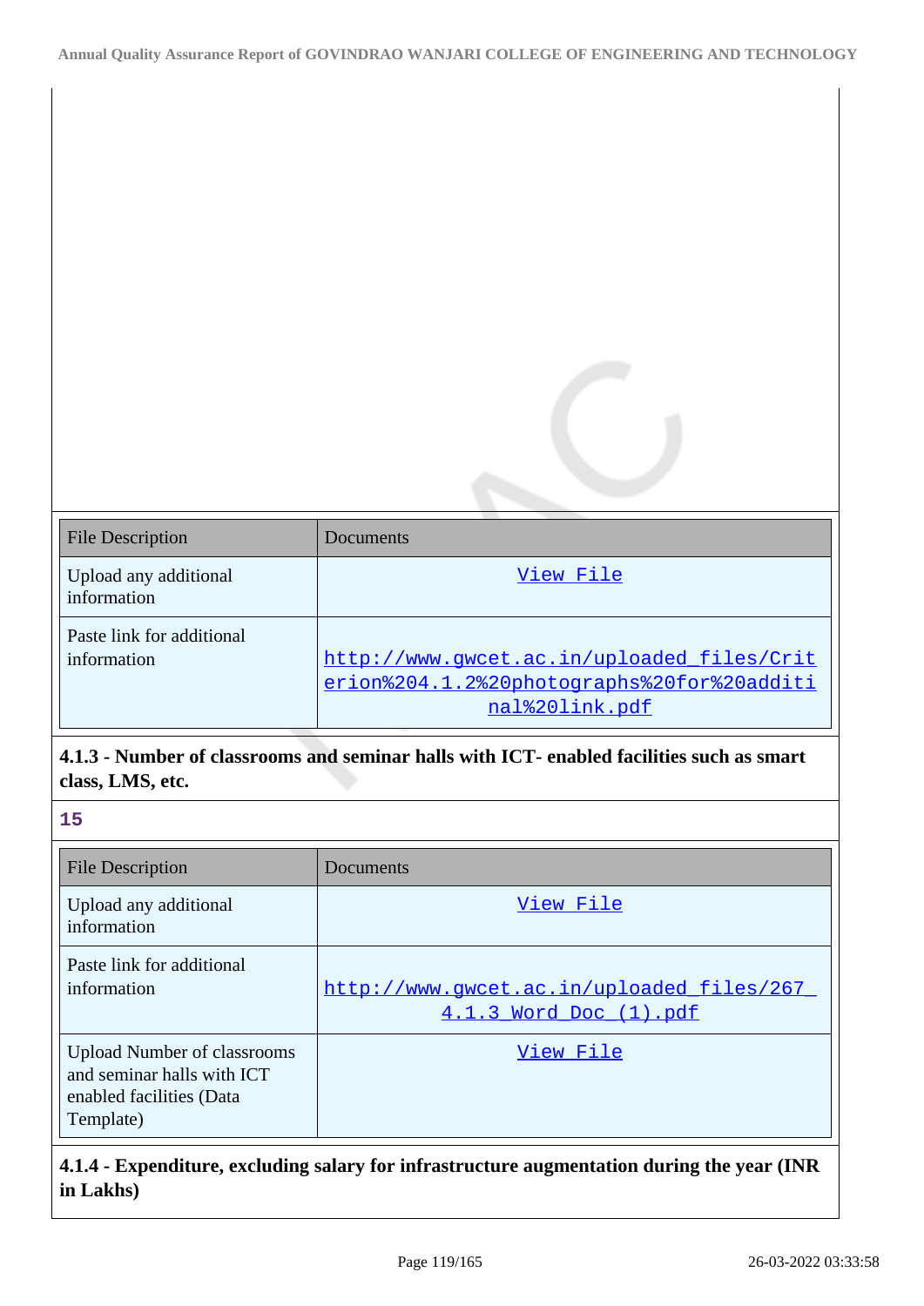| File Description | Documents |
| --- | --- |
| Upload any additional information | View File |
| Paste link for additional information | http://www.gwcet.ac.in/uploaded_files/Criterion%204.1.2%20photographs%20for%20additinal%20link.pdf |

**4.1.3 - Number of classrooms and seminar halls with ICT- enabled facilities such as smart class, LMS, etc.**

**15**

| File Description | Documents |
| --- | --- |
| Upload any additional information | View File |
| Paste link for additional information | http://www.gwcet.ac.in/uploaded_files/267_4.1.3_Word_Doc_(1).pdf |
| Upload Number of classrooms and seminar halls with ICT enabled facilities (Data Template) | View File |

**4.1.4 - Expenditure, excluding salary for infrastructure augmentation during the year (INR in Lakhs)**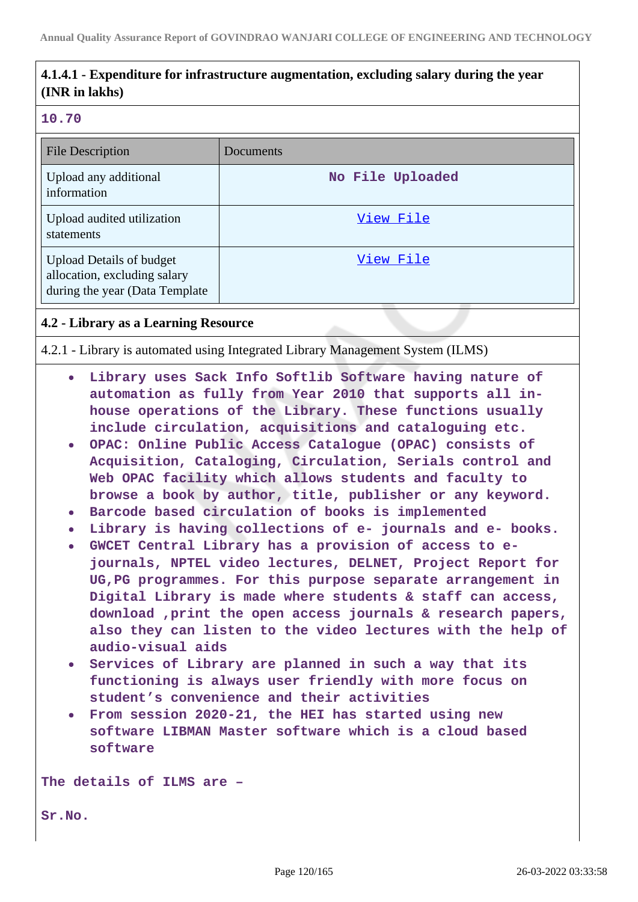### 4.1.4.1 - Expenditure for infrastructure augmentation, excluding salary during the year (INR in lakhs)

10.70

| File Description | Documents |
| --- | --- |
| Upload any additional information | No File Uploaded |
| Upload audited utilization statements | View File |
| Upload Details of budget allocation, excluding salary during the year (Data Template | View File |

## 4.2 - Library as a Learning Resource

4.2.1 - Library is automated using Integrated Library Management System (ILMS)

- Library uses Sack Info Softlib Software having nature of automation as fully from Year 2010 that supports all in-house operations of the Library. These functions usually include circulation, acquisitions and cataloguing etc.
- OPAC: Online Public Access Catalogue (OPAC) consists of Acquisition, Cataloging, Circulation, Serials control and Web OPAC facility which allows students and faculty to browse a book by author, title, publisher or any keyword.
- Barcode based circulation of books is implemented
- Library is having collections of e- journals and e- books.
- GWCET Central Library has a provision of access to e-journals, NPTEL video lectures, DELNET, Project Report for UG,PG programmes. For this purpose separate arrangement in Digital Library is made where students & staff can access, download ,print the open access journals & research papers, also they can listen to the video lectures with the help of audio-visual aids
- Services of Library are planned in such a way that its functioning is always user friendly with more focus on student's convenience and their activities
- From session 2020-21, the HEI has started using new software LIBMAN Master software which is a cloud based software

The details of ILMS are –

Sr.No.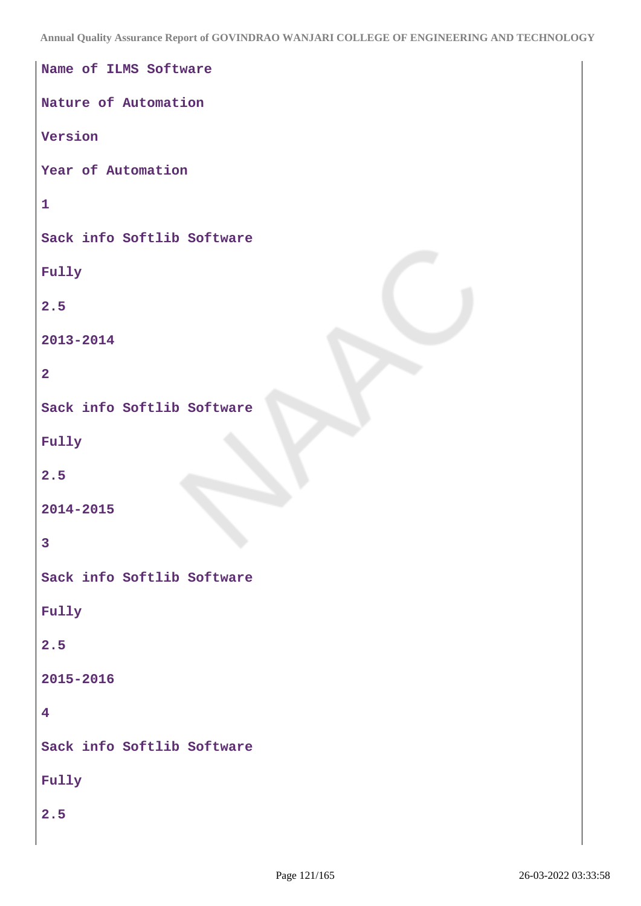Name of ILMS Software

Nature of Automation

Version

Year of Automation

1

Sack info Softlib Software

Fully

2.5

2013-2014

2

Sack info Softlib Software

Fully

2.5

2014-2015

3

Sack info Softlib Software

Fully

2.5

2015-2016

4

Sack info Softlib Software

Fully

2.5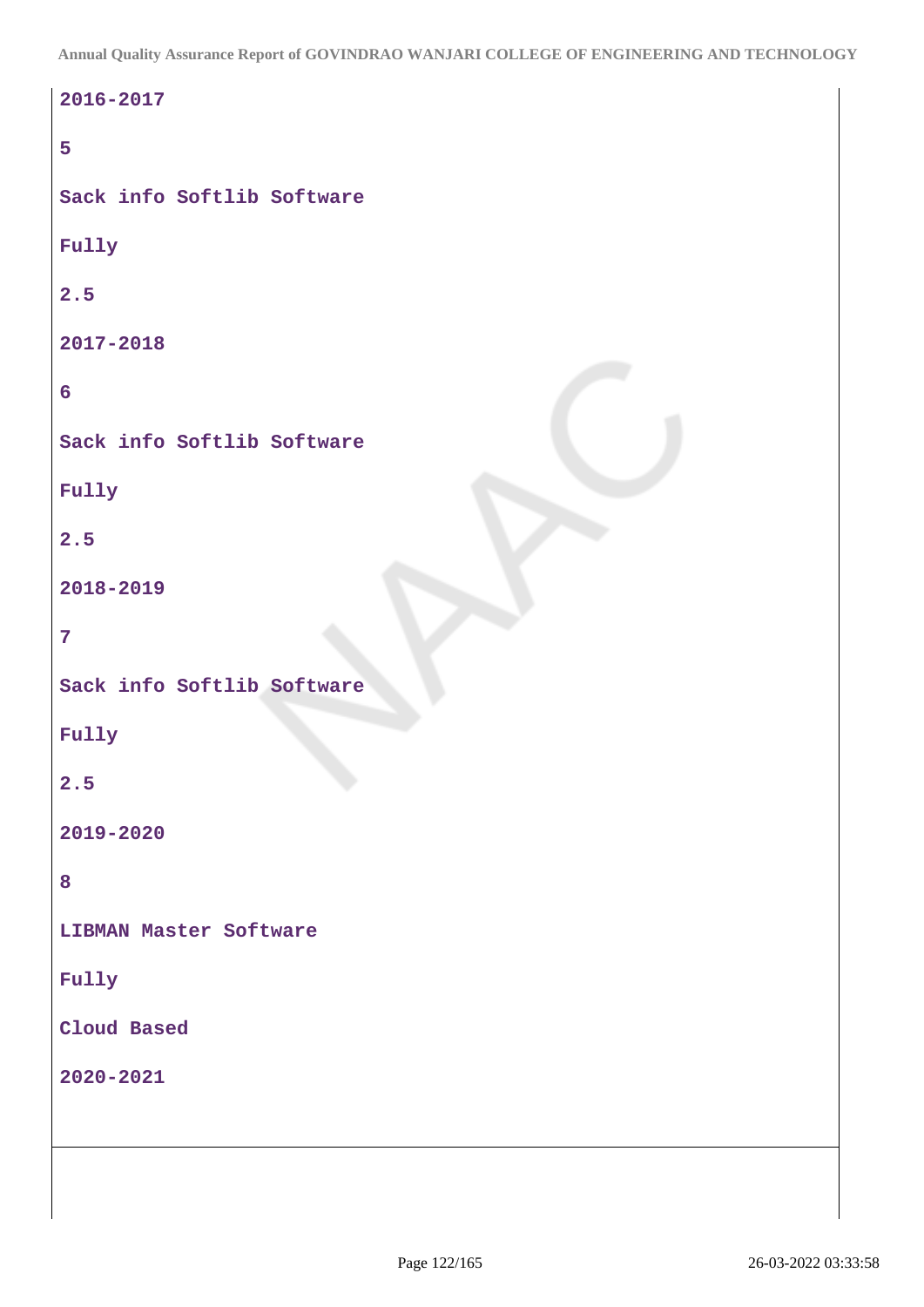2016-2017

5

Sack info Softlib Software

Fully

2.5

2017-2018

6

Sack info Softlib Software

Fully

2.5

2018-2019

7

Sack info Softlib Software

Fully

2.5

2019-2020

8

LIBMAN Master Software

Fully

Cloud Based

2020-2021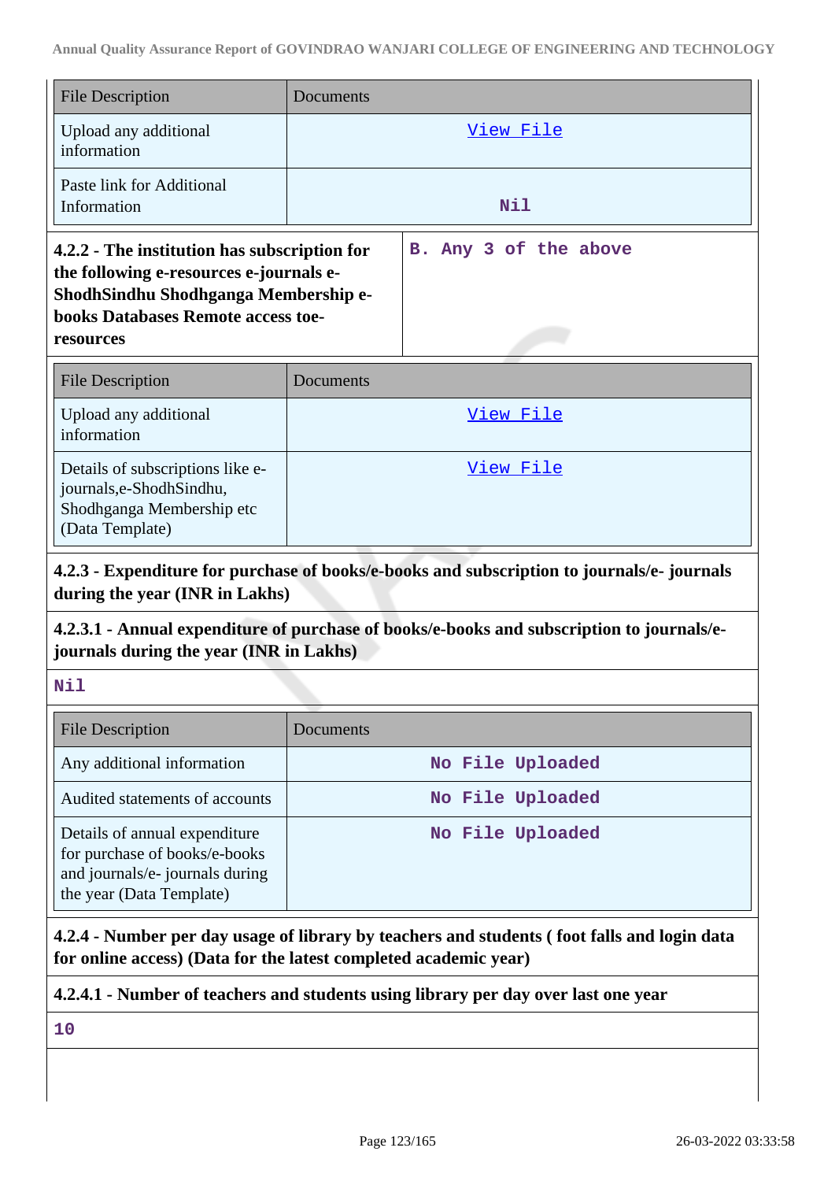| File Description | Documents |
|---|---|
| Upload any additional information | View File |
| Paste link for Additional Information | Nil |

| **4.2.2 - The institution has subscription for the following e-resources e-journals e-ShodhSindhu Shodhganga Membership e-books Databases Remote access toe-resources** | B. Any 3 of the above |
|---|---|

| File Description | Documents |
|---|---|
| Upload any additional information | View File |
| Details of subscriptions like e-journals,e-ShodhSindhu, Shodhganga Membership etc (Data Template) | View File |

**4.2.3 - Expenditure for purchase of books/e-books and subscription to journals/e- journals during the year (INR in Lakhs)**

**4.2.3.1 - Annual expenditure of purchase of books/e-books and subscription to journals/e-journals during the year (INR in Lakhs)**

Nil

| File Description | Documents |
|---|---|
| Any additional information | No File Uploaded |
| Audited statements of accounts | No File Uploaded |
| Details of annual expenditure for purchase of books/e-books and journals/e- journals during the year (Data Template) | No File Uploaded |

**4.2.4 - Number per day usage of library by teachers and students ( foot falls and login data for online access) (Data for the latest completed academic year)**

**4.2.4.1 - Number of teachers and students using library per day over last one year**

10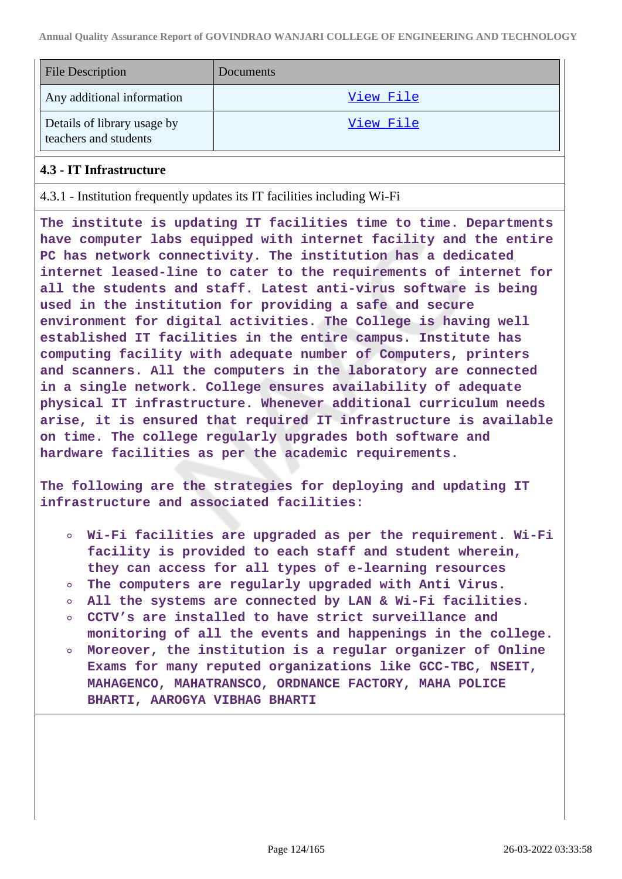| File Description | Documents |
|---|---|
| Any additional information | View File |
| Details of library usage by teachers and students | View File |

### 4.3 - IT Infrastructure

4.3.1 - Institution frequently updates its IT facilities including Wi-Fi

**The institute is updating IT facilities time to time. Departments have computer labs equipped with internet facility and the entire PC has network connectivity. The institution has a dedicated internet leased-line to cater to the requirements of internet for all the students and staff. Latest anti-virus software is being used in the institution for providing a safe and secure environment for digital activities. The College is having well established IT facilities in the entire campus. Institute has computing facility with adequate number of Computers, printers and scanners. All the computers in the laboratory are connected in a single network. College ensures availability of adequate physical IT infrastructure. Whenever additional curriculum needs arise, it is ensured that required IT infrastructure is available on time. The college regularly upgrades both software and hardware facilities as per the academic requirements.**

**The following are the strategies for deploying and updating IT infrastructure and associated facilities:**

- **Wi-Fi facilities are upgraded as per the requirement. Wi-Fi facility is provided to each staff and student wherein, they can access for all types of e-learning resources**
- **The computers are regularly upgraded with Anti Virus.**
- **All the systems are connected by LAN & Wi-Fi facilities.**
- **CCTV's are installed to have strict surveillance and monitoring of all the events and happenings in the college.**
- **Moreover, the institution is a regular organizer of Online Exams for many reputed organizations like GCC-TBC, NSEIT, MAHAGENCO, MAHATRANSCO, ORDNANCE FACTORY, MAHA POLICE BHARTI, AAROGYA VIBHAG BHARTI**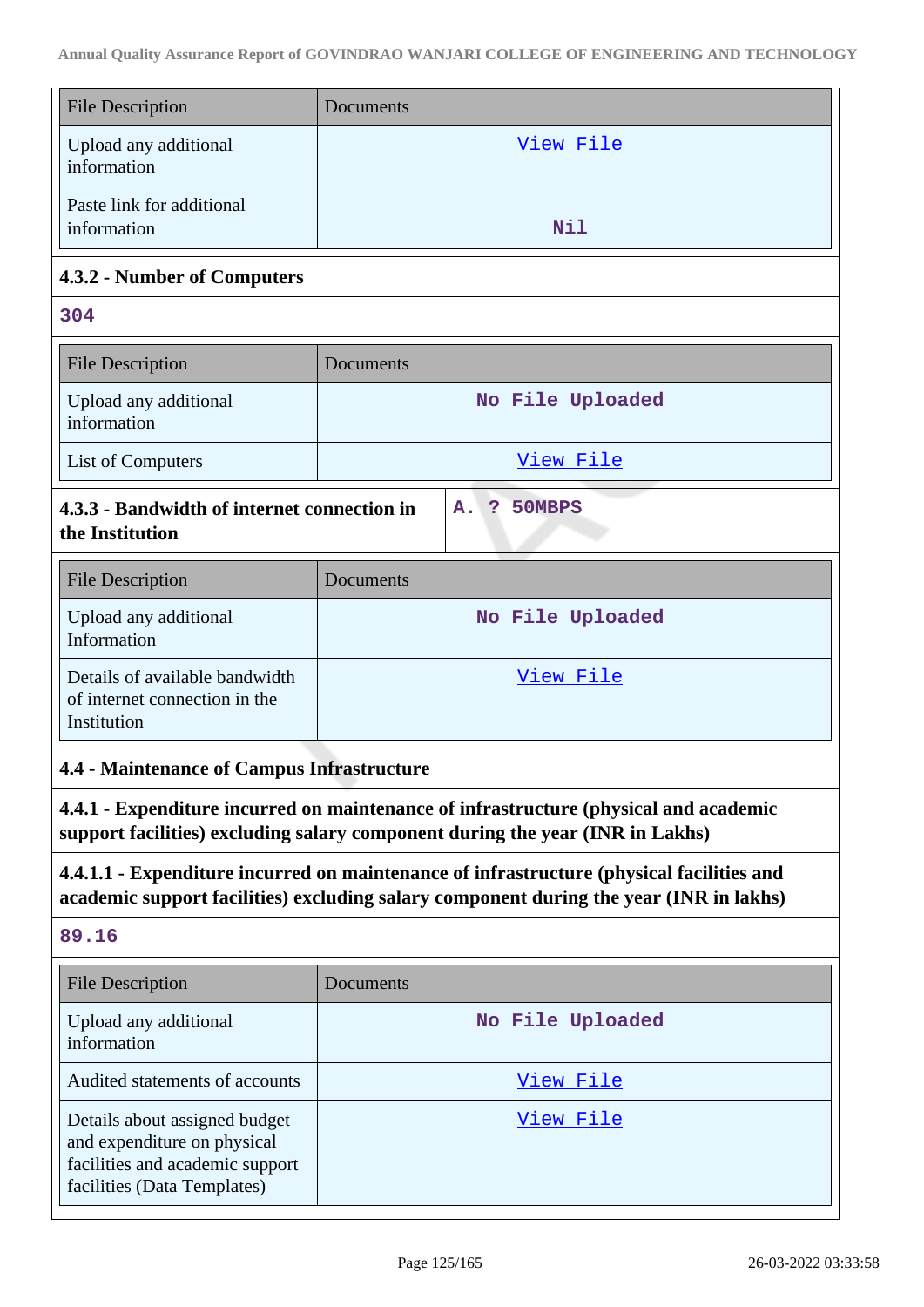| File Description | Documents |
|---|---|
| Upload any additional information | View File |
| Paste link for additional information | Nil |

**4.3.2 - Number of Computers**

304

| File Description | Documents |
|---|---|
| Upload any additional information | No File Uploaded |
| List of Computers | View File |

**4.3.3 - Bandwidth of internet connection in the Institution**

A. ? 50MBPS

| File Description | Documents |
|---|---|
| Upload any additional Information | No File Uploaded |
| Details of available bandwidth of internet connection in the Institution | View File |

**4.4 - Maintenance of Campus Infrastructure**

**4.4.1 - Expenditure incurred on maintenance of infrastructure (physical and academic support facilities) excluding salary component during the year (INR in Lakhs)**

**4.4.1.1 - Expenditure incurred on maintenance of infrastructure (physical facilities and academic support facilities) excluding salary component during the year (INR in lakhs)**

89.16

| File Description | Documents |
|---|---|
| Upload any additional information | No File Uploaded |
| Audited statements of accounts | View File |
| Details about assigned budget and expenditure on physical facilities and academic support facilities (Data Templates) | View File |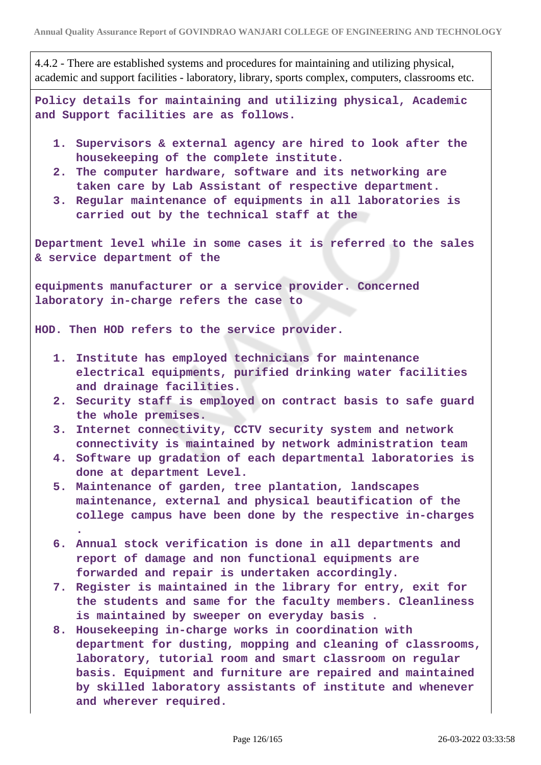4.4.2 - There are established systems and procedures for maintaining and utilizing physical, academic and support facilities - laboratory, library, sports complex, computers, classrooms etc.

**Policy details for maintaining and utilizing physical, Academic and Support facilities are as follows.**

1. Supervisors & external agency are hired to look after the housekeeping of the complete institute.
2. The computer hardware, software and its networking are taken care by Lab Assistant of respective department.
3. Regular maintenance of equipments in all laboratories is carried out by the technical staff at the

Department level while in some cases it is referred to the sales & service department of the

equipments manufacturer or a service provider. Concerned laboratory in-charge refers the case to

HOD. Then HOD refers to the service provider.

1. Institute has employed technicians for maintenance electrical equipments, purified drinking water facilities and drainage facilities.
2. Security staff is employed on contract basis to safe guard the whole premises.
3. Internet connectivity, CCTV security system and network connectivity is maintained by network administration team
4. Software up gradation of each departmental laboratories is done at department Level.
5. Maintenance of garden, tree plantation, landscapes maintenance, external and physical beautification of the college campus have been done by the respective in-charges .
6. Annual stock verification is done in all departments and report of damage and non functional equipments are forwarded and repair is undertaken accordingly.
7. Register is maintained in the library for entry, exit for the students and same for the faculty members. Cleanliness is maintained by sweeper on everyday basis .
8. Housekeeping in-charge works in coordination with department for dusting, mopping and cleaning of classrooms, laboratory, tutorial room and smart classroom on regular basis. Equipment and furniture are repaired and maintained by skilled laboratory assistants of institute and whenever and wherever required.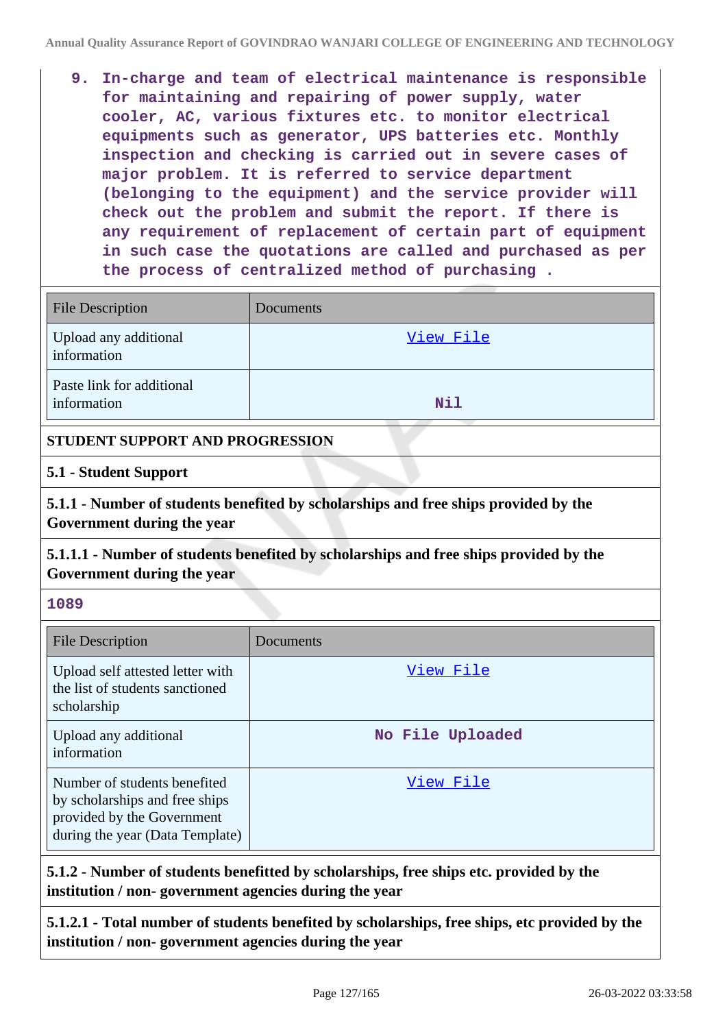9. In-charge and team of electrical maintenance is responsible for maintaining and repairing of power supply, water cooler, AC, various fixtures etc. to monitor electrical equipments such as generator, UPS batteries etc. Monthly inspection and checking is carried out in severe cases of major problem. It is referred to service department (belonging to the equipment) and the service provider will check out the problem and submit the report. If there is any requirement of replacement of certain part of equipment in such case the quotations are called and purchased as per the process of centralized method of purchasing .

| File Description | Documents |
|---|---|
| Upload any additional information | View File |
| Paste link for additional information | Nil |

**STUDENT SUPPORT AND PROGRESSION**

**5.1 - Student Support**

**5.1.1 - Number of students benefited by scholarships and free ships provided by the Government during the year**

**5.1.1.1 - Number of students benefited by scholarships and free ships provided by the Government during the year**

1089

| File Description | Documents |
|---|---|
| Upload self attested letter with the list of students sanctioned scholarship | View File |
| Upload any additional information | No File Uploaded |
| Number of students benefited by scholarships and free ships provided by the Government during the year (Data Template) | View File |

**5.1.2 - Number of students benefitted by scholarships, free ships etc. provided by the institution / non- government agencies during the year**

**5.1.2.1 - Total number of students benefited by scholarships, free ships, etc provided by the institution / non- government agencies during the year**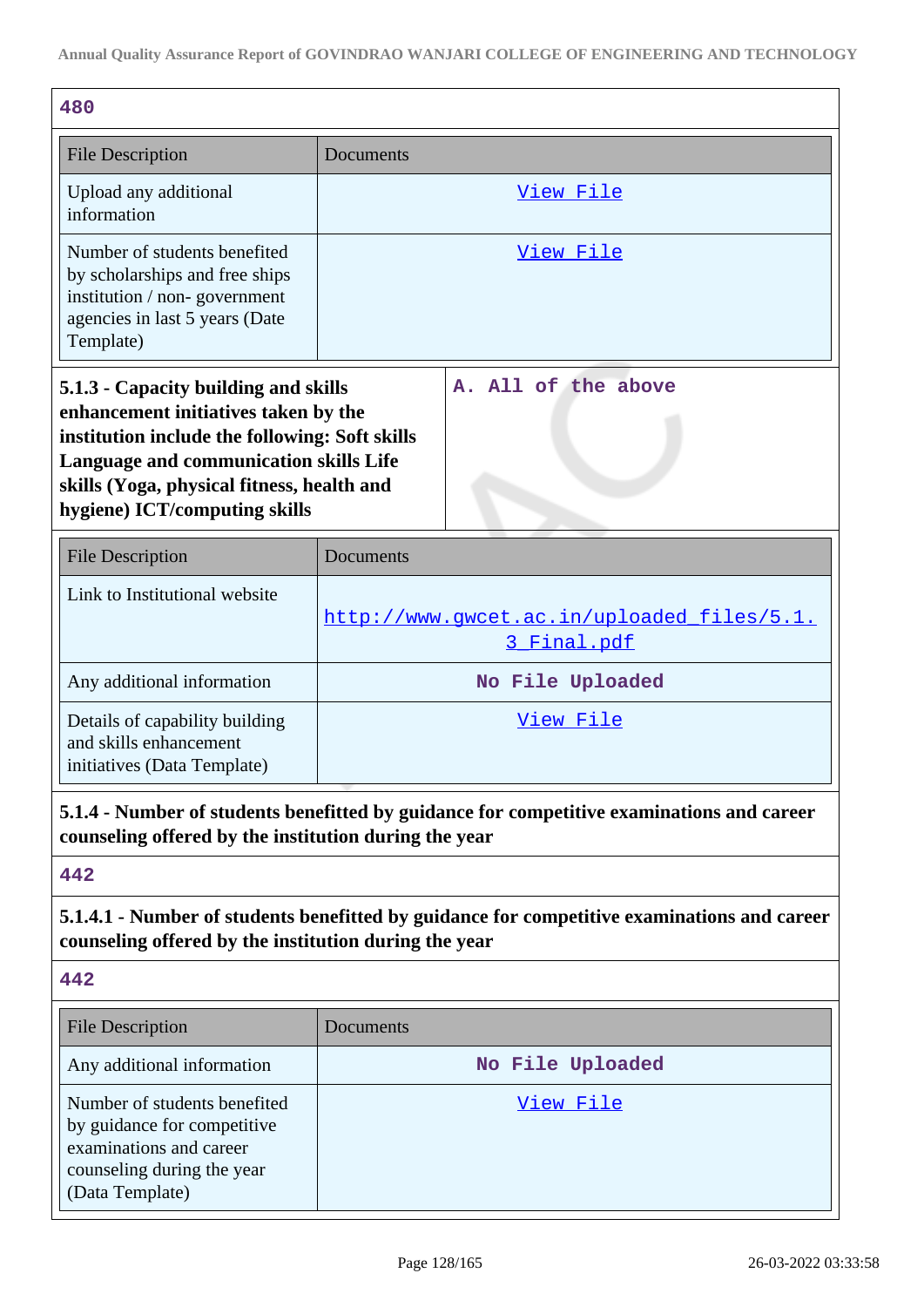**480**

| File Description | Documents |
|---|---|
| Upload any additional information | View File |
| Number of students benefited by scholarships and free ships institution / non- government agencies in last 5 years (Date Template) | View File |

| **5.1.3 - Capacity building and skills enhancement initiatives taken by the institution include the following: Soft skills Language and communication skills Life skills (Yoga, physical fitness, health and hygiene) ICT/computing skills** | **A. All of the above** |
|---|---|

| File Description | Documents |
|---|---|
| Link to Institutional website | http://www.gwcet.ac.in/uploaded_files/5.1.3_Final.pdf |
| Any additional information | No File Uploaded |
| Details of capability building and skills enhancement initiatives (Data Template) | View File |

**5.1.4 - Number of students benefitted by guidance for competitive examinations and career counseling offered by the institution during the year**

**442**

**5.1.4.1 - Number of students benefitted by guidance for competitive examinations and career counseling offered by the institution during the year**

**442**

| File Description | Documents |
|---|---|
| Any additional information | No File Uploaded |
| Number of students benefited by guidance for competitive examinations and career counseling during the year (Data Template) | View File |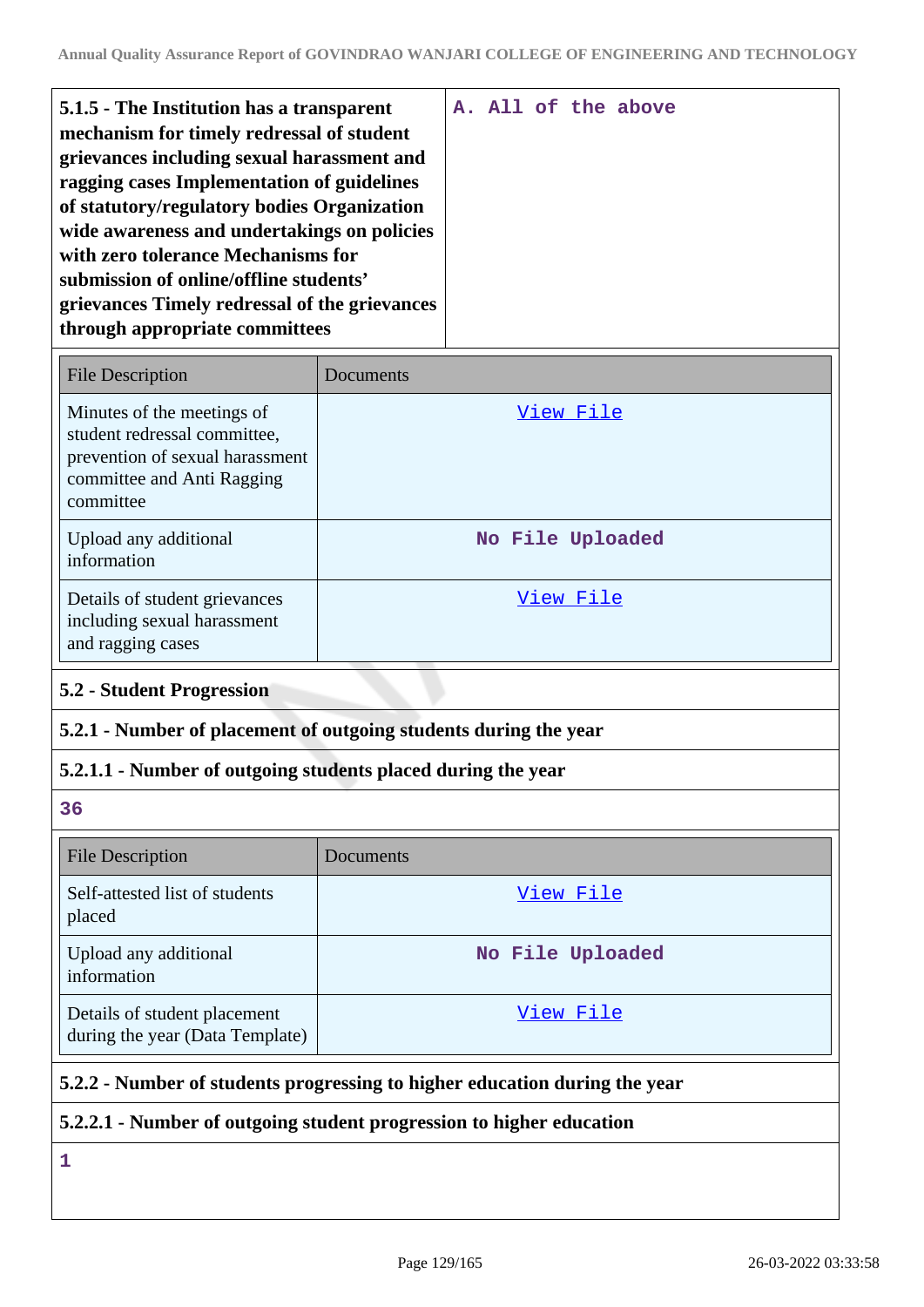| 5.1.5 - The Institution has a transparent mechanism for timely redressal of student grievances including sexual harassment and ragging cases Implementation of guidelines of statutory/regulatory bodies Organization wide awareness and undertakings on policies with zero tolerance Mechanisms for submission of online/offline students' grievances Timely redressal of the grievances through appropriate committees | A. All of the above |
|---|---|

| File Description | Documents |
|---|---|
| Minutes of the meetings of student redressal committee, prevention of sexual harassment committee and Anti Ragging committee | View File |
| Upload any additional information | No File Uploaded |
| Details of student grievances including sexual harassment and ragging cases | View File |

## 5.2 - Student Progression

### 5.2.1 - Number of placement of outgoing students during the year

#### 5.2.1.1 - Number of outgoing students placed during the year

36

| File Description | Documents |
|---|---|
| Self-attested list of students placed | View File |
| Upload any additional information | No File Uploaded |
| Details of student placement during the year (Data Template) | View File |

### 5.2.2 - Number of students progressing to higher education during the year

#### 5.2.2.1 - Number of outgoing student progression to higher education

1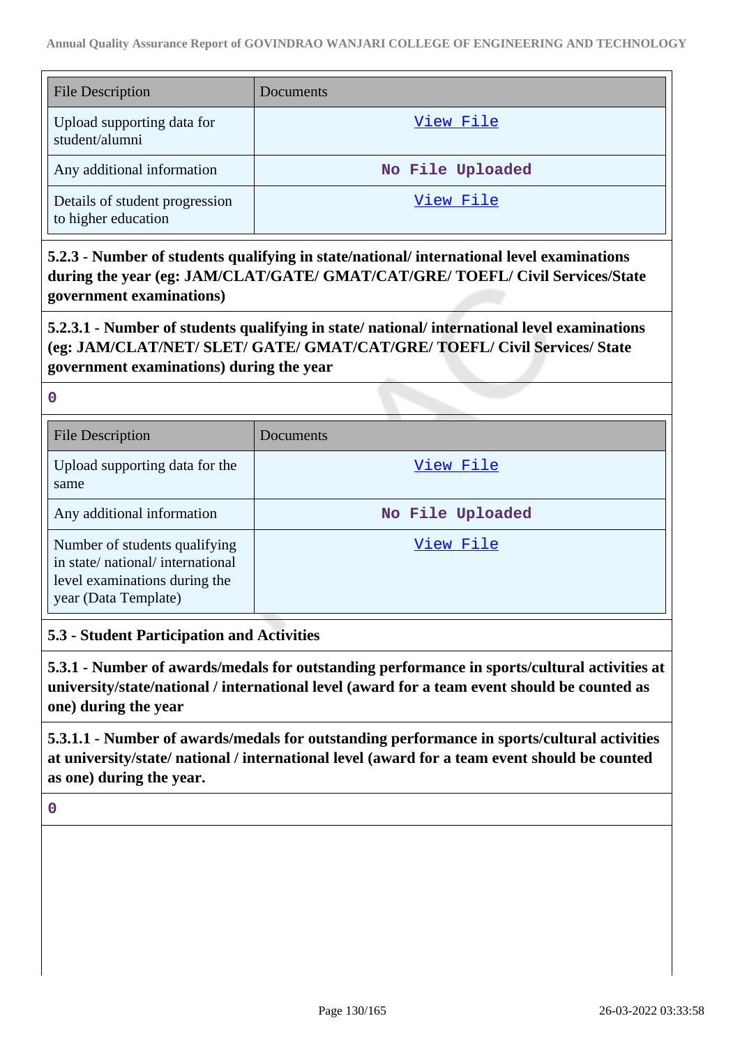| File Description | Documents |
|---|---|
| Upload supporting data for student/alumni | View File |
| Any additional information | No File Uploaded |
| Details of student progression to higher education | View File |

**5.2.3 - Number of students qualifying in state/national/ international level examinations during the year (eg: JAM/CLAT/GATE/ GMAT/CAT/GRE/ TOEFL/ Civil Services/State government examinations)**

**5.2.3.1 - Number of students qualifying in state/ national/ international level examinations (eg: JAM/CLAT/NET/ SLET/ GATE/ GMAT/CAT/GRE/ TOEFL/ Civil Services/ State government examinations) during the year**

0

| File Description | Documents |
|---|---|
| Upload supporting data for the same | View File |
| Any additional information | No File Uploaded |
| Number of students qualifying in state/ national/ international level examinations during the year (Data Template) | View File |

**5.3 - Student Participation and Activities**

**5.3.1 - Number of awards/medals for outstanding performance in sports/cultural activities at university/state/national / international level (award for a team event should be counted as one) during the year**

**5.3.1.1 - Number of awards/medals for outstanding performance in sports/cultural activities at university/state/ national / international level (award for a team event should be counted as one) during the year.**

0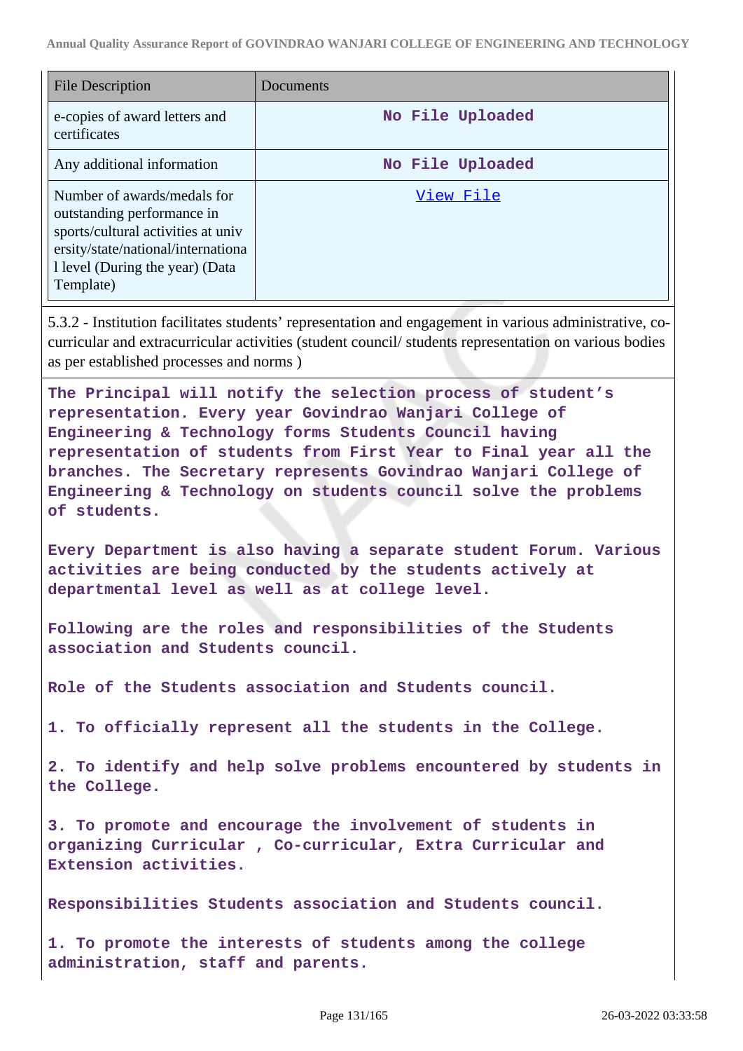| File Description | Documents |
|---|---|
| e-copies of award letters and certificates | No File Uploaded |
| Any additional information | No File Uploaded |
| Number of awards/medals for outstanding performance in sports/cultural activities at university/state/national/international level (During the year) (Data Template) | View File |

5.3.2 - Institution facilitates students' representation and engagement in various administrative, co-curricular and extracurricular activities (student council/ students representation on various bodies as per established processes and norms )

**The Principal will notify the selection process of student's representation. Every year Govindrao Wanjari College of Engineering & Technology forms Students Council having representation of students from First Year to Final year all the branches. The Secretary represents Govindrao Wanjari College of Engineering & Technology on students council solve the problems of students.**

**Every Department is also having a separate student Forum. Various activities are being conducted by the students actively at departmental level as well as at college level.**

**Following are the roles and responsibilities of the Students association and Students council.**

**Role of the Students association and Students council.**

**1. To officially represent all the students in the College.**

**2. To identify and help solve problems encountered by students in the College.**

**3. To promote and encourage the involvement of students in organizing Curricular , Co-curricular, Extra Curricular and Extension activities.**

**Responsibilities Students association and Students council.**

**1. To promote the interests of students among the college administration, staff and parents.**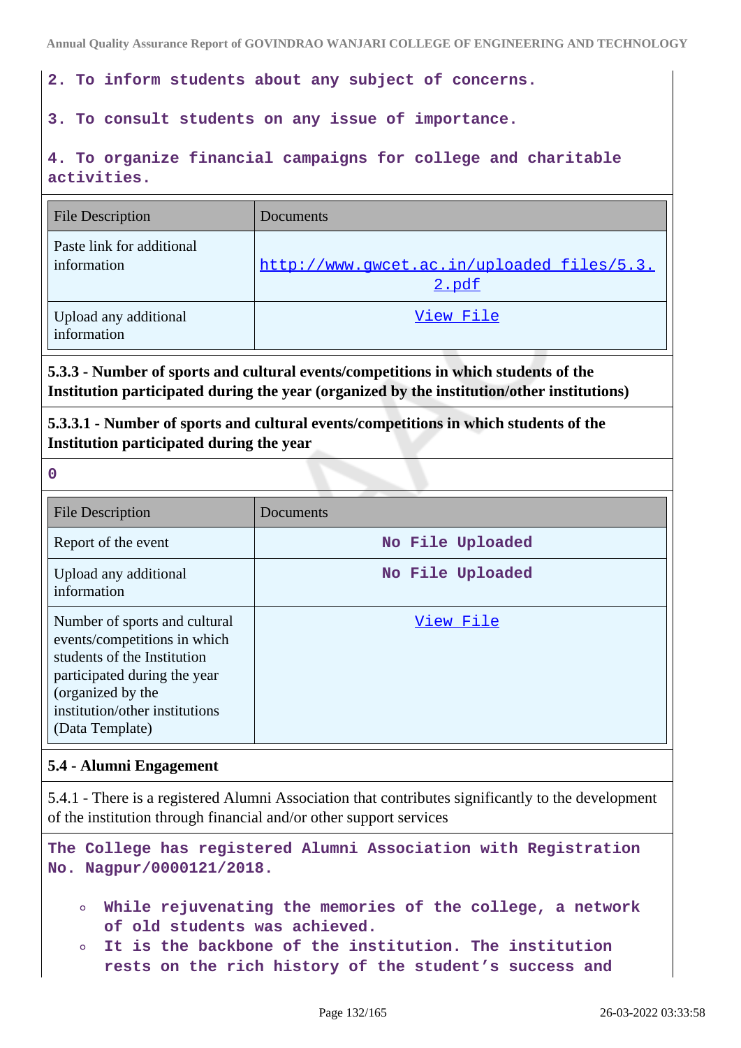2. To inform students about any subject of concerns.

3. To consult students on any issue of importance.

4. To organize financial campaigns for college and charitable activities.

| File Description | Documents |
|---|---|
| Paste link for additional information | http://www.gwcet.ac.in/uploaded_files/5.3.2.pdf |
| Upload any additional information | View File |

**5.3.3 - Number of sports and cultural events/competitions in which students of the Institution participated during the year (organized by the institution/other institutions)**

**5.3.3.1 - Number of sports and cultural events/competitions in which students of the Institution participated during the year**

**0**

| File Description | Documents |
|---|---|
| Report of the event | No File Uploaded |
| Upload any additional information | No File Uploaded |
| Number of sports and cultural events/competitions in which students of the Institution participated during the year (organized by the institution/other institutions (Data Template) | View File |

**5.4 - Alumni Engagement**

5.4.1 - There is a registered Alumni Association that contributes significantly to the development of the institution through financial and/or other support services

The College has registered Alumni Association with Registration No. Nagpur/0000121/2018.

- While rejuvenating the memories of the college, a network of old students was achieved.
- It is the backbone of the institution. The institution rests on the rich history of the student's success and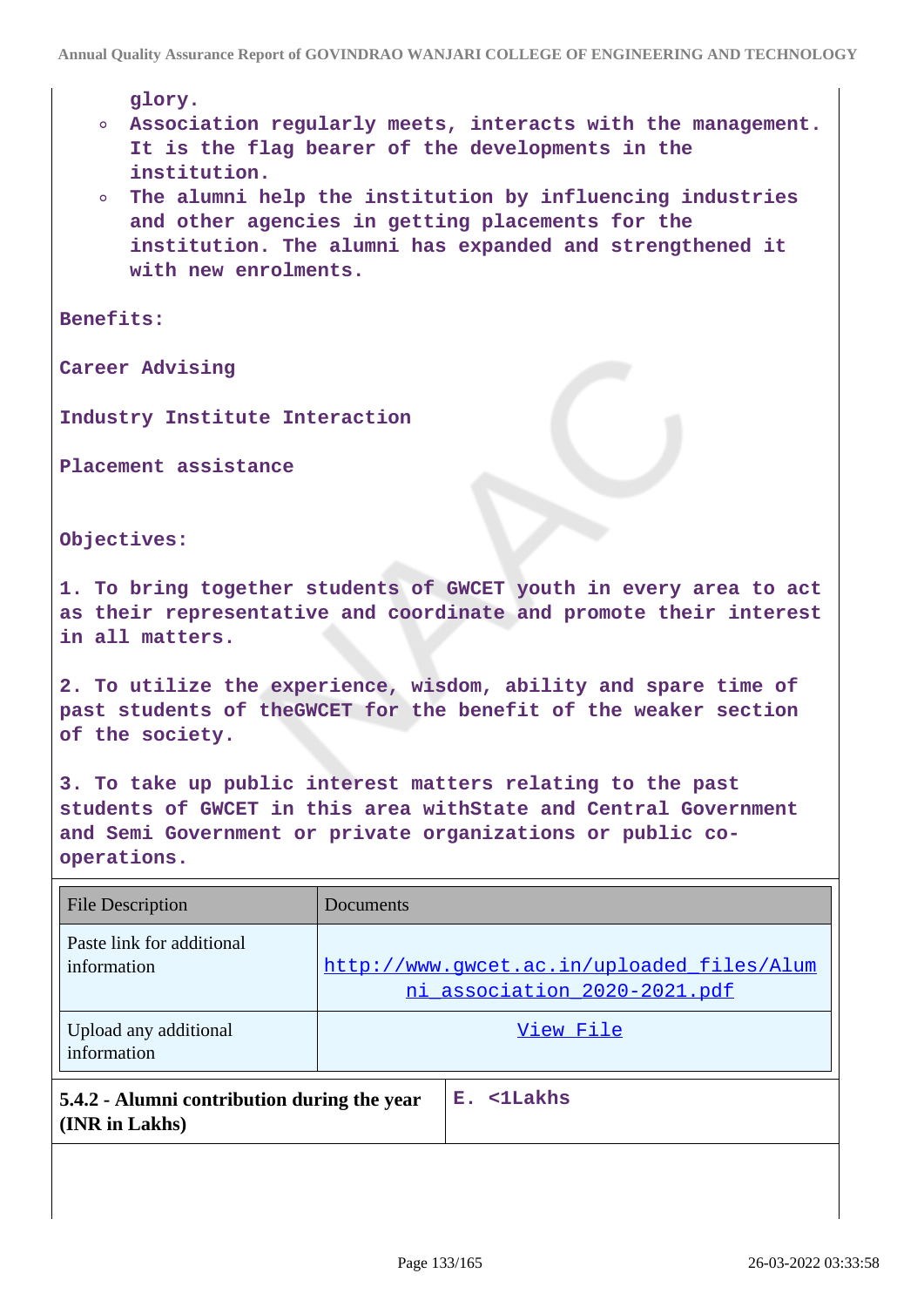glory.

- Association regularly meets, interacts with the management. It is the flag bearer of the developments in the institution.
- The alumni help the institution by influencing industries and other agencies in getting placements for the institution. The alumni has expanded and strengthened it with new enrolments.

Benefits:

Career Advising

Industry Institute Interaction

Placement assistance

Objectives:

1. To bring together students of GWCET youth in every area to act as their representative and coordinate and promote their interest in all matters.

2. To utilize the experience, wisdom, ability and spare time of past students of theGWCET for the benefit of the weaker section of the society.

3. To take up public interest matters relating to the past students of GWCET in this area withState and Central Government and Semi Government or private organizations or public co-operations.

| File Description | Documents |
|---|---|
| Paste link for additional information | http://www.gwcet.ac.in/uploaded_files/Alumni_association_2020-2021.pdf |
| Upload any additional information | View File |

| **5.4.2 - Alumni contribution during the year (INR in Lakhs)** | E. <1Lakhs |
|---|---|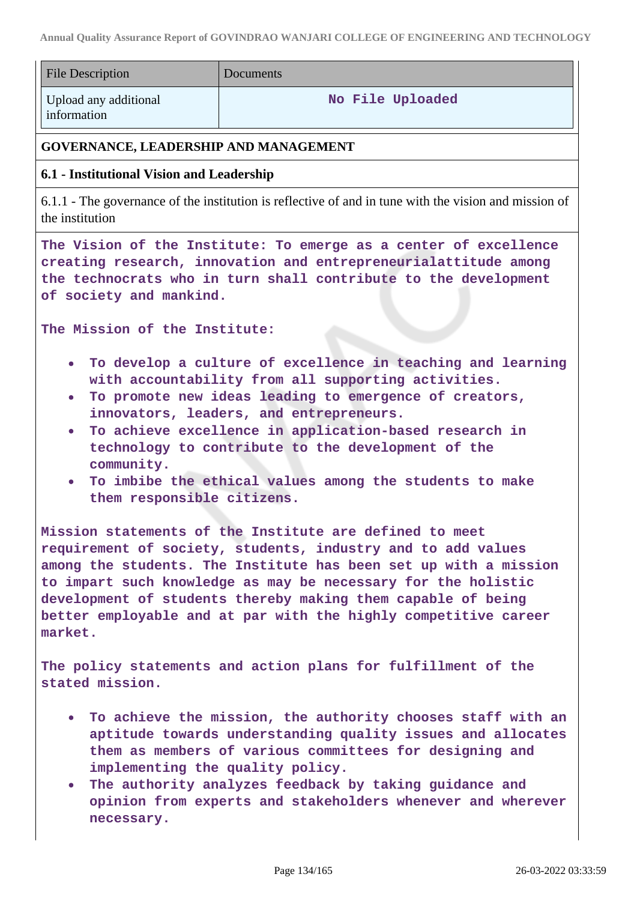| File Description | Documents |
| --- | --- |
| Upload any additional information | No File Uploaded |

## GOVERNANCE, LEADERSHIP AND MANAGEMENT

### 6.1 - Institutional Vision and Leadership

6.1.1 - The governance of the institution is reflective of and in tune with the vision and mission of the institution

**The Vision of the Institute: To emerge as a center of excellence creating research, innovation and entrepreneurialattitude among the technocrats who in turn shall contribute to the development of society and mankind.**

**The Mission of the Institute:**

- **To develop a culture of excellence in teaching and learning with accountability from all supporting activities.**
- **To promote new ideas leading to emergence of creators, innovators, leaders, and entrepreneurs.**
- **To achieve excellence in application-based research in technology to contribute to the development of the community.**
- **To imbibe the ethical values among the students to make them responsible citizens.**

**Mission statements of the Institute are defined to meet requirement of society, students, industry and to add values among the students. The Institute has been set up with a mission to impart such knowledge as may be necessary for the holistic development of students thereby making them capable of being better employable and at par with the highly competitive career market.**

**The policy statements and action plans for fulfillment of the stated mission.**

- **To achieve the mission, the authority chooses staff with an aptitude towards understanding quality issues and allocates them as members of various committees for designing and implementing the quality policy.**
- **The authority analyzes feedback by taking guidance and opinion from experts and stakeholders whenever and wherever necessary.**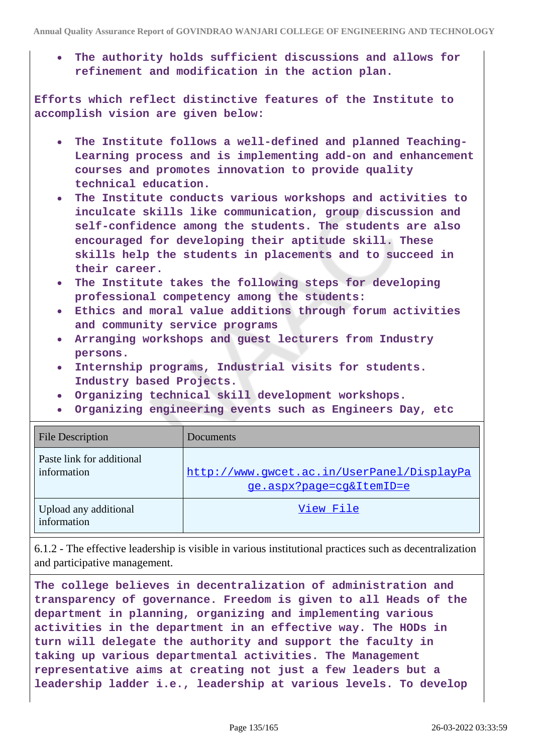- **The authority holds sufficient discussions and allows for refinement and modification in the action plan.**

**Efforts which reflect distinctive features of the Institute to accomplish vision are given below:**

- **The Institute follows a well-defined and planned Teaching-Learning process and is implementing add-on and enhancement courses and promotes innovation to provide quality technical education.**
- **The Institute conducts various workshops and activities to inculcate skills like communication, group discussion and self-confidence among the students. The students are also encouraged for developing their aptitude skill. These skills help the students in placements and to succeed in their career.**
- **The Institute takes the following steps for developing professional competency among the students:**
- **Ethics and moral value additions through forum activities and community service programs**
- **Arranging workshops and guest lecturers from Industry persons.**
- **Internship programs, Industrial visits for students. Industry based Projects.**
- **Organizing technical skill development workshops.**
- **Organizing engineering events such as Engineers Day, etc**

| File Description | Documents |
|---|---|
| Paste link for additional information | http://www.gwcet.ac.in/UserPanel/DisplayPage.aspx?page=cg&ItemID=e |
| Upload any additional information | View File |

6.1.2 - The effective leadership is visible in various institutional practices such as decentralization and participative management.

**The college believes in decentralization of administration and transparency of governance. Freedom is given to all Heads of the department in planning, organizing and implementing various activities in the department in an effective way. The HODs in turn will delegate the authority and support the faculty in taking up various departmental activities. The Management representative aims at creating not just a few leaders but a leadership ladder i.e., leadership at various levels. To develop**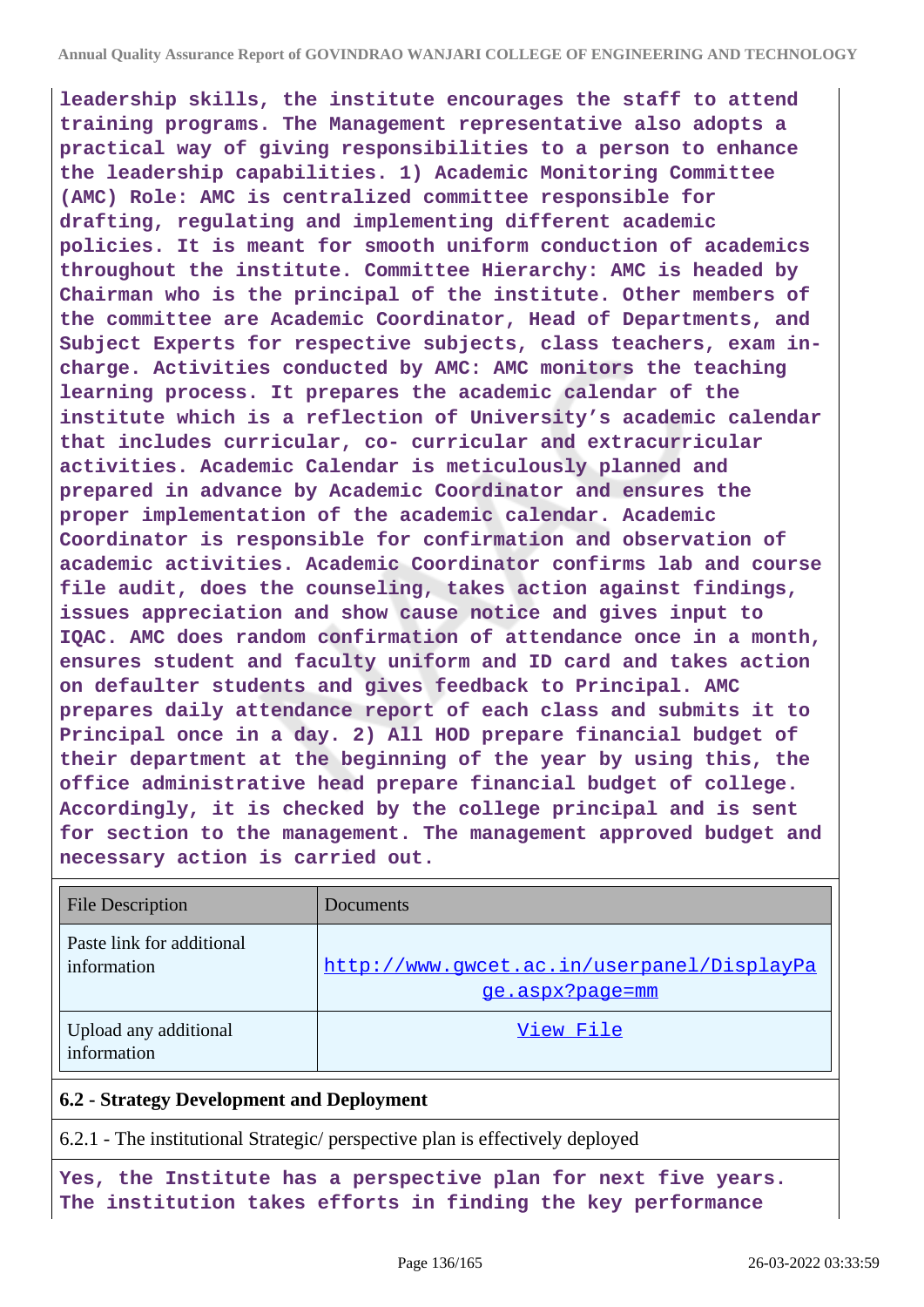**leadership skills, the institute encourages the staff to attend training programs. The Management representative also adopts a practical way of giving responsibilities to a person to enhance the leadership capabilities. 1) Academic Monitoring Committee (AMC) Role: AMC is centralized committee responsible for drafting, regulating and implementing different academic policies. It is meant for smooth uniform conduction of academics throughout the institute. Committee Hierarchy: AMC is headed by Chairman who is the principal of the institute. Other members of the committee are Academic Coordinator, Head of Departments, and Subject Experts for respective subjects, class teachers, exam in-charge. Activities conducted by AMC: AMC monitors the teaching learning process. It prepares the academic calendar of the institute which is a reflection of University's academic calendar that includes curricular, co- curricular and extracurricular activities. Academic Calendar is meticulously planned and prepared in advance by Academic Coordinator and ensures the proper implementation of the academic calendar. Academic Coordinator is responsible for confirmation and observation of academic activities. Academic Coordinator confirms lab and course file audit, does the counseling, takes action against findings, issues appreciation and show cause notice and gives input to IQAC. AMC does random confirmation of attendance once in a month, ensures student and faculty uniform and ID card and takes action on defaulter students and gives feedback to Principal. AMC prepares daily attendance report of each class and submits it to Principal once in a day. 2) All HOD prepare financial budget of their department at the beginning of the year by using this, the office administrative head prepare financial budget of college. Accordingly, it is checked by the college principal and is sent for section to the management. The management approved budget and necessary action is carried out.**

| File Description | Documents |
|---|---|
| Paste link for additional information | http://www.gwcet.ac.in/userpanel/DisplayPage.aspx?page=mm |
| Upload any additional information | View File |

**6.2 - Strategy Development and Deployment**

6.2.1 - The institutional Strategic/ perspective plan is effectively deployed

**Yes, the Institute has a perspective plan for next five years. The institution takes efforts in finding the key performance**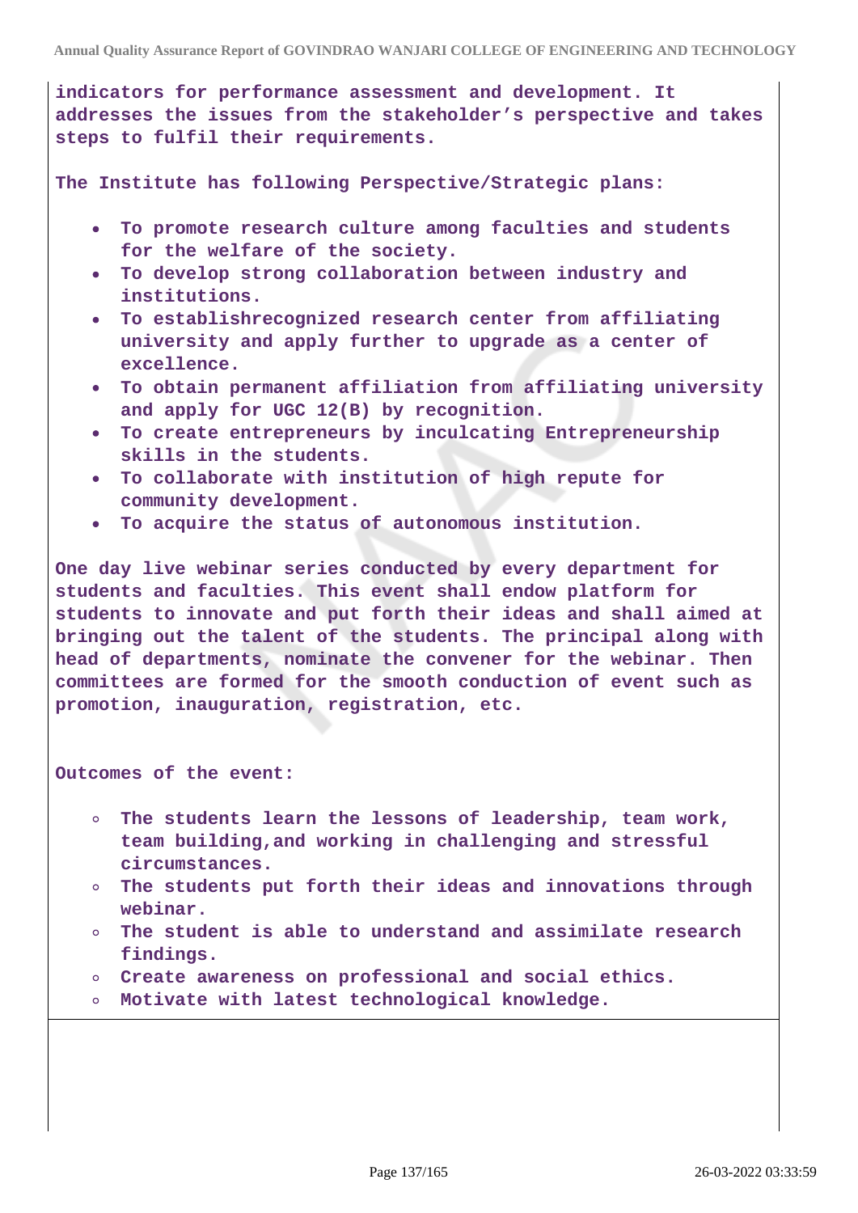**indicators for performance assessment and development. It addresses the issues from the stakeholder's perspective and takes steps to fulfil their requirements.**

**The Institute has following Perspective/Strategic plans:**

- **To promote research culture among faculties and students for the welfare of the society.**
- **To develop strong collaboration between industry and institutions.**
- **To establishrecognized research center from affiliating university and apply further to upgrade as a center of excellence.**
- **To obtain permanent affiliation from affiliating university and apply for UGC 12(B) by recognition.**
- **To create entrepreneurs by inculcating Entrepreneurship skills in the students.**
- **To collaborate with institution of high repute for community development.**
- **To acquire the status of autonomous institution.**

**One day live webinar series conducted by every department for students and faculties. This event shall endow platform for students to innovate and put forth their ideas and shall aimed at bringing out the talent of the students. The principal along with head of departments, nominate the convener for the webinar. Then committees are formed for the smooth conduction of event such as promotion, inauguration, registration, etc.**

**Outcomes of the event:**

- **The students learn the lessons of leadership, team work, team building,and working in challenging and stressful circumstances.**
- **The students put forth their ideas and innovations through webinar.**
- **The student is able to understand and assimilate research findings.**
- **Create awareness on professional and social ethics.**
- **Motivate with latest technological knowledge.**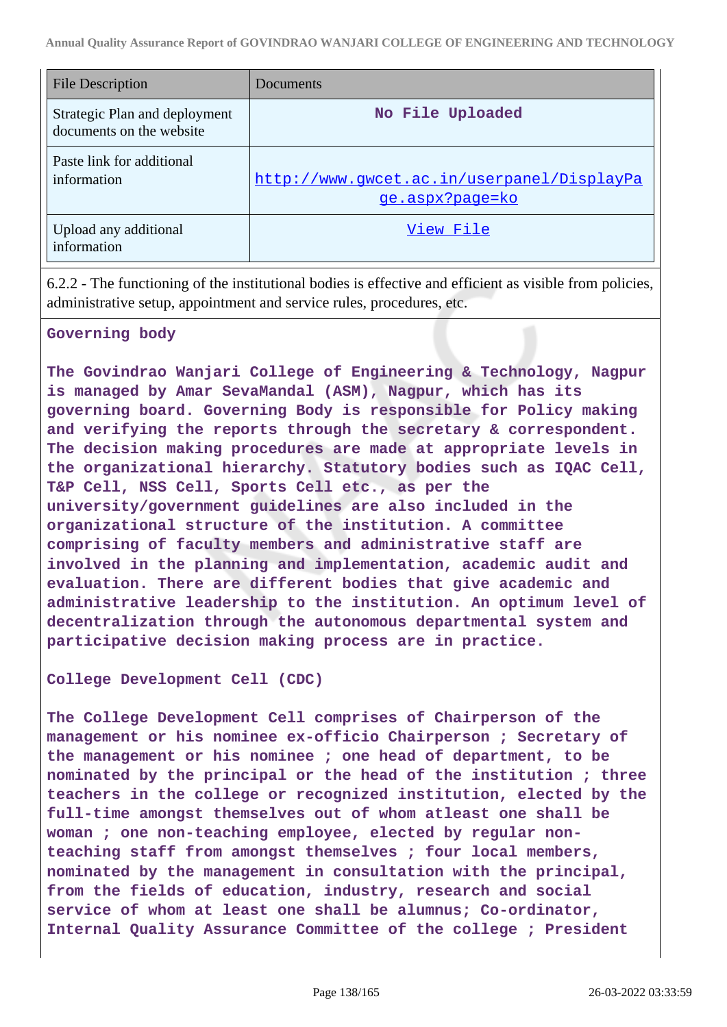| File Description | Documents |
|---|---|
| Strategic Plan and deployment documents on the website | No File Uploaded |
| Paste link for additional information | http://www.gwcet.ac.in/userpanel/DisplayPage.aspx?page=ko |
| Upload any additional information | View File |

6.2.2 - The functioning of the institutional bodies is effective and efficient as visible from policies, administrative setup, appointment and service rules, procedures, etc.

**Governing body**

**The Govindrao Wanjari College of Engineering & Technology, Nagpur is managed by Amar SevaMandal (ASM), Nagpur, which has its governing board. Governing Body is responsible for Policy making and verifying the reports through the secretary & correspondent. The decision making procedures are made at appropriate levels in the organizational hierarchy. Statutory bodies such as IQAC Cell, T&P Cell, NSS Cell, Sports Cell etc., as per the university/government guidelines are also included in the organizational structure of the institution. A committee comprising of faculty members and administrative staff are involved in the planning and implementation, academic audit and evaluation. There are different bodies that give academic and administrative leadership to the institution. An optimum level of decentralization through the autonomous departmental system and participative decision making process are in practice.**

**College Development Cell (CDC)**

**The College Development Cell comprises of Chairperson of the management or his nominee ex-officio Chairperson ; Secretary of the management or his nominee ; one head of department, to be nominated by the principal or the head of the institution ; three teachers in the college or recognized institution, elected by the full-time amongst themselves out of whom atleast one shall be woman ; one non-teaching employee, elected by regular non-teaching staff from amongst themselves ; four local members, nominated by the management in consultation with the principal, from the fields of education, industry, research and social service of whom at least one shall be alumnus; Co-ordinator, Internal Quality Assurance Committee of the college ; President**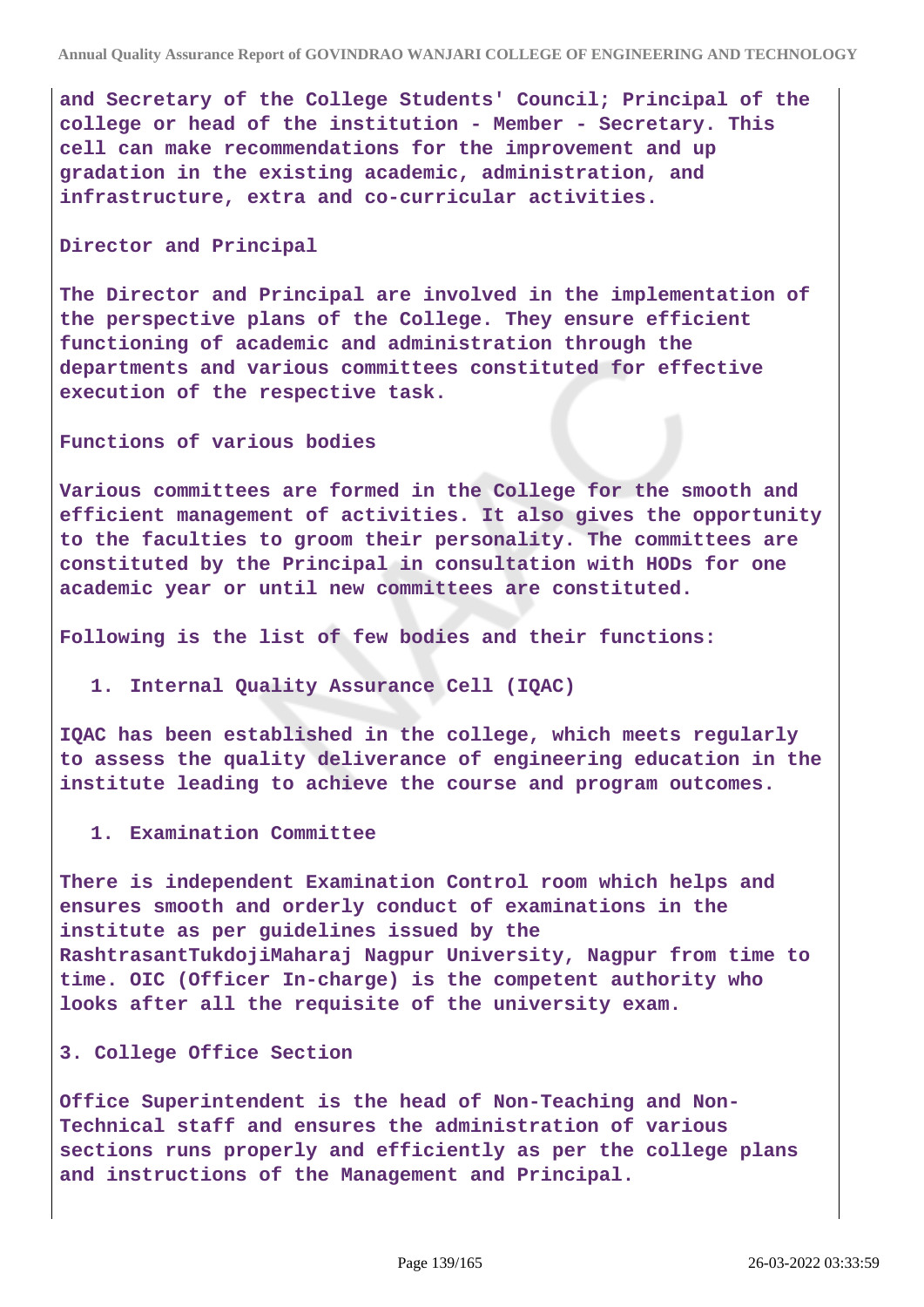and Secretary of the College Students' Council; Principal of the college or head of the institution - Member - Secretary. This cell can make recommendations for the improvement and up gradation in the existing academic, administration, and infrastructure, extra and co-curricular activities.

**Director and Principal**

The Director and Principal are involved in the implementation of the perspective plans of the College. They ensure efficient functioning of academic and administration through the departments and various committees constituted for effective execution of the respective task.

**Functions of various bodies**

Various committees are formed in the College for the smooth and efficient management of activities. It also gives the opportunity to the faculties to groom their personality. The committees are constituted by the Principal in consultation with HODs for one academic year or until new committees are constituted.

Following is the list of few bodies and their functions:

1. Internal Quality Assurance Cell (IQAC)

IQAC has been established in the college, which meets regularly to assess the quality deliverance of engineering education in the institute leading to achieve the course and program outcomes.

1. Examination Committee

There is independent Examination Control room which helps and ensures smooth and orderly conduct of examinations in the institute as per guidelines issued by the RashtrasantTukdojiMaharaj Nagpur University, Nagpur from time to time. OIC (Officer In-charge) is the competent authority who looks after all the requisite of the university exam.

3. College Office Section

Office Superintendent is the head of Non-Teaching and Non-Technical staff and ensures the administration of various sections runs properly and efficiently as per the college plans and instructions of the Management and Principal.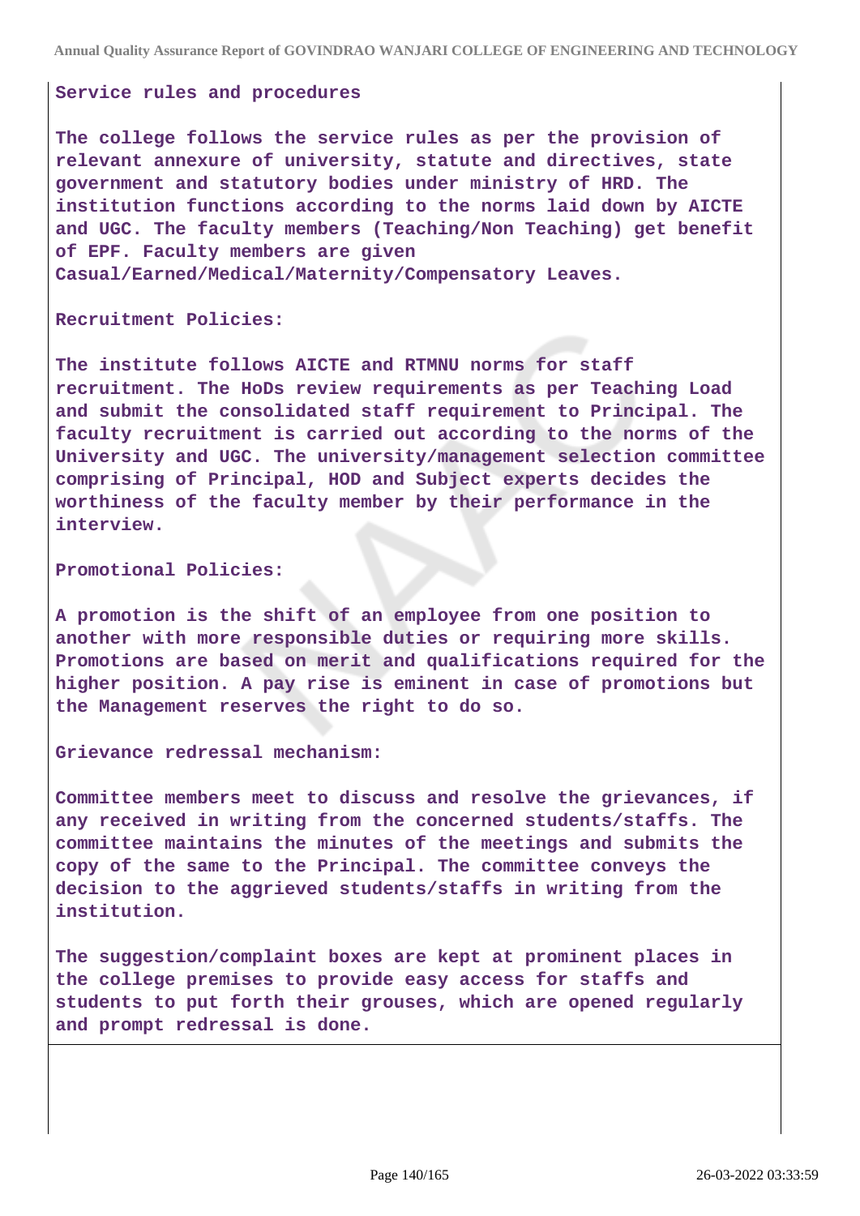**Service rules and procedures**

**The college follows the service rules as per the provision of relevant annexure of university, statute and directives, state government and statutory bodies under ministry of HRD. The institution functions according to the norms laid down by AICTE and UGC. The faculty members (Teaching/Non Teaching) get benefit of EPF. Faculty members are given Casual/Earned/Medical/Maternity/Compensatory Leaves.**

**Recruitment Policies:**

**The institute follows AICTE and RTMNU norms for staff recruitment. The HoDs review requirements as per Teaching Load and submit the consolidated staff requirement to Principal. The faculty recruitment is carried out according to the norms of the University and UGC. The university/management selection committee comprising of Principal, HOD and Subject experts decides the worthiness of the faculty member by their performance in the interview.**

**Promotional Policies:**

**A promotion is the shift of an employee from one position to another with more responsible duties or requiring more skills. Promotions are based on merit and qualifications required for the higher position. A pay rise is eminent in case of promotions but the Management reserves the right to do so.**

**Grievance redressal mechanism:**

**Committee members meet to discuss and resolve the grievances, if any received in writing from the concerned students/staffs. The committee maintains the minutes of the meetings and submits the copy of the same to the Principal. The committee conveys the decision to the aggrieved students/staffs in writing from the institution.**

**The suggestion/complaint boxes are kept at prominent places in the college premises to provide easy access for staffs and students to put forth their grouses, which are opened regularly and prompt redressal is done.**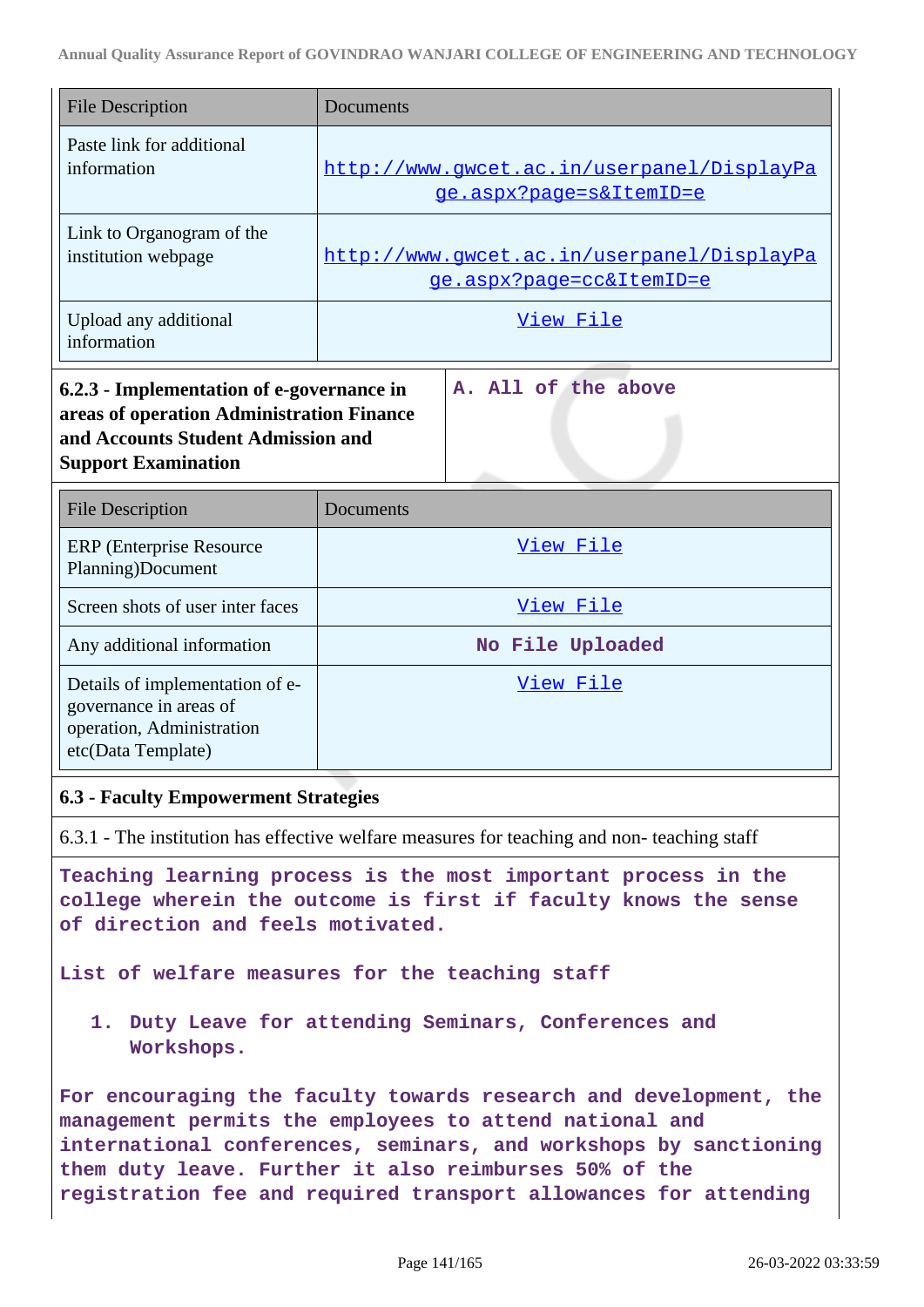| File Description | Documents |
|---|---|
| Paste link for additional information | http://www.gwcet.ac.in/userpanel/DisplayPage.aspx?page=s&ItemID=e |
| Link to Organogram of the institution webpage | http://www.gwcet.ac.in/userpanel/DisplayPage.aspx?page=cc&ItemID=e |
| Upload any additional information | View File |

| **6.2.3 - Implementation of e-governance in areas of operation Administration Finance and Accounts Student Admission and Support Examination** | **A. All of the above** |
|---|---|

| File Description | Documents |
|---|---|
| ERP (Enterprise Resource Planning)Document | View File |
| Screen shots of user inter faces | View File |
| Any additional information | No File Uploaded |
| Details of implementation of e-governance in areas of operation, Administration etc(Data Template) | View File |

### 6.3 - Faculty Empowerment Strategies

6.3.1 - The institution has effective welfare measures for teaching and non- teaching staff

Teaching learning process is the most important process in the college wherein the outcome is first if faculty knows the sense of direction and feels motivated.

List of welfare measures for the teaching staff

1. Duty Leave for attending Seminars, Conferences and Workshops.

For encouraging the faculty towards research and development, the management permits the employees to attend national and international conferences, seminars, and workshops by sanctioning them duty leave. Further it also reimburses 50% of the registration fee and required transport allowances for attending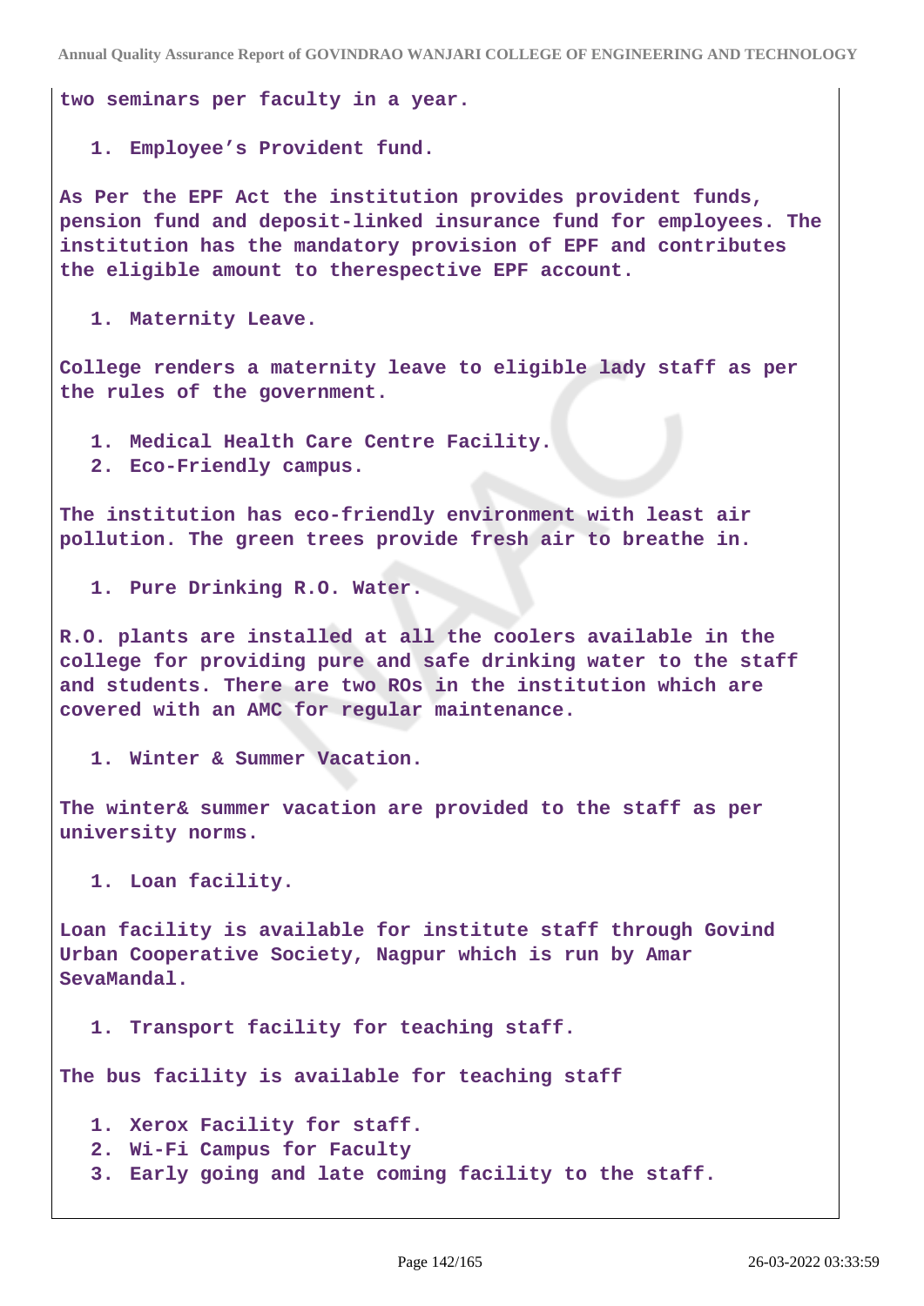two seminars per faculty in a year.

1. Employee's Provident fund.

As Per the EPF Act the institution provides provident funds, pension fund and deposit-linked insurance fund for employees. The institution has the mandatory provision of EPF and contributes the eligible amount to therespective EPF account.

1. Maternity Leave.

College renders a maternity leave to eligible lady staff as per the rules of the government.

1. Medical Health Care Centre Facility.
2. Eco-Friendly campus.

The institution has eco-friendly environment with least air pollution. The green trees provide fresh air to breathe in.

1. Pure Drinking R.O. Water.

R.O. plants are installed at all the coolers available in the college for providing pure and safe drinking water to the staff and students. There are two ROs in the institution which are covered with an AMC for regular maintenance.

1. Winter & Summer Vacation.

The winter& summer vacation are provided to the staff as per university norms.

1. Loan facility.

Loan facility is available for institute staff through Govind Urban Cooperative Society, Nagpur which is run by Amar SevaMandal.

1. Transport facility for teaching staff.

The bus facility is available for teaching staff

1. Xerox Facility for staff.
2. Wi-Fi Campus for Faculty
3. Early going and late coming facility to the staff.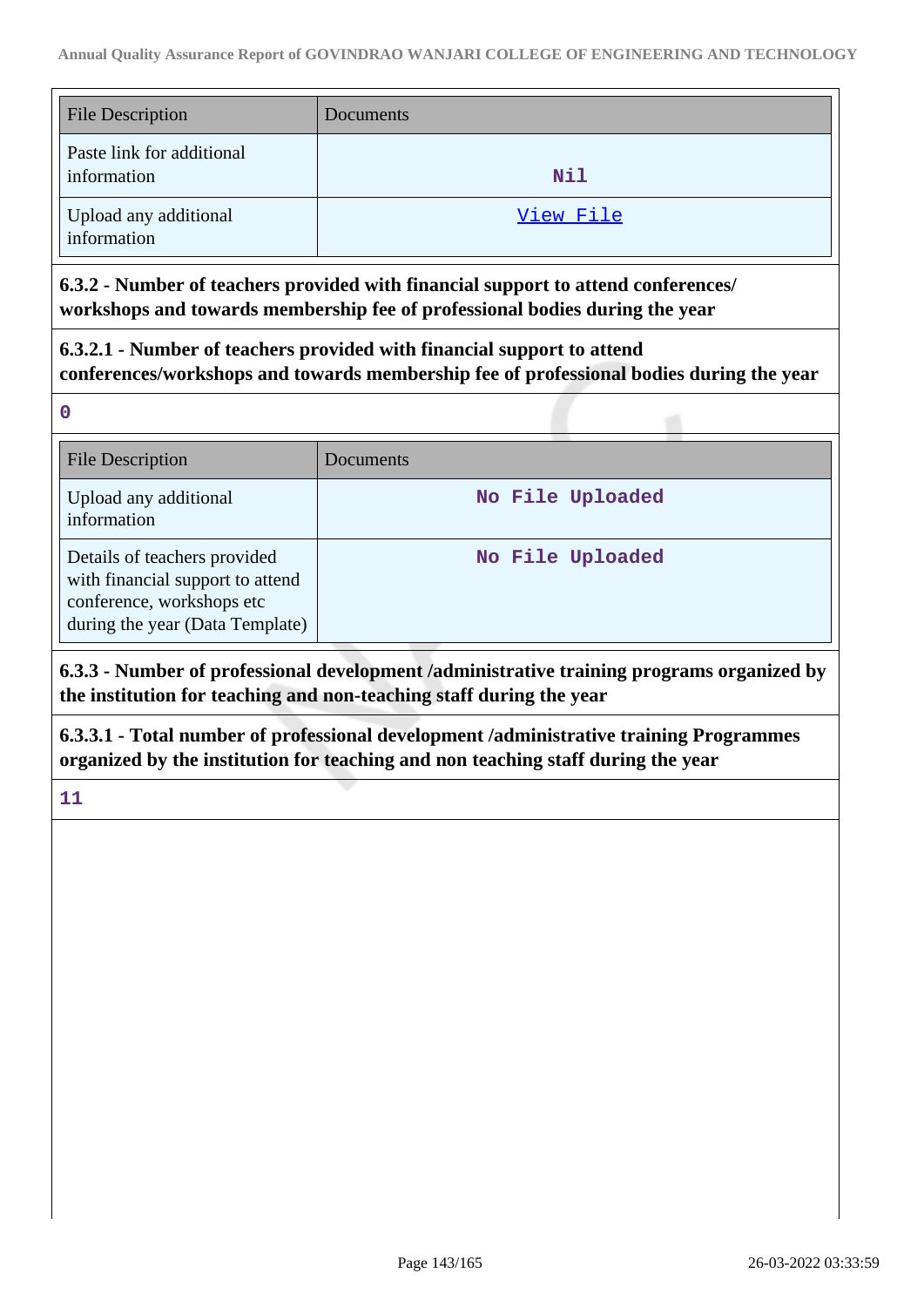| File Description | Documents |
| --- | --- |
| Paste link for additional information | Nil |
| Upload any additional information | View File |

**6.3.2 - Number of teachers provided with financial support to attend conferences/ workshops and towards membership fee of professional bodies during the year**

**6.3.2.1 - Number of teachers provided with financial support to attend conferences/workshops and towards membership fee of professional bodies during the year**

0

| File Description | Documents |
| --- | --- |
| Upload any additional information | No File Uploaded |
| Details of teachers provided with financial support to attend conference, workshops etc during the year (Data Template) | No File Uploaded |

**6.3.3 - Number of professional development /administrative training programs organized by the institution for teaching and non-teaching staff during the year**

**6.3.3.1 - Total number of professional development /administrative training Programmes organized by the institution for teaching and non teaching staff during the year**

11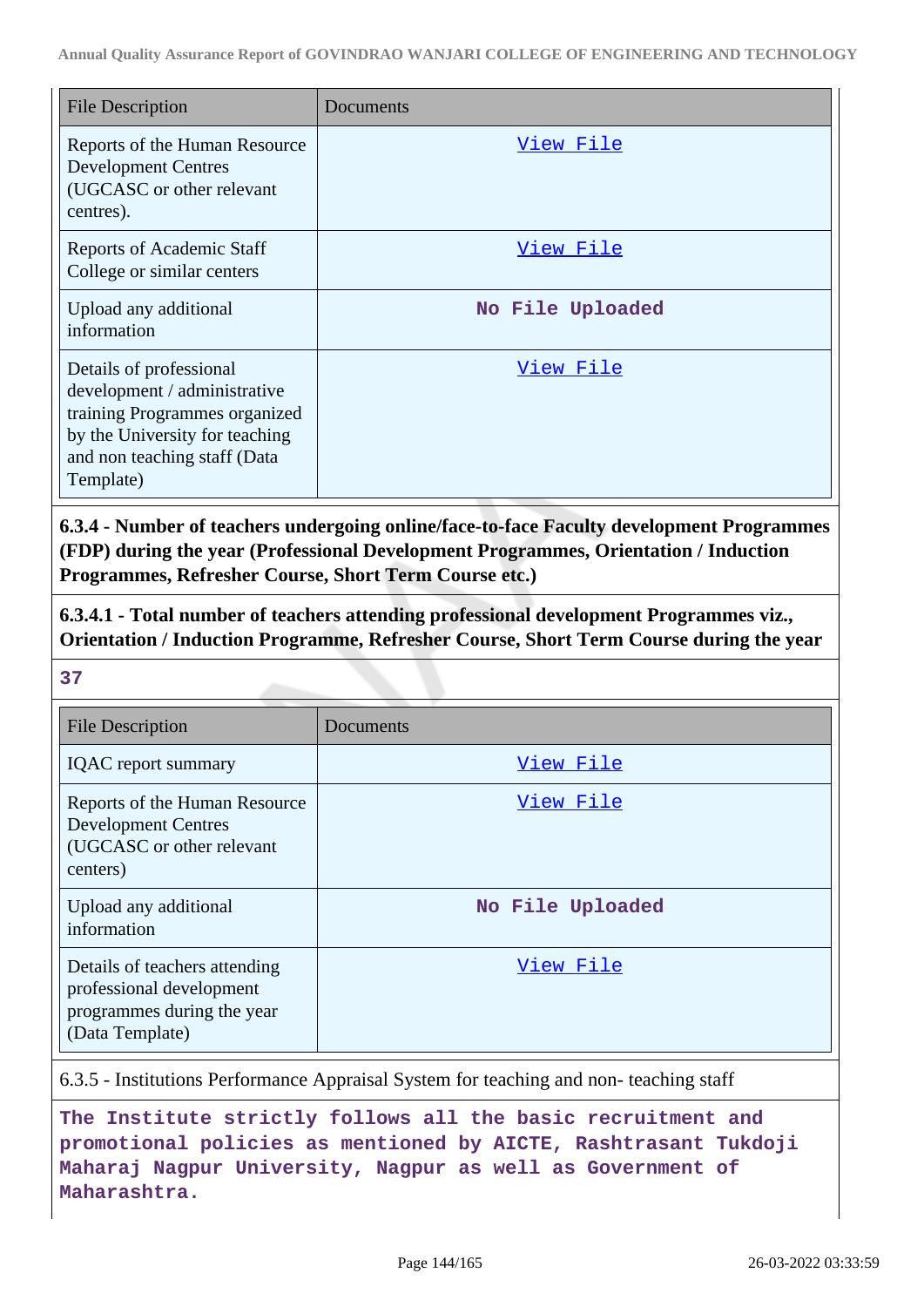| File Description | Documents |
| --- | --- |
| Reports of the Human Resource Development Centres (UGCASC or other relevant centres). | View File |
| Reports of Academic Staff College or similar centers | View File |
| Upload any additional information | No File Uploaded |
| Details of professional development / administrative training Programmes organized by the University for teaching and non teaching staff (Data Template) | View File |

**6.3.4 - Number of teachers undergoing online/face-to-face Faculty development Programmes (FDP) during the year (Professional Development Programmes, Orientation / Induction Programmes, Refresher Course, Short Term Course etc.)**

**6.3.4.1 - Total number of teachers attending professional development Programmes viz., Orientation / Induction Programme, Refresher Course, Short Term Course during the year**

**37**

| File Description | Documents |
| --- | --- |
| IQAC report summary | View File |
| Reports of the Human Resource Development Centres (UGCASC or other relevant centers) | View File |
| Upload any additional information | No File Uploaded |
| Details of teachers attending professional development programmes during the year (Data Template) | View File |

6.3.5 - Institutions Performance Appraisal System for teaching and non- teaching staff

**The Institute strictly follows all the basic recruitment and promotional policies as mentioned by AICTE, Rashtrasant Tukdoji Maharaj Nagpur University, Nagpur as well as Government of Maharashtra.**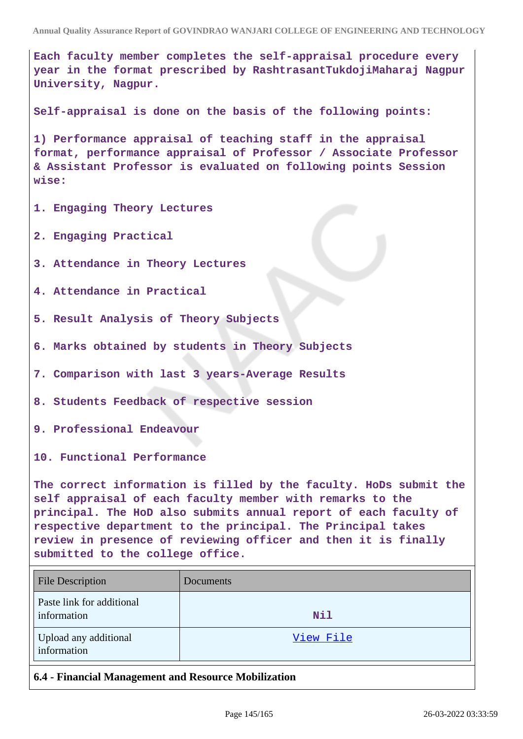Each faculty member completes the self-appraisal procedure every year in the format prescribed by RashtrasantTukdojiMaharaj Nagpur University, Nagpur.

Self-appraisal is done on the basis of the following points:

1) Performance appraisal of teaching staff in the appraisal format, performance appraisal of Professor / Associate Professor & Assistant Professor is evaluated on following points Session wise:

1. Engaging Theory Lectures

2. Engaging Practical

3. Attendance in Theory Lectures

4. Attendance in Practical

5. Result Analysis of Theory Subjects

6. Marks obtained by students in Theory Subjects

7. Comparison with last 3 years-Average Results

8. Students Feedback of respective session

9. Professional Endeavour

10. Functional Performance

The correct information is filled by the faculty. HoDs submit the self appraisal of each faculty member with remarks to the principal. The HoD also submits annual report of each faculty of respective department to the principal. The Principal takes review in presence of reviewing officer and then it is finally submitted to the college office.

| File Description | Documents |
|---|---|
| Paste link for additional information | Nil |
| Upload any additional information | View File |

**6.4 - Financial Management and Resource Mobilization**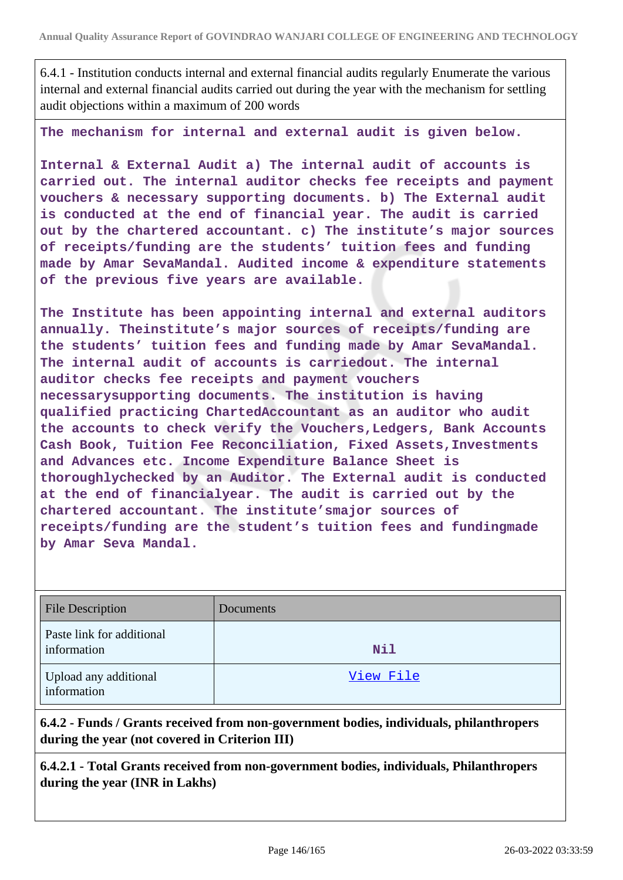6.4.1 - Institution conducts internal and external financial audits regularly Enumerate the various internal and external financial audits carried out during the year with the mechanism for settling audit objections within a maximum of 200 words

**The mechanism for internal and external audit is given below.**

**Internal & External Audit a) The internal audit of accounts is carried out. The internal auditor checks fee receipts and payment vouchers & necessary supporting documents. b) The External audit is conducted at the end of financial year. The audit is carried out by the chartered accountant. c) The institute's major sources of receipts/funding are the students' tuition fees and funding made by Amar SevaMandal. Audited income & expenditure statements of the previous five years are available.**

**The Institute has been appointing internal and external auditors annually. Theinstitute's major sources of receipts/funding are the students' tuition fees and funding made by Amar SevaMandal. The internal audit of accounts is carriedout. The internal auditor checks fee receipts and payment vouchers necessarysupporting documents. The institution is having qualified practicing ChartedAccountant as an auditor who audit the accounts to check verify the Vouchers,Ledgers, Bank Accounts Cash Book, Tuition Fee Reconciliation, Fixed Assets,Investments and Advances etc. Income Expenditure Balance Sheet is thoroughlychecked by an Auditor. The External audit is conducted at the end of financialyear. The audit is carried out by the chartered accountant. The institute'smajor sources of receipts/funding are the student's tuition fees and fundingmade by Amar Seva Mandal.**

| File Description | Documents |
|---|---|
| Paste link for additional information | Nil |
| Upload any additional information | View File |

**6.4.2 - Funds / Grants received from non-government bodies, individuals, philanthropers during the year (not covered in Criterion III)**

**6.4.2.1 - Total Grants received from non-government bodies, individuals, Philanthropers during the year (INR in Lakhs)**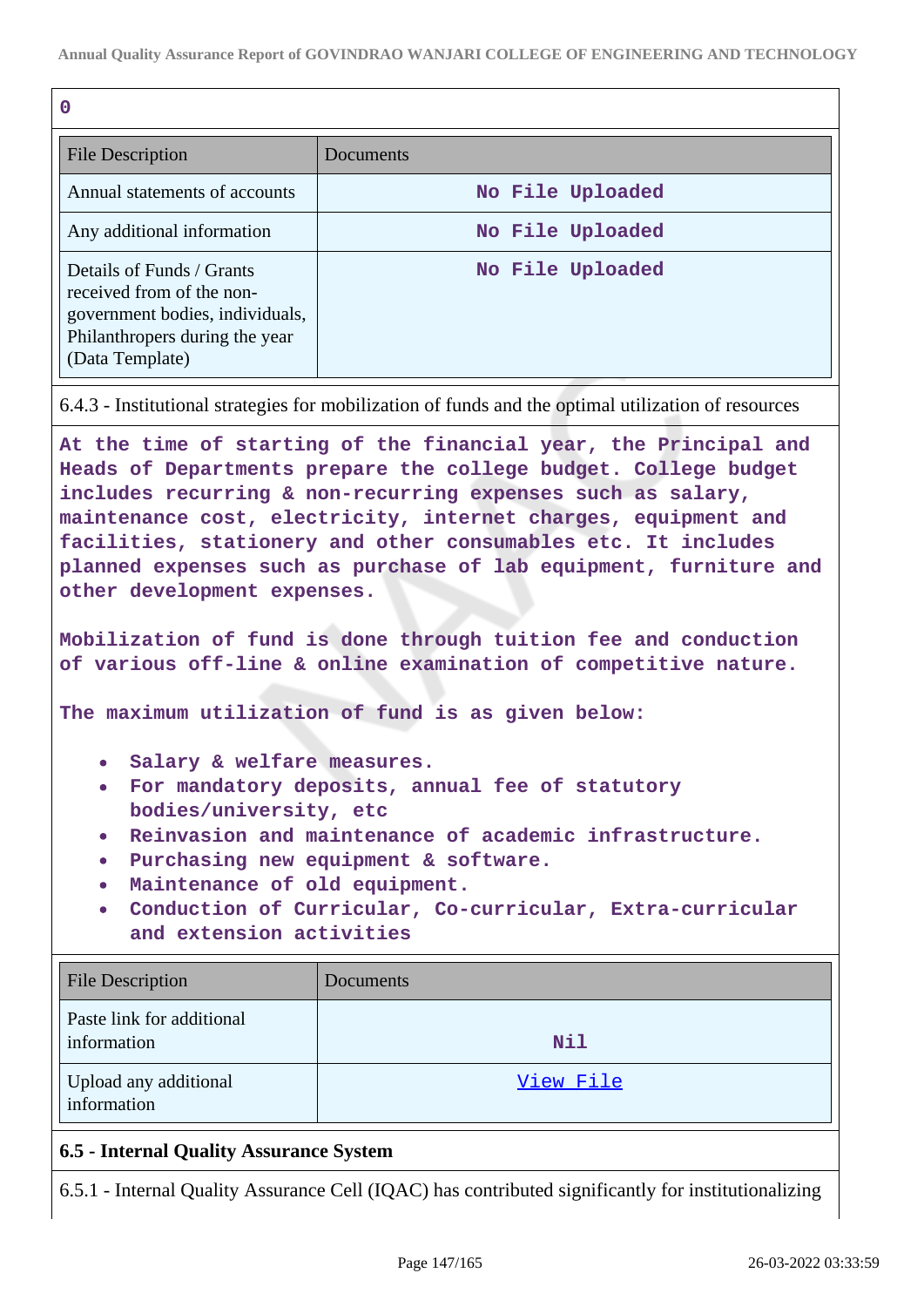0

| File Description | Documents |
|---|---|
| Annual statements of accounts | No File Uploaded |
| Any additional information | No File Uploaded |
| Details of Funds / Grants received from of the non-government bodies, individuals, Philanthropers during the year (Data Template) | No File Uploaded |

6.4.3 - Institutional strategies for mobilization of funds and the optimal utilization of resources

At the time of starting of the financial year, the Principal and Heads of Departments prepare the college budget. College budget includes recurring & non-recurring expenses such as salary, maintenance cost, electricity, internet charges, equipment and facilities, stationery and other consumables etc. It includes planned expenses such as purchase of lab equipment, furniture and other development expenses.

Mobilization of fund is done through tuition fee and conduction of various off-line & online examination of competitive nature.

The maximum utilization of fund is as given below:

- Salary & welfare measures.
- For mandatory deposits, annual fee of statutory bodies/university, etc
- Reinvasion and maintenance of academic infrastructure.
- Purchasing new equipment & software.
- Maintenance of old equipment.
- Conduction of Curricular, Co-curricular, Extra-curricular and extension activities

| File Description | Documents |
|---|---|
| Paste link for additional information | Nil |
| Upload any additional information | View File |

**6.5 - Internal Quality Assurance System**

6.5.1 - Internal Quality Assurance Cell (IQAC) has contributed significantly for institutionalizing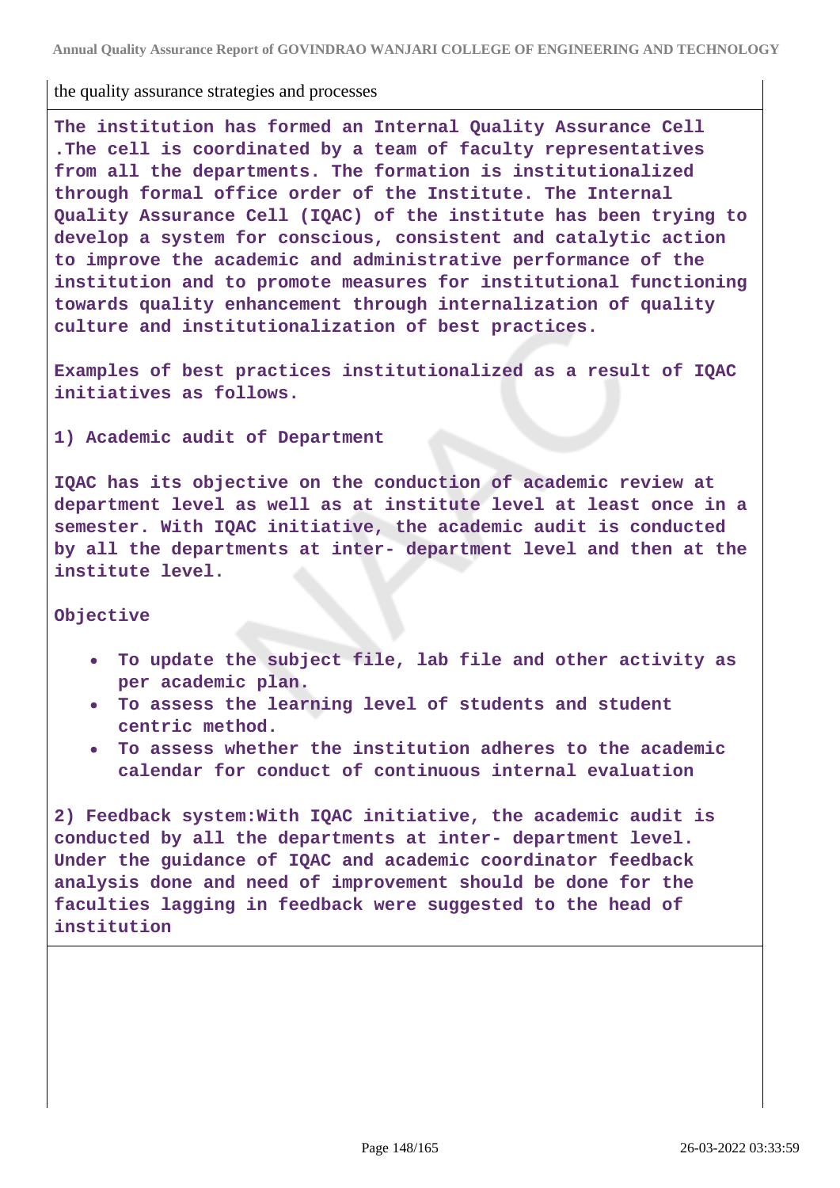the quality assurance strategies and processes

**The institution has formed an Internal Quality Assurance Cell .The cell is coordinated by a team of faculty representatives from all the departments. The formation is institutionalized through formal office order of the Institute. The Internal Quality Assurance Cell (IQAC) of the institute has been trying to develop a system for conscious, consistent and catalytic action to improve the academic and administrative performance of the institution and to promote measures for institutional functioning towards quality enhancement through internalization of quality culture and institutionalization of best practices.**

**Examples of best practices institutionalized as a result of IQAC initiatives as follows.**

**1) Academic audit of Department**

**IQAC has its objective on the conduction of academic review at department level as well as at institute level at least once in a semester. With IQAC initiative, the academic audit is conducted by all the departments at inter- department level and then at the institute level.**

**Objective**

- **To update the subject file, lab file and other activity as per academic plan.**
- **To assess the learning level of students and student centric method.**
- **To assess whether the institution adheres to the academic calendar for conduct of continuous internal evaluation**

**2) Feedback system:With IQAC initiative, the academic audit is conducted by all the departments at inter- department level. Under the guidance of IQAC and academic coordinator feedback analysis done and need of improvement should be done for the faculties lagging in feedback were suggested to the head of institution**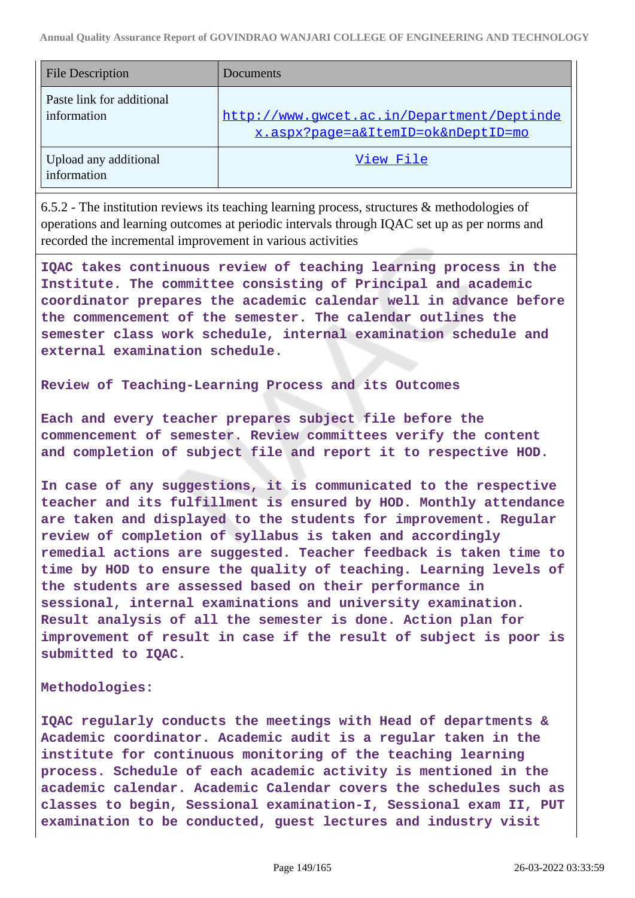| File Description | Documents |
| --- | --- |
| Paste link for additional information | http://www.gwcet.ac.in/Department/Deptindex.aspx?page=a&ItemID=ok&nDeptID=mo |
| Upload any additional information | View File |

6.5.2 - The institution reviews its teaching learning process, structures & methodologies of operations and learning outcomes at periodic intervals through IQAC set up as per norms and recorded the incremental improvement in various activities

**IQAC takes continuous review of teaching learning process in the Institute. The committee consisting of Principal and academic coordinator prepares the academic calendar well in advance before the commencement of the semester. The calendar outlines the semester class work schedule, internal examination schedule and external examination schedule.**

**Review of Teaching-Learning Process and its Outcomes**

**Each and every teacher prepares subject file before the commencement of semester. Review committees verify the content and completion of subject file and report it to respective HOD.**

**In case of any suggestions, it is communicated to the respective teacher and its fulfillment is ensured by HOD. Monthly attendance are taken and displayed to the students for improvement. Regular review of completion of syllabus is taken and accordingly remedial actions are suggested. Teacher feedback is taken time to time by HOD to ensure the quality of teaching. Learning levels of the students are assessed based on their performance in sessional, internal examinations and university examination. Result analysis of all the semester is done. Action plan for improvement of result in case if the result of subject is poor is submitted to IQAC.**

**Methodologies:**

**IQAC regularly conducts the meetings with Head of departments & Academic coordinator. Academic audit is a regular taken in the institute for continuous monitoring of the teaching learning process. Schedule of each academic activity is mentioned in the academic calendar. Academic Calendar covers the schedules such as classes to begin, Sessional examination-I, Sessional exam II, PUT examination to be conducted, guest lectures and industry visit**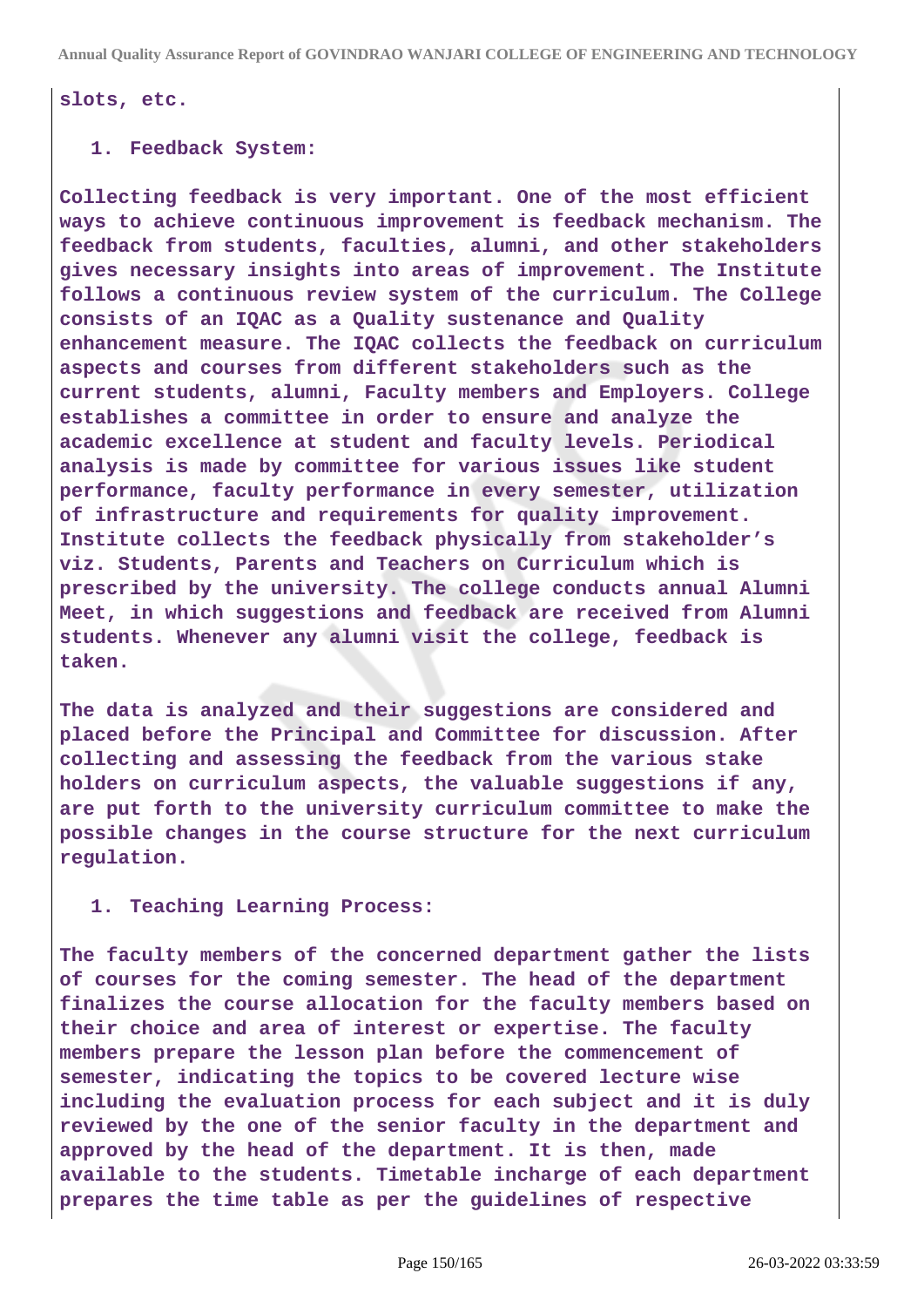slots, etc.

1. Feedback System:

Collecting feedback is very important. One of the most efficient ways to achieve continuous improvement is feedback mechanism. The feedback from students, faculties, alumni, and other stakeholders gives necessary insights into areas of improvement. The Institute follows a continuous review system of the curriculum. The College consists of an IQAC as a Quality sustenance and Quality enhancement measure. The IQAC collects the feedback on curriculum aspects and courses from different stakeholders such as the current students, alumni, Faculty members and Employers. College establishes a committee in order to ensure and analyze the academic excellence at student and faculty levels. Periodical analysis is made by committee for various issues like student performance, faculty performance in every semester, utilization of infrastructure and requirements for quality improvement. Institute collects the feedback physically from stakeholder's viz. Students, Parents and Teachers on Curriculum which is prescribed by the university. The college conducts annual Alumni Meet, in which suggestions and feedback are received from Alumni students. Whenever any alumni visit the college, feedback is taken.

The data is analyzed and their suggestions are considered and placed before the Principal and Committee for discussion. After collecting and assessing the feedback from the various stake holders on curriculum aspects, the valuable suggestions if any, are put forth to the university curriculum committee to make the possible changes in the course structure for the next curriculum regulation.

1. Teaching Learning Process:

The faculty members of the concerned department gather the lists of courses for the coming semester. The head of the department finalizes the course allocation for the faculty members based on their choice and area of interest or expertise. The faculty members prepare the lesson plan before the commencement of semester, indicating the topics to be covered lecture wise including the evaluation process for each subject and it is duly reviewed by the one of the senior faculty in the department and approved by the head of the department. It is then, made available to the students. Timetable incharge of each department prepares the time table as per the guidelines of respective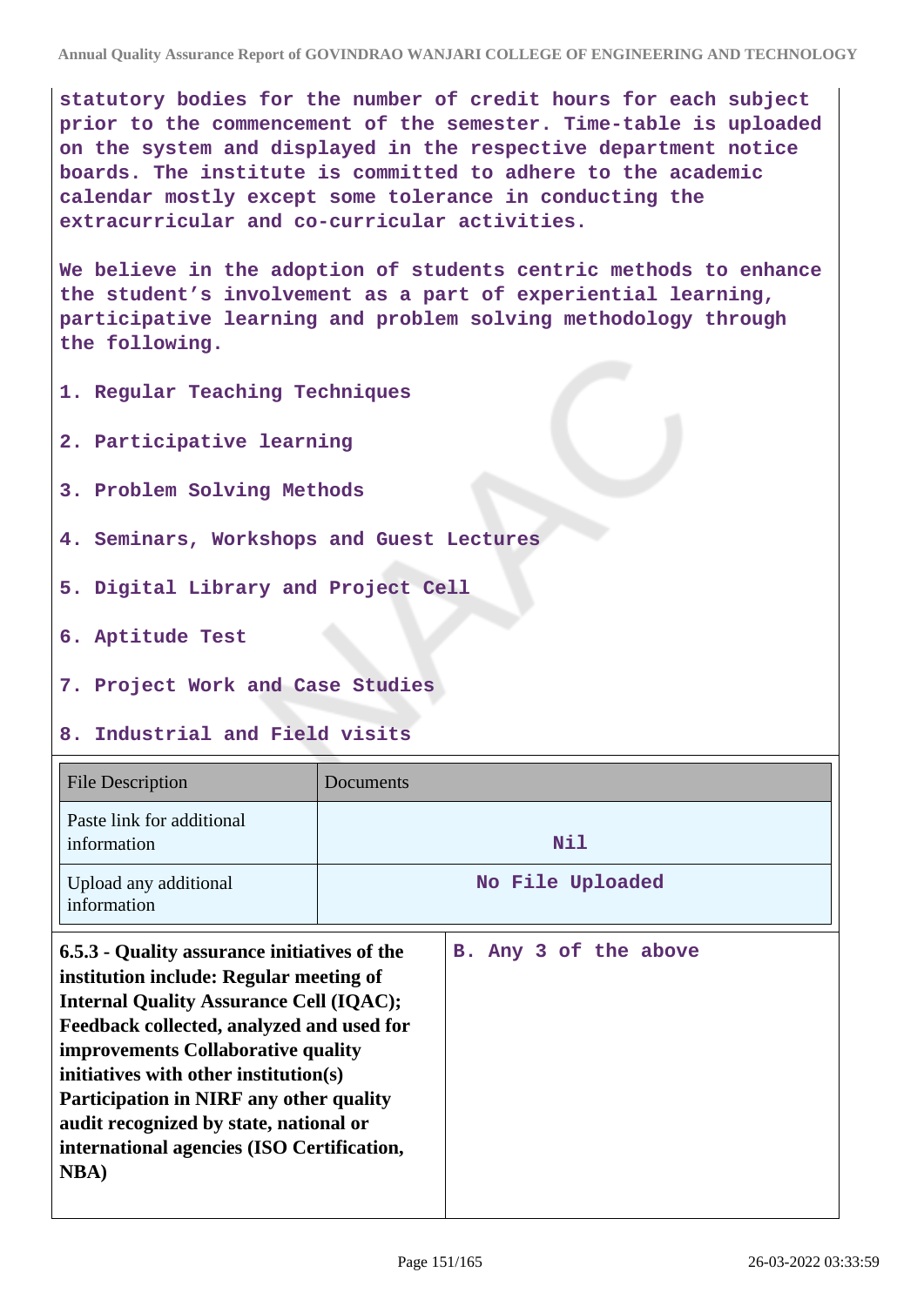**statutory bodies for the number of credit hours for each subject prior to the commencement of the semester. Time-table is uploaded on the system and displayed in the respective department notice boards. The institute is committed to adhere to the academic calendar mostly except some tolerance in conducting the extracurricular and co-curricular activities.**

**We believe in the adoption of students centric methods to enhance the student's involvement as a part of experiential learning, participative learning and problem solving methodology through the following.**

1. **Regular Teaching Techniques**
2. **Participative learning**
3. **Problem Solving Methods**
4. **Seminars, Workshops and Guest Lectures**
5. **Digital Library and Project Cell**
6. **Aptitude Test**
7. **Project Work and Case Studies**
8. **Industrial and Field visits**

| File Description | Documents |
|---|---|
| Paste link for additional information | Nil |
| Upload any additional information | No File Uploaded |

| **6.5.3 - Quality assurance initiatives of the institution include: Regular meeting of Internal Quality Assurance Cell (IQAC); Feedback collected, analyzed and used for improvements Collaborative quality initiatives with other institution(s) Participation in NIRF any other quality audit recognized by state, national or international agencies (ISO Certification, NBA)** | **B. Any 3 of the above** |
|---|---|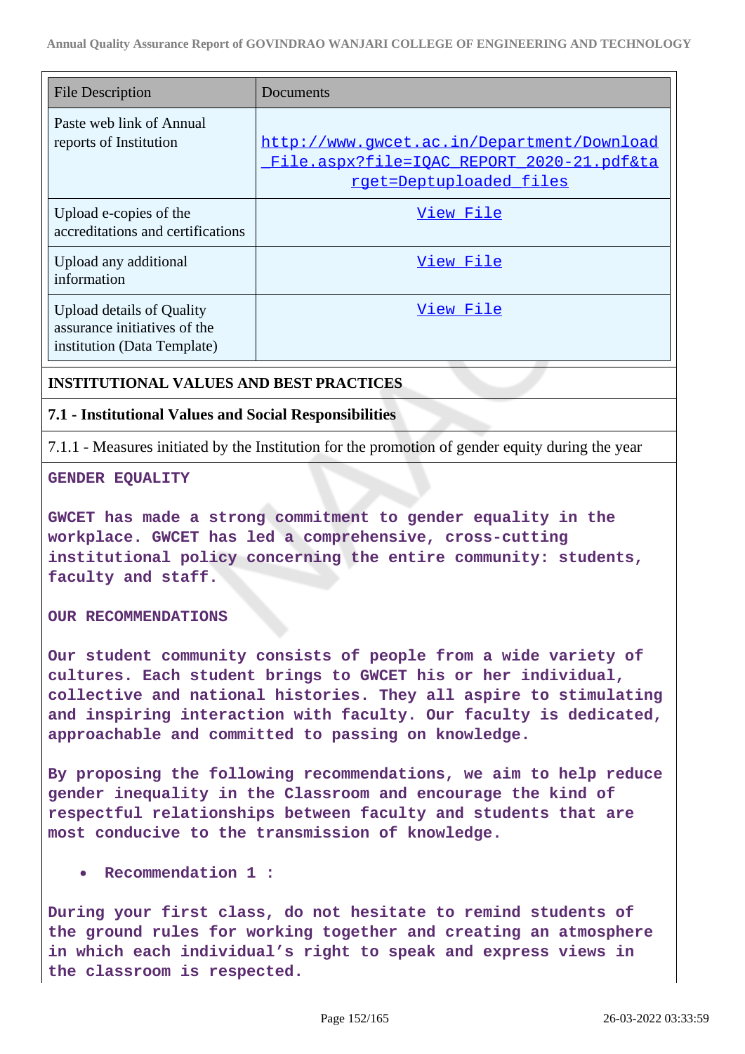| File Description | Documents |
| --- | --- |
| Paste web link of Annual reports of Institution | http://www.gwcet.ac.in/Department/Download_File.aspx?file=IQAC_REPORT_2020-21.pdf&target=Deptuploaded_files |
| Upload e-copies of the accreditations and certifications | View File |
| Upload any additional information | View File |
| Upload details of Quality assurance initiatives of the institution (Data Template) | View File |

**INSTITUTIONAL VALUES AND BEST PRACTICES**

**7.1 - Institutional Values and Social Responsibilities**

7.1.1 - Measures initiated by the Institution for the promotion of gender equity during the year

**GENDER EQUALITY**

**GWCET has made a strong commitment to gender equality in the workplace. GWCET has led a comprehensive, cross-cutting institutional policy concerning the entire community: students, faculty and staff.**

**OUR RECOMMENDATIONS**

**Our student community consists of people from a wide variety of cultures. Each student brings to GWCET his or her individual, collective and national histories. They all aspire to stimulating and inspiring interaction with faculty. Our faculty is dedicated, approachable and committed to passing on knowledge.**

**By proposing the following recommendations, we aim to help reduce gender inequality in the Classroom and encourage the kind of respectful relationships between faculty and students that are most conducive to the transmission of knowledge.**

- **Recommendation 1 :**

**During your first class, do not hesitate to remind students of the ground rules for working together and creating an atmosphere in which each individual's right to speak and express views in the classroom is respected.**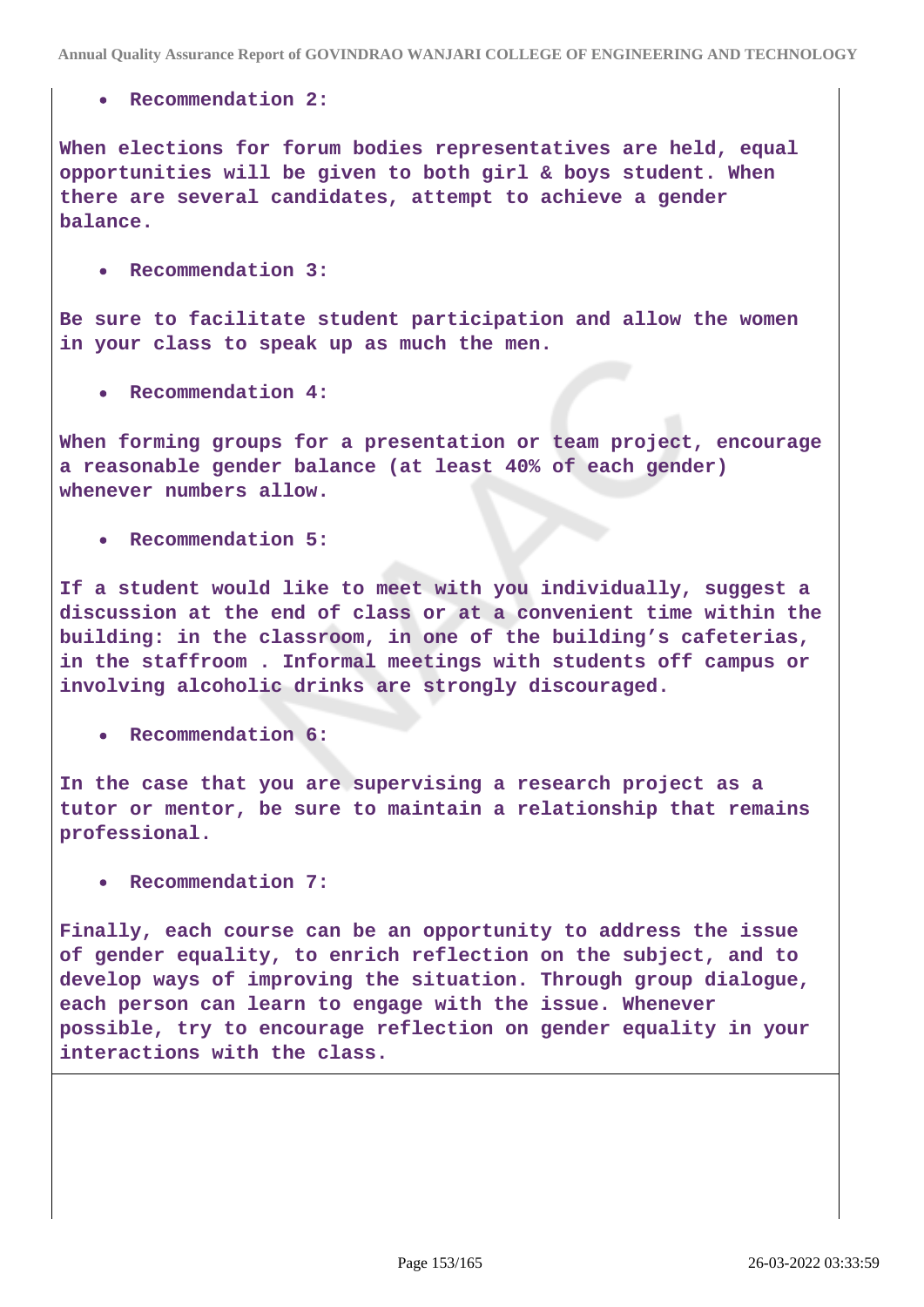- **Recommendation 2:**

**When elections for forum bodies representatives are held, equal opportunities will be given to both girl & boys student. When there are several candidates, attempt to achieve a gender balance.**

- **Recommendation 3:**

**Be sure to facilitate student participation and allow the women in your class to speak up as much the men.**

- **Recommendation 4:**

**When forming groups for a presentation or team project, encourage a reasonable gender balance (at least 40% of each gender) whenever numbers allow.**

- **Recommendation 5:**

**If a student would like to meet with you individually, suggest a discussion at the end of class or at a convenient time within the building: in the classroom, in one of the building's cafeterias, in the staffroom . Informal meetings with students off campus or involving alcoholic drinks are strongly discouraged.**

- **Recommendation 6:**

**In the case that you are supervising a research project as a tutor or mentor, be sure to maintain a relationship that remains professional.**

- **Recommendation 7:**

**Finally, each course can be an opportunity to address the issue of gender equality, to enrich reflection on the subject, and to develop ways of improving the situation. Through group dialogue, each person can learn to engage with the issue. Whenever possible, try to encourage reflection on gender equality in your interactions with the class.**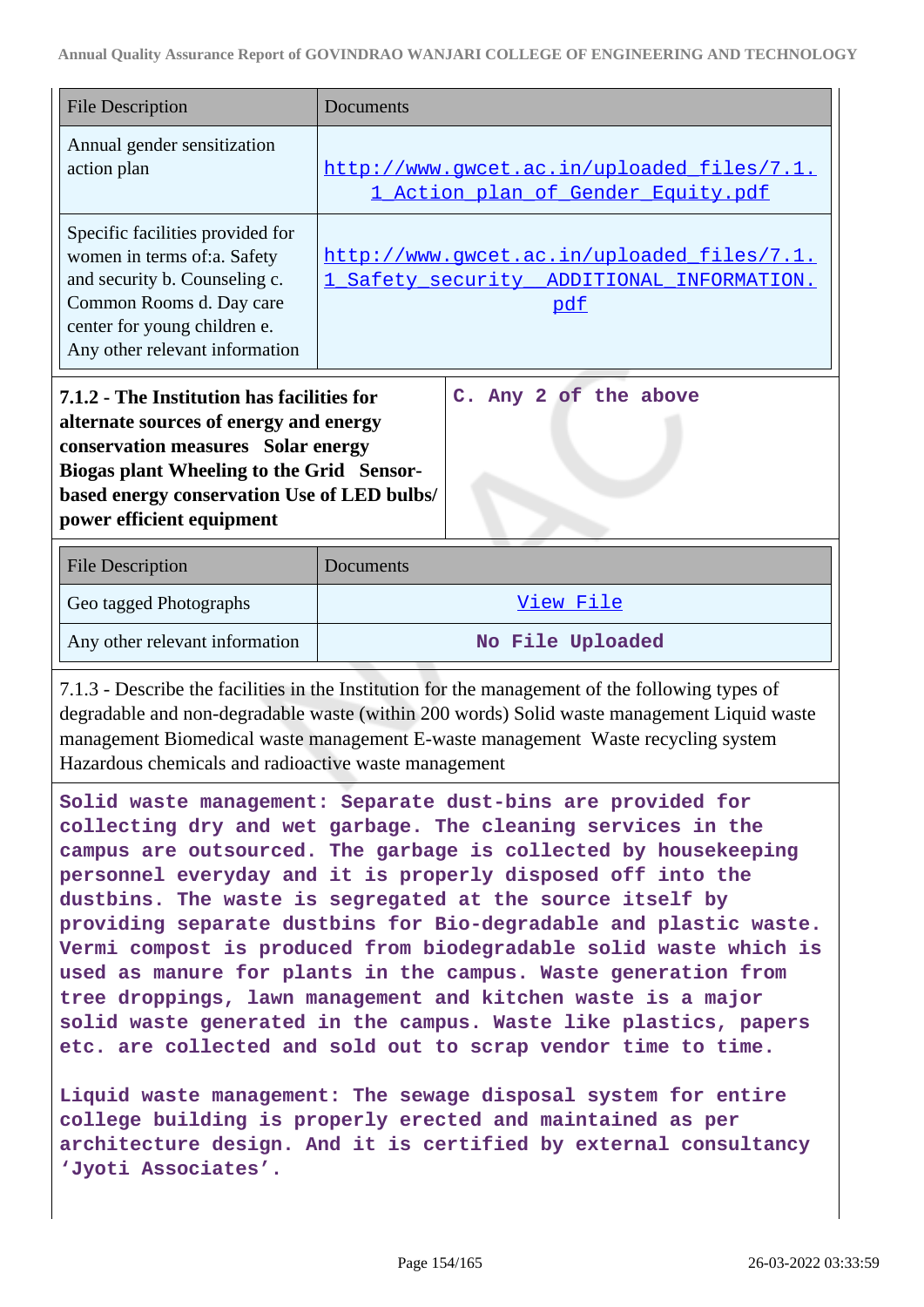| File Description | Documents |
|---|---|
| Annual gender sensitization action plan | http://www.gwcet.ac.in/uploaded_files/7.1.1_Action_plan_of_Gender_Equity.pdf |
| Specific facilities provided for women in terms of:a. Safety and security b. Counseling c. Common Rooms d. Day care center for young children e. Any other relevant information | http://www.gwcet.ac.in/uploaded_files/7.1.1_Safety_security__ADDITIONAL_INFORMATION.pdf |

| **7.1.2 - The Institution has facilities for alternate sources of energy and energy conservation measures Solar energy Biogas plant Wheeling to the Grid Sensor-based energy conservation Use of LED bulbs/ power efficient equipment** | **C. Any 2 of the above** |
|---|---|

| File Description | Documents |
|---|---|
| Geo tagged Photographs | View File |
| Any other relevant information | No File Uploaded |

7.1.3 - Describe the facilities in the Institution for the management of the following types of degradable and non-degradable waste (within 200 words) Solid waste management Liquid waste management Biomedical waste management E-waste management Waste recycling system Hazardous chemicals and radioactive waste management

**Solid waste management: Separate dust-bins are provided for collecting dry and wet garbage. The cleaning services in the campus are outsourced. The garbage is collected by housekeeping personnel everyday and it is properly disposed off into the dustbins. The waste is segregated at the source itself by providing separate dustbins for Bio-degradable and plastic waste. Vermi compost is produced from biodegradable solid waste which is used as manure for plants in the campus. Waste generation from tree droppings, lawn management and kitchen waste is a major solid waste generated in the campus. Waste like plastics, papers etc. are collected and sold out to scrap vendor time to time.**

**Liquid waste management: The sewage disposal system for entire college building is properly erected and maintained as per architecture design. And it is certified by external consultancy 'Jyoti Associates'.**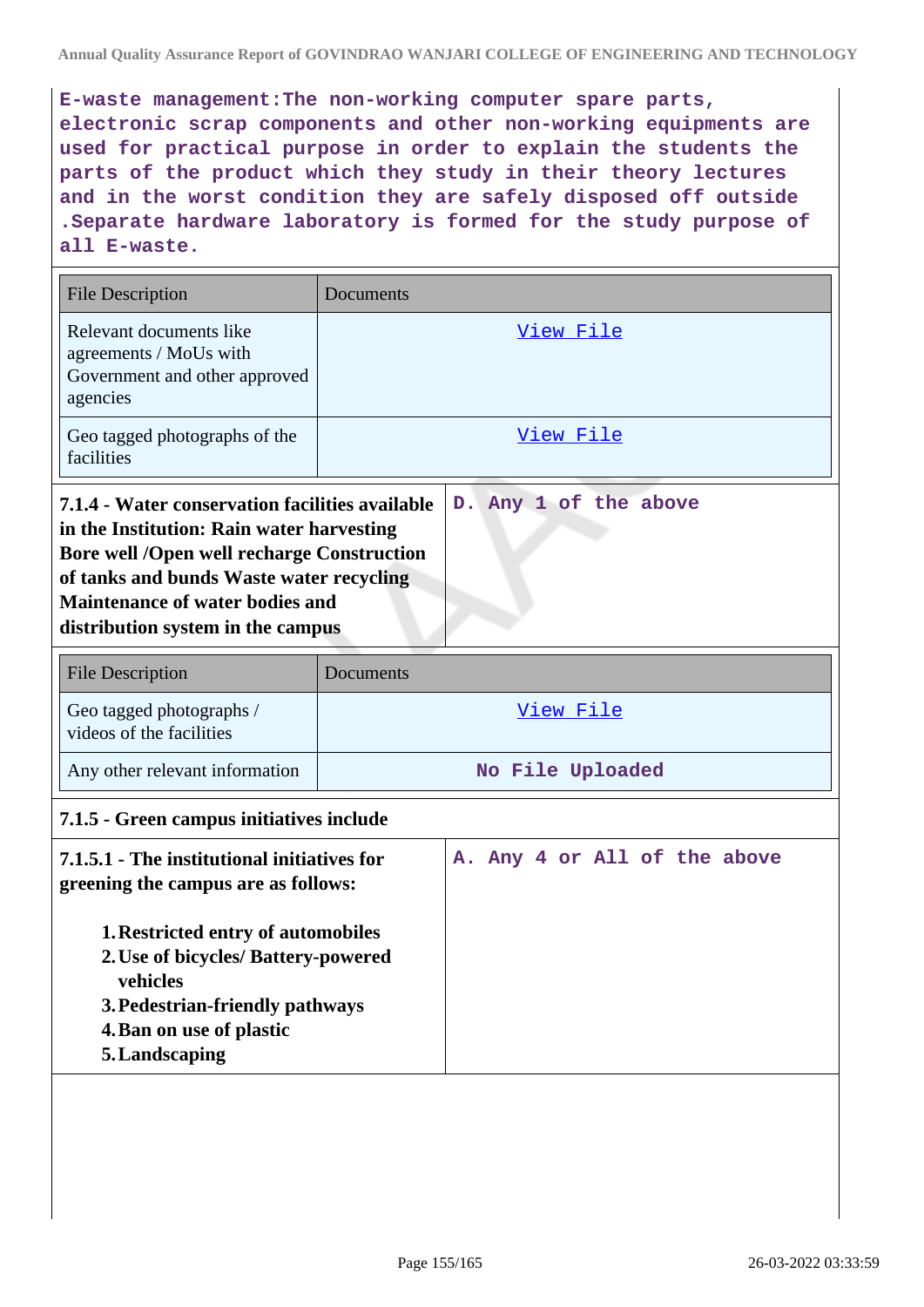E-waste management:The non-working computer spare parts, electronic scrap components and other non-working equipments are used for practical purpose in order to explain the students the parts of the product which they study in their theory lectures and in the worst condition they are safely disposed off outside .Separate hardware laboratory is formed for the study purpose of all E-waste.

| File Description | Documents |
|---|---|
| Relevant documents like agreements / MoUs with Government and other approved agencies | View File |
| Geo tagged photographs of the facilities | View File |

| **7.1.4 - Water conservation facilities available in the Institution: Rain water harvesting Bore well /Open well recharge Construction of tanks and bunds Waste water recycling Maintenance of water bodies and distribution system in the campus** | D. Any 1 of the above |
|---|---|

| File Description | Documents |
|---|---|
| Geo tagged photographs / videos of the facilities | View File |
| Any other relevant information | No File Uploaded |

**7.1.5 - Green campus initiatives include**

| **7.1.5.1 - The institutional initiatives for greening the campus are as follows:**<br><br>1. **Restricted entry of automobiles**<br>2. **Use of bicycles/ Battery-powered vehicles**<br>3. **Pedestrian-friendly pathways**<br>4. **Ban on use of plastic**<br>5. **Landscaping** | A. Any 4 or All of the above |
|---|---|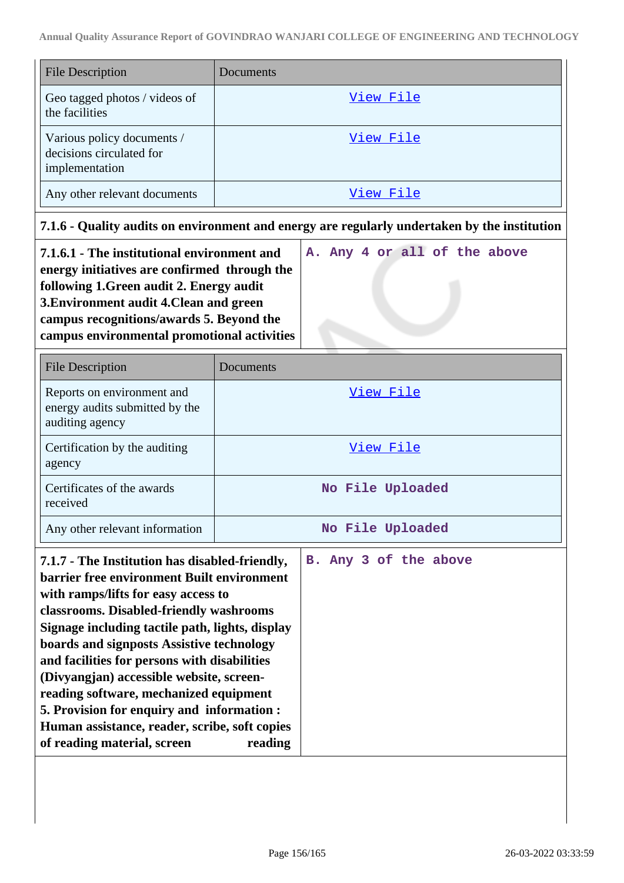| File Description | Documents |
|---|---|
| Geo tagged photos / videos of the facilities | View File |
| Various policy documents / decisions circulated for implementation | View File |
| Any other relevant documents | View File |

**7.1.6 - Quality audits on environment and energy are regularly undertaken by the institution**

| **7.1.6.1 - The institutional environment and energy initiatives are confirmed through the following 1.Green audit 2. Energy audit 3.Environment audit 4.Clean and green campus recognitions/awards 5. Beyond the campus environmental promotional activities** | A. Any 4 or all of the above |
|---|---|

| File Description | Documents |
|---|---|
| Reports on environment and energy audits submitted by the auditing agency | View File |
| Certification by the auditing agency | View File |
| Certificates of the awards received | No File Uploaded |
| Any other relevant information | No File Uploaded |

| **7.1.7 - The Institution has disabled-friendly, barrier free environment Built environment with ramps/lifts for easy access to classrooms. Disabled-friendly washrooms Signage including tactile path, lights, display boards and signposts Assistive technology and facilities for persons with disabilities (Divyangjan) accessible website, screen-reading software, mechanized equipment 5. Provision for enquiry and information : Human assistance, reader, scribe, soft copies of reading material, screen reading** | B. Any 3 of the above |
|---|---|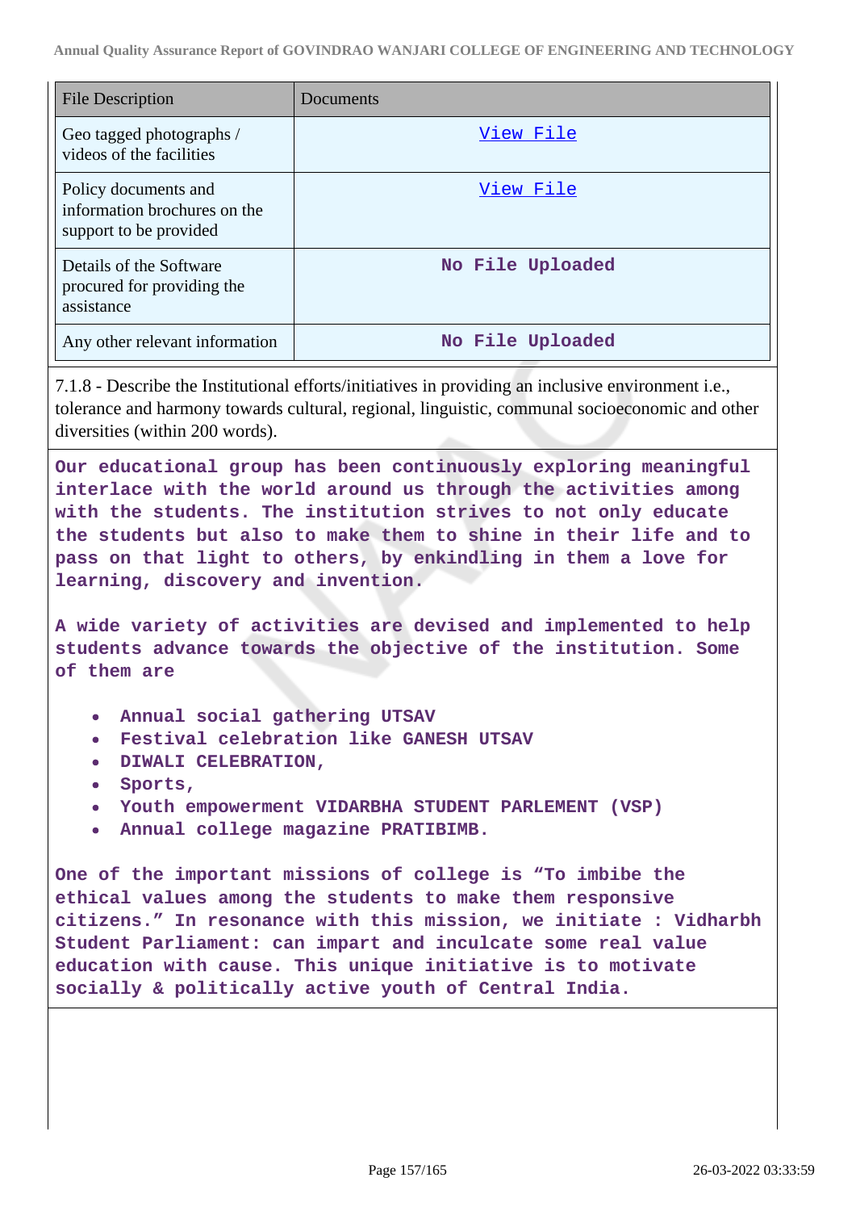| File Description | Documents |
|---|---|
| Geo tagged photographs / videos of the facilities | View File |
| Policy documents and information brochures on the support to be provided | View File |
| Details of the Software procured for providing the assistance | No File Uploaded |
| Any other relevant information | No File Uploaded |

7.1.8 - Describe the Institutional efforts/initiatives in providing an inclusive environment i.e., tolerance and harmony towards cultural, regional, linguistic, communal socioeconomic and other diversities (within 200 words).

**Our educational group has been continuously exploring meaningful interlace with the world around us through the activities among with the students. The institution strives to not only educate the students but also to make them to shine in their life and to pass on that light to others, by enkindling in them a love for learning, discovery and invention.**

**A wide variety of activities are devised and implemented to help students advance towards the objective of the institution. Some of them are**

- **Annual social gathering UTSAV**
- **Festival celebration like GANESH UTSAV**
- **DIWALI CELEBRATION,**
- **Sports,**
- **Youth empowerment VIDARBHA STUDENT PARLEMENT (VSP)**
- **Annual college magazine PRATIBIMB.**

**One of the important missions of college is "To imbibe the ethical values among the students to make them responsive citizens." In resonance with this mission, we initiate : Vidharbh Student Parliament: can impart and inculcate some real value education with cause. This unique initiative is to motivate socially & politically active youth of Central India.**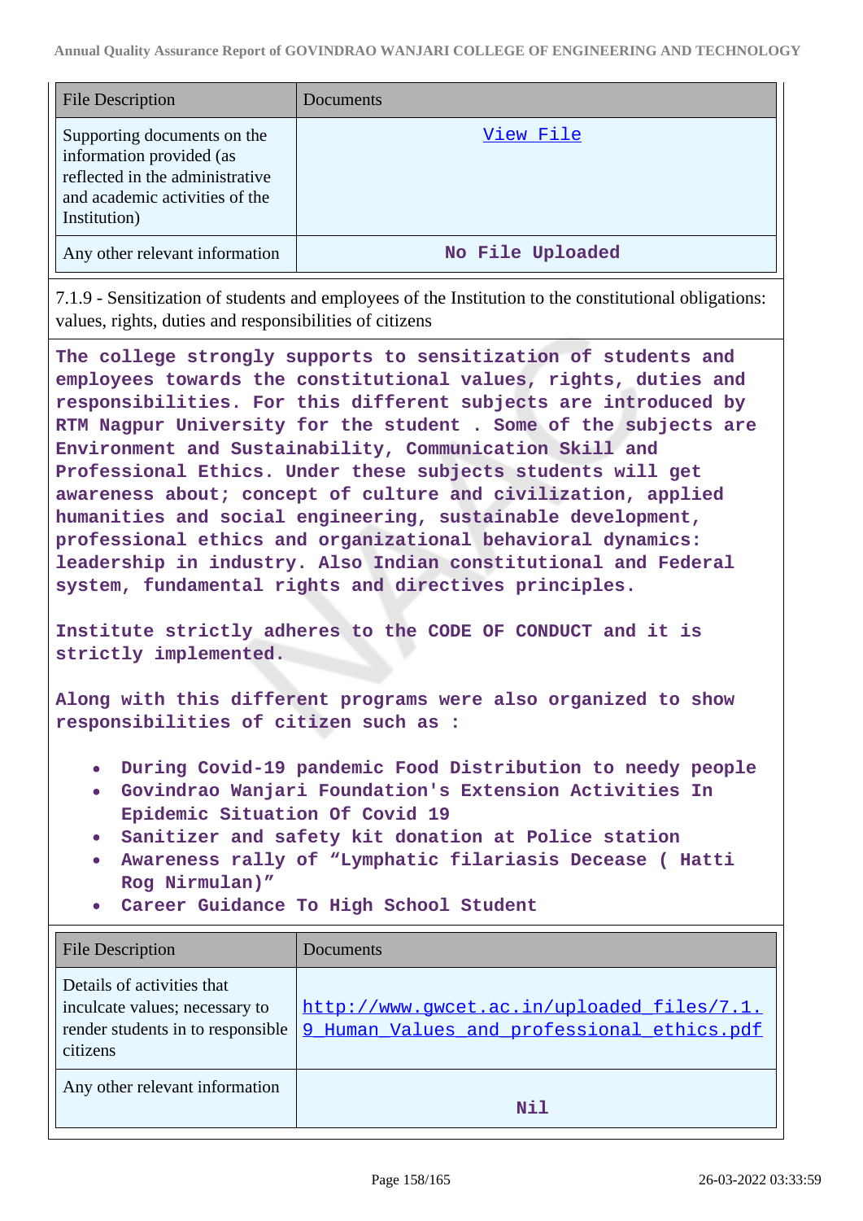| File Description | Documents |
|---|---|
| Supporting documents on the information provided (as reflected in the administrative and academic activities of the Institution) | [View File]() |
| Any other relevant information | No File Uploaded |

7.1.9 - Sensitization of students and employees of the Institution to the constitutional obligations: values, rights, duties and responsibilities of citizens

**The college strongly supports to sensitization of students and employees towards the constitutional values, rights, duties and responsibilities. For this different subjects are introduced by RTM Nagpur University for the student . Some of the subjects are Environment and Sustainability, Communication Skill and Professional Ethics. Under these subjects students will get awareness about; concept of culture and civilization, applied humanities and social engineering, sustainable development, professional ethics and organizational behavioral dynamics: leadership in industry. Also Indian constitutional and Federal system, fundamental rights and directives principles.**

**Institute strictly adheres to the CODE OF CONDUCT and it is strictly implemented.**

**Along with this different programs were also organized to show responsibilities of citizen such as :**

- **During Covid-19 pandemic Food Distribution to needy people**
- **Govindrao Wanjari Foundation's Extension Activities In Epidemic Situation Of Covid 19**
- **Sanitizer and safety kit donation at Police station**
- **Awareness rally of “Lymphatic filariasis Decease ( Hatti Rog Nirmulan)”**
- **Career Guidance To High School Student**

| File Description | Documents |
|---|---|
| Details of activities that inculcate values; necessary to render students in to responsible citizens | [http://www.gwcet.ac.in/uploaded_files/7.1.9_Human_Values_and_professional_ethics.pdf](http://www.gwcet.ac.in/uploaded_files/7.1.9_Human_Values_and_professional_ethics.pdf) |
| Any other relevant information | Nil |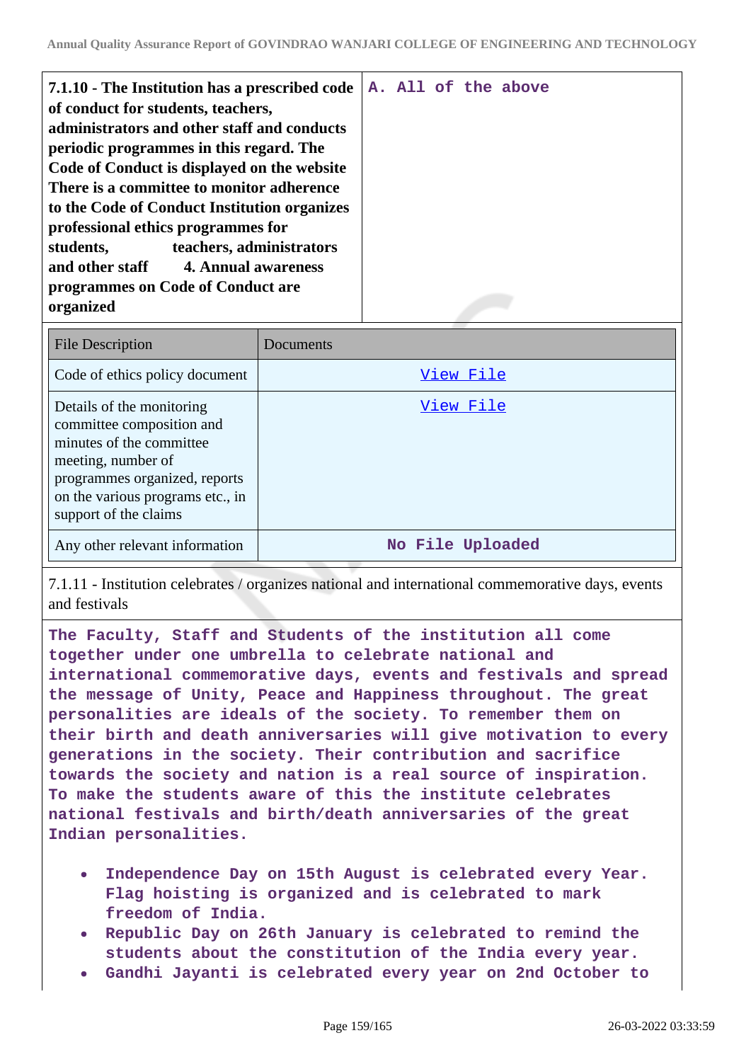| 7.1.10 - The Institution has a prescribed code of conduct for students, teachers, administrators and other staff and conducts periodic programmes in this regard. The Code of Conduct is displayed on the website There is a committee to monitor adherence to the Code of Conduct Institution organizes professional ethics programmes for students, teachers, administrators and other staff 4. Annual awareness programmes on Code of Conduct are organized | A. All of the above |
|---|---|

| File Description | Documents |
|---|---|
| Code of ethics policy document | View File |
| Details of the monitoring committee composition and minutes of the committee meeting, number of programmes organized, reports on the various programs etc., in support of the claims | View File |
| Any other relevant information | No File Uploaded |

7.1.11 - Institution celebrates / organizes national and international commemorative days, events and festivals

The Faculty, Staff and Students of the institution all come together under one umbrella to celebrate national and international commemorative days, events and festivals and spread the message of Unity, Peace and Happiness throughout. The great personalities are ideals of the society. To remember them on their birth and death anniversaries will give motivation to every generations in the society. Their contribution and sacrifice towards the society and nation is a real source of inspiration. To make the students aware of this the institute celebrates national festivals and birth/death anniversaries of the great Indian personalities.

- Independence Day on 15th August is celebrated every Year. Flag hoisting is organized and is celebrated to mark freedom of India.
- Republic Day on 26th January is celebrated to remind the students about the constitution of the India every year.
- Gandhi Jayanti is celebrated every year on 2nd October to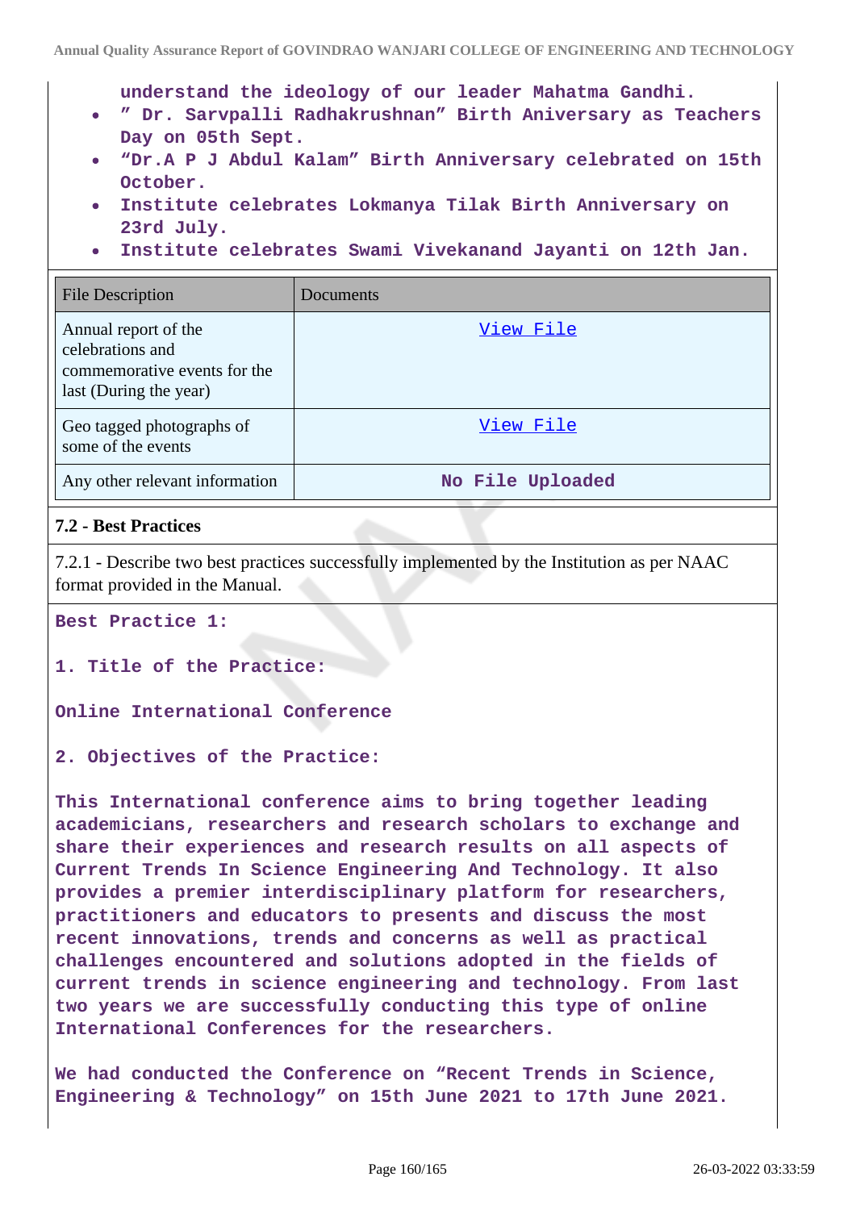understand the ideology of our leader Mahatma Gandhi.

- " Dr. Sarvpalli Radhakrushnan" Birth Aniversary as Teachers Day on 05th Sept.
- "Dr.A P J Abdul Kalam" Birth Anniversary celebrated on 15th October.
- Institute celebrates Lokmanya Tilak Birth Anniversary on 23rd July.
- Institute celebrates Swami Vivekanand Jayanti on 12th Jan.

| File Description | Documents |
|---|---|
| Annual report of the celebrations and commemorative events for the last (During the year) | View File |
| Geo tagged photographs of some of the events | View File |
| Any other relevant information | No File Uploaded |

### 7.2 - Best Practices

7.2.1 - Describe two best practices successfully implemented by the Institution as per NAAC format provided in the Manual.

**Best Practice 1:**

**1. Title of the Practice:**

**Online International Conference**

**2. Objectives of the Practice:**

This International conference aims to bring together leading academicians, researchers and research scholars to exchange and share their experiences and research results on all aspects of Current Trends In Science Engineering And Technology. It also provides a premier interdisciplinary platform for researchers, practitioners and educators to presents and discuss the most recent innovations, trends and concerns as well as practical challenges encountered and solutions adopted in the fields of current trends in science engineering and technology. From last two years we are successfully conducting this type of online International Conferences for the researchers.

We had conducted the Conference on "Recent Trends in Science, Engineering & Technology" on 15th June 2021 to 17th June 2021.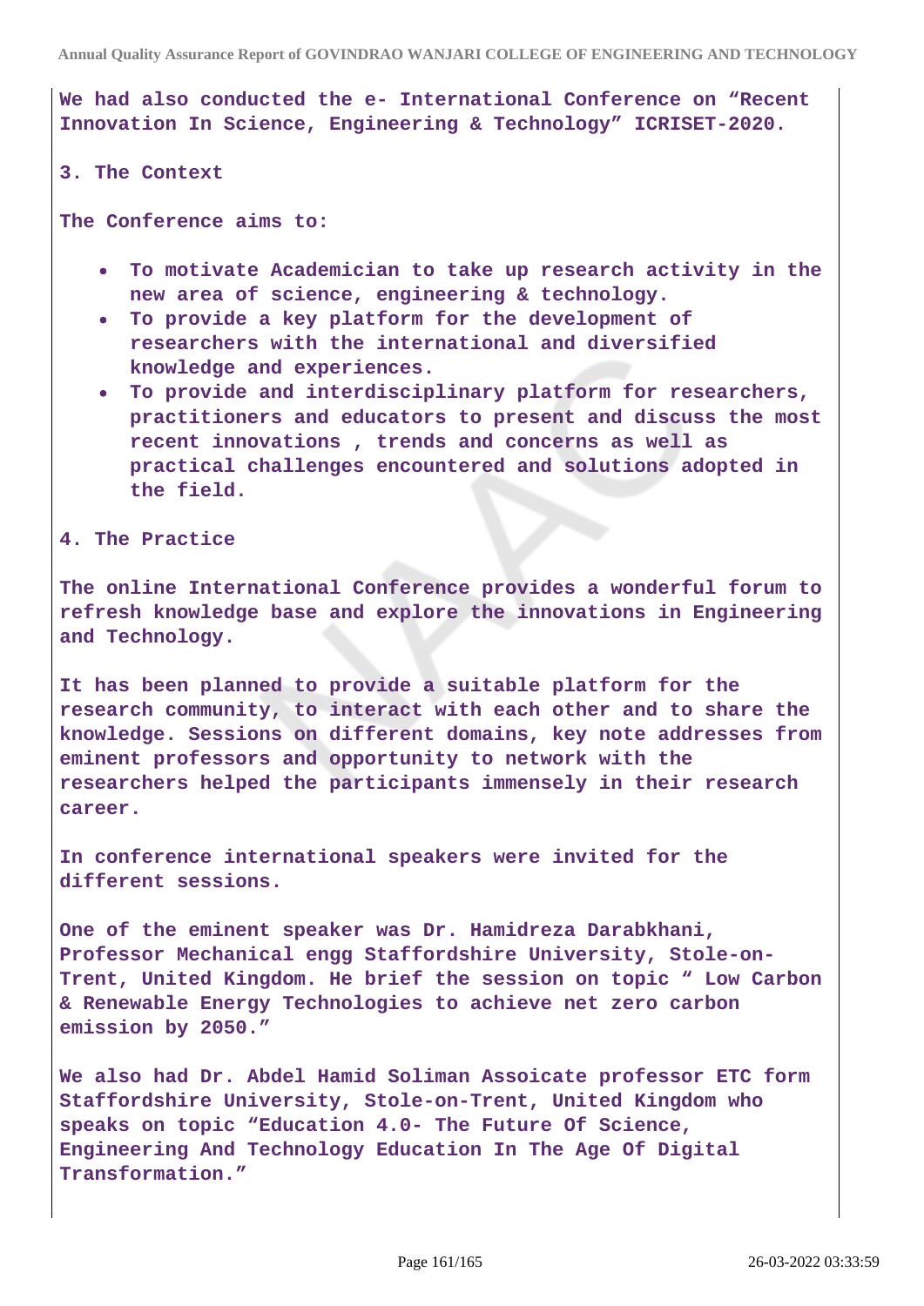We had also conducted the e- International Conference on "Recent Innovation In Science, Engineering & Technology" ICRISET-2020.

**3. The Context**

The Conference aims to:

- To motivate Academician to take up research activity in the new area of science, engineering & technology.
- To provide a key platform for the development of researchers with the international and diversified knowledge and experiences.
- To provide and interdisciplinary platform for researchers, practitioners and educators to present and discuss the most recent innovations , trends and concerns as well as practical challenges encountered and solutions adopted in the field.

**4. The Practice**

The online International Conference provides a wonderful forum to refresh knowledge base and explore the innovations in Engineering and Technology.

It has been planned to provide a suitable platform for the research community, to interact with each other and to share the knowledge. Sessions on different domains, key note addresses from eminent professors and opportunity to network with the researchers helped the participants immensely in their research career.

In conference international speakers were invited for the different sessions.

One of the eminent speaker was Dr. Hamidreza Darabkhani, Professor Mechanical engg Staffordshire University, Stole-on-Trent, United Kingdom. He brief the session on topic " Low Carbon & Renewable Energy Technologies to achieve net zero carbon emission by 2050."

We also had Dr. Abdel Hamid Soliman Assoicate professor ETC form Staffordshire University, Stole-on-Trent, United Kingdom who speaks on topic "Education 4.0- The Future Of Science, Engineering And Technology Education In The Age Of Digital Transformation."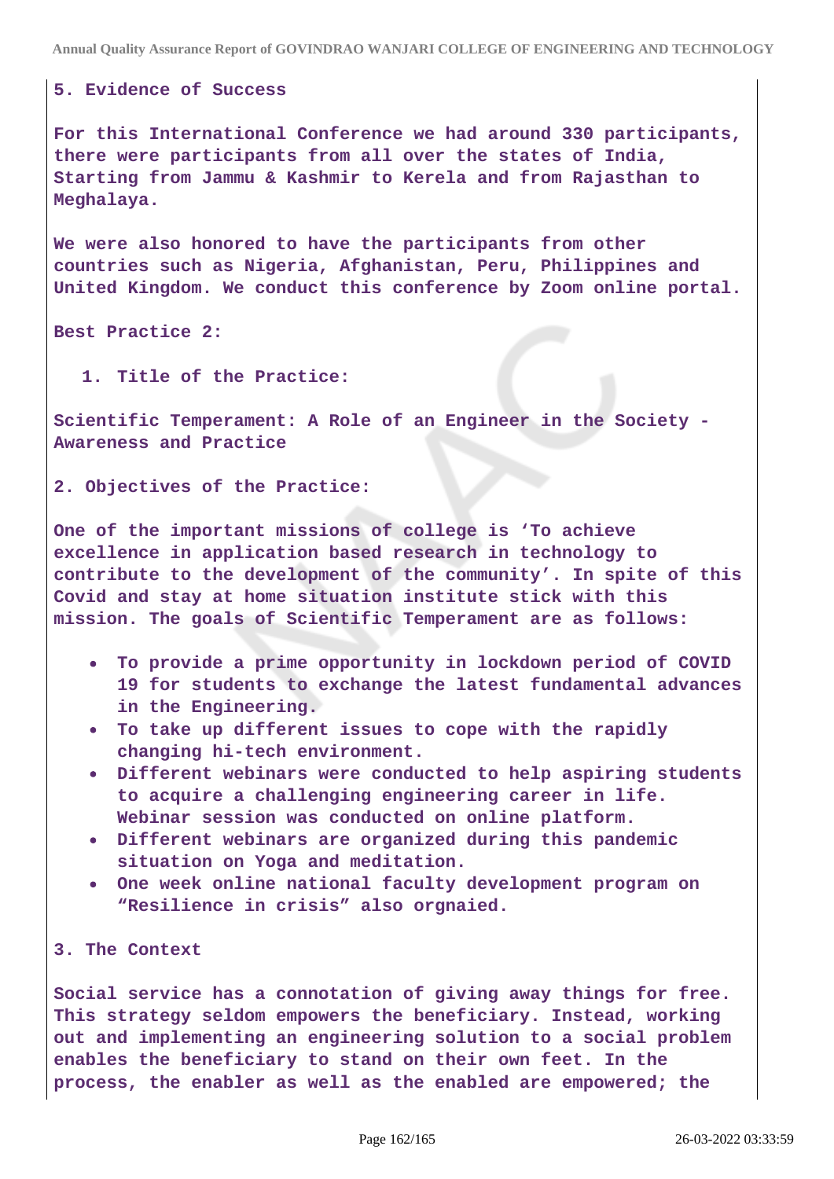**5. Evidence of Success**

**For this International Conference we had around 330 participants, there were participants from all over the states of India, Starting from Jammu & Kashmir to Kerela and from Rajasthan to Meghalaya.**

**We were also honored to have the participants from other countries such as Nigeria, Afghanistan, Peru, Philippines and United Kingdom. We conduct this conference by Zoom online portal.**

**Best Practice 2:**

1. **Title of the Practice:**

**Scientific Temperament: A Role of an Engineer in the Society - Awareness and Practice**

**2. Objectives of the Practice:**

**One of the important missions of college is 'To achieve excellence in application based research in technology to contribute to the development of the community'. In spite of this Covid and stay at home situation institute stick with this mission. The goals of Scientific Temperament are as follows:**

- **To provide a prime opportunity in lockdown period of COVID 19 for students to exchange the latest fundamental advances in the Engineering.**
- **To take up different issues to cope with the rapidly changing hi-tech environment.**
- **Different webinars were conducted to help aspiring students to acquire a challenging engineering career in life. Webinar session was conducted on online platform.**
- **Different webinars are organized during this pandemic situation on Yoga and meditation.**
- **One week online national faculty development program on "Resilience in crisis" also orgnaied.**

**3. The Context**

**Social service has a connotation of giving away things for free. This strategy seldom empowers the beneficiary. Instead, working out and implementing an engineering solution to a social problem enables the beneficiary to stand on their own feet. In the process, the enabler as well as the enabled are empowered; the**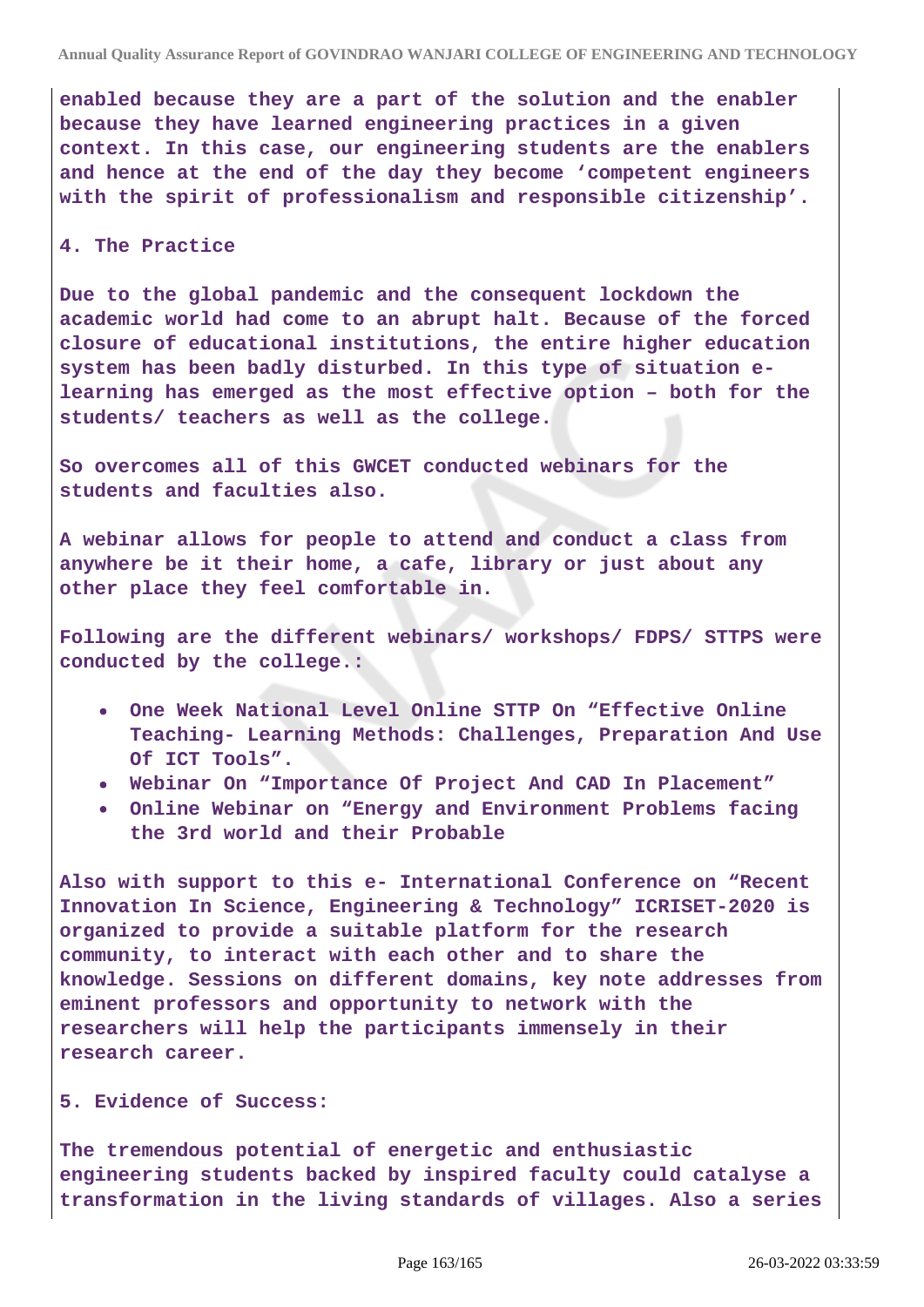**enabled because they are a part of the solution and the enabler because they have learned engineering practices in a given context. In this case, our engineering students are the enablers and hence at the end of the day they become 'competent engineers with the spirit of professionalism and responsible citizenship'.**

**4. The Practice**

**Due to the global pandemic and the consequent lockdown the academic world had come to an abrupt halt. Because of the forced closure of educational institutions, the entire higher education system has been badly disturbed. In this type of situation e-learning has emerged as the most effective option – both for the students/ teachers as well as the college.**

**So overcomes all of this GWCET conducted webinars for the students and faculties also.**

**A webinar allows for people to attend and conduct a class from anywhere be it their home, a cafe, library or just about any other place they feel comfortable in.**

**Following are the different webinars/ workshops/ FDPS/ STTPS were conducted by the college.:**

- **One Week National Level Online STTP On "Effective Online Teaching- Learning Methods: Challenges, Preparation And Use Of ICT Tools".**
- **Webinar On "Importance Of Project And CAD In Placement"**
- **Online Webinar on "Energy and Environment Problems facing the 3rd world and their Probable**

**Also with support to this e- International Conference on "Recent Innovation In Science, Engineering & Technology" ICRISET-2020 is organized to provide a suitable platform for the research community, to interact with each other and to share the knowledge. Sessions on different domains, key note addresses from eminent professors and opportunity to network with the researchers will help the participants immensely in their research career.**

**5. Evidence of Success:**

**The tremendous potential of energetic and enthusiastic engineering students backed by inspired faculty could catalyse a transformation in the living standards of villages. Also a series**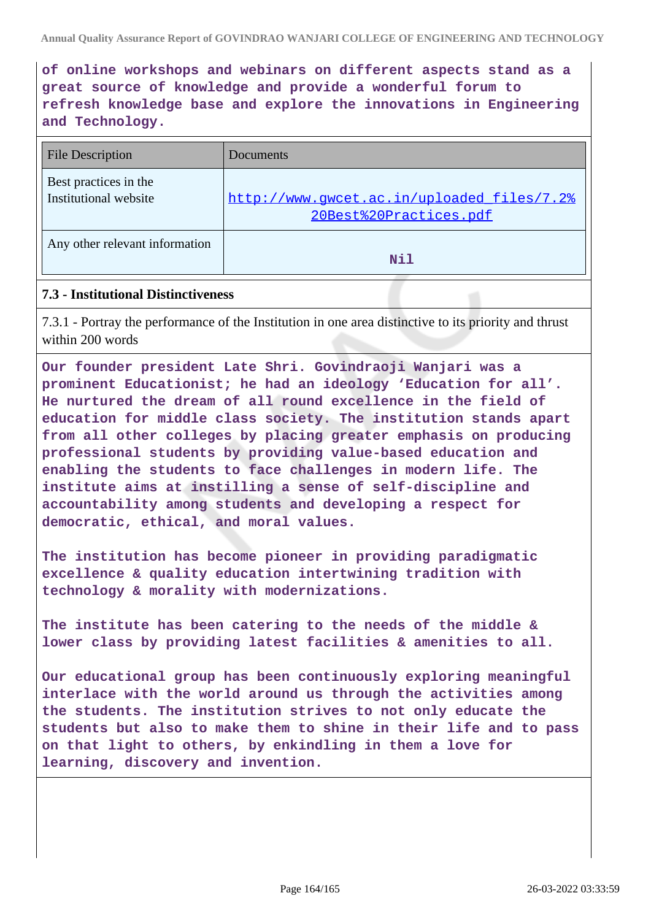**of online workshops and webinars on different aspects stand as a great source of knowledge and provide a wonderful forum to refresh knowledge base and explore the innovations in Engineering and Technology.**

| File Description | Documents |
| --- | --- |
| Best practices in the Institutional website | http://www.gwcet.ac.in/uploaded_files/7.2%20Best%20Practices.pdf |
| Any other relevant information | Nil |

### 7.3 - Institutional Distinctiveness

7.3.1 - Portray the performance of the Institution in one area distinctive to its priority and thrust within 200 words

**Our founder president Late Shri. Govindraoji Wanjari was a prominent Educationist; he had an ideology 'Education for all'. He nurtured the dream of all round excellence in the field of education for middle class society. The institution stands apart from all other colleges by placing greater emphasis on producing professional students by providing value-based education and enabling the students to face challenges in modern life. The institute aims at instilling a sense of self-discipline and accountability among students and developing a respect for democratic, ethical, and moral values.**

**The institution has become pioneer in providing paradigmatic excellence & quality education intertwining tradition with technology & morality with modernizations.**

**The institute has been catering to the needs of the middle & lower class by providing latest facilities & amenities to all.**

**Our educational group has been continuously exploring meaningful interlace with the world around us through the activities among the students. The institution strives to not only educate the students but also to make them to shine in their life and to pass on that light to others, by enkindling in them a love for learning, discovery and invention.**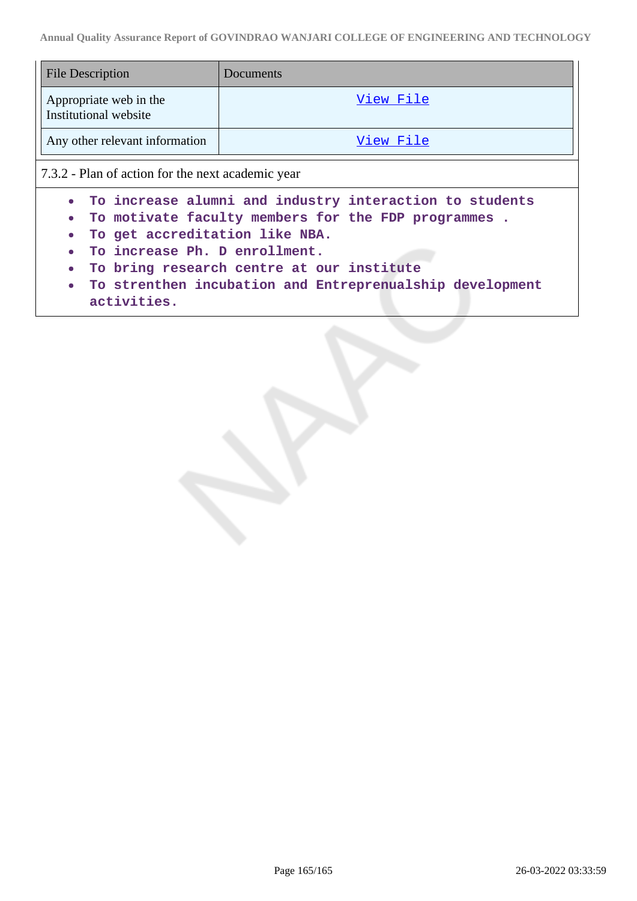| File Description | Documents |
| --- | --- |
| Appropriate web in the Institutional website | View File |
| Any other relevant information | View File |

7.3.2 - Plan of action for the next academic year

- To increase alumni and industry interaction to students
- To motivate faculty members for the FDP programmes .
- To get accreditation like NBA.
- To increase Ph. D enrollment.
- To bring research centre at our institute
- To strenthen incubation and Entreprenualship development activities.